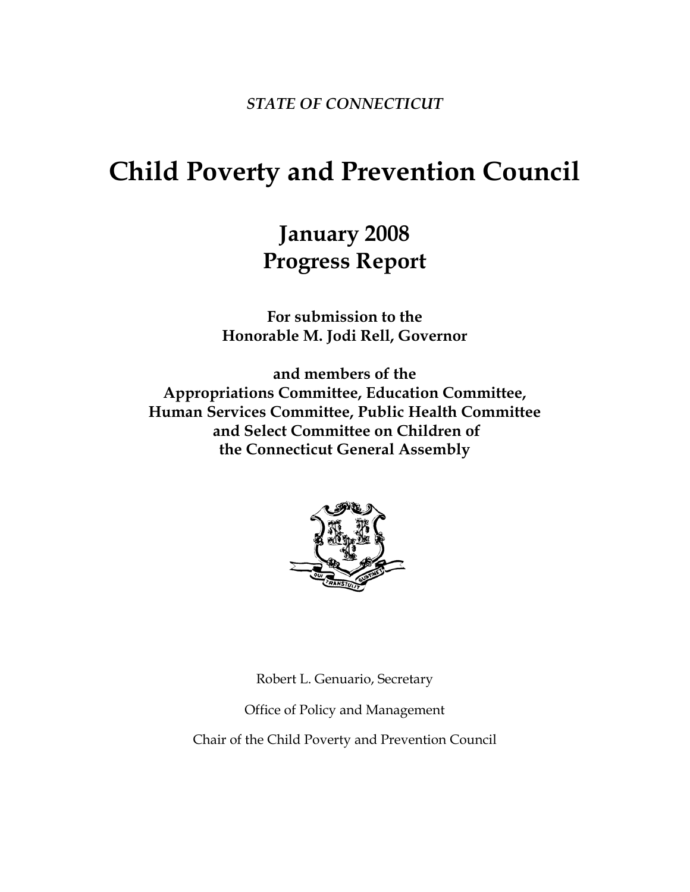*STATE OF CONNECTICUT*

# Child Poverty and Prevention Council

## January 2008
## Progress Report

**For submission to the**
**Honorable M. Jodi Rell, Governor**

**and members of the**
**Appropriations Committee, Education Committee,**
**Human Services Committee, Public Health Committee**
**and Select Committee on Children of**
**the Connecticut General Assembly**

Robert L. Genuario, Secretary

Office of Policy and Management

Chair of the Child Poverty and Prevention Council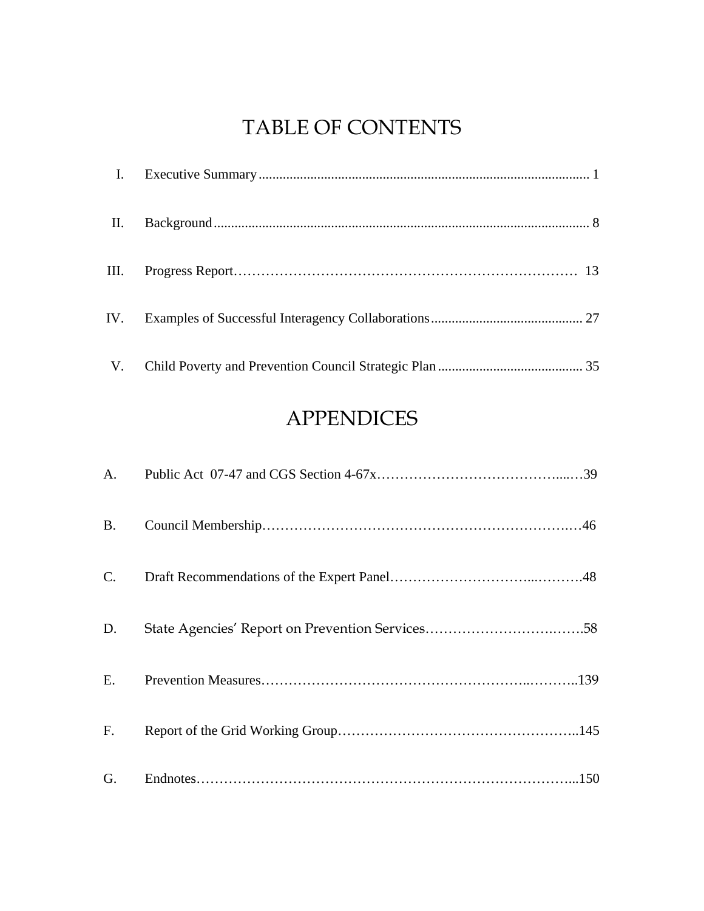# TABLE OF CONTENTS

I. Executive Summary ........................................................................................................ 1

II. Background ................................................................................................................ 8

III. Progress Report……………………………………………………………………… 13

IV. Examples of Successful Interagency Collaborations ............................................ 27

V. Child Poverty and Prevention Council Strategic Plan .......................................... 35

# APPENDICES

A. Public Act 07-47 and CGS Section 4-67x……………………………………....…39

B. Council Membership……………………………………………………………..…46

C. Draft Recommendations of the Expert Panel…………………………...……….48

D. State Agencies' Report on Prevention Services…………………………..…….58

E. Prevention Measures………………………………………………..………..139

F. Report of the Grid Working Group……………………………………………..145

G. Endnotes………………………………………………………………………...150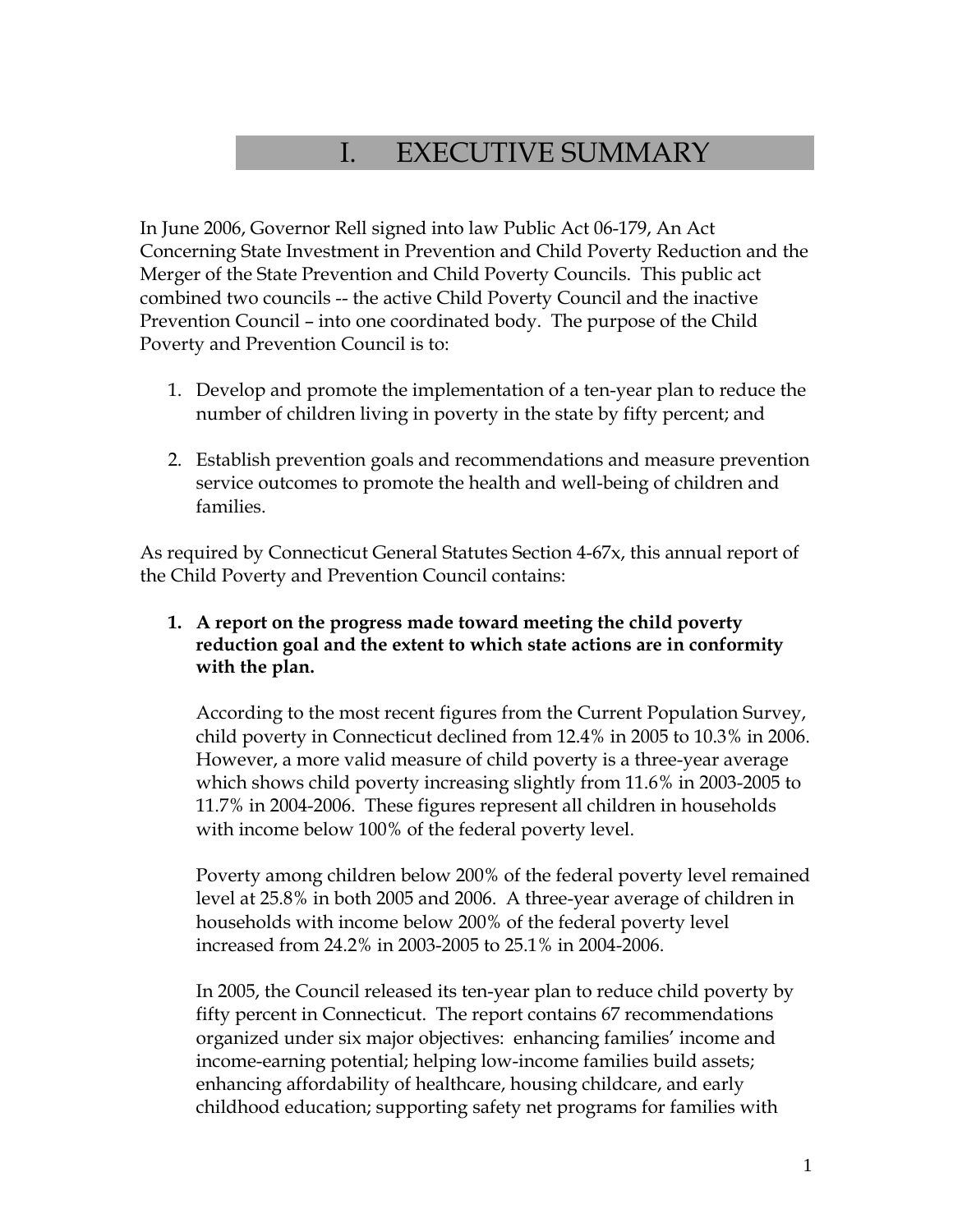# I. EXECUTIVE SUMMARY

In June 2006, Governor Rell signed into law Public Act 06-179, An Act Concerning State Investment in Prevention and Child Poverty Reduction and the Merger of the State Prevention and Child Poverty Councils. This public act combined two councils -- the active Child Poverty Council and the inactive Prevention Council – into one coordinated body. The purpose of the Child Poverty and Prevention Council is to:

1. Develop and promote the implementation of a ten-year plan to reduce the number of children living in poverty in the state by fifty percent; and

2. Establish prevention goals and recommendations and measure prevention service outcomes to promote the health and well-being of children and families.

As required by Connecticut General Statutes Section 4-67x, this annual report of the Child Poverty and Prevention Council contains:

1. **A report on the progress made toward meeting the child poverty reduction goal and the extent to which state actions are in conformity with the plan.**

   According to the most recent figures from the Current Population Survey, child poverty in Connecticut declined from 12.4% in 2005 to 10.3% in 2006. However, a more valid measure of child poverty is a three-year average which shows child poverty increasing slightly from 11.6% in 2003-2005 to 11.7% in 2004-2006. These figures represent all children in households with income below 100% of the federal poverty level.

   Poverty among children below 200% of the federal poverty level remained level at 25.8% in both 2005 and 2006. A three-year average of children in households with income below 200% of the federal poverty level increased from 24.2% in 2003-2005 to 25.1% in 2004-2006.

   In 2005, the Council released its ten-year plan to reduce child poverty by fifty percent in Connecticut. The report contains 67 recommendations organized under six major objectives: enhancing families' income and income-earning potential; helping low-income families build assets; enhancing affordability of healthcare, housing childcare, and early childhood education; supporting safety net programs for families with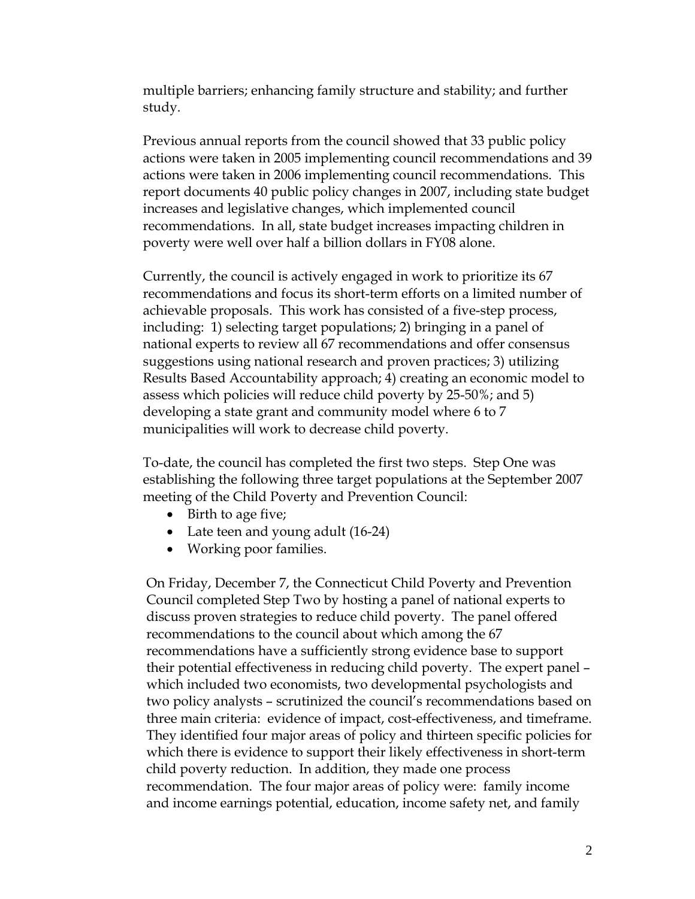multiple barriers; enhancing family structure and stability; and further study.

Previous annual reports from the council showed that 33 public policy actions were taken in 2005 implementing council recommendations and 39 actions were taken in 2006 implementing council recommendations. This report documents 40 public policy changes in 2007, including state budget increases and legislative changes, which implemented council recommendations. In all, state budget increases impacting children in poverty were well over half a billion dollars in FY08 alone.

Currently, the council is actively engaged in work to prioritize its 67 recommendations and focus its short-term efforts on a limited number of achievable proposals. This work has consisted of a five-step process, including: 1) selecting target populations; 2) bringing in a panel of national experts to review all 67 recommendations and offer consensus suggestions using national research and proven practices; 3) utilizing Results Based Accountability approach; 4) creating an economic model to assess which policies will reduce child poverty by 25-50%; and 5) developing a state grant and community model where 6 to 7 municipalities will work to decrease child poverty.

To-date, the council has completed the first two steps. Step One was establishing the following three target populations at the September 2007 meeting of the Child Poverty and Prevention Council:

- Birth to age five;
- Late teen and young adult (16-24)
- Working poor families.

On Friday, December 7, the Connecticut Child Poverty and Prevention Council completed Step Two by hosting a panel of national experts to discuss proven strategies to reduce child poverty. The panel offered recommendations to the council about which among the 67 recommendations have a sufficiently strong evidence base to support their potential effectiveness in reducing child poverty. The expert panel – which included two economists, two developmental psychologists and two policy analysts – scrutinized the council's recommendations based on three main criteria: evidence of impact, cost-effectiveness, and timeframe. They identified four major areas of policy and thirteen specific policies for which there is evidence to support their likely effectiveness in short-term child poverty reduction. In addition, they made one process recommendation. The four major areas of policy were: family income and income earnings potential, education, income safety net, and family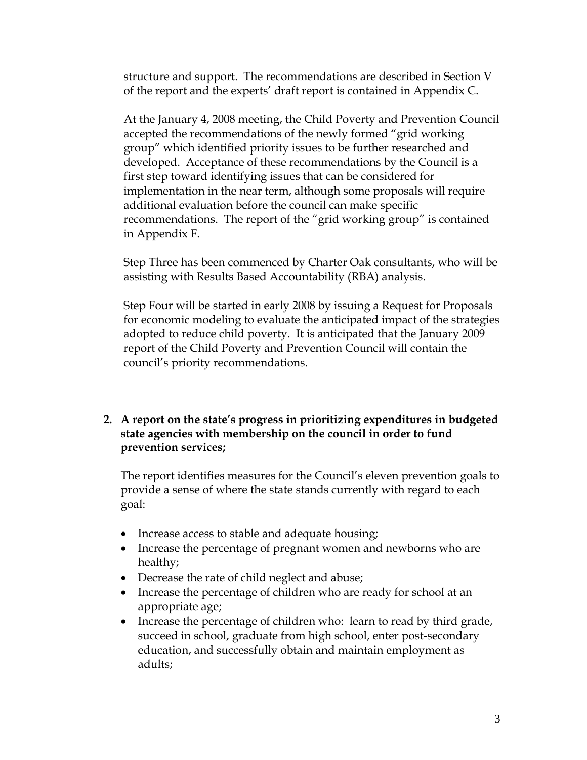structure and support. The recommendations are described in Section V of the report and the experts' draft report is contained in Appendix C.

At the January 4, 2008 meeting, the Child Poverty and Prevention Council accepted the recommendations of the newly formed "grid working group" which identified priority issues to be further researched and developed. Acceptance of these recommendations by the Council is a first step toward identifying issues that can be considered for implementation in the near term, although some proposals will require additional evaluation before the council can make specific recommendations. The report of the "grid working group" is contained in Appendix F.

Step Three has been commenced by Charter Oak consultants, who will be assisting with Results Based Accountability (RBA) analysis.

Step Four will be started in early 2008 by issuing a Request for Proposals for economic modeling to evaluate the anticipated impact of the strategies adopted to reduce child poverty. It is anticipated that the January 2009 report of the Child Poverty and Prevention Council will contain the council's priority recommendations.

**2. A report on the state's progress in prioritizing expenditures in budgeted state agencies with membership on the council in order to fund prevention services;**

The report identifies measures for the Council's eleven prevention goals to provide a sense of where the state stands currently with regard to each goal:

- Increase access to stable and adequate housing;
- Increase the percentage of pregnant women and newborns who are healthy;
- Decrease the rate of child neglect and abuse;
- Increase the percentage of children who are ready for school at an appropriate age;
- Increase the percentage of children who: learn to read by third grade, succeed in school, graduate from high school, enter post-secondary education, and successfully obtain and maintain employment as adults;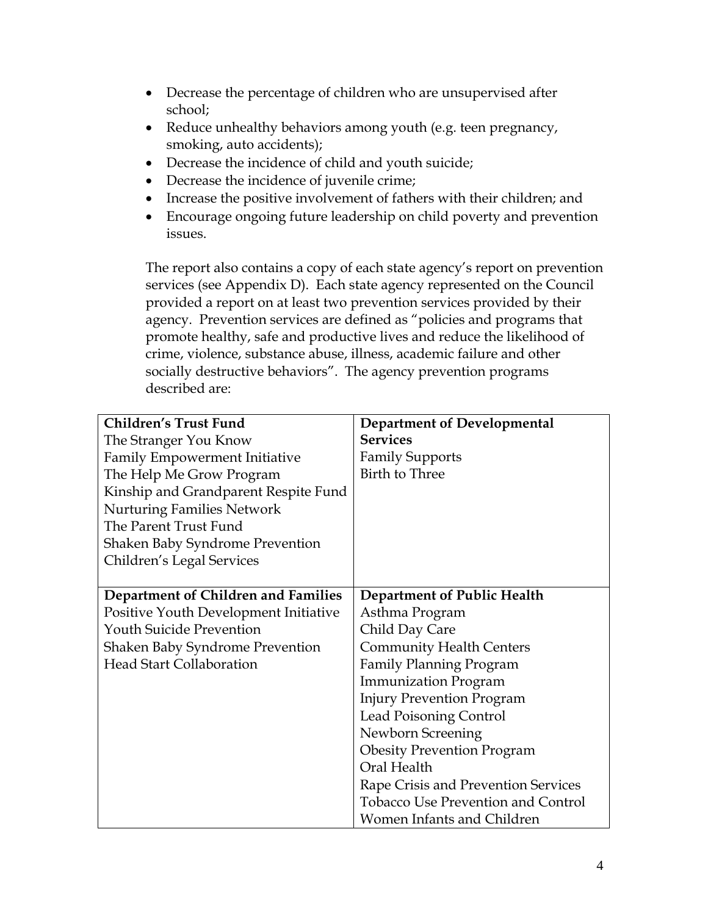- Decrease the percentage of children who are unsupervised after school;
- Reduce unhealthy behaviors among youth (e.g. teen pregnancy, smoking, auto accidents);
- Decrease the incidence of child and youth suicide;
- Decrease the incidence of juvenile crime;
- Increase the positive involvement of fathers with their children; and
- Encourage ongoing future leadership on child poverty and prevention issues.

The report also contains a copy of each state agency's report on prevention services (see Appendix D). Each state agency represented on the Council provided a report on at least two prevention services provided by their agency. Prevention services are defined as "policies and programs that promote healthy, safe and productive lives and reduce the likelihood of crime, violence, substance abuse, illness, academic failure and other socially destructive behaviors". The agency prevention programs described are:

| **Children's Trust Fund** | **Department of Developmental Services** |
|---|---|
| The Stranger You Know<br>Family Empowerment Initiative<br>The Help Me Grow Program<br>Kinship and Grandparent Respite Fund<br>Nurturing Families Network<br>The Parent Trust Fund<br>Shaken Baby Syndrome Prevention<br>Children's Legal Services | Family Supports<br>Birth to Three |
| **Department of Children and Families** | **Department of Public Health** |
| Positive Youth Development Initiative<br>Youth Suicide Prevention<br>Shaken Baby Syndrome Prevention<br>Head Start Collaboration | Asthma Program<br>Child Day Care<br>Community Health Centers<br>Family Planning Program<br>Immunization Program<br>Injury Prevention Program<br>Lead Poisoning Control<br>Newborn Screening<br>Obesity Prevention Program<br>Oral Health<br>Rape Crisis and Prevention Services<br>Tobacco Use Prevention and Control<br>Women Infants and Children |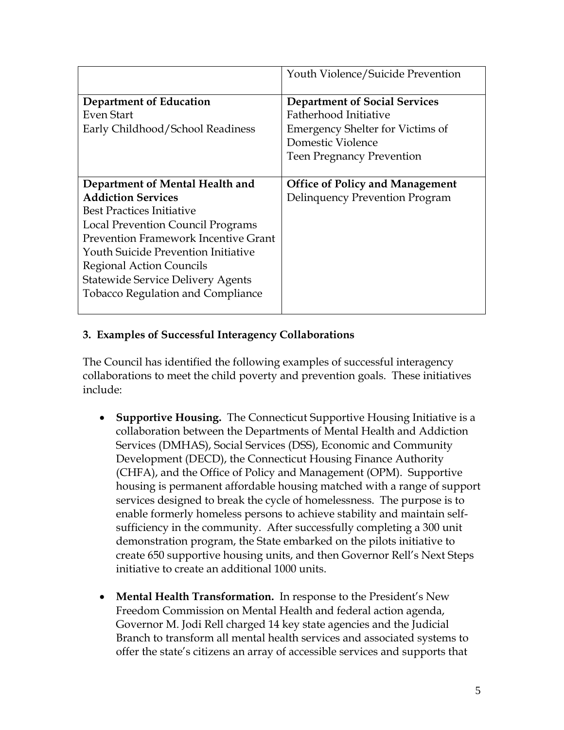| | |
|---|---|
| | Youth Violence/Suicide Prevention |
| **Department of Education**<br>Even Start<br>Early Childhood/School Readiness | **Department of Social Services**<br>Fatherhood Initiative<br>Emergency Shelter for Victims of Domestic Violence<br>Teen Pregnancy Prevention |
| **Department of Mental Health and Addiction Services**<br>Best Practices Initiative<br>Local Prevention Council Programs<br>Prevention Framework Incentive Grant<br>Youth Suicide Prevention Initiative<br>Regional Action Councils<br>Statewide Service Delivery Agents<br>Tobacco Regulation and Compliance | **Office of Policy and Management**<br>Delinquency Prevention Program |

**3. Examples of Successful Interagency Collaborations**

The Council has identified the following examples of successful interagency collaborations to meet the child poverty and prevention goals. These initiatives include:

- **Supportive Housing.** The Connecticut Supportive Housing Initiative is a collaboration between the Departments of Mental Health and Addiction Services (DMHAS), Social Services (DSS), Economic and Community Development (DECD), the Connecticut Housing Finance Authority (CHFA), and the Office of Policy and Management (OPM). Supportive housing is permanent affordable housing matched with a range of support services designed to break the cycle of homelessness. The purpose is to enable formerly homeless persons to achieve stability and maintain self-sufficiency in the community. After successfully completing a 300 unit demonstration program, the State embarked on the pilots initiative to create 650 supportive housing units, and then Governor Rell's Next Steps initiative to create an additional 1000 units.

- **Mental Health Transformation.** In response to the President's New Freedom Commission on Mental Health and federal action agenda, Governor M. Jodi Rell charged 14 key state agencies and the Judicial Branch to transform all mental health services and associated systems to offer the state's citizens an array of accessible services and supports that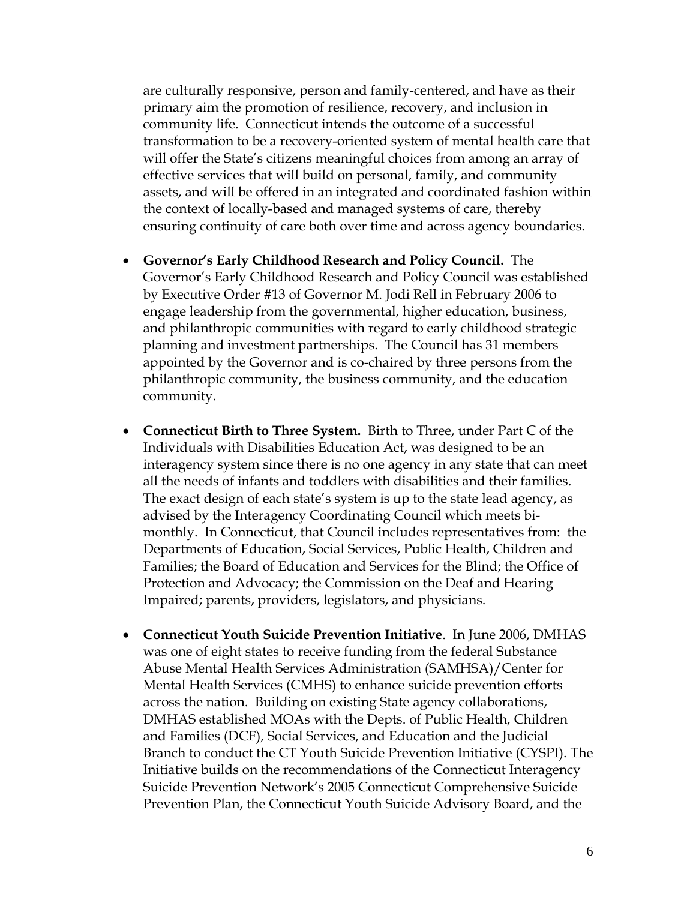are culturally responsive, person and family-centered, and have as their primary aim the promotion of resilience, recovery, and inclusion in community life. Connecticut intends the outcome of a successful transformation to be a recovery-oriented system of mental health care that will offer the State's citizens meaningful choices from among an array of effective services that will build on personal, family, and community assets, and will be offered in an integrated and coordinated fashion within the context of locally-based and managed systems of care, thereby ensuring continuity of care both over time and across agency boundaries.

- **Governor's Early Childhood Research and Policy Council.** The Governor's Early Childhood Research and Policy Council was established by Executive Order #13 of Governor M. Jodi Rell in February 2006 to engage leadership from the governmental, higher education, business, and philanthropic communities with regard to early childhood strategic planning and investment partnerships. The Council has 31 members appointed by the Governor and is co-chaired by three persons from the philanthropic community, the business community, and the education community.

- **Connecticut Birth to Three System.** Birth to Three, under Part C of the Individuals with Disabilities Education Act, was designed to be an interagency system since there is no one agency in any state that can meet all the needs of infants and toddlers with disabilities and their families. The exact design of each state's system is up to the state lead agency, as advised by the Interagency Coordinating Council which meets bi-monthly. In Connecticut, that Council includes representatives from: the Departments of Education, Social Services, Public Health, Children and Families; the Board of Education and Services for the Blind; the Office of Protection and Advocacy; the Commission on the Deaf and Hearing Impaired; parents, providers, legislators, and physicians.

- **Connecticut Youth Suicide Prevention Initiative**. In June 2006, DMHAS was one of eight states to receive funding from the federal Substance Abuse Mental Health Services Administration (SAMHSA)/Center for Mental Health Services (CMHS) to enhance suicide prevention efforts across the nation. Building on existing State agency collaborations, DMHAS established MOAs with the Depts. of Public Health, Children and Families (DCF), Social Services, and Education and the Judicial Branch to conduct the CT Youth Suicide Prevention Initiative (CYSPI). The Initiative builds on the recommendations of the Connecticut Interagency Suicide Prevention Network's 2005 Connecticut Comprehensive Suicide Prevention Plan, the Connecticut Youth Suicide Advisory Board, and the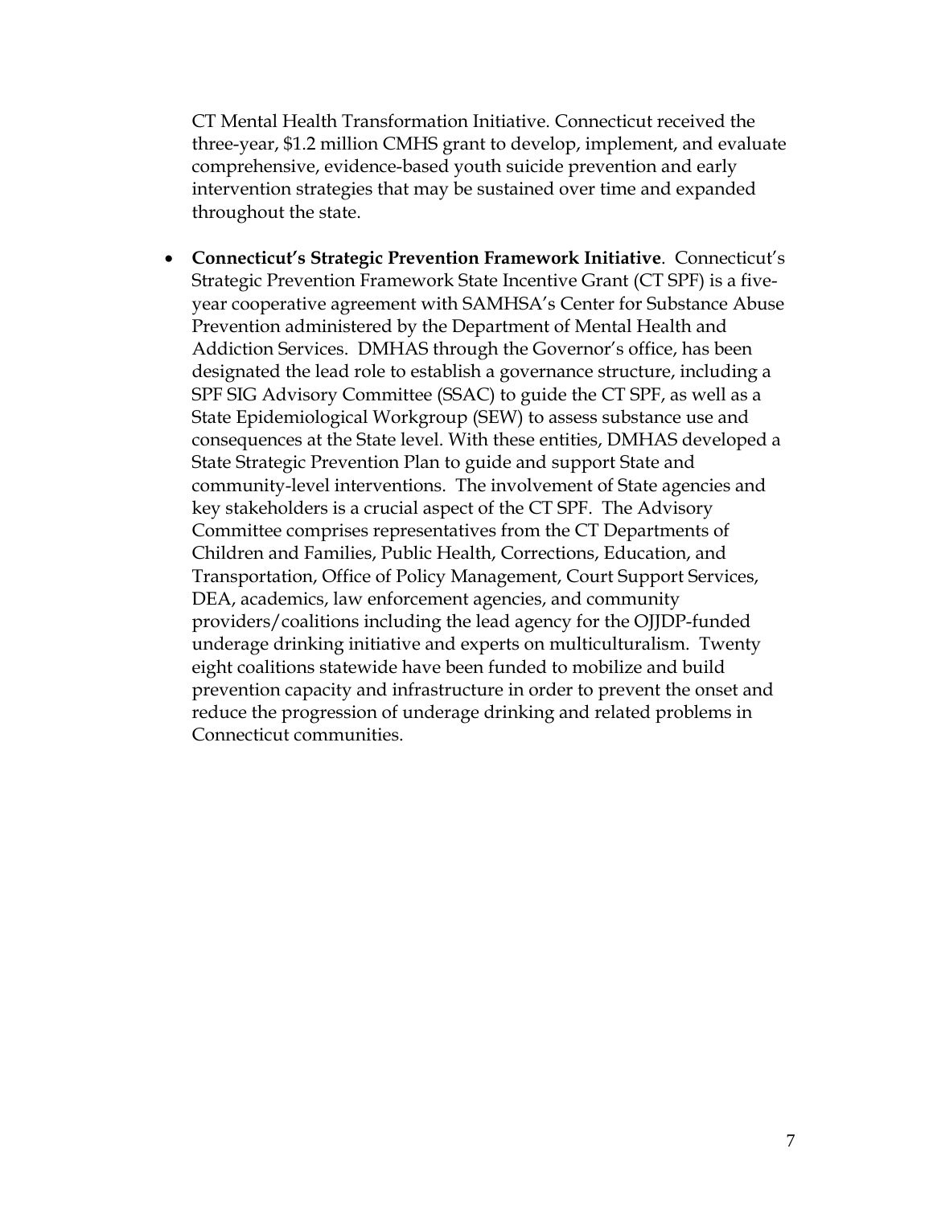CT Mental Health Transformation Initiative. Connecticut received the three-year, $1.2 million CMHS grant to develop, implement, and evaluate comprehensive, evidence-based youth suicide prevention and early intervention strategies that may be sustained over time and expanded throughout the state.

- **Connecticut's Strategic Prevention Framework Initiative**. Connecticut's Strategic Prevention Framework State Incentive Grant (CT SPF) is a five-year cooperative agreement with SAMHSA's Center for Substance Abuse Prevention administered by the Department of Mental Health and Addiction Services. DMHAS through the Governor's office, has been designated the lead role to establish a governance structure, including a SPF SIG Advisory Committee (SSAC) to guide the CT SPF, as well as a State Epidemiological Workgroup (SEW) to assess substance use and consequences at the State level. With these entities, DMHAS developed a State Strategic Prevention Plan to guide and support State and community-level interventions. The involvement of State agencies and key stakeholders is a crucial aspect of the CT SPF. The Advisory Committee comprises representatives from the CT Departments of Children and Families, Public Health, Corrections, Education, and Transportation, Office of Policy Management, Court Support Services, DEA, academics, law enforcement agencies, and community providers/coalitions including the lead agency for the OJJDP-funded underage drinking initiative and experts on multiculturalism. Twenty eight coalitions statewide have been funded to mobilize and build prevention capacity and infrastructure in order to prevent the onset and reduce the progression of underage drinking and related problems in Connecticut communities.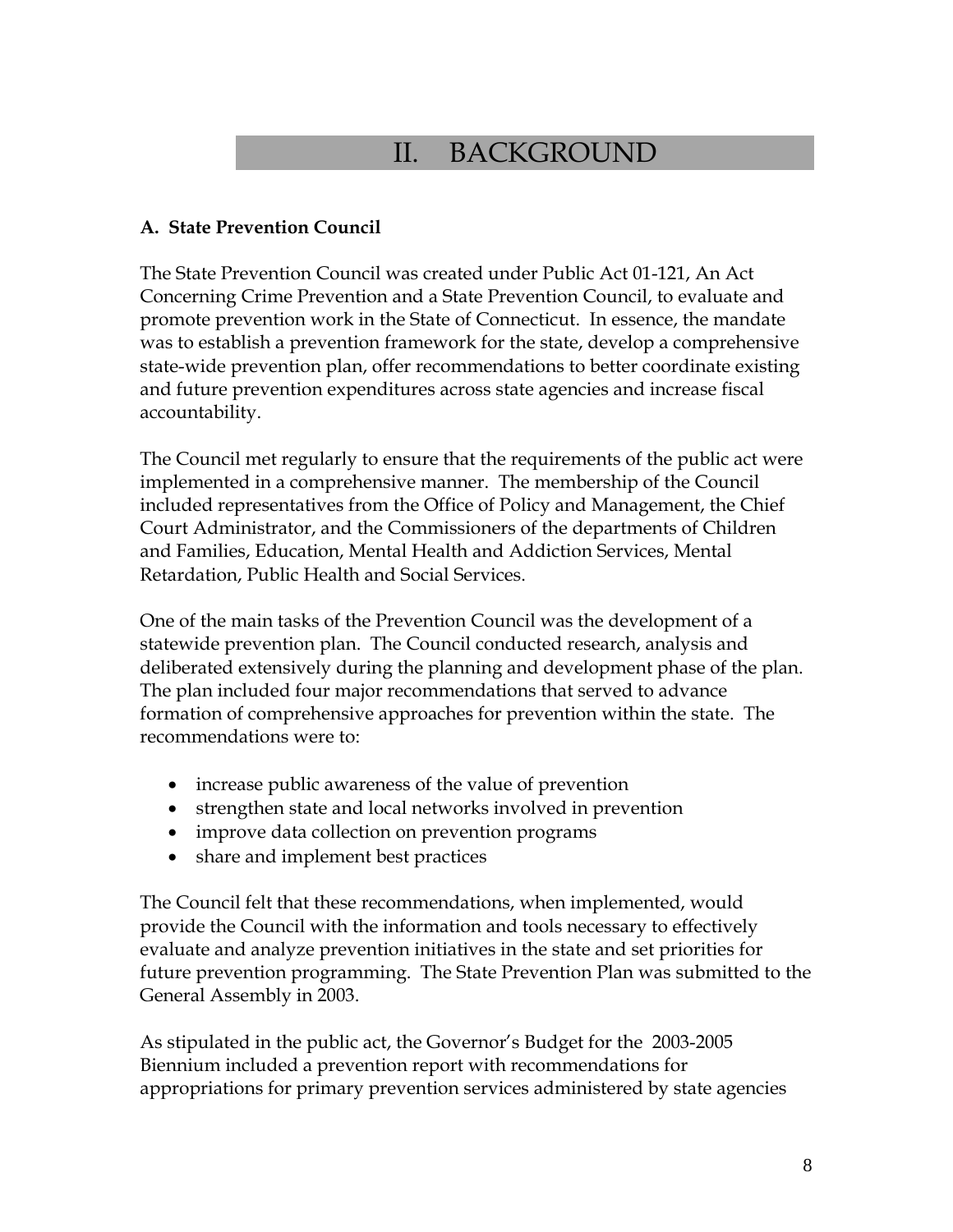# II. BACKGROUND

**A. State Prevention Council**

The State Prevention Council was created under Public Act 01-121, An Act Concerning Crime Prevention and a State Prevention Council, to evaluate and promote prevention work in the State of Connecticut. In essence, the mandate was to establish a prevention framework for the state, develop a comprehensive state-wide prevention plan, offer recommendations to better coordinate existing and future prevention expenditures across state agencies and increase fiscal accountability.

The Council met regularly to ensure that the requirements of the public act were implemented in a comprehensive manner. The membership of the Council included representatives from the Office of Policy and Management, the Chief Court Administrator, and the Commissioners of the departments of Children and Families, Education, Mental Health and Addiction Services, Mental Retardation, Public Health and Social Services.

One of the main tasks of the Prevention Council was the development of a statewide prevention plan. The Council conducted research, analysis and deliberated extensively during the planning and development phase of the plan. The plan included four major recommendations that served to advance formation of comprehensive approaches for prevention within the state. The recommendations were to:

- increase public awareness of the value of prevention
- strengthen state and local networks involved in prevention
- improve data collection on prevention programs
- share and implement best practices

The Council felt that these recommendations, when implemented, would provide the Council with the information and tools necessary to effectively evaluate and analyze prevention initiatives in the state and set priorities for future prevention programming. The State Prevention Plan was submitted to the General Assembly in 2003.

As stipulated in the public act, the Governor's Budget for the 2003-2005 Biennium included a prevention report with recommendations for appropriations for primary prevention services administered by state agencies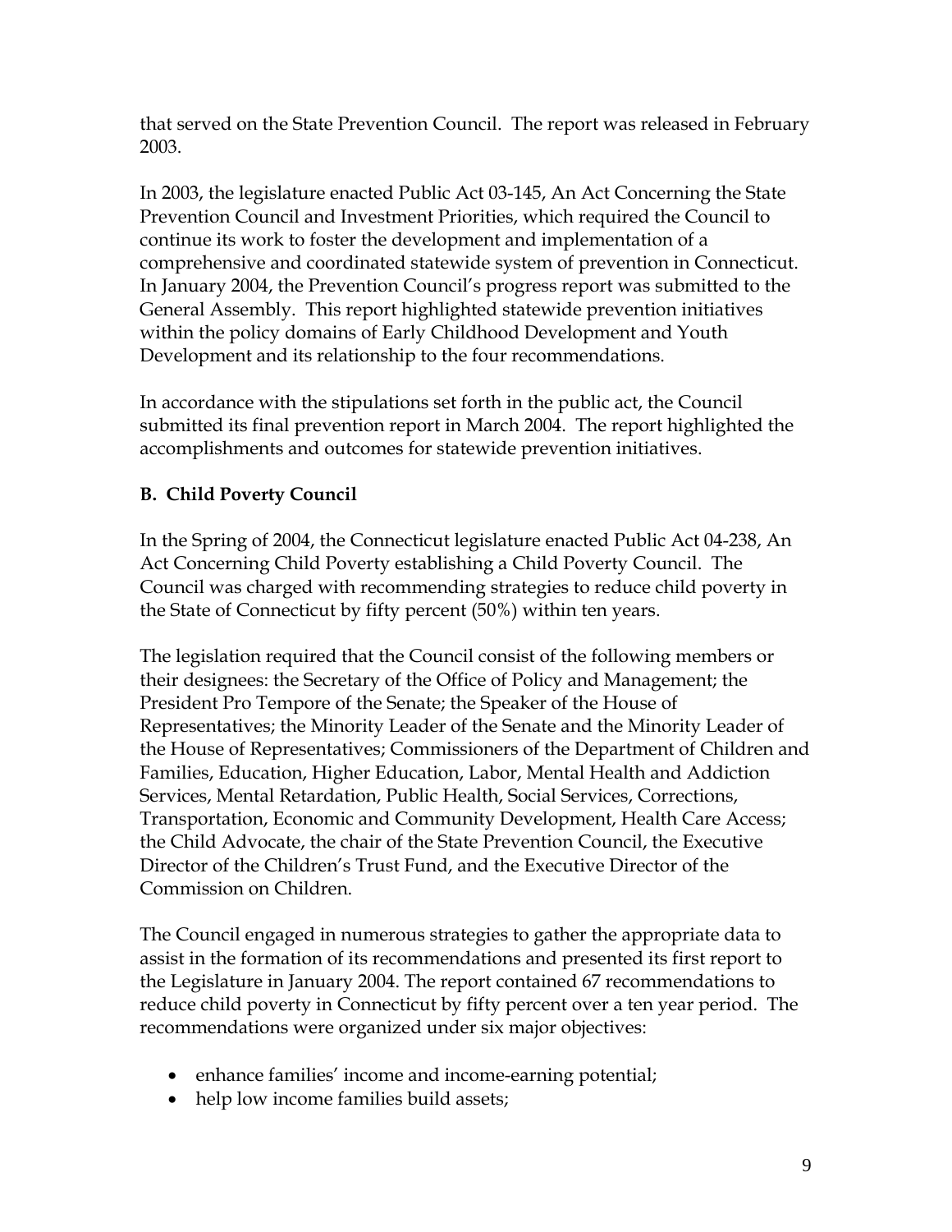that served on the State Prevention Council. The report was released in February 2003.

In 2003, the legislature enacted Public Act 03-145, An Act Concerning the State Prevention Council and Investment Priorities, which required the Council to continue its work to foster the development and implementation of a comprehensive and coordinated statewide system of prevention in Connecticut. In January 2004, the Prevention Council's progress report was submitted to the General Assembly. This report highlighted statewide prevention initiatives within the policy domains of Early Childhood Development and Youth Development and its relationship to the four recommendations.

In accordance with the stipulations set forth in the public act, the Council submitted its final prevention report in March 2004. The report highlighted the accomplishments and outcomes for statewide prevention initiatives.

**B. Child Poverty Council**

In the Spring of 2004, the Connecticut legislature enacted Public Act 04-238, An Act Concerning Child Poverty establishing a Child Poverty Council. The Council was charged with recommending strategies to reduce child poverty in the State of Connecticut by fifty percent (50%) within ten years.

The legislation required that the Council consist of the following members or their designees: the Secretary of the Office of Policy and Management; the President Pro Tempore of the Senate; the Speaker of the House of Representatives; the Minority Leader of the Senate and the Minority Leader of the House of Representatives; Commissioners of the Department of Children and Families, Education, Higher Education, Labor, Mental Health and Addiction Services, Mental Retardation, Public Health, Social Services, Corrections, Transportation, Economic and Community Development, Health Care Access; the Child Advocate, the chair of the State Prevention Council, the Executive Director of the Children's Trust Fund, and the Executive Director of the Commission on Children.

The Council engaged in numerous strategies to gather the appropriate data to assist in the formation of its recommendations and presented its first report to the Legislature in January 2004. The report contained 67 recommendations to reduce child poverty in Connecticut by fifty percent over a ten year period. The recommendations were organized under six major objectives:

- enhance families' income and income-earning potential;
- help low income families build assets;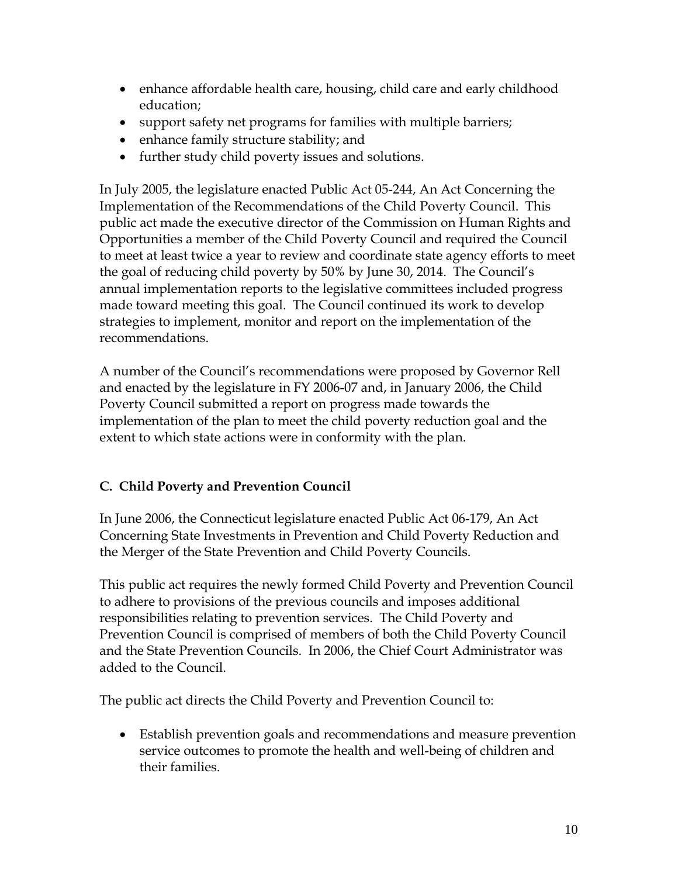- enhance affordable health care, housing, child care and early childhood education;
- support safety net programs for families with multiple barriers;
- enhance family structure stability; and
- further study child poverty issues and solutions.

In July 2005, the legislature enacted Public Act 05-244, An Act Concerning the Implementation of the Recommendations of the Child Poverty Council. This public act made the executive director of the Commission on Human Rights and Opportunities a member of the Child Poverty Council and required the Council to meet at least twice a year to review and coordinate state agency efforts to meet the goal of reducing child poverty by 50% by June 30, 2014. The Council's annual implementation reports to the legislative committees included progress made toward meeting this goal. The Council continued its work to develop strategies to implement, monitor and report on the implementation of the recommendations.

A number of the Council's recommendations were proposed by Governor Rell and enacted by the legislature in FY 2006-07 and, in January 2006, the Child Poverty Council submitted a report on progress made towards the implementation of the plan to meet the child poverty reduction goal and the extent to which state actions were in conformity with the plan.

### C. Child Poverty and Prevention Council

In June 2006, the Connecticut legislature enacted Public Act 06-179, An Act Concerning State Investments in Prevention and Child Poverty Reduction and the Merger of the State Prevention and Child Poverty Councils.

This public act requires the newly formed Child Poverty and Prevention Council to adhere to provisions of the previous councils and imposes additional responsibilities relating to prevention services. The Child Poverty and Prevention Council is comprised of members of both the Child Poverty Council and the State Prevention Councils. In 2006, the Chief Court Administrator was added to the Council.

The public act directs the Child Poverty and Prevention Council to:

- Establish prevention goals and recommendations and measure prevention service outcomes to promote the health and well-being of children and their families.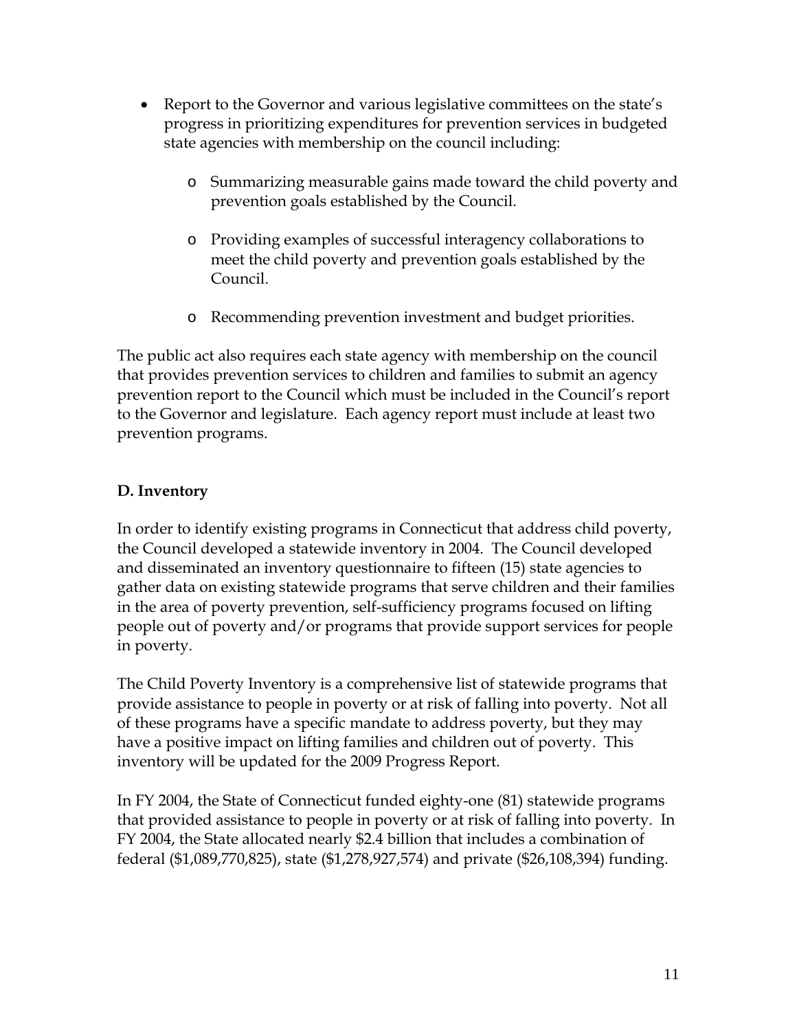- Report to the Governor and various legislative committees on the state's progress in prioritizing expenditures for prevention services in budgeted state agencies with membership on the council including:
  - Summarizing measurable gains made toward the child poverty and prevention goals established by the Council.
  - Providing examples of successful interagency collaborations to meet the child poverty and prevention goals established by the Council.
  - Recommending prevention investment and budget priorities.

The public act also requires each state agency with membership on the council that provides prevention services to children and families to submit an agency prevention report to the Council which must be included in the Council's report to the Governor and legislature. Each agency report must include at least two prevention programs.

**D. Inventory**

In order to identify existing programs in Connecticut that address child poverty, the Council developed a statewide inventory in 2004. The Council developed and disseminated an inventory questionnaire to fifteen (15) state agencies to gather data on existing statewide programs that serve children and their families in the area of poverty prevention, self-sufficiency programs focused on lifting people out of poverty and/or programs that provide support services for people in poverty.

The Child Poverty Inventory is a comprehensive list of statewide programs that provide assistance to people in poverty or at risk of falling into poverty. Not all of these programs have a specific mandate to address poverty, but they may have a positive impact on lifting families and children out of poverty. This inventory will be updated for the 2009 Progress Report.

In FY 2004, the State of Connecticut funded eighty-one (81) statewide programs that provided assistance to people in poverty or at risk of falling into poverty. In FY 2004, the State allocated nearly $2.4 billion that includes a combination of federal ($1,089,770,825), state ($1,278,927,574) and private ($26,108,394) funding.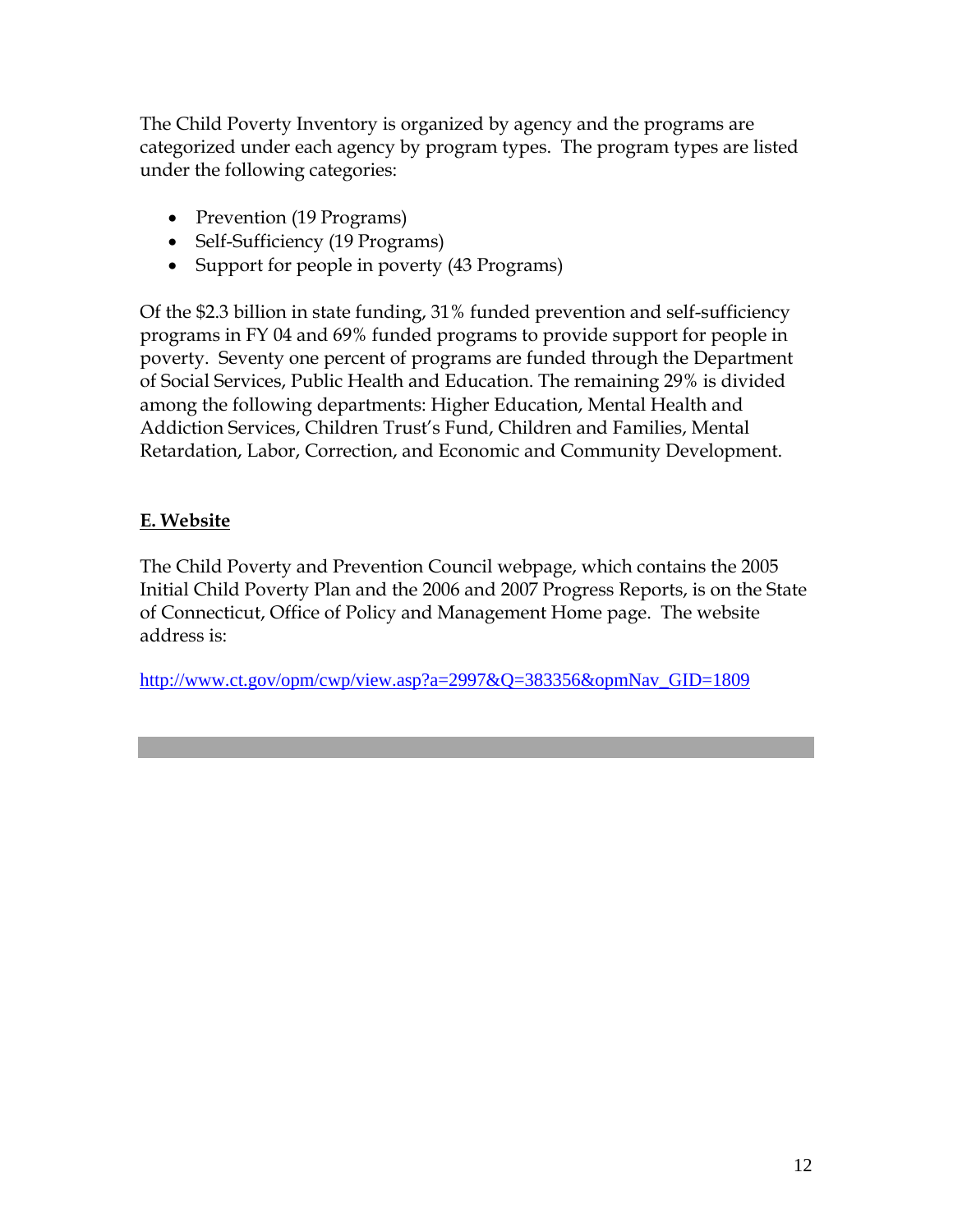The Child Poverty Inventory is organized by agency and the programs are categorized under each agency by program types. The program types are listed under the following categories:

- Prevention (19 Programs)
- Self-Sufficiency (19 Programs)
- Support for people in poverty (43 Programs)

Of the $2.3 billion in state funding, 31% funded prevention and self-sufficiency programs in FY 04 and 69% funded programs to provide support for people in poverty. Seventy one percent of programs are funded through the Department of Social Services, Public Health and Education. The remaining 29% is divided among the following departments: Higher Education, Mental Health and Addiction Services, Children Trust's Fund, Children and Families, Mental Retardation, Labor, Correction, and Economic and Community Development.

## E. Website

The Child Poverty and Prevention Council webpage, which contains the 2005 Initial Child Poverty Plan and the 2006 and 2007 Progress Reports, is on the State of Connecticut, Office of Policy and Management Home page. The website address is:

http://www.ct.gov/opm/cwp/view.asp?a=2997&Q=383356&opmNav_GID=1809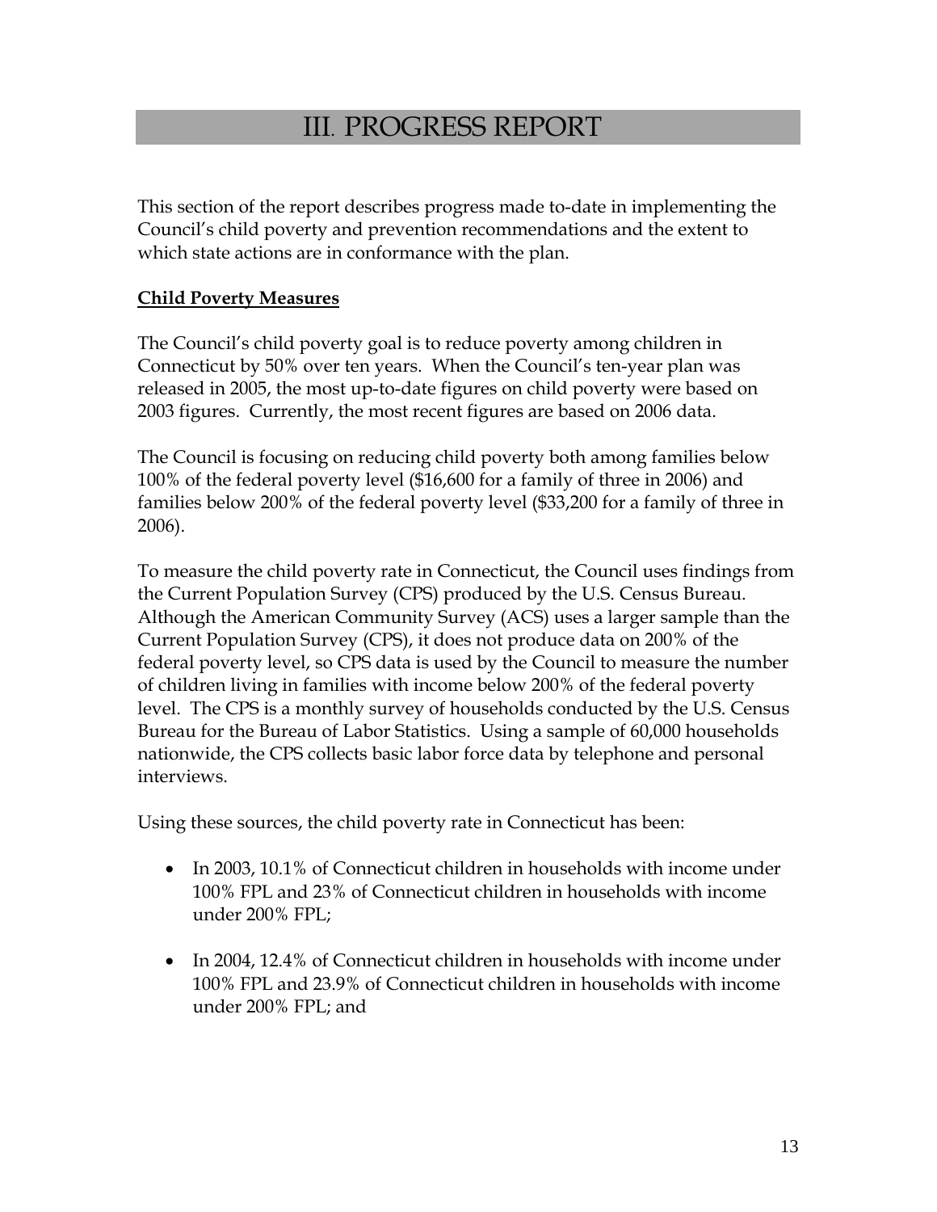# III. PROGRESS REPORT

This section of the report describes progress made to-date in implementing the Council's child poverty and prevention recommendations and the extent to which state actions are in conformance with the plan.

**Child Poverty Measures**

The Council's child poverty goal is to reduce poverty among children in Connecticut by 50% over ten years. When the Council's ten-year plan was released in 2005, the most up-to-date figures on child poverty were based on 2003 figures. Currently, the most recent figures are based on 2006 data.

The Council is focusing on reducing child poverty both among families below 100% of the federal poverty level ($16,600 for a family of three in 2006) and families below 200% of the federal poverty level ($33,200 for a family of three in 2006).

To measure the child poverty rate in Connecticut, the Council uses findings from the Current Population Survey (CPS) produced by the U.S. Census Bureau. Although the American Community Survey (ACS) uses a larger sample than the Current Population Survey (CPS), it does not produce data on 200% of the federal poverty level, so CPS data is used by the Council to measure the number of children living in families with income below 200% of the federal poverty level. The CPS is a monthly survey of households conducted by the U.S. Census Bureau for the Bureau of Labor Statistics. Using a sample of 60,000 households nationwide, the CPS collects basic labor force data by telephone and personal interviews.

Using these sources, the child poverty rate in Connecticut has been:

- In 2003, 10.1% of Connecticut children in households with income under 100% FPL and 23% of Connecticut children in households with income under 200% FPL;
- In 2004, 12.4% of Connecticut children in households with income under 100% FPL and 23.9% of Connecticut children in households with income under 200% FPL; and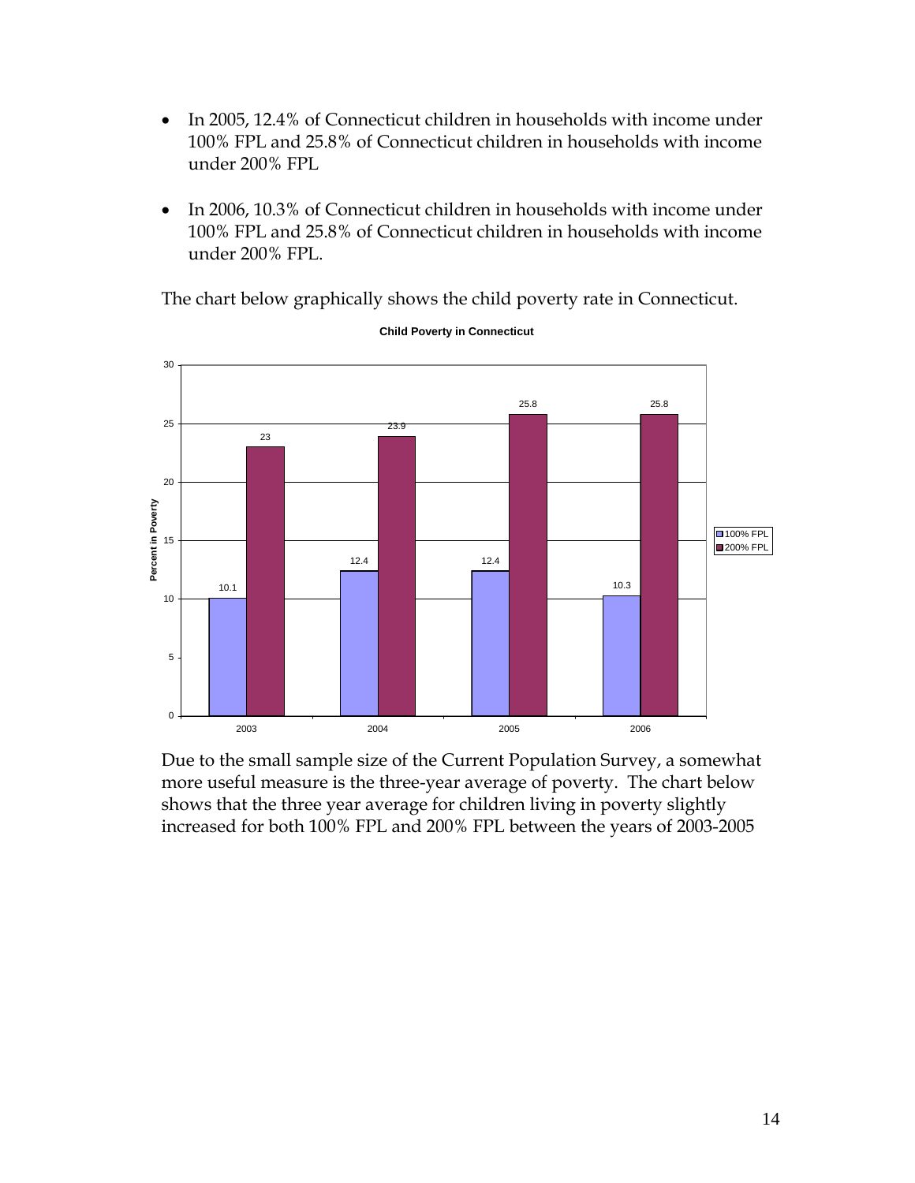- In 2005, 12.4% of Connecticut children in households with income under 100% FPL and 25.8% of Connecticut children in households with income under 200% FPL

- In 2006, 10.3% of Connecticut children in households with income under 100% FPL and 25.8% of Connecticut children in households with income under 200% FPL.

The chart below graphically shows the child poverty rate in Connecticut.

**Child Poverty in Connecticut**

| Year | 100% FPL | 200% FPL |
|---|---|---|
| 2003 | 10.1 | 23 |
| 2004 | 12.4 | 23.9 |
| 2005 | 12.4 | 25.8 |
| 2006 | 10.3 | 25.8 |

Due to the small sample size of the Current Population Survey, a somewhat more useful measure is the three-year average of poverty. The chart below shows that the three year average for children living in poverty slightly increased for both 100% FPL and 200% FPL between the years of 2003-2005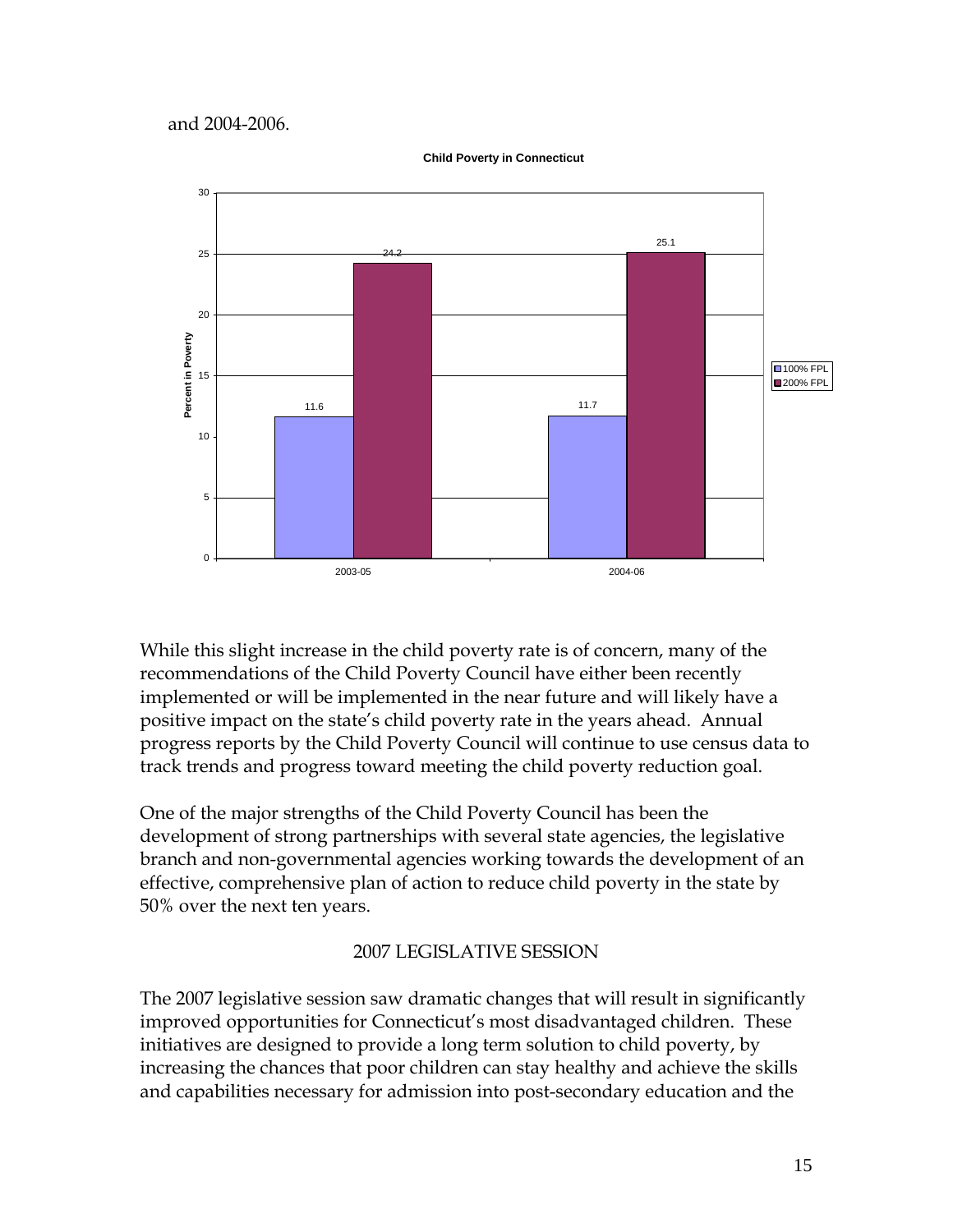and 2004-2006.

**Child Poverty in Connecticut**

| | 100% FPL | 200% FPL |
|---|---|---|
| 2003-05 | 11.6 | 24.2 |
| 2004-06 | 11.7 | 25.1 |

While this slight increase in the child poverty rate is of concern, many of the recommendations of the Child Poverty Council have either been recently implemented or will be implemented in the near future and will likely have a positive impact on the state's child poverty rate in the years ahead. Annual progress reports by the Child Poverty Council will continue to use census data to track trends and progress toward meeting the child poverty reduction goal.

One of the major strengths of the Child Poverty Council has been the development of strong partnerships with several state agencies, the legislative branch and non-governmental agencies working towards the development of an effective, comprehensive plan of action to reduce child poverty in the state by 50% over the next ten years.

## 2007 LEGISLATIVE SESSION

The 2007 legislative session saw dramatic changes that will result in significantly improved opportunities for Connecticut's most disadvantaged children. These initiatives are designed to provide a long term solution to child poverty, by increasing the chances that poor children can stay healthy and achieve the skills and capabilities necessary for admission into post-secondary education and the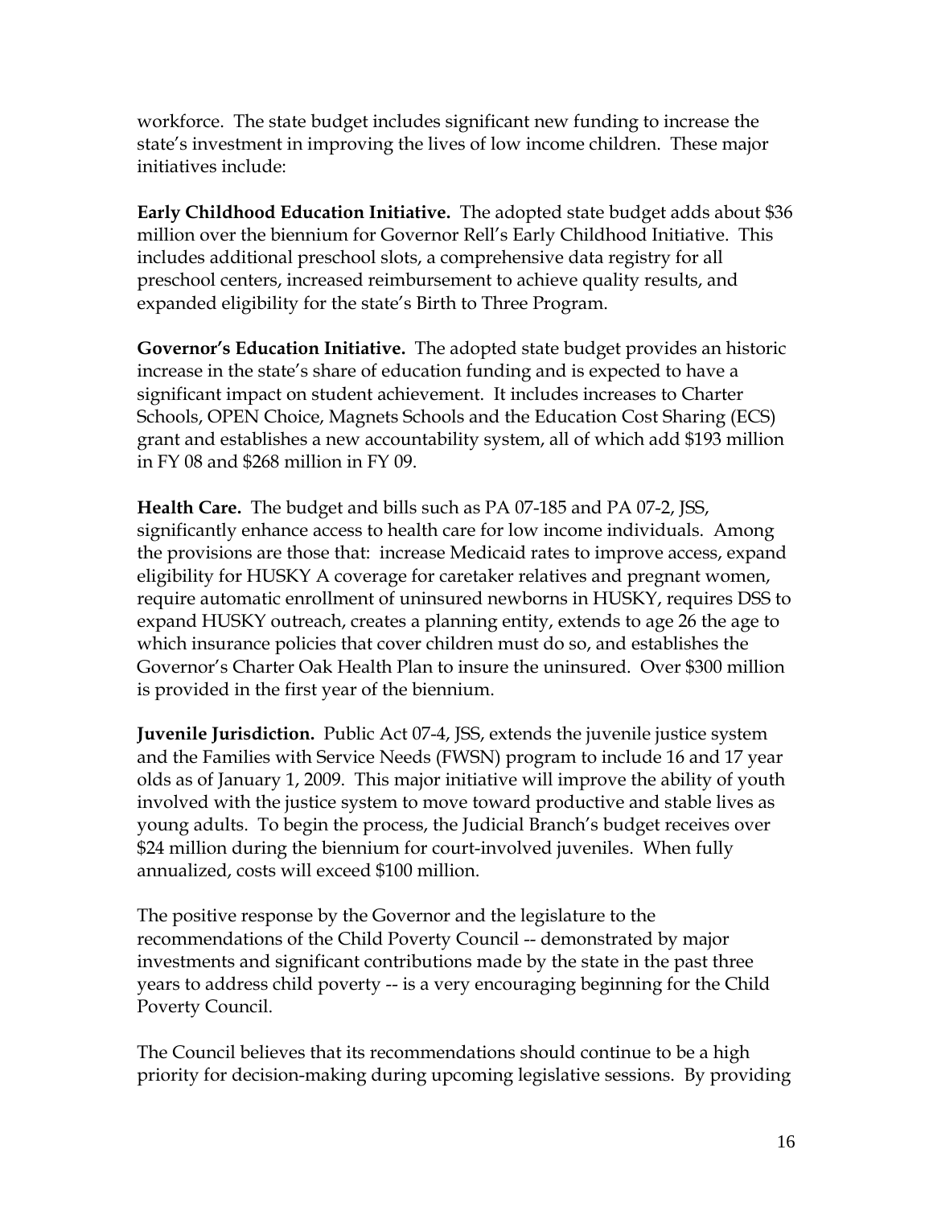workforce. The state budget includes significant new funding to increase the state's investment in improving the lives of low income children. These major initiatives include:

**Early Childhood Education Initiative.** The adopted state budget adds about $36 million over the biennium for Governor Rell's Early Childhood Initiative. This includes additional preschool slots, a comprehensive data registry for all preschool centers, increased reimbursement to achieve quality results, and expanded eligibility for the state's Birth to Three Program.

**Governor's Education Initiative.** The adopted state budget provides an historic increase in the state's share of education funding and is expected to have a significant impact on student achievement. It includes increases to Charter Schools, OPEN Choice, Magnets Schools and the Education Cost Sharing (ECS) grant and establishes a new accountability system, all of which add $193 million in FY 08 and $268 million in FY 09.

**Health Care.** The budget and bills such as PA 07-185 and PA 07-2, JSS, significantly enhance access to health care for low income individuals. Among the provisions are those that: increase Medicaid rates to improve access, expand eligibility for HUSKY A coverage for caretaker relatives and pregnant women, require automatic enrollment of uninsured newborns in HUSKY, requires DSS to expand HUSKY outreach, creates a planning entity, extends to age 26 the age to which insurance policies that cover children must do so, and establishes the Governor's Charter Oak Health Plan to insure the uninsured. Over $300 million is provided in the first year of the biennium.

**Juvenile Jurisdiction.** Public Act 07-4, JSS, extends the juvenile justice system and the Families with Service Needs (FWSN) program to include 16 and 17 year olds as of January 1, 2009. This major initiative will improve the ability of youth involved with the justice system to move toward productive and stable lives as young adults. To begin the process, the Judicial Branch's budget receives over $24 million during the biennium for court-involved juveniles. When fully annualized, costs will exceed $100 million.

The positive response by the Governor and the legislature to the recommendations of the Child Poverty Council -- demonstrated by major investments and significant contributions made by the state in the past three years to address child poverty -- is a very encouraging beginning for the Child Poverty Council.

The Council believes that its recommendations should continue to be a high priority for decision-making during upcoming legislative sessions. By providing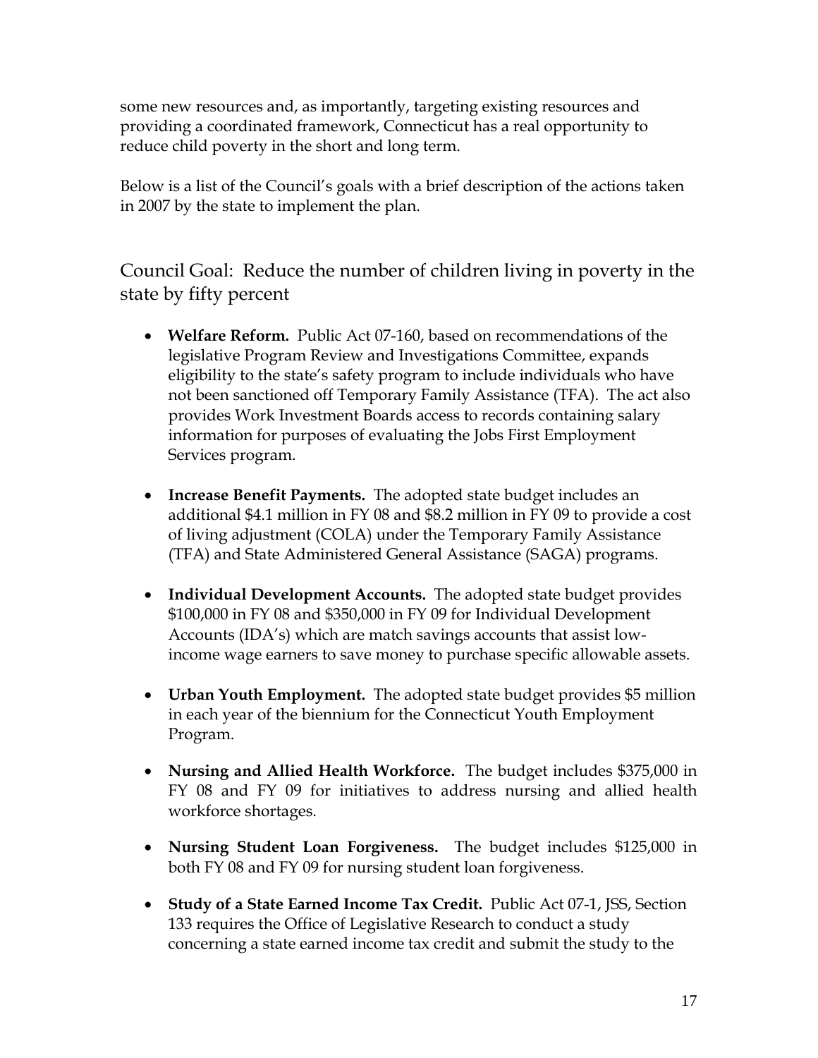some new resources and, as importantly, targeting existing resources and providing a coordinated framework, Connecticut has a real opportunity to reduce child poverty in the short and long term.

Below is a list of the Council's goals with a brief description of the actions taken in 2007 by the state to implement the plan.

## Council Goal: Reduce the number of children living in poverty in the state by fifty percent

- **Welfare Reform.** Public Act 07-160, based on recommendations of the legislative Program Review and Investigations Committee, expands eligibility to the state's safety program to include individuals who have not been sanctioned off Temporary Family Assistance (TFA). The act also provides Work Investment Boards access to records containing salary information for purposes of evaluating the Jobs First Employment Services program.

- **Increase Benefit Payments.** The adopted state budget includes an additional $4.1 million in FY 08 and $8.2 million in FY 09 to provide a cost of living adjustment (COLA) under the Temporary Family Assistance (TFA) and State Administered General Assistance (SAGA) programs.

- **Individual Development Accounts.** The adopted state budget provides $100,000 in FY 08 and $350,000 in FY 09 for Individual Development Accounts (IDA's) which are match savings accounts that assist low-income wage earners to save money to purchase specific allowable assets.

- **Urban Youth Employment.** The adopted state budget provides $5 million in each year of the biennium for the Connecticut Youth Employment Program.

- **Nursing and Allied Health Workforce.** The budget includes $375,000 in FY 08 and FY 09 for initiatives to address nursing and allied health workforce shortages.

- **Nursing Student Loan Forgiveness.** The budget includes $125,000 in both FY 08 and FY 09 for nursing student loan forgiveness.

- **Study of a State Earned Income Tax Credit.** Public Act 07-1, JSS, Section 133 requires the Office of Legislative Research to conduct a study concerning a state earned income tax credit and submit the study to the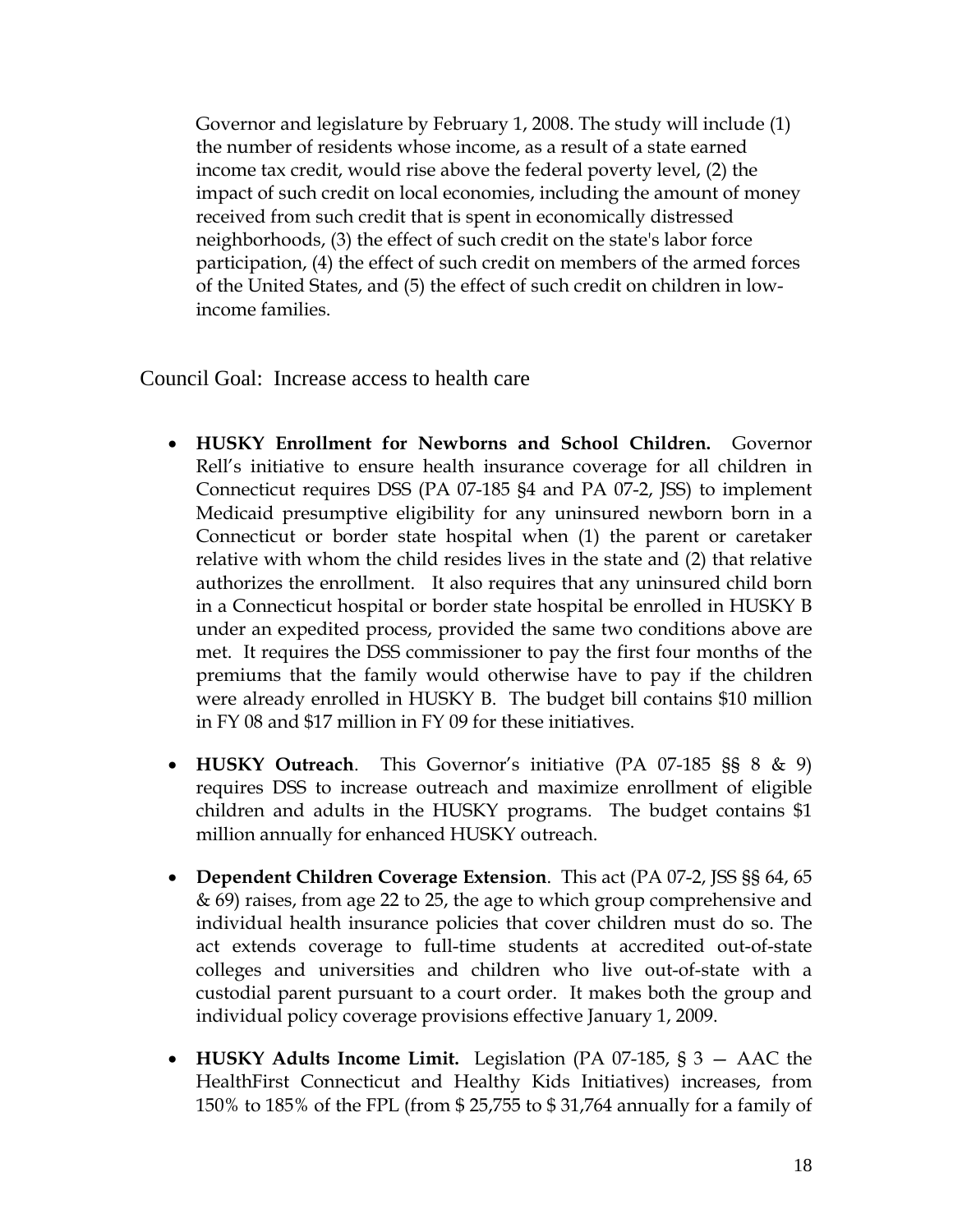Governor and legislature by February 1, 2008. The study will include (1) the number of residents whose income, as a result of a state earned income tax credit, would rise above the federal poverty level, (2) the impact of such credit on local economies, including the amount of money received from such credit that is spent in economically distressed neighborhoods, (3) the effect of such credit on the state's labor force participation, (4) the effect of such credit on members of the armed forces of the United States, and (5) the effect of such credit on children in low-income families.

Council Goal: Increase access to health care

- **HUSKY Enrollment for Newborns and School Children.** Governor Rell's initiative to ensure health insurance coverage for all children in Connecticut requires DSS (PA 07-185 §4 and PA 07-2, JSS) to implement Medicaid presumptive eligibility for any uninsured newborn born in a Connecticut or border state hospital when (1) the parent or caretaker relative with whom the child resides lives in the state and (2) that relative authorizes the enrollment. It also requires that any uninsured child born in a Connecticut hospital or border state hospital be enrolled in HUSKY B under an expedited process, provided the same two conditions above are met. It requires the DSS commissioner to pay the first four months of the premiums that the family would otherwise have to pay if the children were already enrolled in HUSKY B. The budget bill contains $10 million in FY 08 and $17 million in FY 09 for these initiatives.

- **HUSKY Outreach**. This Governor's initiative (PA 07-185 §§ 8 & 9) requires DSS to increase outreach and maximize enrollment of eligible children and adults in the HUSKY programs. The budget contains $1 million annually for enhanced HUSKY outreach.

- **Dependent Children Coverage Extension**. This act (PA 07-2, JSS §§ 64, 65 & 69) raises, from age 22 to 25, the age to which group comprehensive and individual health insurance policies that cover children must do so. The act extends coverage to full-time students at accredited out-of-state colleges and universities and children who live out-of-state with a custodial parent pursuant to a court order. It makes both the group and individual policy coverage provisions effective January 1, 2009.

- **HUSKY Adults Income Limit.** Legislation (PA 07-185, § 3 — AAC the HealthFirst Connecticut and Healthy Kids Initiatives) increases, from 150% to 185% of the FPL (from $ 25,755 to $ 31,764 annually for a family of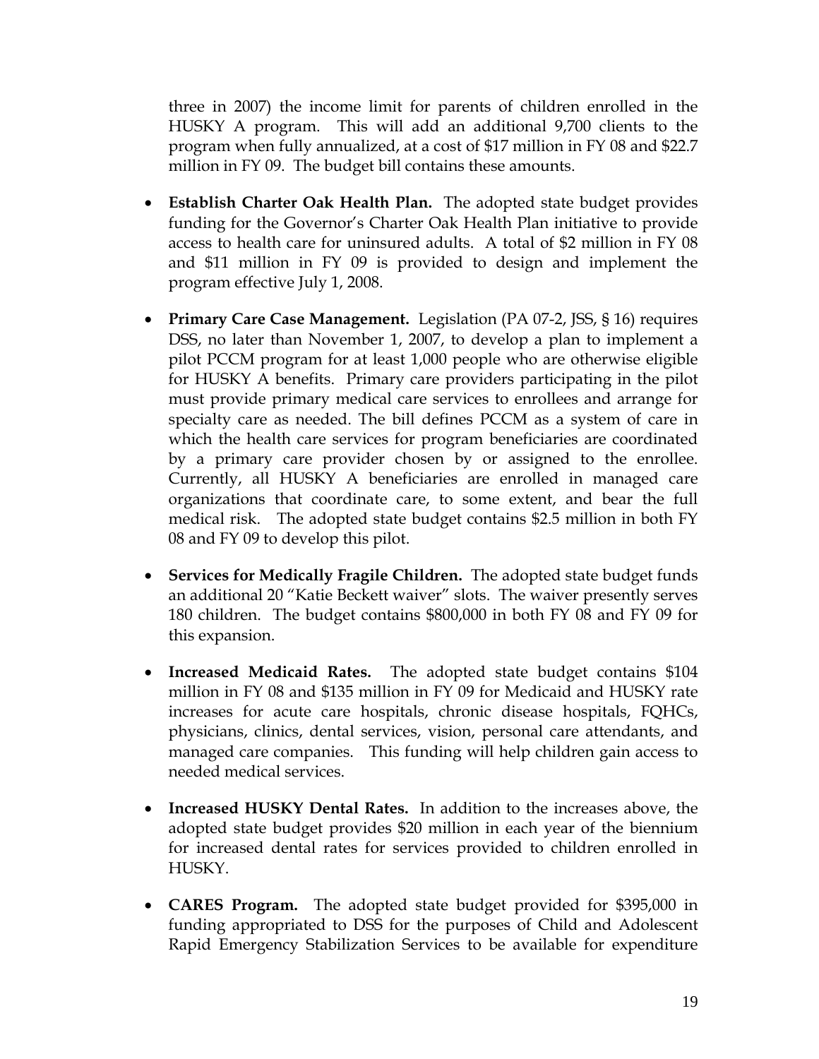three in 2007) the income limit for parents of children enrolled in the HUSKY A program. This will add an additional 9,700 clients to the program when fully annualized, at a cost of $17 million in FY 08 and $22.7 million in FY 09. The budget bill contains these amounts.

- **Establish Charter Oak Health Plan.** The adopted state budget provides funding for the Governor's Charter Oak Health Plan initiative to provide access to health care for uninsured adults. A total of $2 million in FY 08 and $11 million in FY 09 is provided to design and implement the program effective July 1, 2008.

- **Primary Care Case Management.** Legislation (PA 07-2, JSS, § 16) requires DSS, no later than November 1, 2007, to develop a plan to implement a pilot PCCM program for at least 1,000 people who are otherwise eligible for HUSKY A benefits. Primary care providers participating in the pilot must provide primary medical care services to enrollees and arrange for specialty care as needed. The bill defines PCCM as a system of care in which the health care services for program beneficiaries are coordinated by a primary care provider chosen by or assigned to the enrollee. Currently, all HUSKY A beneficiaries are enrolled in managed care organizations that coordinate care, to some extent, and bear the full medical risk. The adopted state budget contains $2.5 million in both FY 08 and FY 09 to develop this pilot.

- **Services for Medically Fragile Children.** The adopted state budget funds an additional 20 "Katie Beckett waiver" slots. The waiver presently serves 180 children. The budget contains $800,000 in both FY 08 and FY 09 for this expansion.

- **Increased Medicaid Rates.** The adopted state budget contains $104 million in FY 08 and $135 million in FY 09 for Medicaid and HUSKY rate increases for acute care hospitals, chronic disease hospitals, FQHCs, physicians, clinics, dental services, vision, personal care attendants, and managed care companies. This funding will help children gain access to needed medical services.

- **Increased HUSKY Dental Rates.** In addition to the increases above, the adopted state budget provides $20 million in each year of the biennium for increased dental rates for services provided to children enrolled in HUSKY.

- **CARES Program.** The adopted state budget provided for $395,000 in funding appropriated to DSS for the purposes of Child and Adolescent Rapid Emergency Stabilization Services to be available for expenditure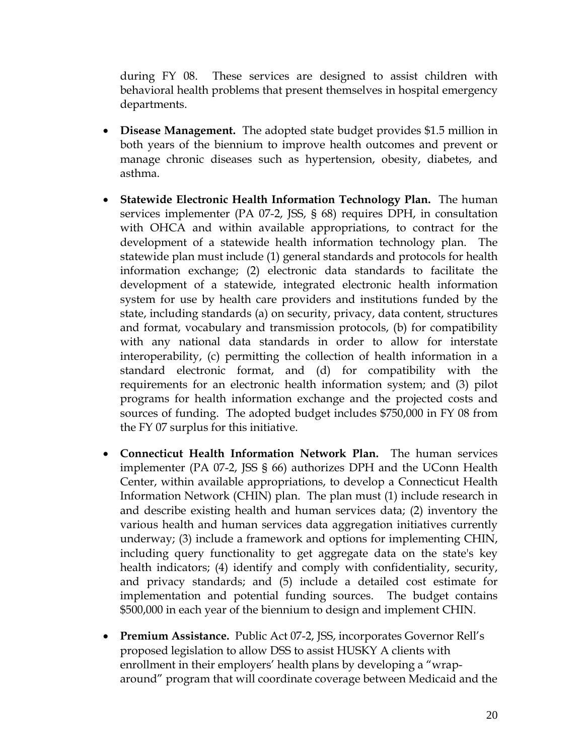during FY 08. These services are designed to assist children with behavioral health problems that present themselves in hospital emergency departments.

- **Disease Management.** The adopted state budget provides $1.5 million in both years of the biennium to improve health outcomes and prevent or manage chronic diseases such as hypertension, obesity, diabetes, and asthma.

- **Statewide Electronic Health Information Technology Plan.** The human services implementer (PA 07-2, JSS, § 68) requires DPH, in consultation with OHCA and within available appropriations, to contract for the development of a statewide health information technology plan. The statewide plan must include (1) general standards and protocols for health information exchange; (2) electronic data standards to facilitate the development of a statewide, integrated electronic health information system for use by health care providers and institutions funded by the state, including standards (a) on security, privacy, data content, structures and format, vocabulary and transmission protocols, (b) for compatibility with any national data standards in order to allow for interstate interoperability, (c) permitting the collection of health information in a standard electronic format, and (d) for compatibility with the requirements for an electronic health information system; and (3) pilot programs for health information exchange and the projected costs and sources of funding. The adopted budget includes $750,000 in FY 08 from the FY 07 surplus for this initiative.

- **Connecticut Health Information Network Plan.** The human services implementer (PA 07-2, JSS § 66) authorizes DPH and the UConn Health Center, within available appropriations, to develop a Connecticut Health Information Network (CHIN) plan. The plan must (1) include research in and describe existing health and human services data; (2) inventory the various health and human services data aggregation initiatives currently underway; (3) include a framework and options for implementing CHIN, including query functionality to get aggregate data on the state's key health indicators; (4) identify and comply with confidentiality, security, and privacy standards; and (5) include a detailed cost estimate for implementation and potential funding sources. The budget contains $500,000 in each year of the biennium to design and implement CHIN.

- **Premium Assistance.** Public Act 07-2, JSS, incorporates Governor Rell's proposed legislation to allow DSS to assist HUSKY A clients with enrollment in their employers' health plans by developing a "wrap-around" program that will coordinate coverage between Medicaid and the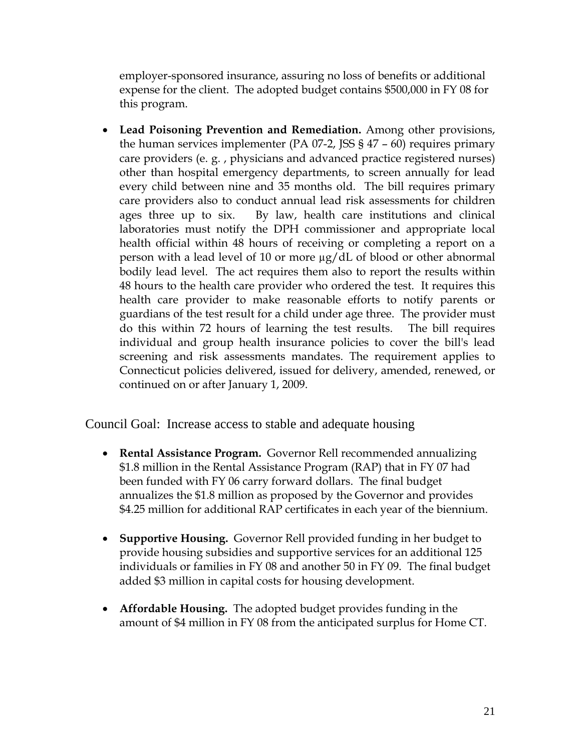employer-sponsored insurance, assuring no loss of benefits or additional expense for the client. The adopted budget contains $500,000 in FY 08 for this program.

- **Lead Poisoning Prevention and Remediation.** Among other provisions, the human services implementer (PA 07-2, JSS § 47 – 60) requires primary care providers (e. g. , physicians and advanced practice registered nurses) other than hospital emergency departments, to screen annually for lead every child between nine and 35 months old. The bill requires primary care providers also to conduct annual lead risk assessments for children ages three up to six. By law, health care institutions and clinical laboratories must notify the DPH commissioner and appropriate local health official within 48 hours of receiving or completing a report on a person with a lead level of 10 or more µg/dL of blood or other abnormal bodily lead level. The act requires them also to report the results within 48 hours to the health care provider who ordered the test. It requires this health care provider to make reasonable efforts to notify parents or guardians of the test result for a child under age three. The provider must do this within 72 hours of learning the test results. The bill requires individual and group health insurance policies to cover the bill's lead screening and risk assessments mandates. The requirement applies to Connecticut policies delivered, issued for delivery, amended, renewed, or continued on or after January 1, 2009.

Council Goal: Increase access to stable and adequate housing

- **Rental Assistance Program.** Governor Rell recommended annualizing $1.8 million in the Rental Assistance Program (RAP) that in FY 07 had been funded with FY 06 carry forward dollars. The final budget annualizes the $1.8 million as proposed by the Governor and provides $4.25 million for additional RAP certificates in each year of the biennium.

- **Supportive Housing.** Governor Rell provided funding in her budget to provide housing subsidies and supportive services for an additional 125 individuals or families in FY 08 and another 50 in FY 09. The final budget added $3 million in capital costs for housing development.

- **Affordable Housing.** The adopted budget provides funding in the amount of $4 million in FY 08 from the anticipated surplus for Home CT.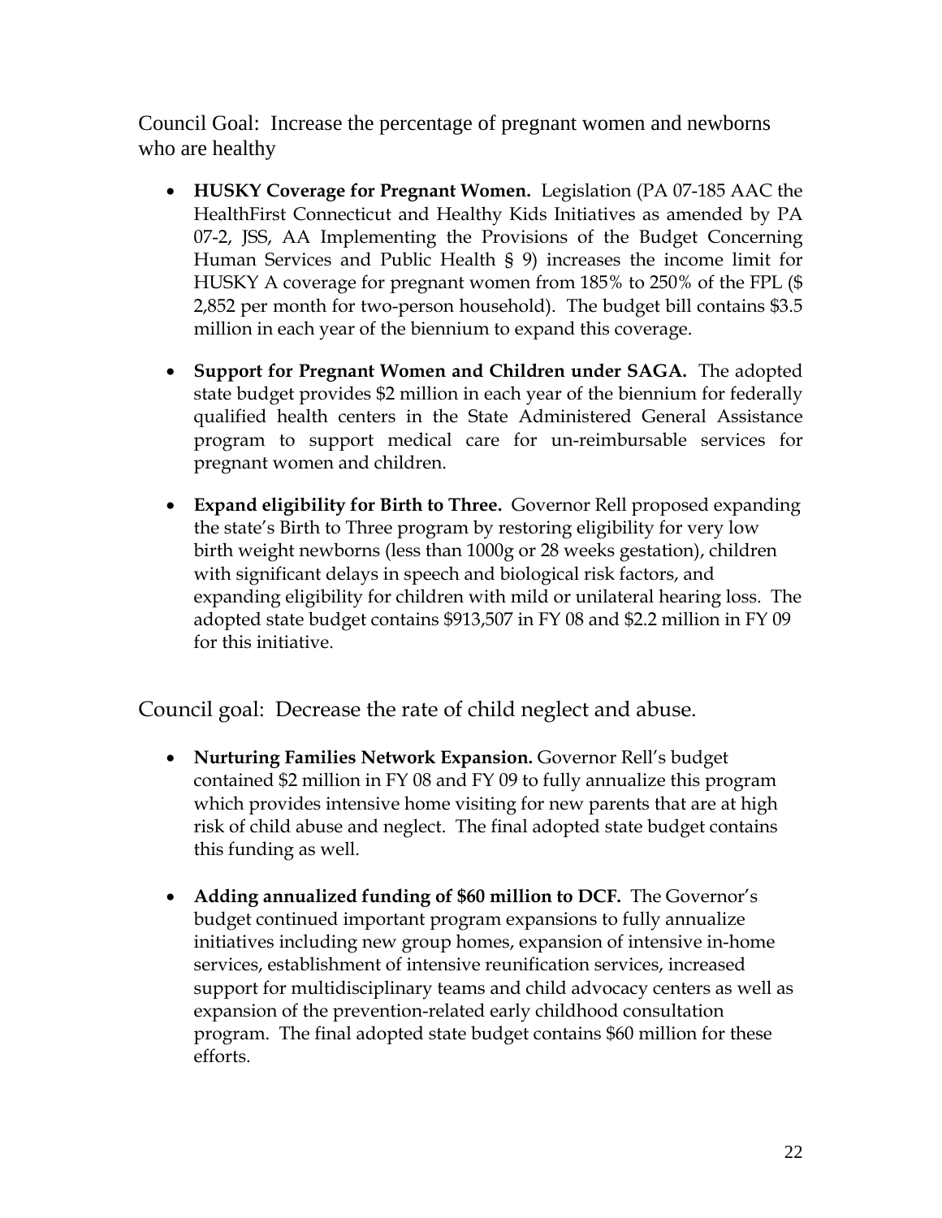## Council Goal: Increase the percentage of pregnant women and newborns who are healthy

- **HUSKY Coverage for Pregnant Women.** Legislation (PA 07-185 AAC the HealthFirst Connecticut and Healthy Kids Initiatives as amended by PA 07-2, JSS, AA Implementing the Provisions of the Budget Concerning Human Services and Public Health § 9) increases the income limit for HUSKY A coverage for pregnant women from 185% to 250% of the FPL ($ 2,852 per month for two-person household). The budget bill contains $3.5 million in each year of the biennium to expand this coverage.

- **Support for Pregnant Women and Children under SAGA.** The adopted state budget provides $2 million in each year of the biennium for federally qualified health centers in the State Administered General Assistance program to support medical care for un-reimbursable services for pregnant women and children.

- **Expand eligibility for Birth to Three.** Governor Rell proposed expanding the state's Birth to Three program by restoring eligibility for very low birth weight newborns (less than 1000g or 28 weeks gestation), children with significant delays in speech and biological risk factors, and expanding eligibility for children with mild or unilateral hearing loss. The adopted state budget contains $913,507 in FY 08 and $2.2 million in FY 09 for this initiative.

## Council goal: Decrease the rate of child neglect and abuse.

- **Nurturing Families Network Expansion.** Governor Rell's budget contained $2 million in FY 08 and FY 09 to fully annualize this program which provides intensive home visiting for new parents that are at high risk of child abuse and neglect. The final adopted state budget contains this funding as well.

- **Adding annualized funding of $60 million to DCF.** The Governor's budget continued important program expansions to fully annualize initiatives including new group homes, expansion of intensive in-home services, establishment of intensive reunification services, increased support for multidisciplinary teams and child advocacy centers as well as expansion of the prevention-related early childhood consultation program. The final adopted state budget contains $60 million for these efforts.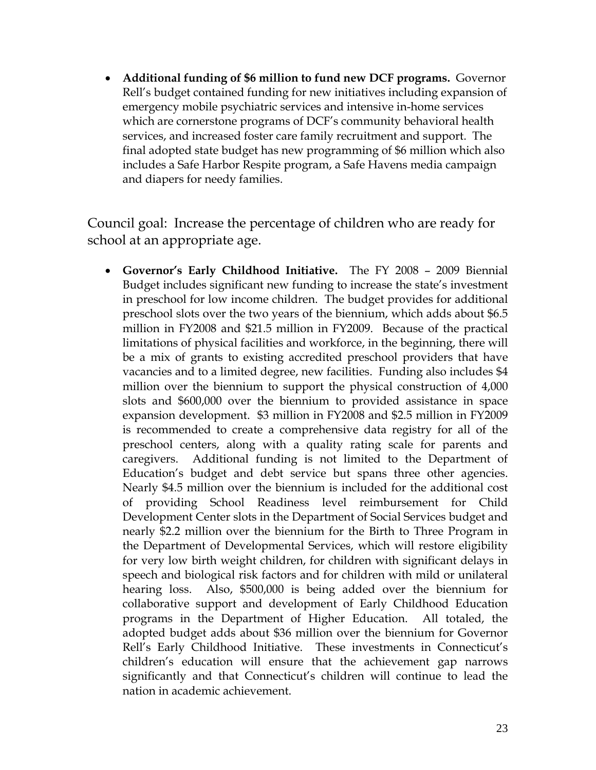- **Additional funding of $6 million to fund new DCF programs.** Governor Rell's budget contained funding for new initiatives including expansion of emergency mobile psychiatric services and intensive in-home services which are cornerstone programs of DCF's community behavioral health services, and increased foster care family recruitment and support. The final adopted state budget has new programming of $6 million which also includes a Safe Harbor Respite program, a Safe Havens media campaign and diapers for needy families.

Council goal: Increase the percentage of children who are ready for school at an appropriate age.

- **Governor's Early Childhood Initiative.** The FY 2008 – 2009 Biennial Budget includes significant new funding to increase the state's investment in preschool for low income children. The budget provides for additional preschool slots over the two years of the biennium, which adds about $6.5 million in FY2008 and $21.5 million in FY2009. Because of the practical limitations of physical facilities and workforce, in the beginning, there will be a mix of grants to existing accredited preschool providers that have vacancies and to a limited degree, new facilities. Funding also includes $4 million over the biennium to support the physical construction of 4,000 slots and $600,000 over the biennium to provided assistance in space expansion development. $3 million in FY2008 and $2.5 million in FY2009 is recommended to create a comprehensive data registry for all of the preschool centers, along with a quality rating scale for parents and caregivers. Additional funding is not limited to the Department of Education's budget and debt service but spans three other agencies. Nearly $4.5 million over the biennium is included for the additional cost of providing School Readiness level reimbursement for Child Development Center slots in the Department of Social Services budget and nearly $2.2 million over the biennium for the Birth to Three Program in the Department of Developmental Services, which will restore eligibility for very low birth weight children, for children with significant delays in speech and biological risk factors and for children with mild or unilateral hearing loss. Also, $500,000 is being added over the biennium for collaborative support and development of Early Childhood Education programs in the Department of Higher Education. All totaled, the adopted budget adds about $36 million over the biennium for Governor Rell's Early Childhood Initiative. These investments in Connecticut's children's education will ensure that the achievement gap narrows significantly and that Connecticut's children will continue to lead the nation in academic achievement.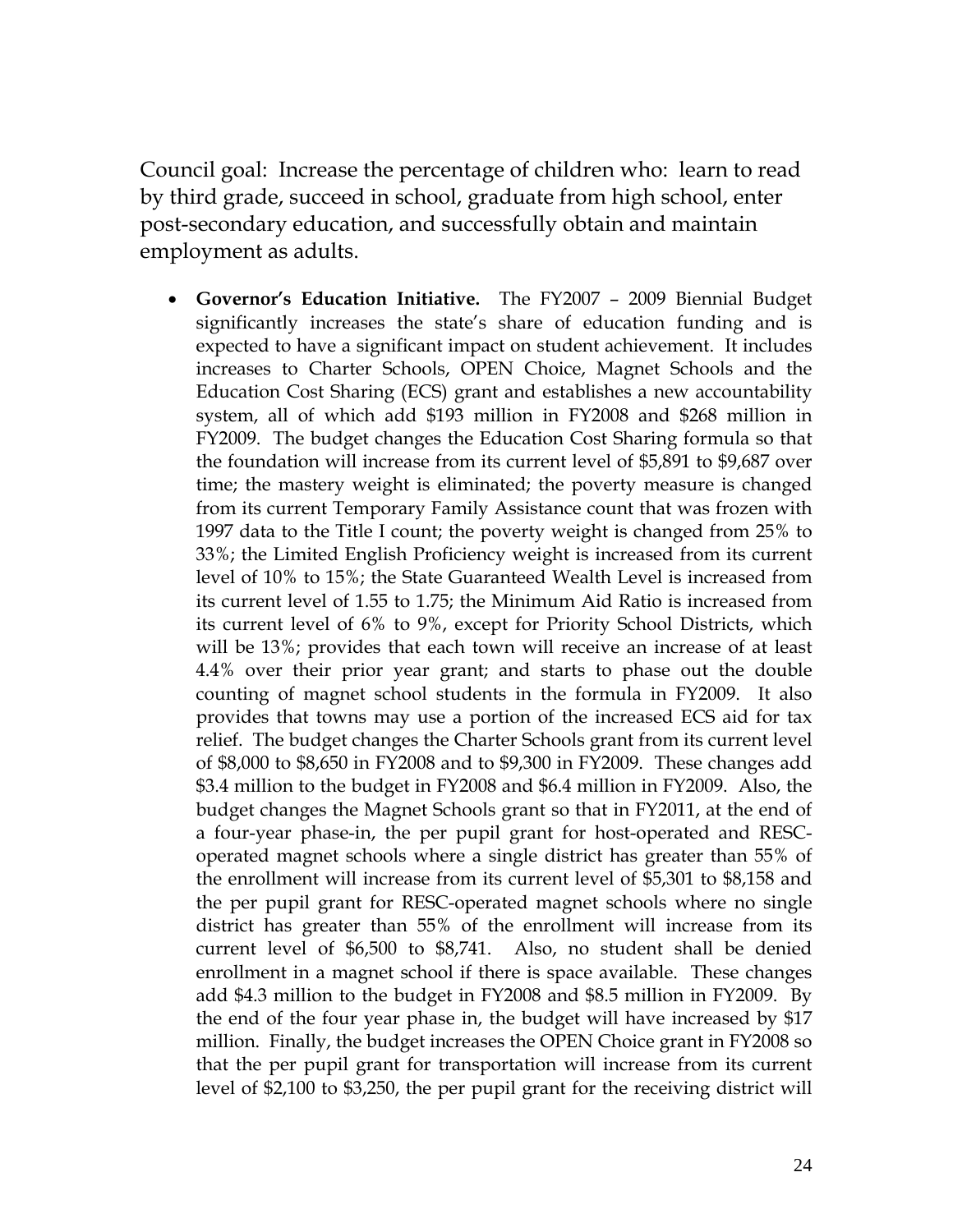Council goal: Increase the percentage of children who: learn to read by third grade, succeed in school, graduate from high school, enter post-secondary education, and successfully obtain and maintain employment as adults.

- **Governor's Education Initiative.** The FY2007 – 2009 Biennial Budget significantly increases the state's share of education funding and is expected to have a significant impact on student achievement. It includes increases to Charter Schools, OPEN Choice, Magnet Schools and the Education Cost Sharing (ECS) grant and establishes a new accountability system, all of which add $193 million in FY2008 and $268 million in FY2009. The budget changes the Education Cost Sharing formula so that the foundation will increase from its current level of $5,891 to $9,687 over time; the mastery weight is eliminated; the poverty measure is changed from its current Temporary Family Assistance count that was frozen with 1997 data to the Title I count; the poverty weight is changed from 25% to 33%; the Limited English Proficiency weight is increased from its current level of 10% to 15%; the State Guaranteed Wealth Level is increased from its current level of 1.55 to 1.75; the Minimum Aid Ratio is increased from its current level of 6% to 9%, except for Priority School Districts, which will be 13%; provides that each town will receive an increase of at least 4.4% over their prior year grant; and starts to phase out the double counting of magnet school students in the formula in FY2009. It also provides that towns may use a portion of the increased ECS aid for tax relief. The budget changes the Charter Schools grant from its current level of $8,000 to $8,650 in FY2008 and to $9,300 in FY2009. These changes add $3.4 million to the budget in FY2008 and $6.4 million in FY2009. Also, the budget changes the Magnet Schools grant so that in FY2011, at the end of a four-year phase-in, the per pupil grant for host-operated and RESC-operated magnet schools where a single district has greater than 55% of the enrollment will increase from its current level of $5,301 to $8,158 and the per pupil grant for RESC-operated magnet schools where no single district has greater than 55% of the enrollment will increase from its current level of $6,500 to $8,741. Also, no student shall be denied enrollment in a magnet school if there is space available. These changes add $4.3 million to the budget in FY2008 and $8.5 million in FY2009. By the end of the four year phase in, the budget will have increased by $17 million. Finally, the budget increases the OPEN Choice grant in FY2008 so that the per pupil grant for transportation will increase from its current level of $2,100 to $3,250, the per pupil grant for the receiving district will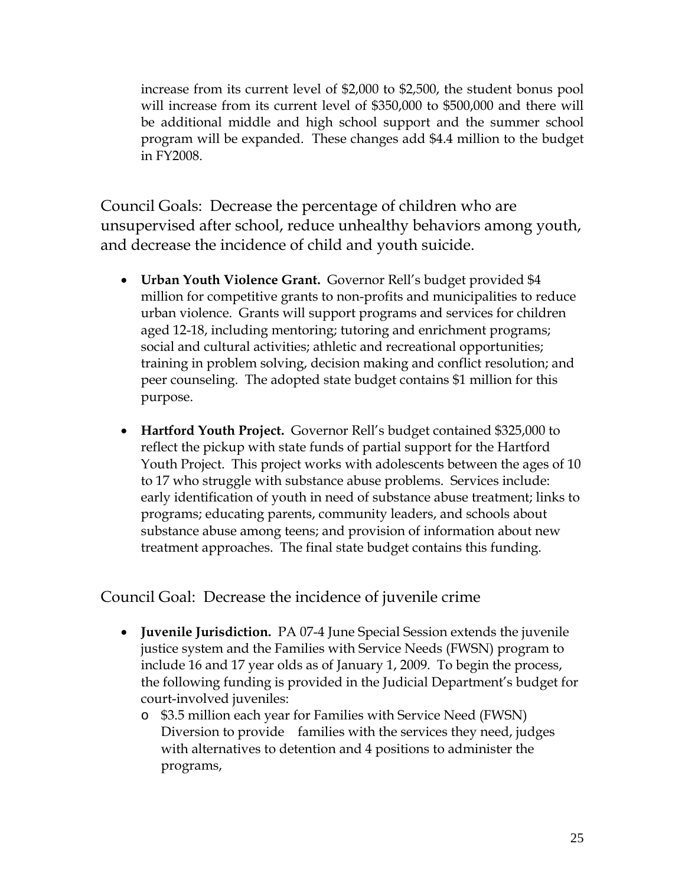increase from its current level of $2,000 to $2,500, the student bonus pool will increase from its current level of $350,000 to $500,000 and there will be additional middle and high school support and the summer school program will be expanded. These changes add $4.4 million to the budget in FY2008.

## Council Goals: Decrease the percentage of children who are unsupervised after school, reduce unhealthy behaviors among youth, and decrease the incidence of child and youth suicide.

- **Urban Youth Violence Grant.** Governor Rell's budget provided $4 million for competitive grants to non-profits and municipalities to reduce urban violence. Grants will support programs and services for children aged 12-18, including mentoring; tutoring and enrichment programs; social and cultural activities; athletic and recreational opportunities; training in problem solving, decision making and conflict resolution; and peer counseling. The adopted state budget contains $1 million for this purpose.

- **Hartford Youth Project.** Governor Rell's budget contained $325,000 to reflect the pickup with state funds of partial support for the Hartford Youth Project. This project works with adolescents between the ages of 10 to 17 who struggle with substance abuse problems. Services include: early identification of youth in need of substance abuse treatment; links to programs; educating parents, community leaders, and schools about substance abuse among teens; and provision of information about new treatment approaches. The final state budget contains this funding.

## Council Goal: Decrease the incidence of juvenile crime

- **Juvenile Jurisdiction.** PA 07-4 June Special Session extends the juvenile justice system and the Families with Service Needs (FWSN) program to include 16 and 17 year olds as of January 1, 2009. To begin the process, the following funding is provided in the Judicial Department's budget for court-involved juveniles:
  - $3.5 million each year for Families with Service Need (FWSN) Diversion to provide families with the services they need, judges with alternatives to detention and 4 positions to administer the programs,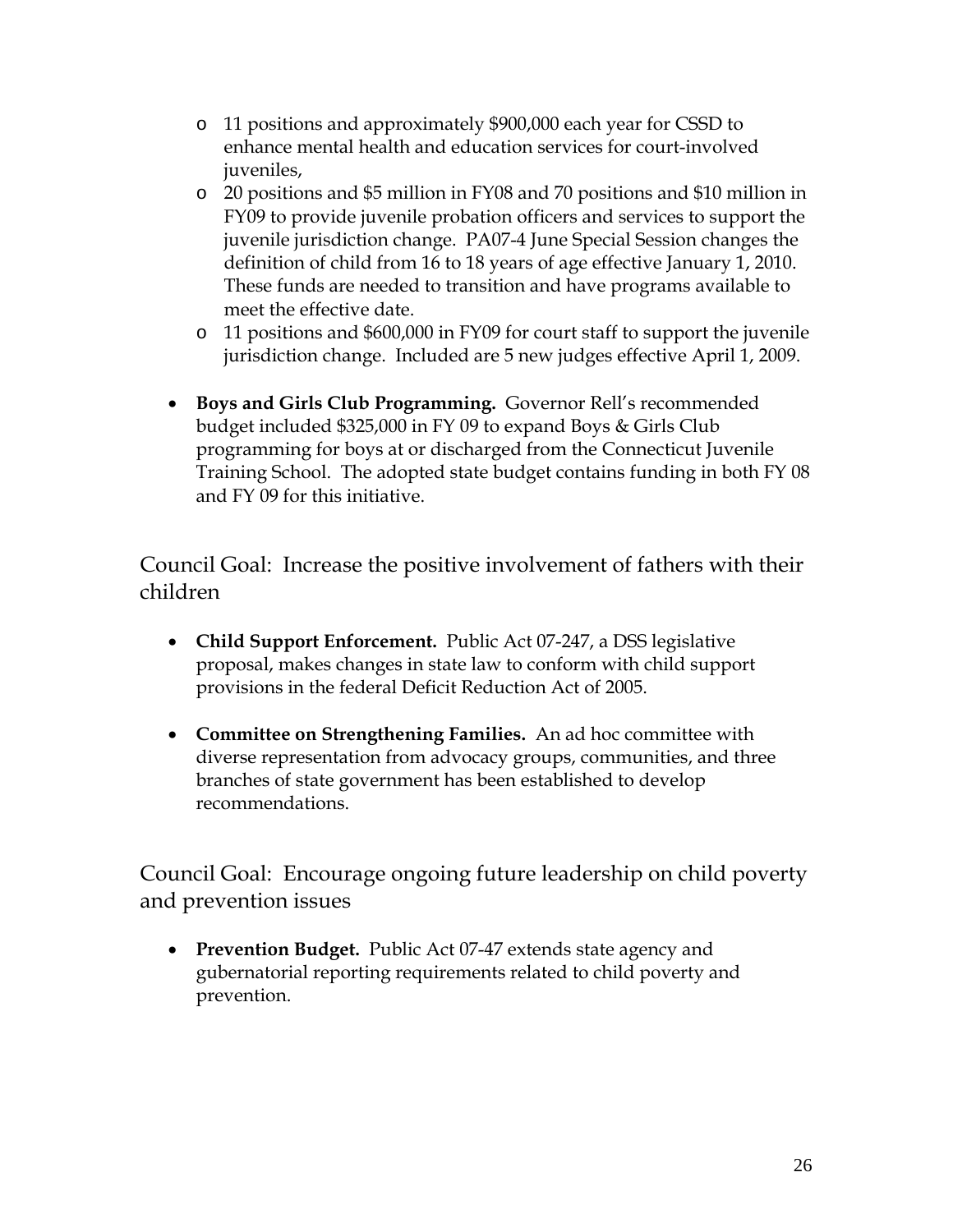- 11 positions and approximately $900,000 each year for CSSD to enhance mental health and education services for court-involved juveniles,
  - 20 positions and $5 million in FY08 and 70 positions and $10 million in FY09 to provide juvenile probation officers and services to support the juvenile jurisdiction change. PA07-4 June Special Session changes the definition of child from 16 to 18 years of age effective January 1, 2010. These funds are needed to transition and have programs available to meet the effective date.
  - 11 positions and $600,000 in FY09 for court staff to support the juvenile jurisdiction change. Included are 5 new judges effective April 1, 2009.

- **Boys and Girls Club Programming.** Governor Rell's recommended budget included $325,000 in FY 09 to expand Boys & Girls Club programming for boys at or discharged from the Connecticut Juvenile Training School. The adopted state budget contains funding in both FY 08 and FY 09 for this initiative.

## Council Goal: Increase the positive involvement of fathers with their children

- **Child Support Enforcement.** Public Act 07-247, a DSS legislative proposal, makes changes in state law to conform with child support provisions in the federal Deficit Reduction Act of 2005.

- **Committee on Strengthening Families.** An ad hoc committee with diverse representation from advocacy groups, communities, and three branches of state government has been established to develop recommendations.

## Council Goal: Encourage ongoing future leadership on child poverty and prevention issues

- **Prevention Budget.** Public Act 07-47 extends state agency and gubernatorial reporting requirements related to child poverty and prevention.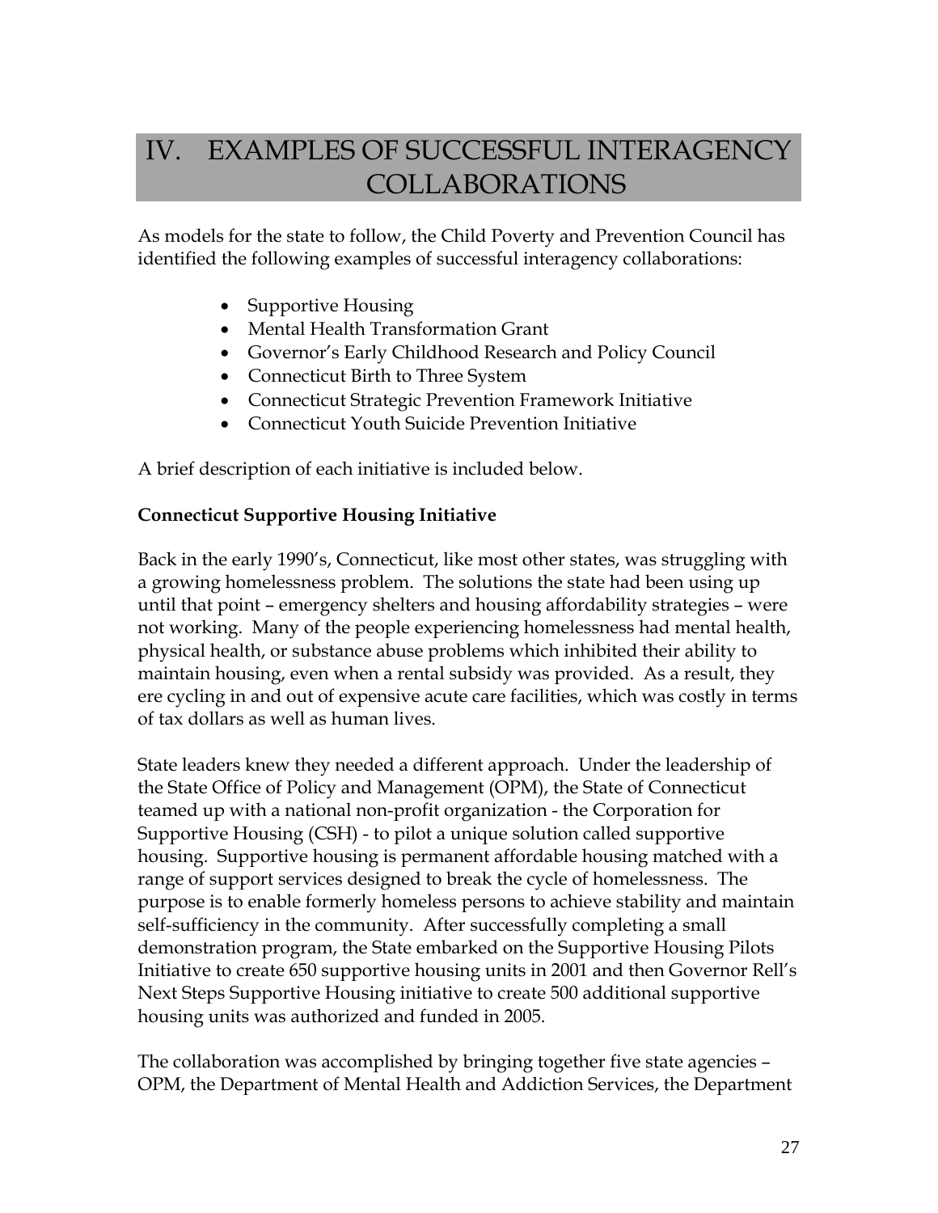# IV. EXAMPLES OF SUCCESSFUL INTERAGENCY COLLABORATIONS

As models for the state to follow, the Child Poverty and Prevention Council has identified the following examples of successful interagency collaborations:

- Supportive Housing
- Mental Health Transformation Grant
- Governor's Early Childhood Research and Policy Council
- Connecticut Birth to Three System
- Connecticut Strategic Prevention Framework Initiative
- Connecticut Youth Suicide Prevention Initiative

A brief description of each initiative is included below.

**Connecticut Supportive Housing Initiative**

Back in the early 1990's, Connecticut, like most other states, was struggling with a growing homelessness problem. The solutions the state had been using up until that point – emergency shelters and housing affordability strategies – were not working. Many of the people experiencing homelessness had mental health, physical health, or substance abuse problems which inhibited their ability to maintain housing, even when a rental subsidy was provided. As a result, they ere cycling in and out of expensive acute care facilities, which was costly in terms of tax dollars as well as human lives.

State leaders knew they needed a different approach. Under the leadership of the State Office of Policy and Management (OPM), the State of Connecticut teamed up with a national non-profit organization - the Corporation for Supportive Housing (CSH) - to pilot a unique solution called supportive housing. Supportive housing is permanent affordable housing matched with a range of support services designed to break the cycle of homelessness. The purpose is to enable formerly homeless persons to achieve stability and maintain self-sufficiency in the community. After successfully completing a small demonstration program, the State embarked on the Supportive Housing Pilots Initiative to create 650 supportive housing units in 2001 and then Governor Rell's Next Steps Supportive Housing initiative to create 500 additional supportive housing units was authorized and funded in 2005.

The collaboration was accomplished by bringing together five state agencies – OPM, the Department of Mental Health and Addiction Services, the Department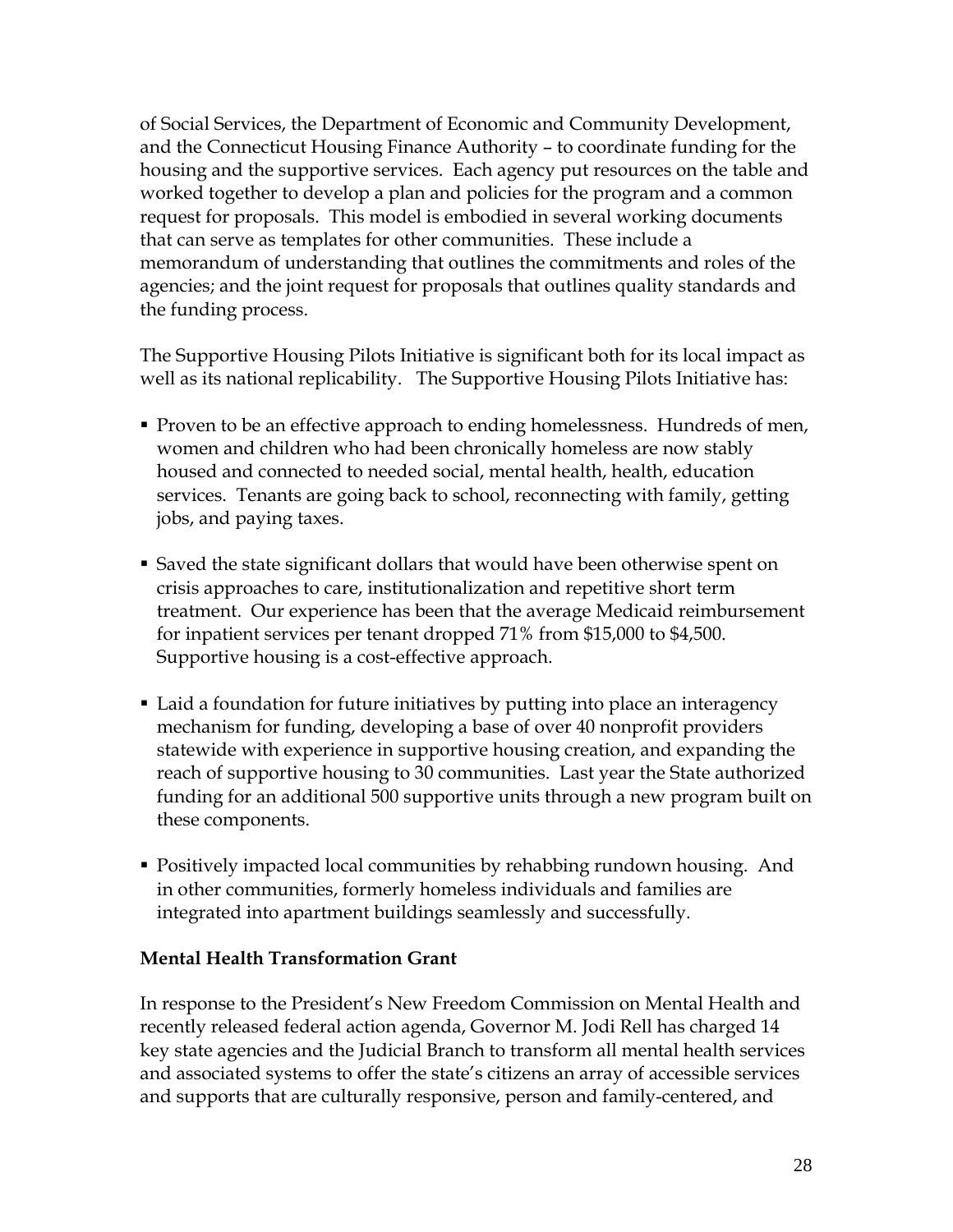of Social Services, the Department of Economic and Community Development, and the Connecticut Housing Finance Authority – to coordinate funding for the housing and the supportive services. Each agency put resources on the table and worked together to develop a plan and policies for the program and a common request for proposals. This model is embodied in several working documents that can serve as templates for other communities. These include a memorandum of understanding that outlines the commitments and roles of the agencies; and the joint request for proposals that outlines quality standards and the funding process.

The Supportive Housing Pilots Initiative is significant both for its local impact as well as its national replicability. The Supportive Housing Pilots Initiative has:

- Proven to be an effective approach to ending homelessness. Hundreds of men, women and children who had been chronically homeless are now stably housed and connected to needed social, mental health, health, education services. Tenants are going back to school, reconnecting with family, getting jobs, and paying taxes.

- Saved the state significant dollars that would have been otherwise spent on crisis approaches to care, institutionalization and repetitive short term treatment. Our experience has been that the average Medicaid reimbursement for inpatient services per tenant dropped 71% from $15,000 to $4,500. Supportive housing is a cost-effective approach.

- Laid a foundation for future initiatives by putting into place an interagency mechanism for funding, developing a base of over 40 nonprofit providers statewide with experience in supportive housing creation, and expanding the reach of supportive housing to 30 communities. Last year the State authorized funding for an additional 500 supportive units through a new program built on these components.

- Positively impacted local communities by rehabbing rundown housing. And in other communities, formerly homeless individuals and families are integrated into apartment buildings seamlessly and successfully.

**Mental Health Transformation Grant**

In response to the President's New Freedom Commission on Mental Health and recently released federal action agenda, Governor M. Jodi Rell has charged 14 key state agencies and the Judicial Branch to transform all mental health services and associated systems to offer the state's citizens an array of accessible services and supports that are culturally responsive, person and family-centered, and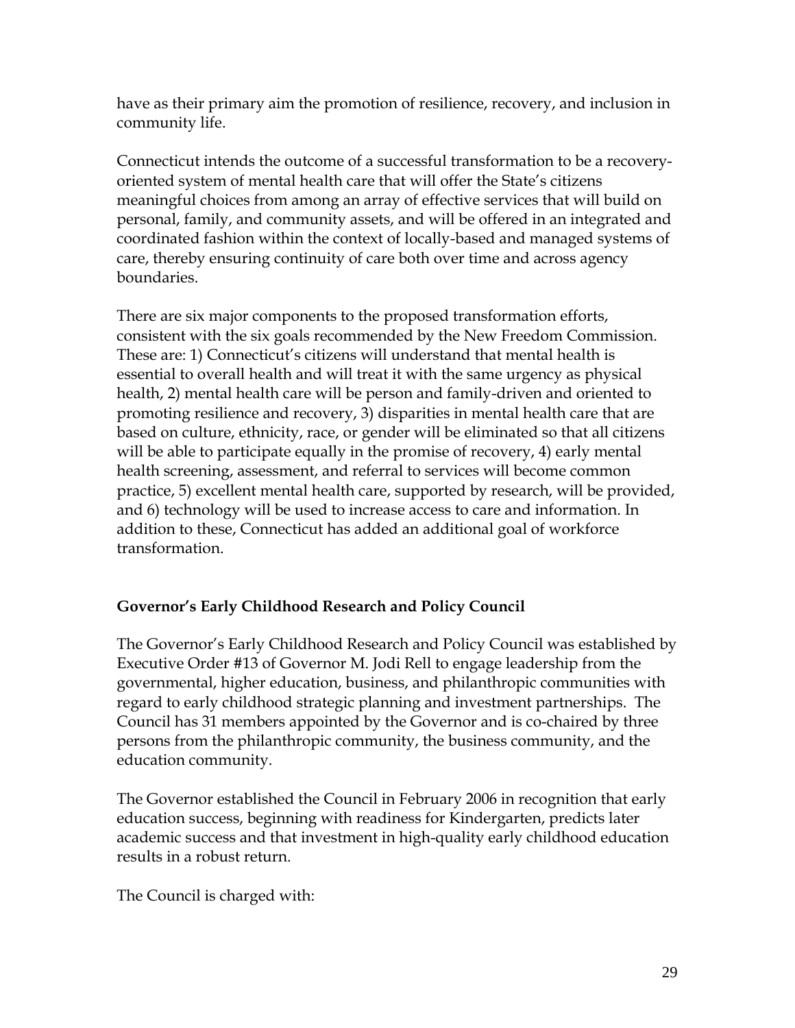have as their primary aim the promotion of resilience, recovery, and inclusion in community life.

Connecticut intends the outcome of a successful transformation to be a recovery-oriented system of mental health care that will offer the State's citizens meaningful choices from among an array of effective services that will build on personal, family, and community assets, and will be offered in an integrated and coordinated fashion within the context of locally-based and managed systems of care, thereby ensuring continuity of care both over time and across agency boundaries.

There are six major components to the proposed transformation efforts, consistent with the six goals recommended by the New Freedom Commission. These are: 1) Connecticut's citizens will understand that mental health is essential to overall health and will treat it with the same urgency as physical health, 2) mental health care will be person and family-driven and oriented to promoting resilience and recovery, 3) disparities in mental health care that are based on culture, ethnicity, race, or gender will be eliminated so that all citizens will be able to participate equally in the promise of recovery, 4) early mental health screening, assessment, and referral to services will become common practice, 5) excellent mental health care, supported by research, will be provided, and 6) technology will be used to increase access to care and information. In addition to these, Connecticut has added an additional goal of workforce transformation.

**Governor's Early Childhood Research and Policy Council**

The Governor's Early Childhood Research and Policy Council was established by Executive Order #13 of Governor M. Jodi Rell to engage leadership from the governmental, higher education, business, and philanthropic communities with regard to early childhood strategic planning and investment partnerships. The Council has 31 members appointed by the Governor and is co-chaired by three persons from the philanthropic community, the business community, and the education community.

The Governor established the Council in February 2006 in recognition that early education success, beginning with readiness for Kindergarten, predicts later academic success and that investment in high-quality early childhood education results in a robust return.

The Council is charged with: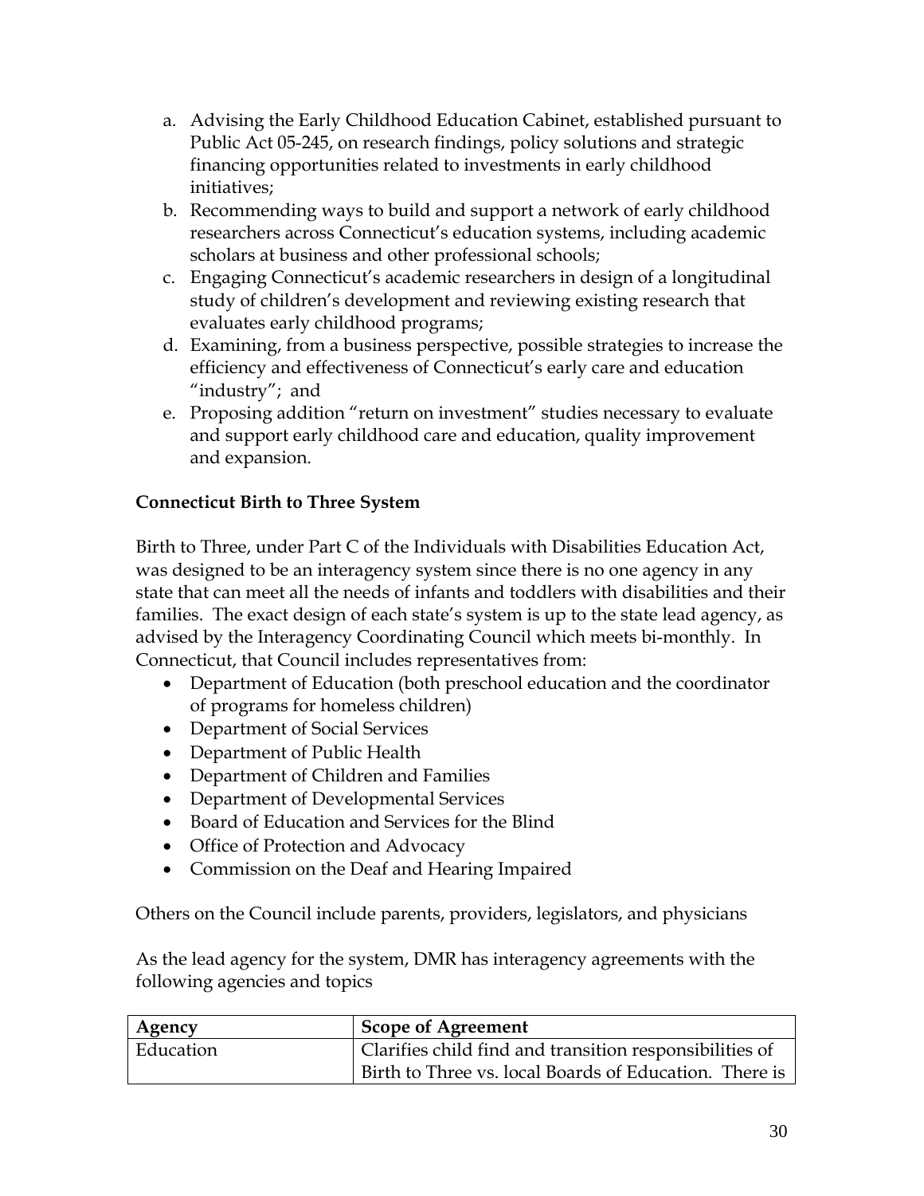a. Advising the Early Childhood Education Cabinet, established pursuant to Public Act 05-245, on research findings, policy solutions and strategic financing opportunities related to investments in early childhood initiatives;
b. Recommending ways to build and support a network of early childhood researchers across Connecticut's education systems, including academic scholars at business and other professional schools;
c. Engaging Connecticut's academic researchers in design of a longitudinal study of children's development and reviewing existing research that evaluates early childhood programs;
d. Examining, from a business perspective, possible strategies to increase the efficiency and effectiveness of Connecticut's early care and education "industry"; and
e. Proposing addition "return on investment" studies necessary to evaluate and support early childhood care and education, quality improvement and expansion.

**Connecticut Birth to Three System**

Birth to Three, under Part C of the Individuals with Disabilities Education Act, was designed to be an interagency system since there is no one agency in any state that can meet all the needs of infants and toddlers with disabilities and their families. The exact design of each state's system is up to the state lead agency, as advised by the Interagency Coordinating Council which meets bi-monthly. In Connecticut, that Council includes representatives from:

- Department of Education (both preschool education and the coordinator of programs for homeless children)
- Department of Social Services
- Department of Public Health
- Department of Children and Families
- Department of Developmental Services
- Board of Education and Services for the Blind
- Office of Protection and Advocacy
- Commission on the Deaf and Hearing Impaired

Others on the Council include parents, providers, legislators, and physicians

As the lead agency for the system, DMR has interagency agreements with the following agencies and topics

| Agency | Scope of Agreement |
|---|---|
| Education | Clarifies child find and transition responsibilities of Birth to Three vs. local Boards of Education. There is |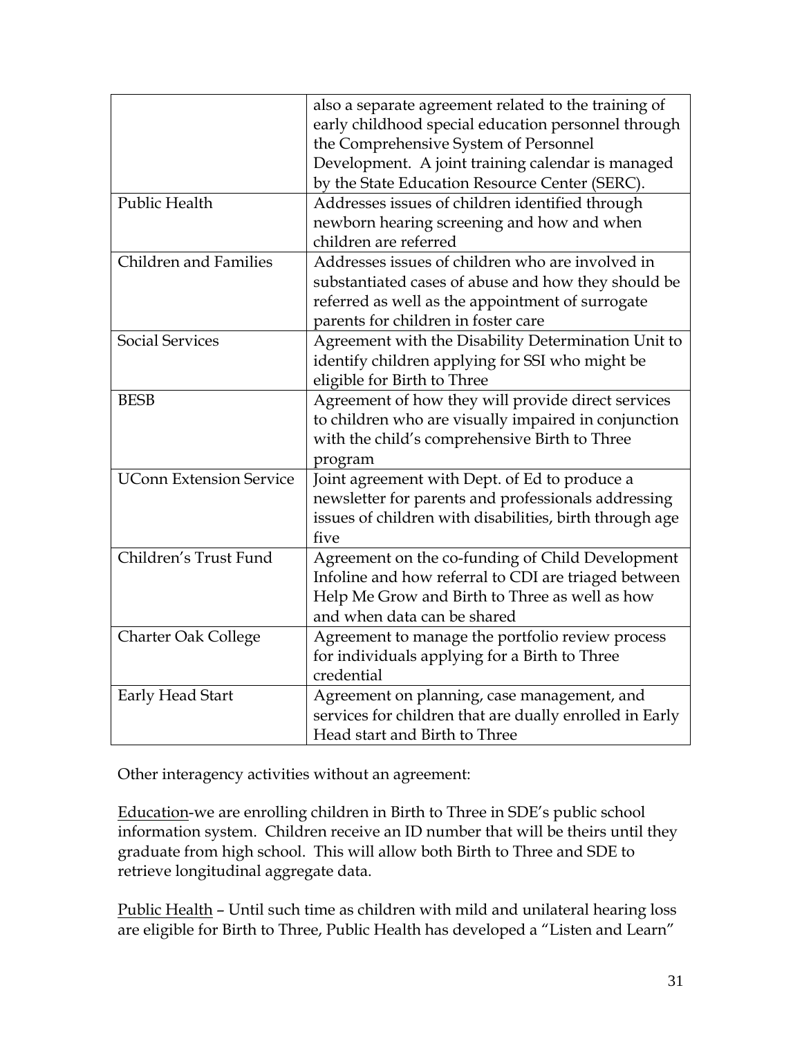| | |
|---|---|
| | also a separate agreement related to the training of early childhood special education personnel through the Comprehensive System of Personnel Development. A joint training calendar is managed by the State Education Resource Center (SERC). |
| Public Health | Addresses issues of children identified through newborn hearing screening and how and when children are referred |
| Children and Families | Addresses issues of children who are involved in substantiated cases of abuse and how they should be referred as well as the appointment of surrogate parents for children in foster care |
| Social Services | Agreement with the Disability Determination Unit to identify children applying for SSI who might be eligible for Birth to Three |
| BESB | Agreement of how they will provide direct services to children who are visually impaired in conjunction with the child's comprehensive Birth to Three program |
| UConn Extension Service | Joint agreement with Dept. of Ed to produce a newsletter for parents and professionals addressing issues of children with disabilities, birth through age five |
| Children's Trust Fund | Agreement on the co-funding of Child Development Infoline and how referral to CDI are triaged between Help Me Grow and Birth to Three as well as how and when data can be shared |
| Charter Oak College | Agreement to manage the portfolio review process for individuals applying for a Birth to Three credential |
| Early Head Start | Agreement on planning, case management, and services for children that are dually enrolled in Early Head start and Birth to Three |

Other interagency activities without an agreement:

<u>Education</u>-we are enrolling children in Birth to Three in SDE's public school information system. Children receive an ID number that will be theirs until they graduate from high school. This will allow both Birth to Three and SDE to retrieve longitudinal aggregate data.

<u>Public Health</u> – Until such time as children with mild and unilateral hearing loss are eligible for Birth to Three, Public Health has developed a "Listen and Learn"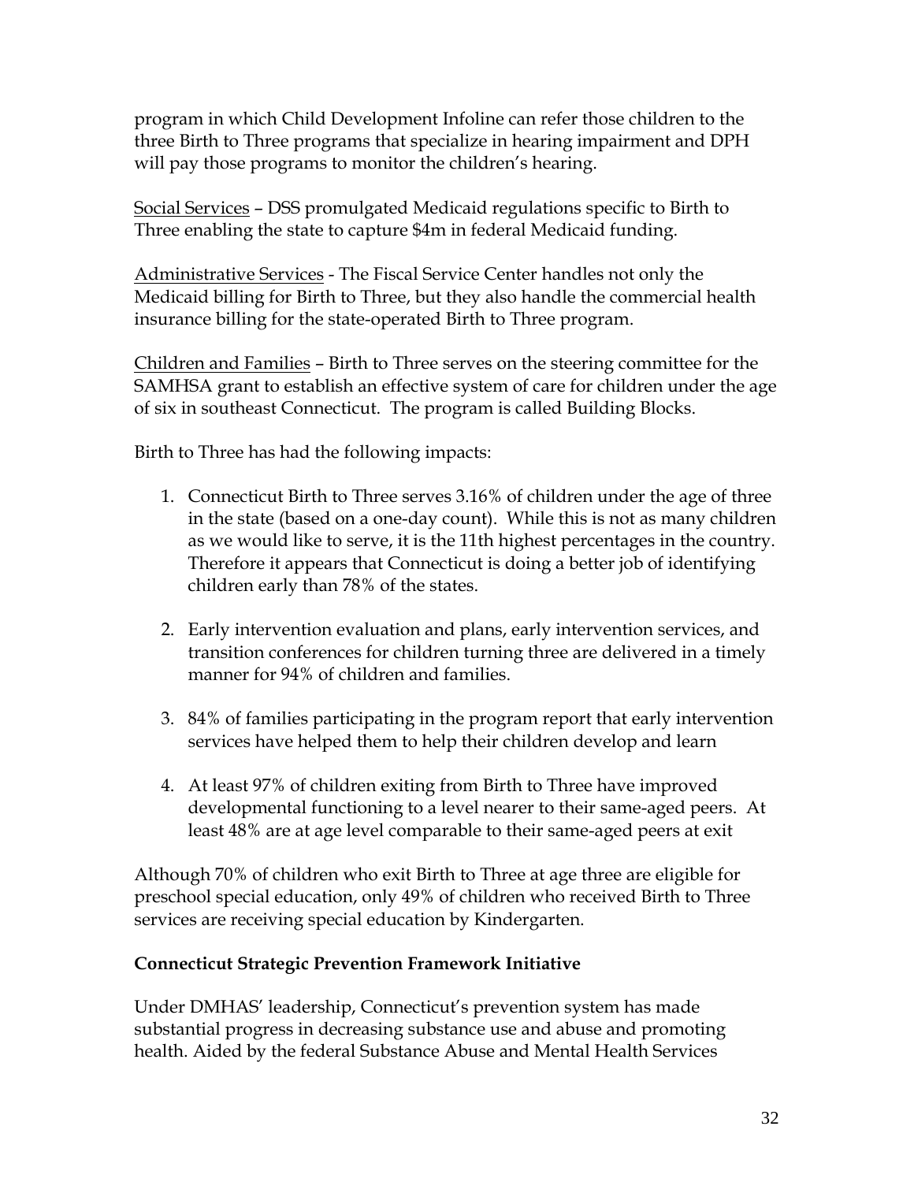program in which Child Development Infoline can refer those children to the three Birth to Three programs that specialize in hearing impairment and DPH will pay those programs to monitor the children's hearing.

<u>Social Services</u> – DSS promulgated Medicaid regulations specific to Birth to Three enabling the state to capture $4m in federal Medicaid funding.

<u>Administrative Services</u> - The Fiscal Service Center handles not only the Medicaid billing for Birth to Three, but they also handle the commercial health insurance billing for the state-operated Birth to Three program.

<u>Children and Families</u> – Birth to Three serves on the steering committee for the SAMHSA grant to establish an effective system of care for children under the age of six in southeast Connecticut. The program is called Building Blocks.

Birth to Three has had the following impacts:

1. Connecticut Birth to Three serves 3.16% of children under the age of three in the state (based on a one-day count). While this is not as many children as we would like to serve, it is the 11th highest percentages in the country. Therefore it appears that Connecticut is doing a better job of identifying children early than 78% of the states.

2. Early intervention evaluation and plans, early intervention services, and transition conferences for children turning three are delivered in a timely manner for 94% of children and families.

3. 84% of families participating in the program report that early intervention services have helped them to help their children develop and learn

4. At least 97% of children exiting from Birth to Three have improved developmental functioning to a level nearer to their same-aged peers. At least 48% are at age level comparable to their same-aged peers at exit

Although 70% of children who exit Birth to Three at age three are eligible for preschool special education, only 49% of children who received Birth to Three services are receiving special education by Kindergarten.

**Connecticut Strategic Prevention Framework Initiative**

Under DMHAS' leadership, Connecticut's prevention system has made substantial progress in decreasing substance use and abuse and promoting health. Aided by the federal Substance Abuse and Mental Health Services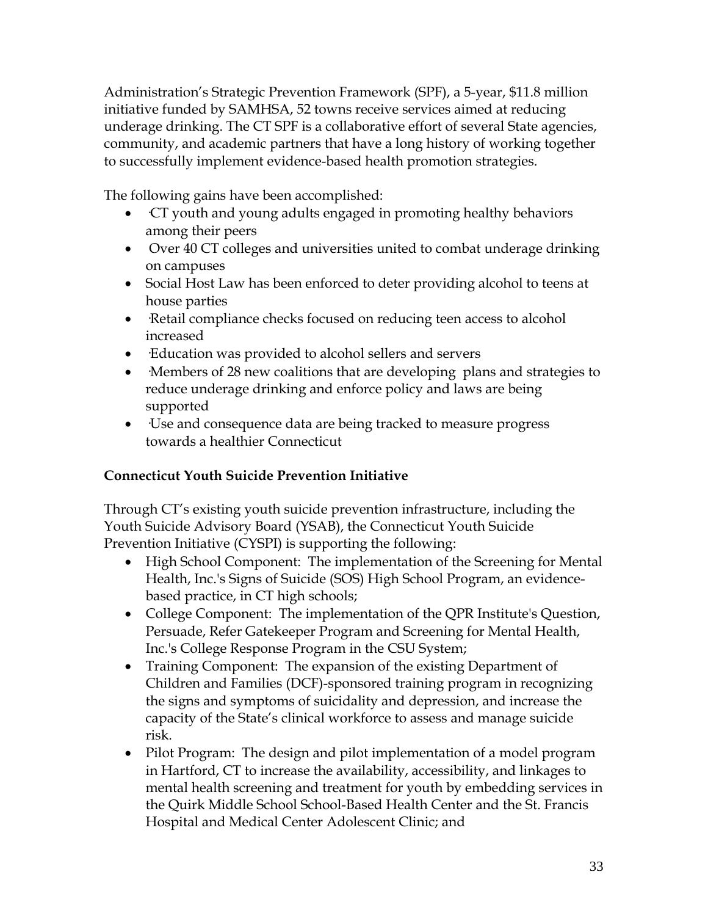Administration's Strategic Prevention Framework (SPF), a 5-year, $11.8 million initiative funded by SAMHSA, 52 towns receive services aimed at reducing underage drinking. The CT SPF is a collaborative effort of several State agencies, community, and academic partners that have a long history of working together to successfully implement evidence-based health promotion strategies.

The following gains have been accomplished:

- ·CT youth and young adults engaged in promoting healthy behaviors among their peers
- Over 40 CT colleges and universities united to combat underage drinking on campuses
- Social Host Law has been enforced to deter providing alcohol to teens at house parties
- ·Retail compliance checks focused on reducing teen access to alcohol increased
- ·Education was provided to alcohol sellers and servers
- ·Members of 28 new coalitions that are developing plans and strategies to reduce underage drinking and enforce policy and laws are being supported
- ·Use and consequence data are being tracked to measure progress towards a healthier Connecticut

**Connecticut Youth Suicide Prevention Initiative**

Through CT's existing youth suicide prevention infrastructure, including the Youth Suicide Advisory Board (YSAB), the Connecticut Youth Suicide Prevention Initiative (CYSPI) is supporting the following:

- High School Component: The implementation of the Screening for Mental Health, Inc.'s Signs of Suicide (SOS) High School Program, an evidence-based practice, in CT high schools;
- College Component: The implementation of the QPR Institute's Question, Persuade, Refer Gatekeeper Program and Screening for Mental Health, Inc.'s College Response Program in the CSU System;
- Training Component: The expansion of the existing Department of Children and Families (DCF)-sponsored training program in recognizing the signs and symptoms of suicidality and depression, and increase the capacity of the State's clinical workforce to assess and manage suicide risk.
- Pilot Program: The design and pilot implementation of a model program in Hartford, CT to increase the availability, accessibility, and linkages to mental health screening and treatment for youth by embedding services in the Quirk Middle School School-Based Health Center and the St. Francis Hospital and Medical Center Adolescent Clinic; and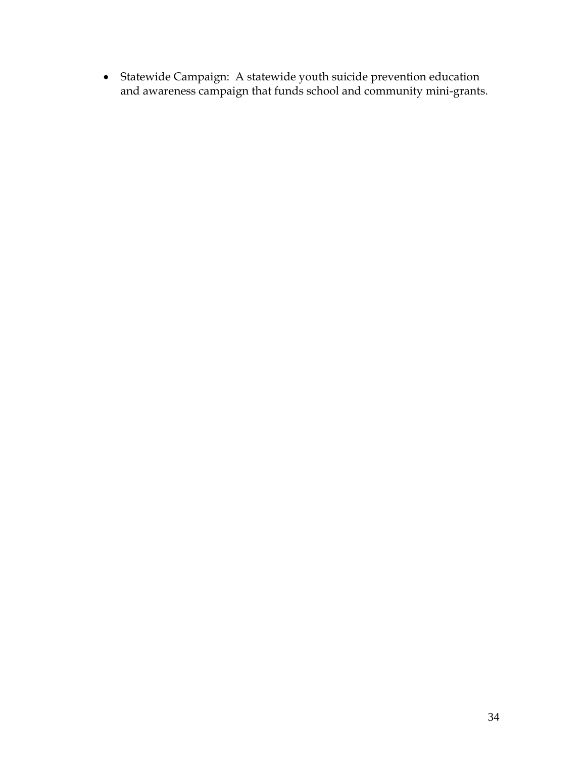- Statewide Campaign: A statewide youth suicide prevention education and awareness campaign that funds school and community mini-grants.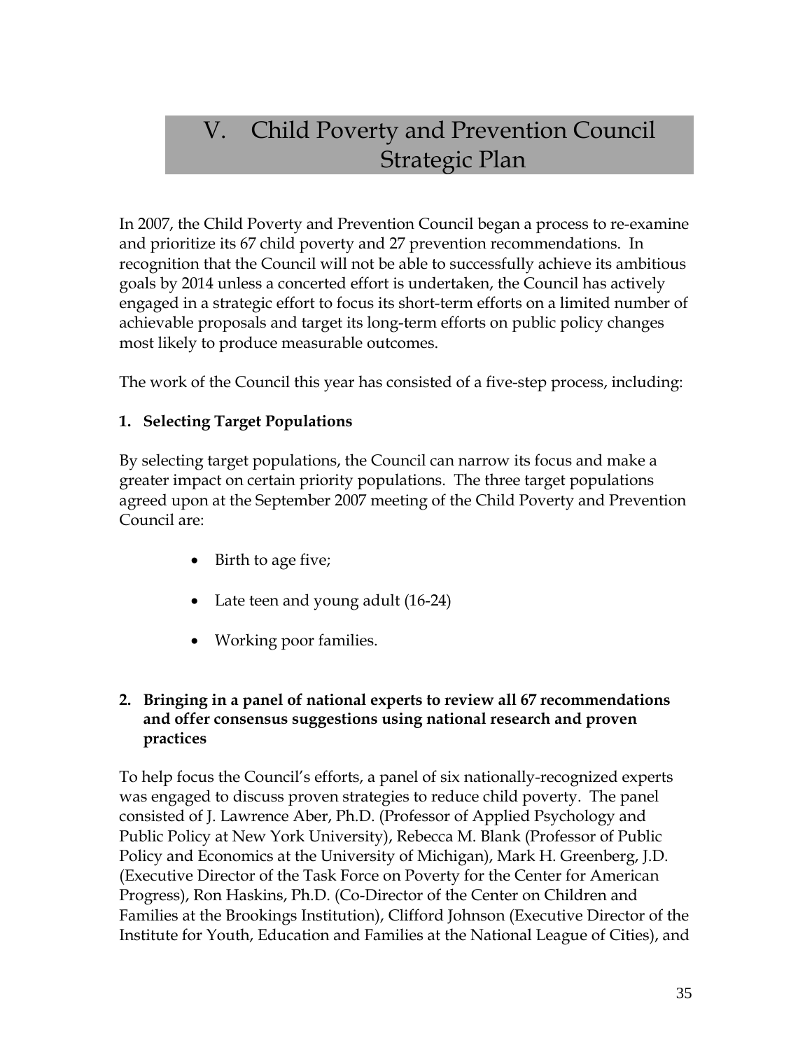# V. Child Poverty and Prevention Council Strategic Plan

In 2007, the Child Poverty and Prevention Council began a process to re-examine and prioritize its 67 child poverty and 27 prevention recommendations. In recognition that the Council will not be able to successfully achieve its ambitious goals by 2014 unless a concerted effort is undertaken, the Council has actively engaged in a strategic effort to focus its short-term efforts on a limited number of achievable proposals and target its long-term efforts on public policy changes most likely to produce measurable outcomes.

The work of the Council this year has consisted of a five-step process, including:

**1. Selecting Target Populations**

By selecting target populations, the Council can narrow its focus and make a greater impact on certain priority populations. The three target populations agreed upon at the September 2007 meeting of the Child Poverty and Prevention Council are:

- Birth to age five;
- Late teen and young adult (16-24)
- Working poor families.

**2. Bringing in a panel of national experts to review all 67 recommendations and offer consensus suggestions using national research and proven practices**

To help focus the Council's efforts, a panel of six nationally-recognized experts was engaged to discuss proven strategies to reduce child poverty. The panel consisted of J. Lawrence Aber, Ph.D. (Professor of Applied Psychology and Public Policy at New York University), Rebecca M. Blank (Professor of Public Policy and Economics at the University of Michigan), Mark H. Greenberg, J.D. (Executive Director of the Task Force on Poverty for the Center for American Progress), Ron Haskins, Ph.D. (Co-Director of the Center on Children and Families at the Brookings Institution), Clifford Johnson (Executive Director of the Institute for Youth, Education and Families at the National League of Cities), and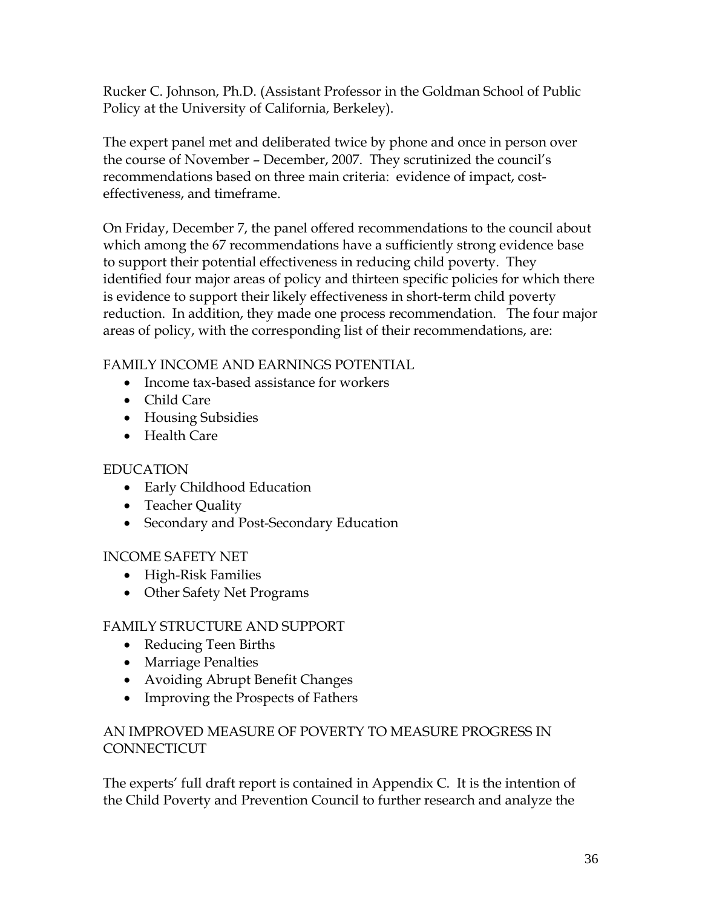Rucker C. Johnson, Ph.D. (Assistant Professor in the Goldman School of Public Policy at the University of California, Berkeley).

The expert panel met and deliberated twice by phone and once in person over the course of November – December, 2007. They scrutinized the council's recommendations based on three main criteria: evidence of impact, cost-effectiveness, and timeframe.

On Friday, December 7, the panel offered recommendations to the council about which among the 67 recommendations have a sufficiently strong evidence base to support their potential effectiveness in reducing child poverty. They identified four major areas of policy and thirteen specific policies for which there is evidence to support their likely effectiveness in short-term child poverty reduction. In addition, they made one process recommendation. The four major areas of policy, with the corresponding list of their recommendations, are:

FAMILY INCOME AND EARNINGS POTENTIAL

- Income tax-based assistance for workers
- Child Care
- Housing Subsidies
- Health Care

EDUCATION

- Early Childhood Education
- Teacher Quality
- Secondary and Post-Secondary Education

INCOME SAFETY NET

- High-Risk Families
- Other Safety Net Programs

FAMILY STRUCTURE AND SUPPORT

- Reducing Teen Births
- Marriage Penalties
- Avoiding Abrupt Benefit Changes
- Improving the Prospects of Fathers

AN IMPROVED MEASURE OF POVERTY TO MEASURE PROGRESS IN CONNECTICUT

The experts' full draft report is contained in Appendix C. It is the intention of the Child Poverty and Prevention Council to further research and analyze the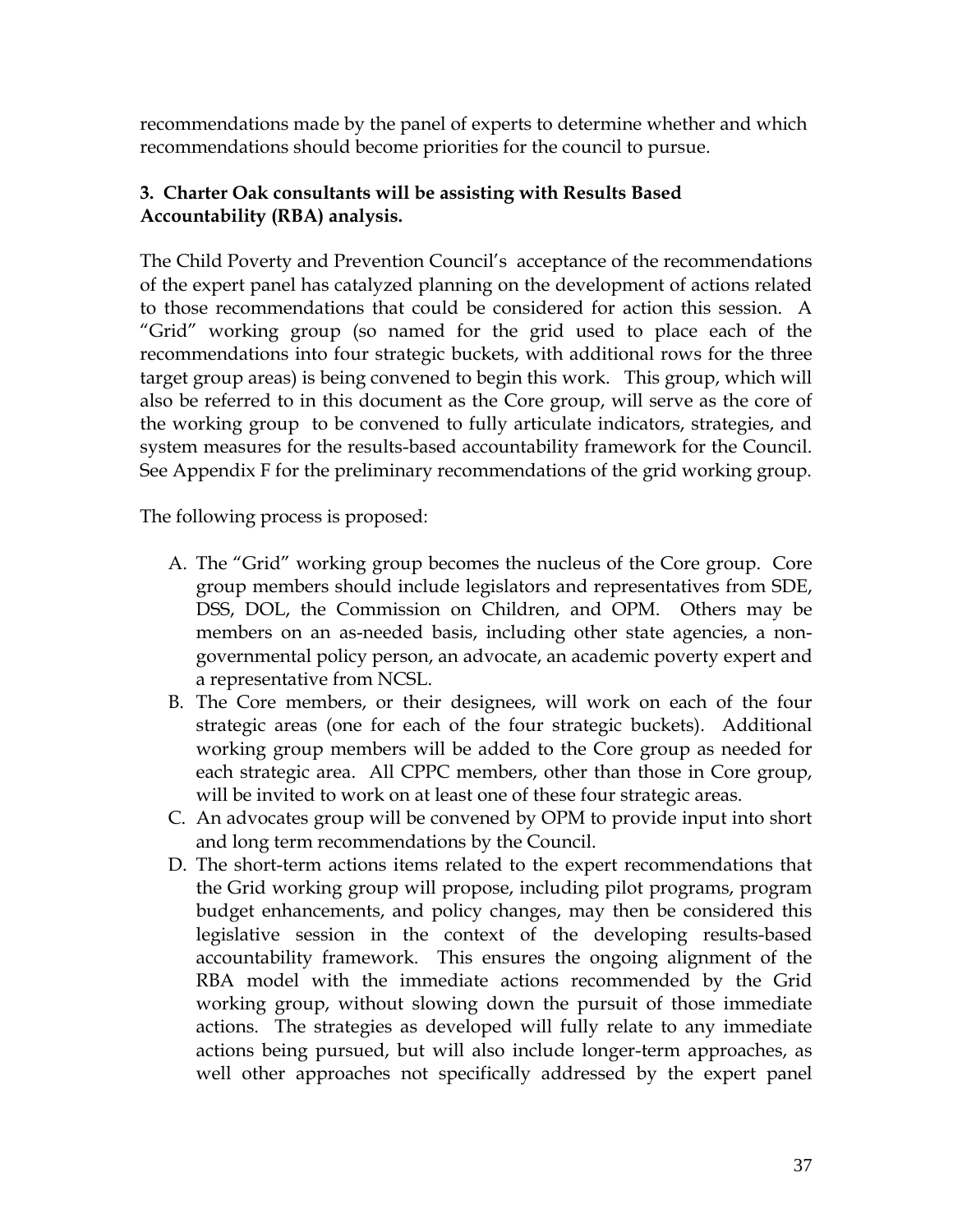recommendations made by the panel of experts to determine whether and which recommendations should become priorities for the council to pursue.

### 3. Charter Oak consultants will be assisting with Results Based Accountability (RBA) analysis.

The Child Poverty and Prevention Council's acceptance of the recommendations of the expert panel has catalyzed planning on the development of actions related to those recommendations that could be considered for action this session. A "Grid" working group (so named for the grid used to place each of the recommendations into four strategic buckets, with additional rows for the three target group areas) is being convened to begin this work. This group, which will also be referred to in this document as the Core group, will serve as the core of the working group to be convened to fully articulate indicators, strategies, and system measures for the results-based accountability framework for the Council. See Appendix F for the preliminary recommendations of the grid working group.

The following process is proposed:

A. The "Grid" working group becomes the nucleus of the Core group. Core group members should include legislators and representatives from SDE, DSS, DOL, the Commission on Children, and OPM. Others may be members on an as-needed basis, including other state agencies, a non-governmental policy person, an advocate, an academic poverty expert and a representative from NCSL.

B. The Core members, or their designees, will work on each of the four strategic areas (one for each of the four strategic buckets). Additional working group members will be added to the Core group as needed for each strategic area. All CPPC members, other than those in Core group, will be invited to work on at least one of these four strategic areas.

C. An advocates group will be convened by OPM to provide input into short and long term recommendations by the Council.

D. The short-term actions items related to the expert recommendations that the Grid working group will propose, including pilot programs, program budget enhancements, and policy changes, may then be considered this legislative session in the context of the developing results-based accountability framework. This ensures the ongoing alignment of the RBA model with the immediate actions recommended by the Grid working group, without slowing down the pursuit of those immediate actions. The strategies as developed will fully relate to any immediate actions being pursued, but will also include longer-term approaches, as well other approaches not specifically addressed by the expert panel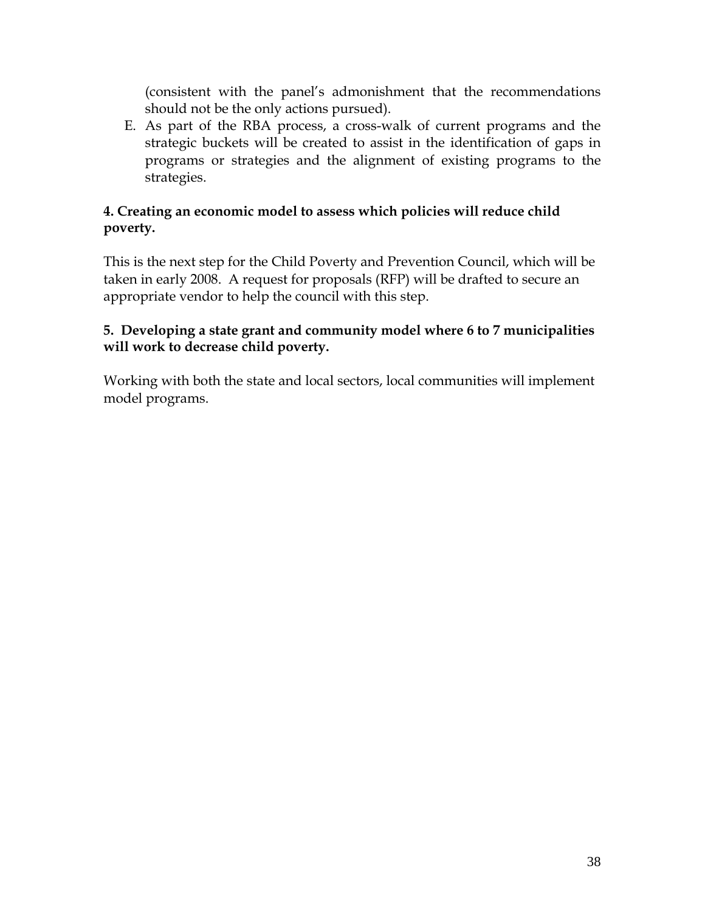(consistent with the panel's admonishment that the recommendations should not be the only actions pursued).

E. As part of the RBA process, a cross-walk of current programs and the strategic buckets will be created to assist in the identification of gaps in programs or strategies and the alignment of existing programs to the strategies.

**4. Creating an economic model to assess which policies will reduce child poverty.**

This is the next step for the Child Poverty and Prevention Council, which will be taken in early 2008. A request for proposals (RFP) will be drafted to secure an appropriate vendor to help the council with this step.

**5. Developing a state grant and community model where 6 to 7 municipalities will work to decrease child poverty.**

Working with both the state and local sectors, local communities will implement model programs.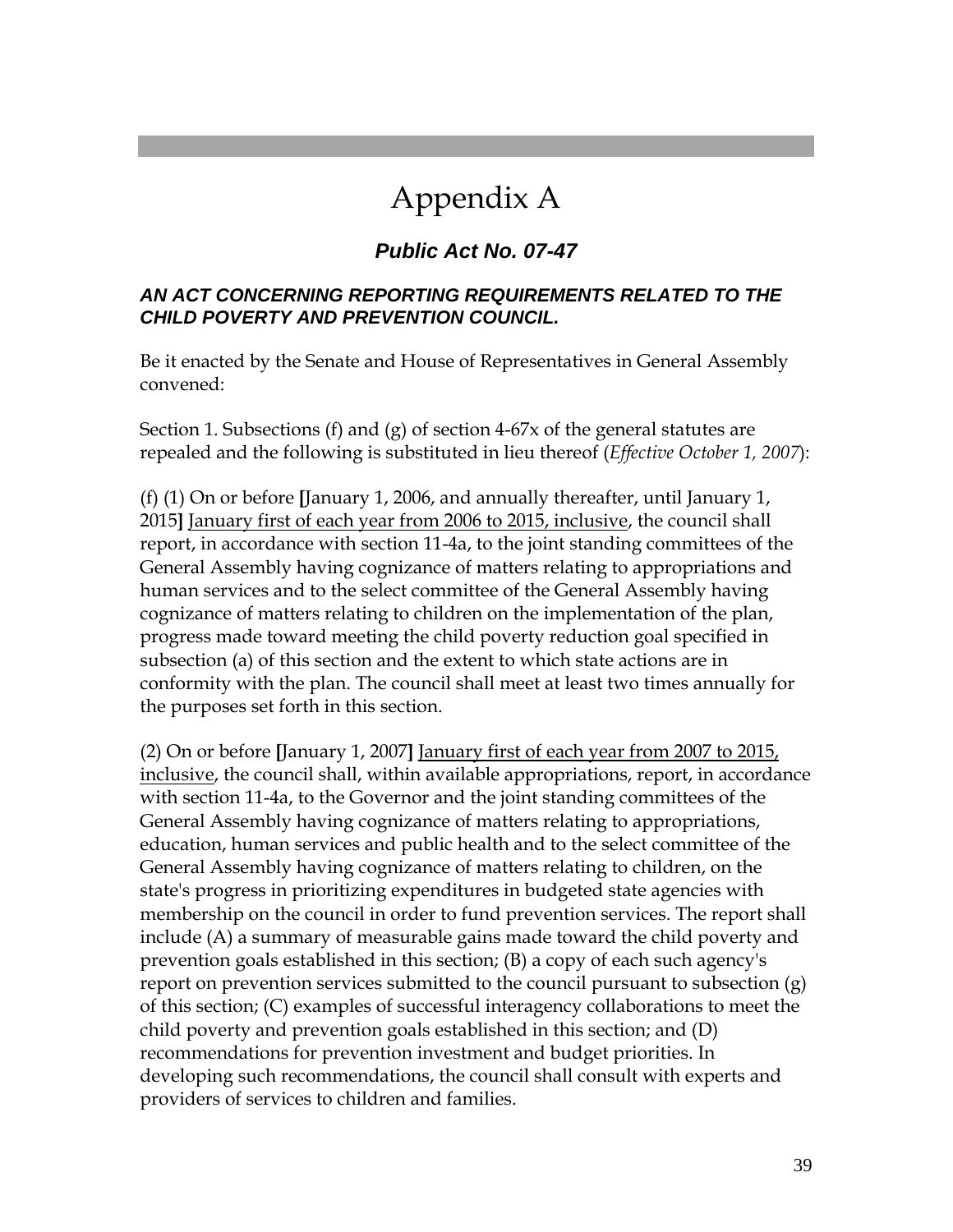# Appendix A

## *Public Act No. 07-47*

### *AN ACT CONCERNING REPORTING REQUIREMENTS RELATED TO THE CHILD POVERTY AND PREVENTION COUNCIL.*

Be it enacted by the Senate and House of Representatives in General Assembly convened:

Section 1. Subsections (f) and (g) of section 4-67x of the general statutes are repealed and the following is substituted in lieu thereof (*Effective October 1, 2007*):

(f) (1) On or before **[**January 1, 2006, and annually thereafter, until January 1, 2015**]** <u>January first of each year from 2006 to 2015, inclusive</u>, the council shall report, in accordance with section 11-4a, to the joint standing committees of the General Assembly having cognizance of matters relating to appropriations and human services and to the select committee of the General Assembly having cognizance of matters relating to children on the implementation of the plan, progress made toward meeting the child poverty reduction goal specified in subsection (a) of this section and the extent to which state actions are in conformity with the plan. The council shall meet at least two times annually for the purposes set forth in this section.

(2) On or before **[**January 1, 2007**]** <u>January first of each year from 2007 to 2015, inclusive</u>, the council shall, within available appropriations, report, in accordance with section 11-4a, to the Governor and the joint standing committees of the General Assembly having cognizance of matters relating to appropriations, education, human services and public health and to the select committee of the General Assembly having cognizance of matters relating to children, on the state's progress in prioritizing expenditures in budgeted state agencies with membership on the council in order to fund prevention services. The report shall include (A) a summary of measurable gains made toward the child poverty and prevention goals established in this section; (B) a copy of each such agency's report on prevention services submitted to the council pursuant to subsection (g) of this section; (C) examples of successful interagency collaborations to meet the child poverty and prevention goals established in this section; and (D) recommendations for prevention investment and budget priorities. In developing such recommendations, the council shall consult with experts and providers of services to children and families.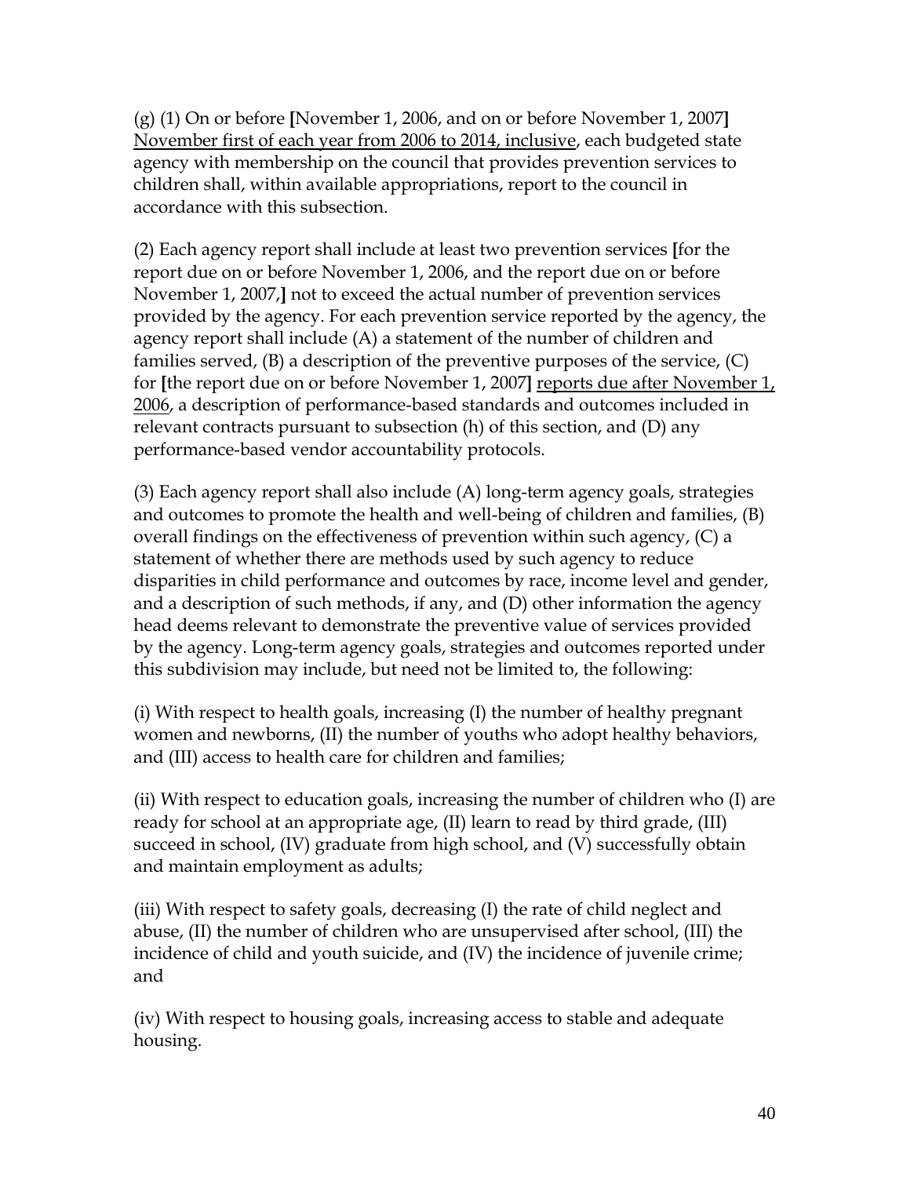(g) (1) On or before [November 1, 2006, and on or before November 1, 2007] <u>November first of each year from 2006 to 2014, inclusive</u>, each budgeted state agency with membership on the council that provides prevention services to children shall, within available appropriations, report to the council in accordance with this subsection.

(2) Each agency report shall include at least two prevention services [for the report due on or before November 1, 2006, and the report due on or before November 1, 2007,] not to exceed the actual number of prevention services provided by the agency. For each prevention service reported by the agency, the agency report shall include (A) a statement of the number of children and families served, (B) a description of the preventive purposes of the service, (C) for [the report due on or before November 1, 2007] <u>reports due after November 1, 2006</u>, a description of performance-based standards and outcomes included in relevant contracts pursuant to subsection (h) of this section, and (D) any performance-based vendor accountability protocols.

(3) Each agency report shall also include (A) long-term agency goals, strategies and outcomes to promote the health and well-being of children and families, (B) overall findings on the effectiveness of prevention within such agency, (C) a statement of whether there are methods used by such agency to reduce disparities in child performance and outcomes by race, income level and gender, and a description of such methods, if any, and (D) other information the agency head deems relevant to demonstrate the preventive value of services provided by the agency. Long-term agency goals, strategies and outcomes reported under this subdivision may include, but need not be limited to, the following:

(i) With respect to health goals, increasing (I) the number of healthy pregnant women and newborns, (II) the number of youths who adopt healthy behaviors, and (III) access to health care for children and families;

(ii) With respect to education goals, increasing the number of children who (I) are ready for school at an appropriate age, (II) learn to read by third grade, (III) succeed in school, (IV) graduate from high school, and (V) successfully obtain and maintain employment as adults;

(iii) With respect to safety goals, decreasing (I) the rate of child neglect and abuse, (II) the number of children who are unsupervised after school, (III) the incidence of child and youth suicide, and (IV) the incidence of juvenile crime; and

(iv) With respect to housing goals, increasing access to stable and adequate housing.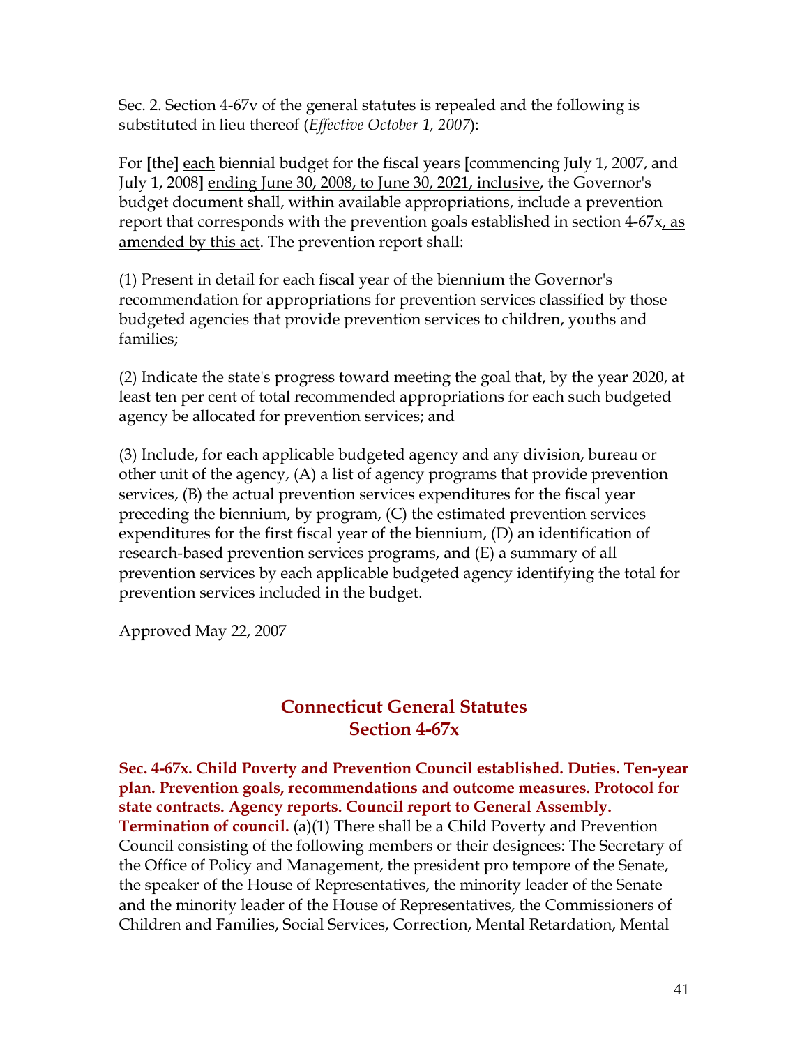Sec. 2. Section 4-67v of the general statutes is repealed and the following is substituted in lieu thereof (*Effective October 1, 2007*):

For **[**the**]** <u>each</u> biennial budget for the fiscal years **[**commencing July 1, 2007, and July 1, 2008**]** <u>ending June 30, 2008, to June 30, 2021, inclusive</u>, the Governor's budget document shall, within available appropriations, include a prevention report that corresponds with the prevention goals established in section 4-67x<u>, as amended by this act</u>. The prevention report shall:

(1) Present in detail for each fiscal year of the biennium the Governor's recommendation for appropriations for prevention services classified by those budgeted agencies that provide prevention services to children, youths and families;

(2) Indicate the state's progress toward meeting the goal that, by the year 2020, at least ten per cent of total recommended appropriations for each such budgeted agency be allocated for prevention services; and

(3) Include, for each applicable budgeted agency and any division, bureau or other unit of the agency, (A) a list of agency programs that provide prevention services, (B) the actual prevention services expenditures for the fiscal year preceding the biennium, by program, (C) the estimated prevention services expenditures for the first fiscal year of the biennium, (D) an identification of research-based prevention services programs, and (E) a summary of all prevention services by each applicable budgeted agency identifying the total for prevention services included in the budget.

Approved May 22, 2007

## Connecticut General Statutes
## Section 4-67x

**Sec. 4-67x. Child Poverty and Prevention Council established. Duties. Ten-year plan. Prevention goals, recommendations and outcome measures. Protocol for state contracts. Agency reports. Council report to General Assembly. Termination of council.** (a)(1) There shall be a Child Poverty and Prevention Council consisting of the following members or their designees: The Secretary of the Office of Policy and Management, the president pro tempore of the Senate, the speaker of the House of Representatives, the minority leader of the Senate and the minority leader of the House of Representatives, the Commissioners of Children and Families, Social Services, Correction, Mental Retardation, Mental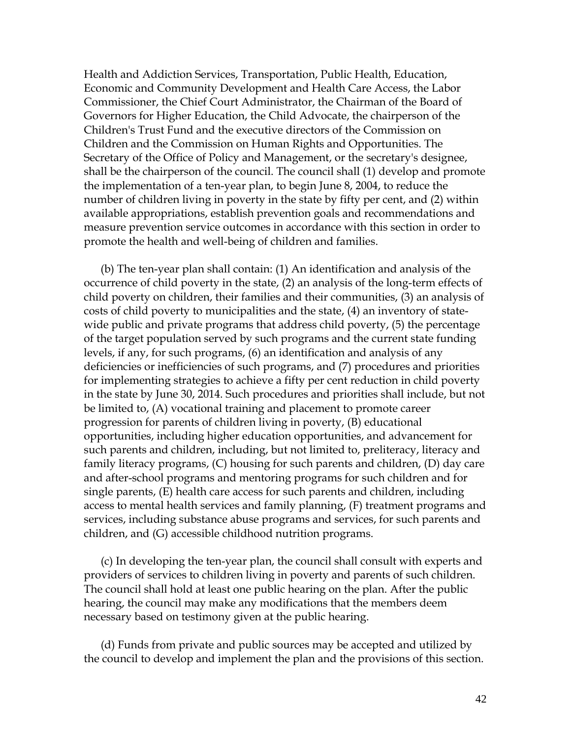Health and Addiction Services, Transportation, Public Health, Education, Economic and Community Development and Health Care Access, the Labor Commissioner, the Chief Court Administrator, the Chairman of the Board of Governors for Higher Education, the Child Advocate, the chairperson of the Children's Trust Fund and the executive directors of the Commission on Children and the Commission on Human Rights and Opportunities. The Secretary of the Office of Policy and Management, or the secretary's designee, shall be the chairperson of the council. The council shall (1) develop and promote the implementation of a ten-year plan, to begin June 8, 2004, to reduce the number of children living in poverty in the state by fifty per cent, and (2) within available appropriations, establish prevention goals and recommendations and measure prevention service outcomes in accordance with this section in order to promote the health and well-being of children and families.

(b) The ten-year plan shall contain: (1) An identification and analysis of the occurrence of child poverty in the state, (2) an analysis of the long-term effects of child poverty on children, their families and their communities, (3) an analysis of costs of child poverty to municipalities and the state, (4) an inventory of state-wide public and private programs that address child poverty, (5) the percentage of the target population served by such programs and the current state funding levels, if any, for such programs, (6) an identification and analysis of any deficiencies or inefficiencies of such programs, and (7) procedures and priorities for implementing strategies to achieve a fifty per cent reduction in child poverty in the state by June 30, 2014. Such procedures and priorities shall include, but not be limited to, (A) vocational training and placement to promote career progression for parents of children living in poverty, (B) educational opportunities, including higher education opportunities, and advancement for such parents and children, including, but not limited to, preliteracy, literacy and family literacy programs, (C) housing for such parents and children, (D) day care and after-school programs and mentoring programs for such children and for single parents, (E) health care access for such parents and children, including access to mental health services and family planning, (F) treatment programs and services, including substance abuse programs and services, for such parents and children, and (G) accessible childhood nutrition programs.

(c) In developing the ten-year plan, the council shall consult with experts and providers of services to children living in poverty and parents of such children. The council shall hold at least one public hearing on the plan. After the public hearing, the council may make any modifications that the members deem necessary based on testimony given at the public hearing.

(d) Funds from private and public sources may be accepted and utilized by the council to develop and implement the plan and the provisions of this section.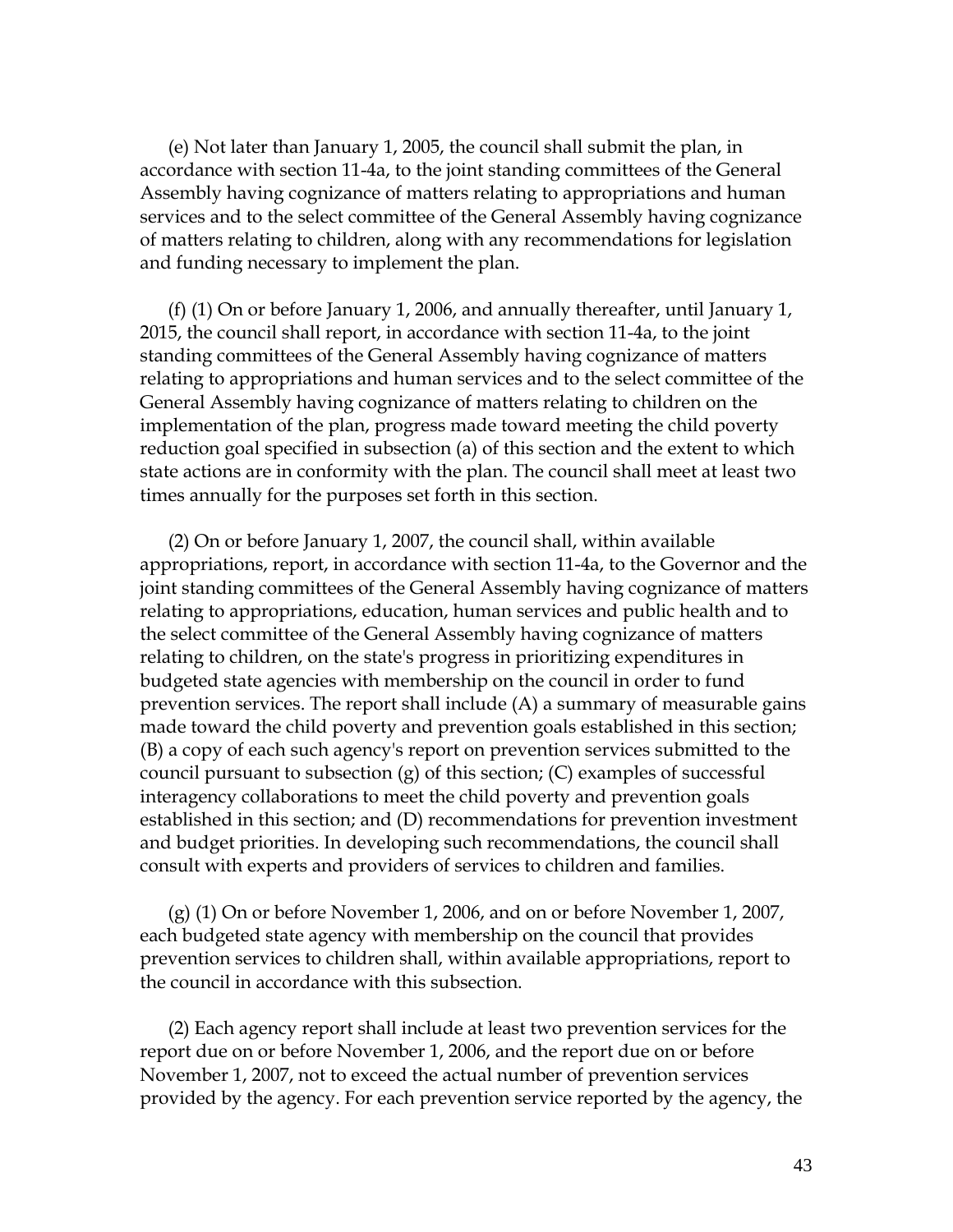(e) Not later than January 1, 2005, the council shall submit the plan, in accordance with section 11-4a, to the joint standing committees of the General Assembly having cognizance of matters relating to appropriations and human services and to the select committee of the General Assembly having cognizance of matters relating to children, along with any recommendations for legislation and funding necessary to implement the plan.

(f) (1) On or before January 1, 2006, and annually thereafter, until January 1, 2015, the council shall report, in accordance with section 11-4a, to the joint standing committees of the General Assembly having cognizance of matters relating to appropriations and human services and to the select committee of the General Assembly having cognizance of matters relating to children on the implementation of the plan, progress made toward meeting the child poverty reduction goal specified in subsection (a) of this section and the extent to which state actions are in conformity with the plan. The council shall meet at least two times annually for the purposes set forth in this section.

(2) On or before January 1, 2007, the council shall, within available appropriations, report, in accordance with section 11-4a, to the Governor and the joint standing committees of the General Assembly having cognizance of matters relating to appropriations, education, human services and public health and to the select committee of the General Assembly having cognizance of matters relating to children, on the state's progress in prioritizing expenditures in budgeted state agencies with membership on the council in order to fund prevention services. The report shall include (A) a summary of measurable gains made toward the child poverty and prevention goals established in this section; (B) a copy of each such agency's report on prevention services submitted to the council pursuant to subsection (g) of this section; (C) examples of successful interagency collaborations to meet the child poverty and prevention goals established in this section; and (D) recommendations for prevention investment and budget priorities. In developing such recommendations, the council shall consult with experts and providers of services to children and families.

(g) (1) On or before November 1, 2006, and on or before November 1, 2007, each budgeted state agency with membership on the council that provides prevention services to children shall, within available appropriations, report to the council in accordance with this subsection.

(2) Each agency report shall include at least two prevention services for the report due on or before November 1, 2006, and the report due on or before November 1, 2007, not to exceed the actual number of prevention services provided by the agency. For each prevention service reported by the agency, the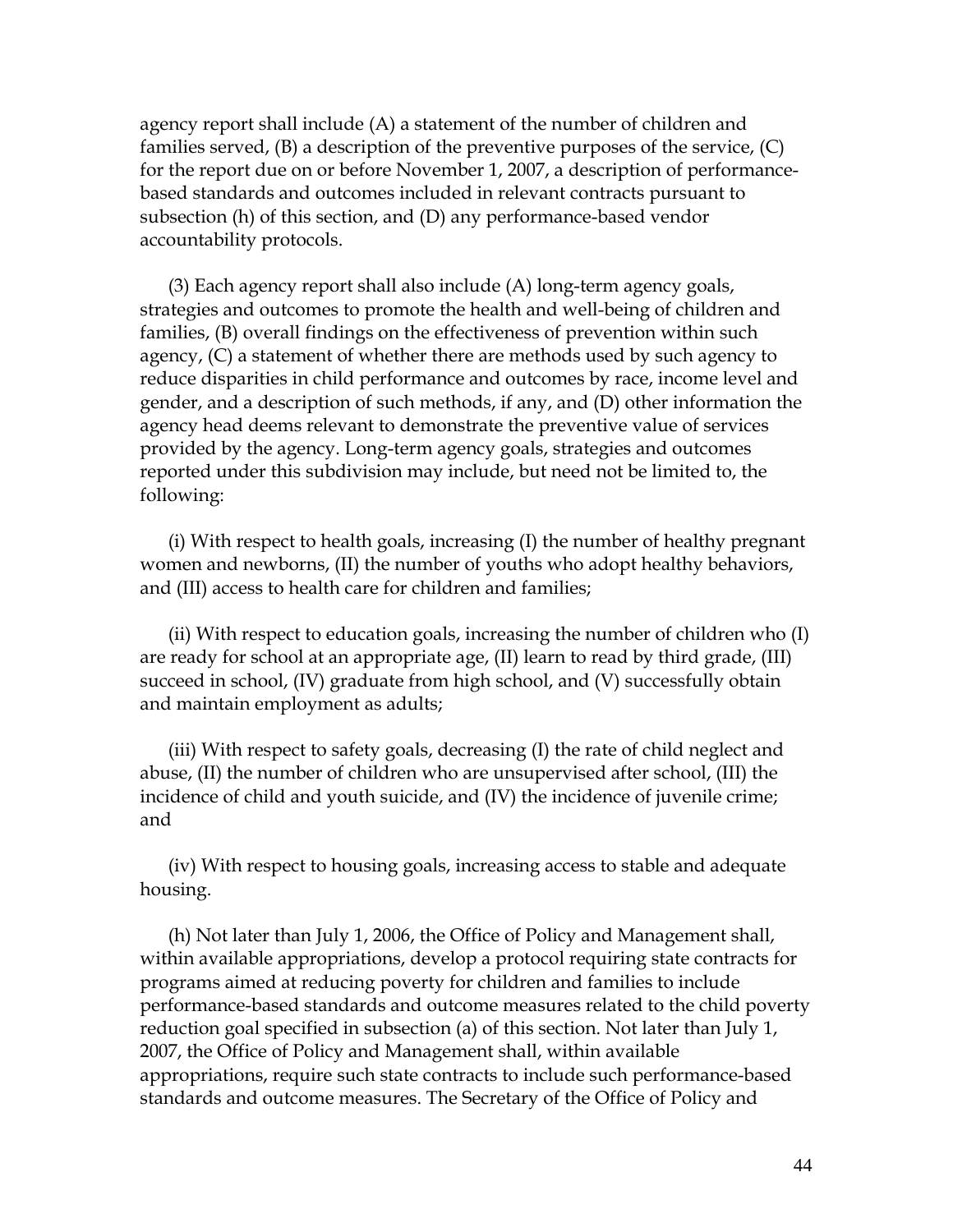agency report shall include (A) a statement of the number of children and families served, (B) a description of the preventive purposes of the service, (C) for the report due on or before November 1, 2007, a description of performance-based standards and outcomes included in relevant contracts pursuant to subsection (h) of this section, and (D) any performance-based vendor accountability protocols.

(3) Each agency report shall also include (A) long-term agency goals, strategies and outcomes to promote the health and well-being of children and families, (B) overall findings on the effectiveness of prevention within such agency, (C) a statement of whether there are methods used by such agency to reduce disparities in child performance and outcomes by race, income level and gender, and a description of such methods, if any, and (D) other information the agency head deems relevant to demonstrate the preventive value of services provided by the agency. Long-term agency goals, strategies and outcomes reported under this subdivision may include, but need not be limited to, the following:

(i) With respect to health goals, increasing (I) the number of healthy pregnant women and newborns, (II) the number of youths who adopt healthy behaviors, and (III) access to health care for children and families;

(ii) With respect to education goals, increasing the number of children who (I) are ready for school at an appropriate age, (II) learn to read by third grade, (III) succeed in school, (IV) graduate from high school, and (V) successfully obtain and maintain employment as adults;

(iii) With respect to safety goals, decreasing (I) the rate of child neglect and abuse, (II) the number of children who are unsupervised after school, (III) the incidence of child and youth suicide, and (IV) the incidence of juvenile crime; and

(iv) With respect to housing goals, increasing access to stable and adequate housing.

(h) Not later than July 1, 2006, the Office of Policy and Management shall, within available appropriations, develop a protocol requiring state contracts for programs aimed at reducing poverty for children and families to include performance-based standards and outcome measures related to the child poverty reduction goal specified in subsection (a) of this section. Not later than July 1, 2007, the Office of Policy and Management shall, within available appropriations, require such state contracts to include such performance-based standards and outcome measures. The Secretary of the Office of Policy and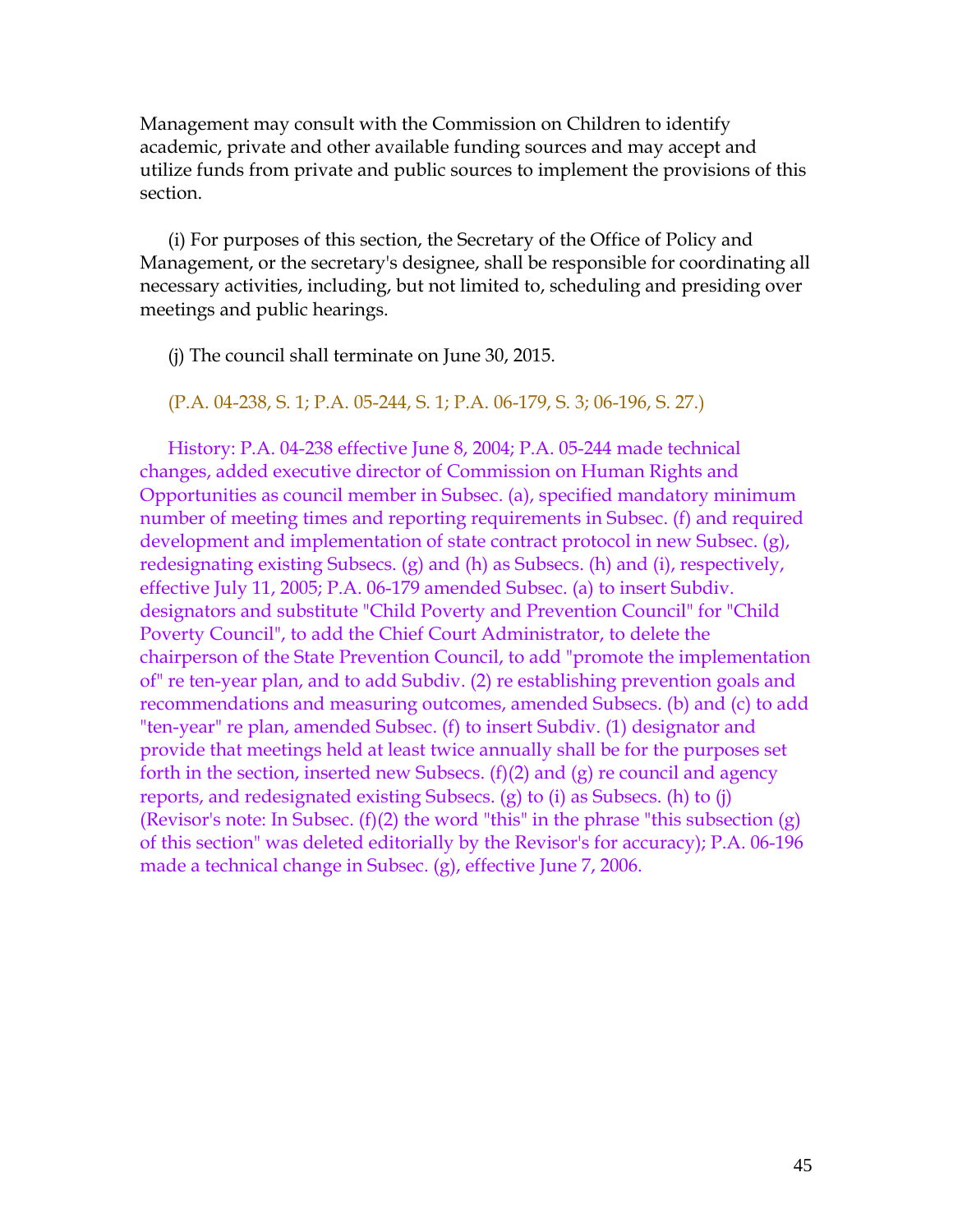Management may consult with the Commission on Children to identify academic, private and other available funding sources and may accept and utilize funds from private and public sources to implement the provisions of this section.

(i) For purposes of this section, the Secretary of the Office of Policy and Management, or the secretary's designee, shall be responsible for coordinating all necessary activities, including, but not limited to, scheduling and presiding over meetings and public hearings.

(j) The council shall terminate on June 30, 2015.

(P.A. 04-238, S. 1; P.A. 05-244, S. 1; P.A. 06-179, S. 3; 06-196, S. 27.)

History: P.A. 04-238 effective June 8, 2004; P.A. 05-244 made technical changes, added executive director of Commission on Human Rights and Opportunities as council member in Subsec. (a), specified mandatory minimum number of meeting times and reporting requirements in Subsec. (f) and required development and implementation of state contract protocol in new Subsec. (g), redesignating existing Subsecs. (g) and (h) as Subsecs. (h) and (i), respectively, effective July 11, 2005; P.A. 06-179 amended Subsec. (a) to insert Subdiv. designators and substitute "Child Poverty and Prevention Council" for "Child Poverty Council", to add the Chief Court Administrator, to delete the chairperson of the State Prevention Council, to add "promote the implementation of" re ten-year plan, and to add Subdiv. (2) re establishing prevention goals and recommendations and measuring outcomes, amended Subsecs. (b) and (c) to add "ten-year" re plan, amended Subsec. (f) to insert Subdiv. (1) designator and provide that meetings held at least twice annually shall be for the purposes set forth in the section, inserted new Subsecs. (f)(2) and (g) re council and agency reports, and redesignated existing Subsecs. (g) to (i) as Subsecs. (h) to (j) (Revisor's note: In Subsec. (f)(2) the word "this" in the phrase "this subsection (g) of this section" was deleted editorially by the Revisor's for accuracy); P.A. 06-196 made a technical change in Subsec. (g), effective June 7, 2006.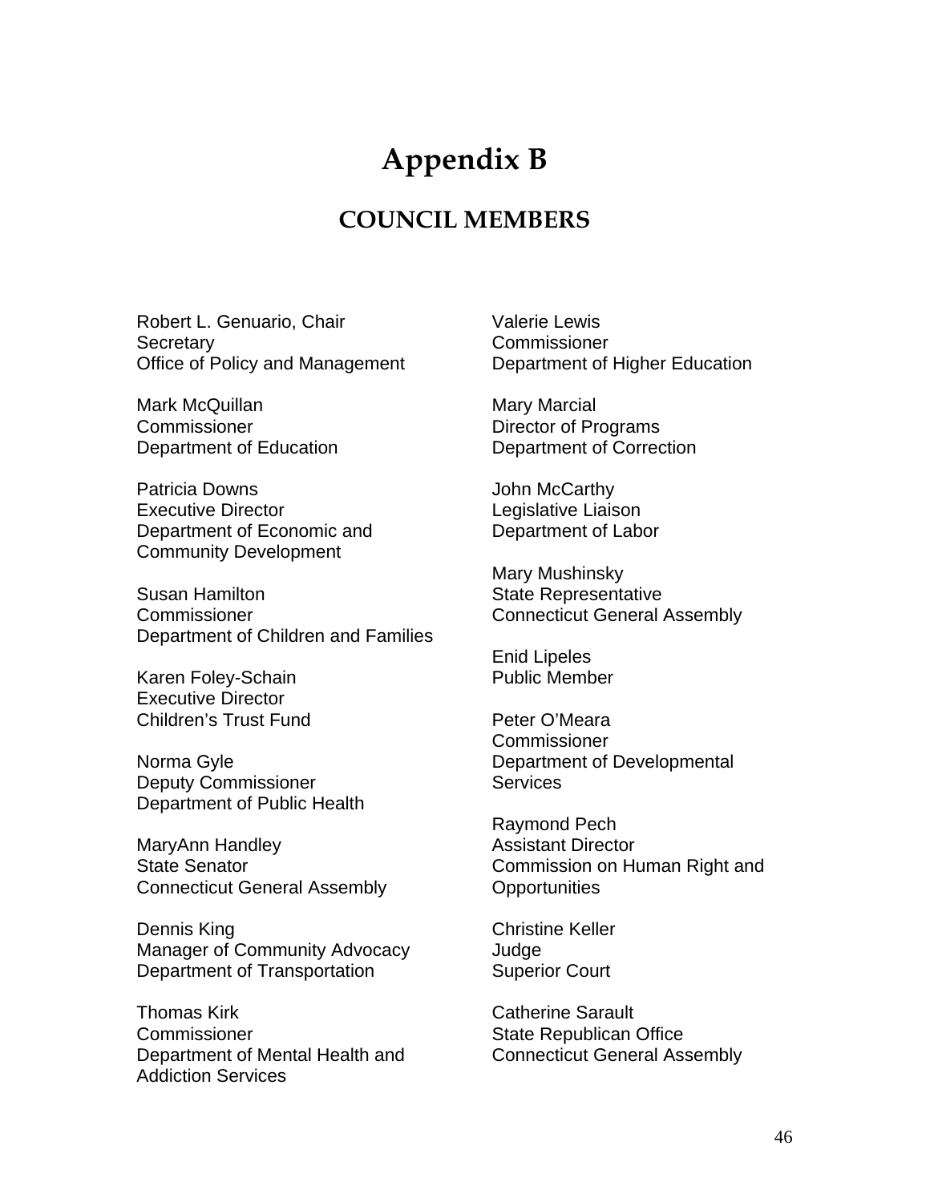# Appendix B

## COUNCIL MEMBERS

Robert L. Genuario, Chair
Secretary
Office of Policy and Management

Mark McQuillan
Commissioner
Department of Education

Patricia Downs
Executive Director
Department of Economic and Community Development

Susan Hamilton
Commissioner
Department of Children and Families

Karen Foley-Schain
Executive Director
Children's Trust Fund

Norma Gyle
Deputy Commissioner
Department of Public Health

MaryAnn Handley
State Senator
Connecticut General Assembly

Dennis King
Manager of Community Advocacy
Department of Transportation

Thomas Kirk
Commissioner
Department of Mental Health and Addiction Services

Valerie Lewis
Commissioner
Department of Higher Education

Mary Marcial
Director of Programs
Department of Correction

John McCarthy
Legislative Liaison
Department of Labor

Mary Mushinsky
State Representative
Connecticut General Assembly

Enid Lipeles
Public Member

Peter O'Meara
Commissioner
Department of Developmental Services

Raymond Pech
Assistant Director
Commission on Human Right and Opportunities

Christine Keller
Judge
Superior Court

Catherine Sarault
State Republican Office
Connecticut General Assembly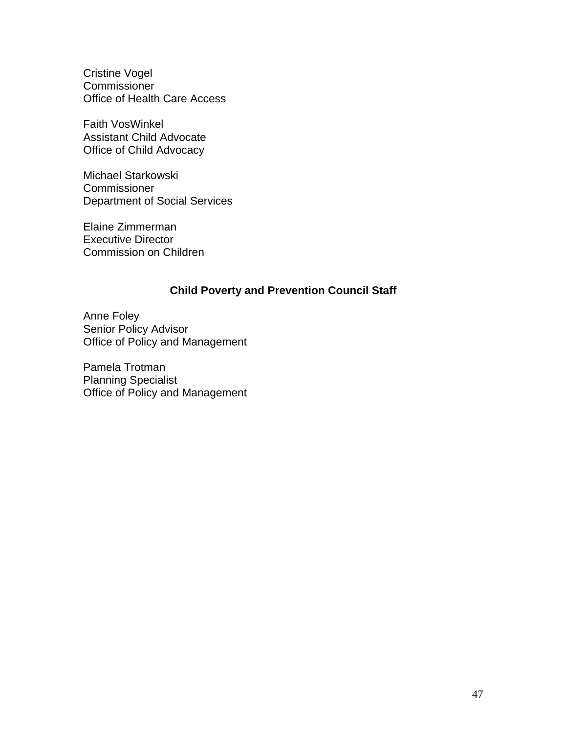Cristine Vogel  
Commissioner  
Office of Health Care Access

Faith VosWinkel  
Assistant Child Advocate  
Office of Child Advocacy

Michael Starkowski  
Commissioner  
Department of Social Services

Elaine Zimmerman  
Executive Director  
Commission on Children

**Child Poverty and Prevention Council Staff**

Anne Foley  
Senior Policy Advisor  
Office of Policy and Management

Pamela Trotman  
Planning Specialist  
Office of Policy and Management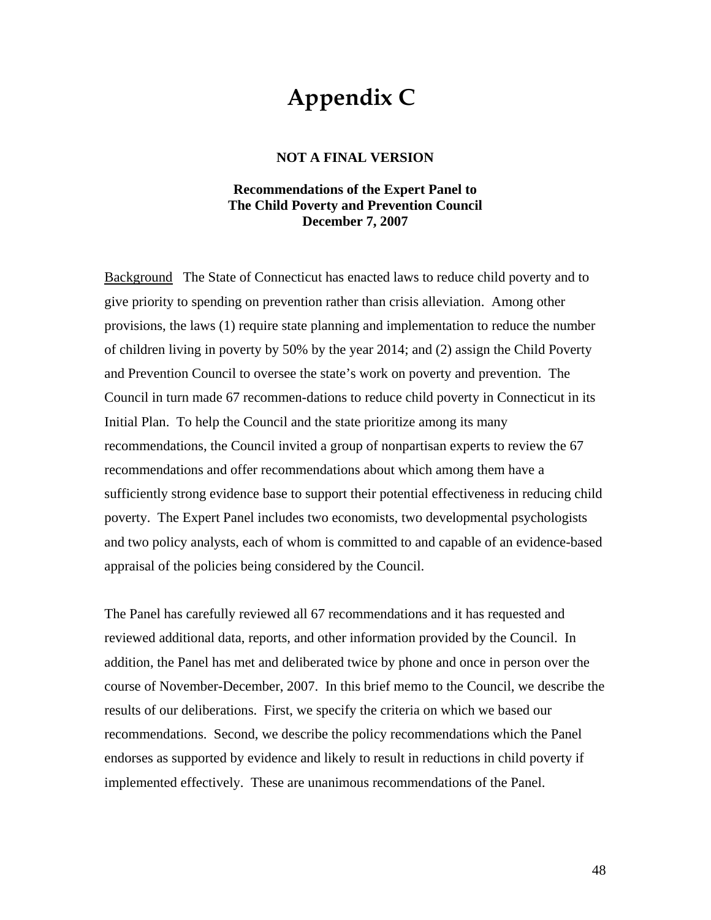# Appendix C

**NOT A FINAL VERSION**

**Recommendations of the Expert Panel to The Child Poverty and Prevention Council December 7, 2007**

Background The State of Connecticut has enacted laws to reduce child poverty and to give priority to spending on prevention rather than crisis alleviation. Among other provisions, the laws (1) require state planning and implementation to reduce the number of children living in poverty by 50% by the year 2014; and (2) assign the Child Poverty and Prevention Council to oversee the state's work on poverty and prevention. The Council in turn made 67 recommen-dations to reduce child poverty in Connecticut in its Initial Plan. To help the Council and the state prioritize among its many recommendations, the Council invited a group of nonpartisan experts to review the 67 recommendations and offer recommendations about which among them have a sufficiently strong evidence base to support their potential effectiveness in reducing child poverty. The Expert Panel includes two economists, two developmental psychologists and two policy analysts, each of whom is committed to and capable of an evidence-based appraisal of the policies being considered by the Council.

The Panel has carefully reviewed all 67 recommendations and it has requested and reviewed additional data, reports, and other information provided by the Council. In addition, the Panel has met and deliberated twice by phone and once in person over the course of November-December, 2007. In this brief memo to the Council, we describe the results of our deliberations. First, we specify the criteria on which we based our recommendations. Second, we describe the policy recommendations which the Panel endorses as supported by evidence and likely to result in reductions in child poverty if implemented effectively. These are unanimous recommendations of the Panel.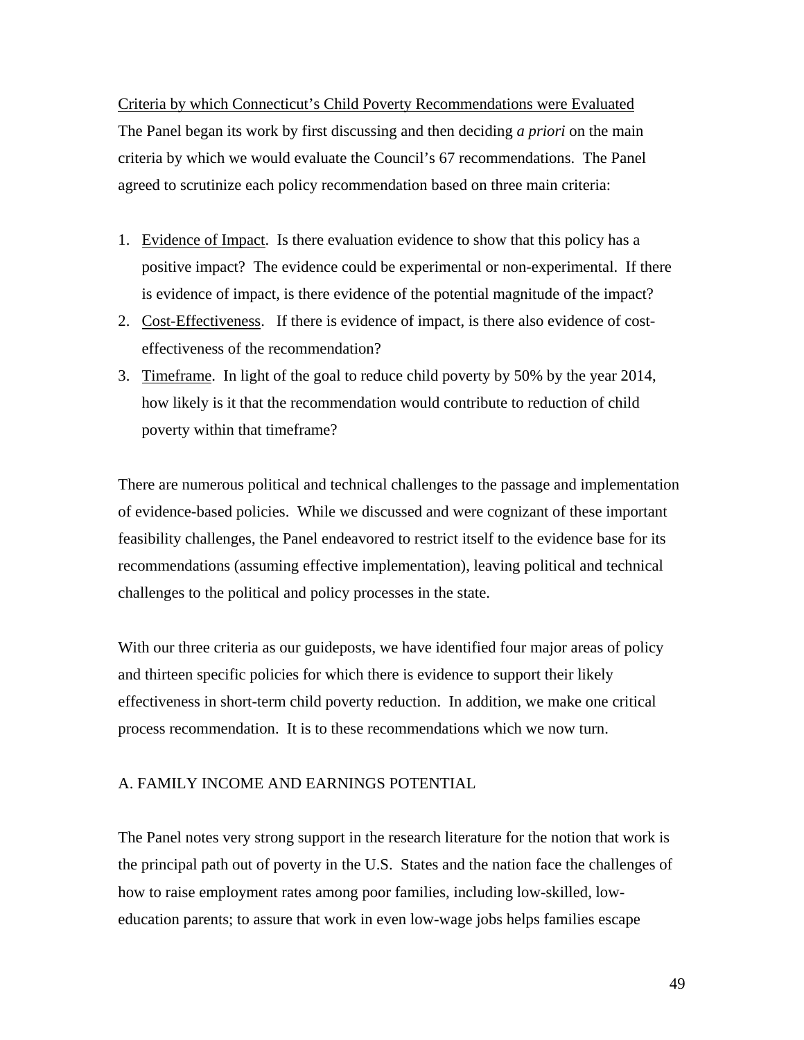Criteria by which Connecticut's Child Poverty Recommendations were Evaluated

The Panel began its work by first discussing and then deciding *a priori* on the main criteria by which we would evaluate the Council's 67 recommendations. The Panel agreed to scrutinize each policy recommendation based on three main criteria:

1. Evidence of Impact. Is there evaluation evidence to show that this policy has a positive impact? The evidence could be experimental or non-experimental. If there is evidence of impact, is there evidence of the potential magnitude of the impact?
2. Cost-Effectiveness. If there is evidence of impact, is there also evidence of cost-effectiveness of the recommendation?
3. Timeframe. In light of the goal to reduce child poverty by 50% by the year 2014, how likely is it that the recommendation would contribute to reduction of child poverty within that timeframe?

There are numerous political and technical challenges to the passage and implementation of evidence-based policies. While we discussed and were cognizant of these important feasibility challenges, the Panel endeavored to restrict itself to the evidence base for its recommendations (assuming effective implementation), leaving political and technical challenges to the political and policy processes in the state.

With our three criteria as our guideposts, we have identified four major areas of policy and thirteen specific policies for which there is evidence to support their likely effectiveness in short-term child poverty reduction. In addition, we make one critical process recommendation. It is to these recommendations which we now turn.

## A. FAMILY INCOME AND EARNINGS POTENTIAL

The Panel notes very strong support in the research literature for the notion that work is the principal path out of poverty in the U.S. States and the nation face the challenges of how to raise employment rates among poor families, including low-skilled, low-education parents; to assure that work in even low-wage jobs helps families escape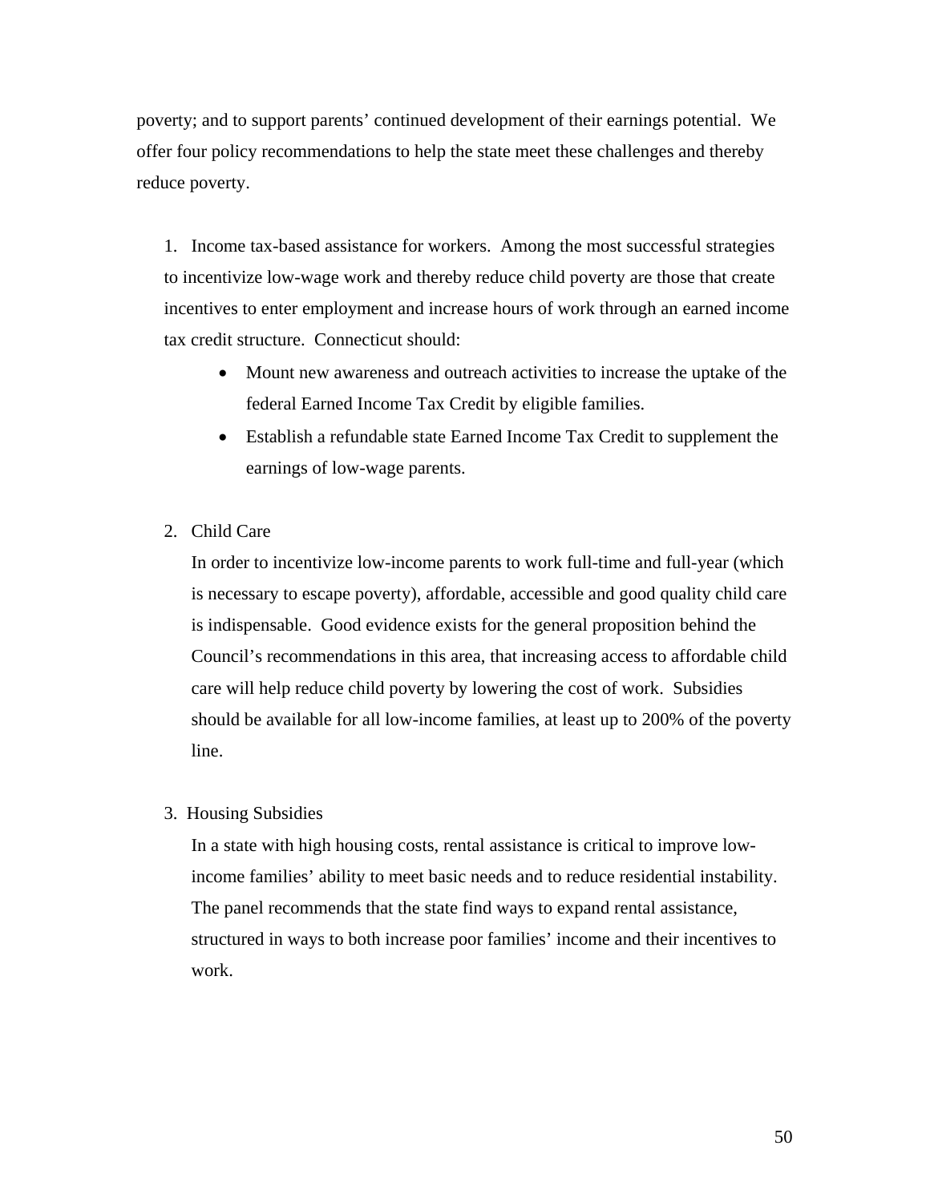poverty; and to support parents' continued development of their earnings potential. We offer four policy recommendations to help the state meet these challenges and thereby reduce poverty.

1. Income tax-based assistance for workers. Among the most successful strategies to incentivize low-wage work and thereby reduce child poverty are those that create incentives to enter employment and increase hours of work through an earned income tax credit structure. Connecticut should:
   - Mount new awareness and outreach activities to increase the uptake of the federal Earned Income Tax Credit by eligible families.
   - Establish a refundable state Earned Income Tax Credit to supplement the earnings of low-wage parents.

2. Child Care

   In order to incentivize low-income parents to work full-time and full-year (which is necessary to escape poverty), affordable, accessible and good quality child care is indispensable. Good evidence exists for the general proposition behind the Council's recommendations in this area, that increasing access to affordable child care will help reduce child poverty by lowering the cost of work. Subsidies should be available for all low-income families, at least up to 200% of the poverty line.

3. Housing Subsidies

   In a state with high housing costs, rental assistance is critical to improve low-income families' ability to meet basic needs and to reduce residential instability. The panel recommends that the state find ways to expand rental assistance, structured in ways to both increase poor families' income and their incentives to work.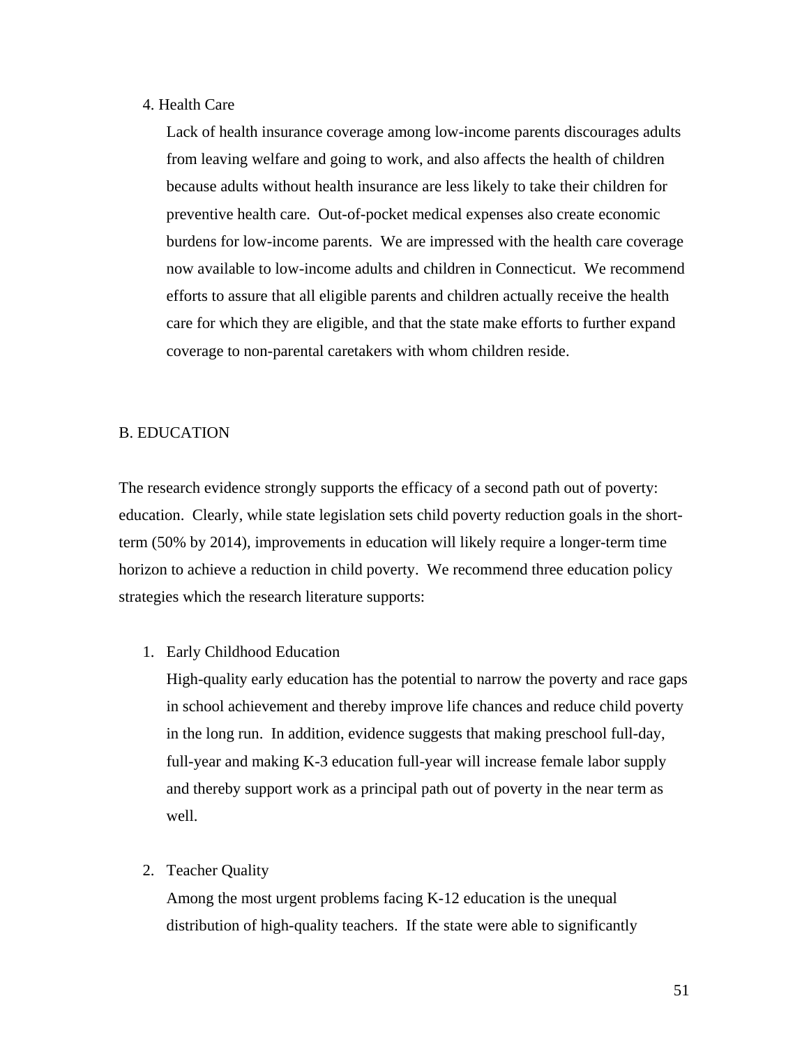4. Health Care

   Lack of health insurance coverage among low-income parents discourages adults from leaving welfare and going to work, and also affects the health of children because adults without health insurance are less likely to take their children for preventive health care. Out-of-pocket medical expenses also create economic burdens for low-income parents. We are impressed with the health care coverage now available to low-income adults and children in Connecticut. We recommend efforts to assure that all eligible parents and children actually receive the health care for which they are eligible, and that the state make efforts to further expand coverage to non-parental caretakers with whom children reside.

## B. EDUCATION

The research evidence strongly supports the efficacy of a second path out of poverty: education. Clearly, while state legislation sets child poverty reduction goals in the short-term (50% by 2014), improvements in education will likely require a longer-term time horizon to achieve a reduction in child poverty. We recommend three education policy strategies which the research literature supports:

1. Early Childhood Education

   High-quality early education has the potential to narrow the poverty and race gaps in school achievement and thereby improve life chances and reduce child poverty in the long run. In addition, evidence suggests that making preschool full-day, full-year and making K-3 education full-year will increase female labor supply and thereby support work as a principal path out of poverty in the near term as well.

2. Teacher Quality

   Among the most urgent problems facing K-12 education is the unequal distribution of high-quality teachers. If the state were able to significantly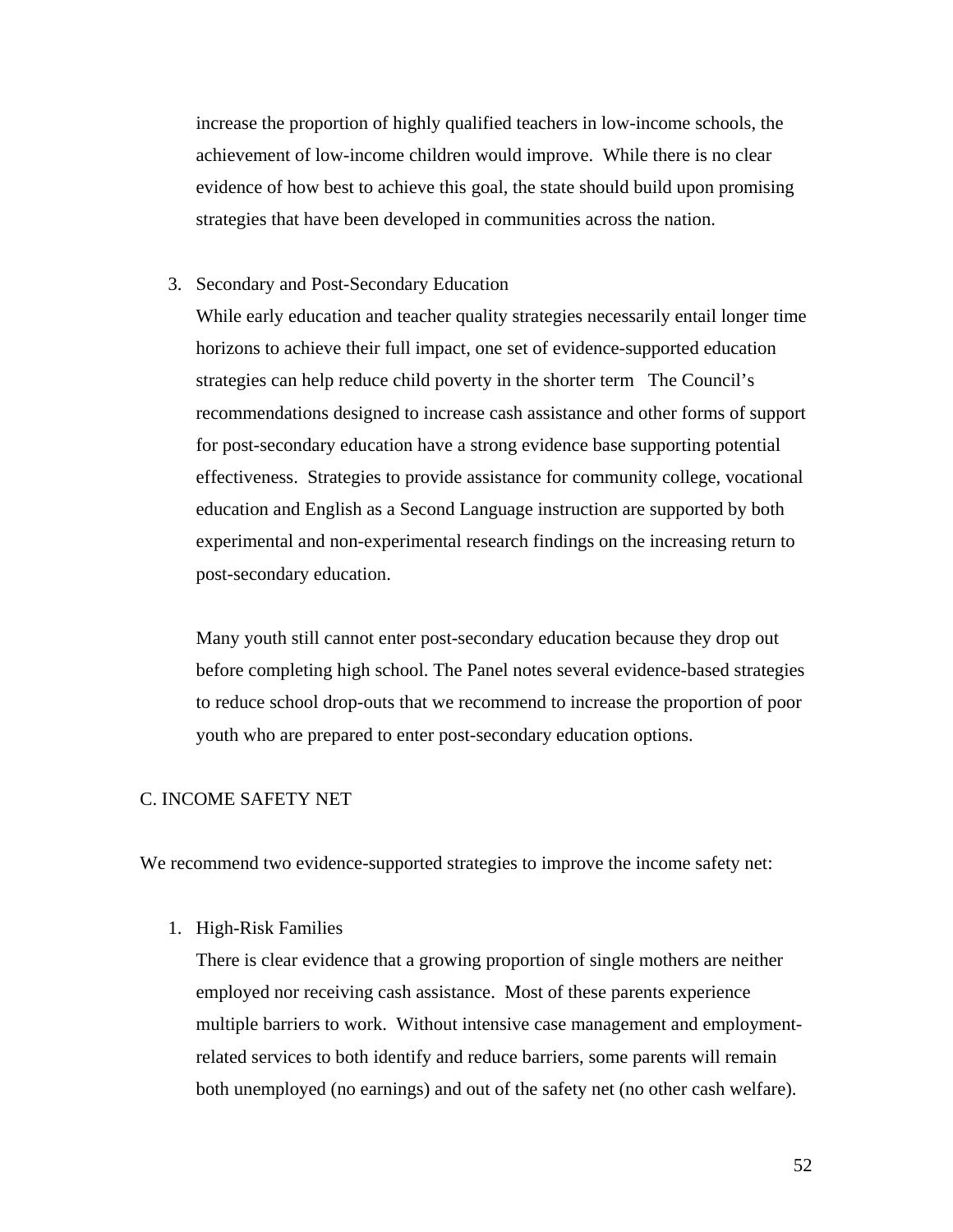increase the proportion of highly qualified teachers in low-income schools, the achievement of low-income children would improve. While there is no clear evidence of how best to achieve this goal, the state should build upon promising strategies that have been developed in communities across the nation.

3. Secondary and Post-Secondary Education

   While early education and teacher quality strategies necessarily entail longer time horizons to achieve their full impact, one set of evidence-supported education strategies can help reduce child poverty in the shorter term The Council's recommendations designed to increase cash assistance and other forms of support for post-secondary education have a strong evidence base supporting potential effectiveness. Strategies to provide assistance for community college, vocational education and English as a Second Language instruction are supported by both experimental and non-experimental research findings on the increasing return to post-secondary education.

   Many youth still cannot enter post-secondary education because they drop out before completing high school. The Panel notes several evidence-based strategies to reduce school drop-outs that we recommend to increase the proportion of poor youth who are prepared to enter post-secondary education options.

## C. INCOME SAFETY NET

We recommend two evidence-supported strategies to improve the income safety net:

1. High-Risk Families

   There is clear evidence that a growing proportion of single mothers are neither employed nor receiving cash assistance. Most of these parents experience multiple barriers to work. Without intensive case management and employment-related services to both identify and reduce barriers, some parents will remain both unemployed (no earnings) and out of the safety net (no other cash welfare).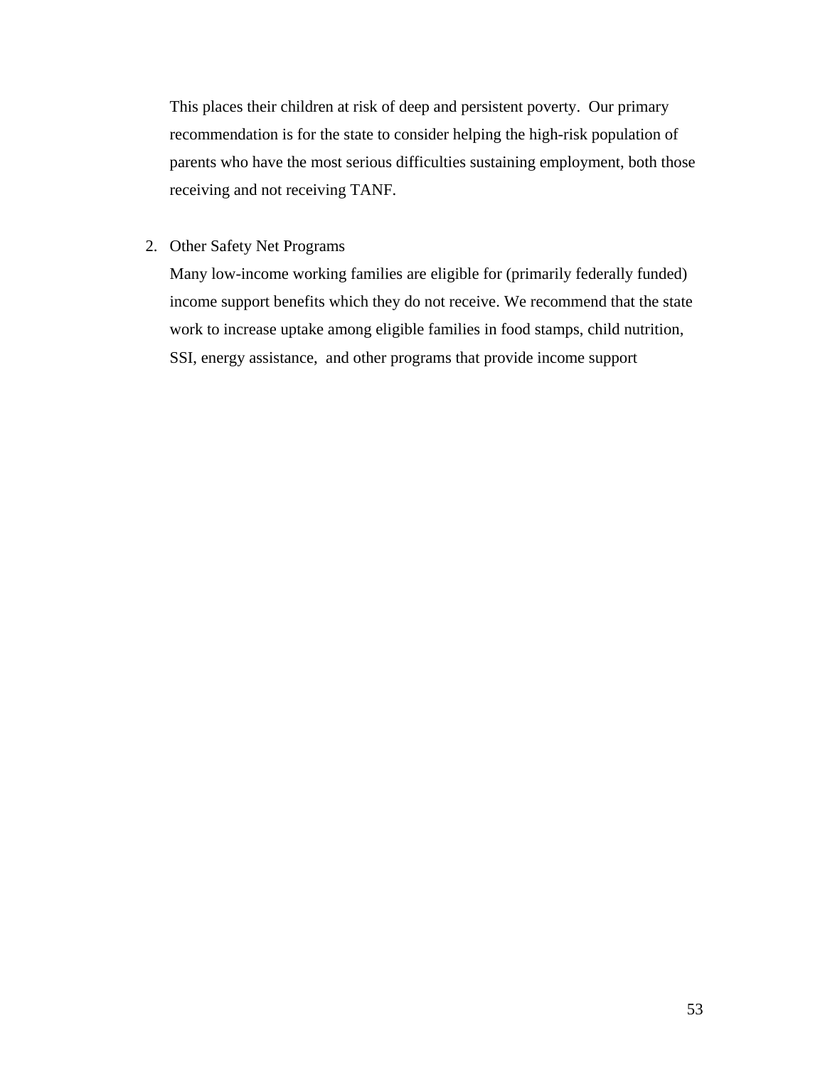This places their children at risk of deep and persistent poverty. Our primary recommendation is for the state to consider helping the high-risk population of parents who have the most serious difficulties sustaining employment, both those receiving and not receiving TANF.

2. Other Safety Net Programs

   Many low-income working families are eligible for (primarily federally funded) income support benefits which they do not receive. We recommend that the state work to increase uptake among eligible families in food stamps, child nutrition, SSI, energy assistance, and other programs that provide income support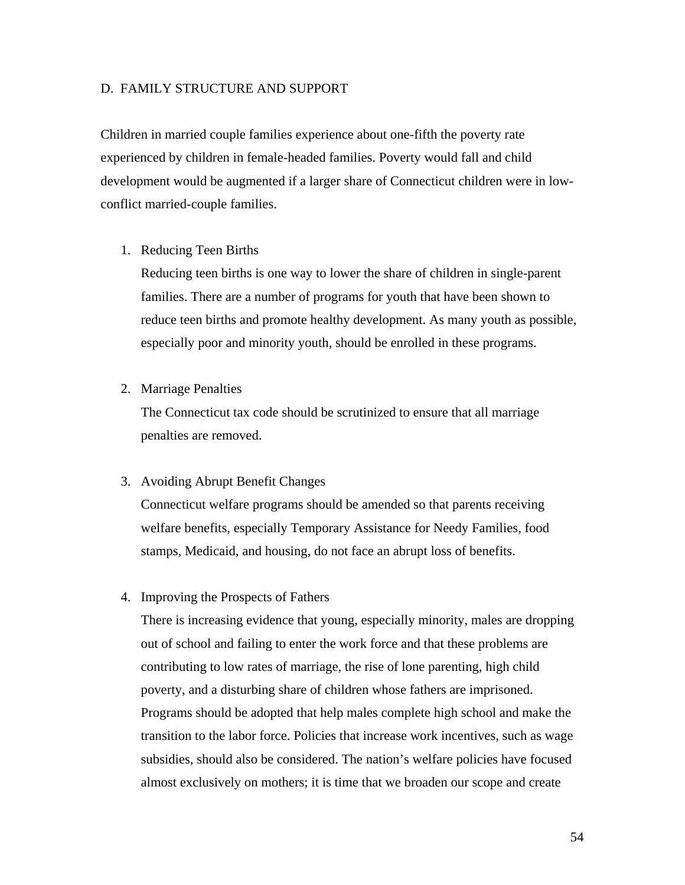## D. FAMILY STRUCTURE AND SUPPORT

Children in married couple families experience about one-fifth the poverty rate experienced by children in female-headed families. Poverty would fall and child development would be augmented if a larger share of Connecticut children were in low-conflict married-couple families.

1. Reducing Teen Births

   Reducing teen births is one way to lower the share of children in single-parent families. There are a number of programs for youth that have been shown to reduce teen births and promote healthy development. As many youth as possible, especially poor and minority youth, should be enrolled in these programs.

2. Marriage Penalties

   The Connecticut tax code should be scrutinized to ensure that all marriage penalties are removed.

3. Avoiding Abrupt Benefit Changes

   Connecticut welfare programs should be amended so that parents receiving welfare benefits, especially Temporary Assistance for Needy Families, food stamps, Medicaid, and housing, do not face an abrupt loss of benefits.

4. Improving the Prospects of Fathers

   There is increasing evidence that young, especially minority, males are dropping out of school and failing to enter the work force and that these problems are contributing to low rates of marriage, the rise of lone parenting, high child poverty, and a disturbing share of children whose fathers are imprisoned. Programs should be adopted that help males complete high school and make the transition to the labor force. Policies that increase work incentives, such as wage subsidies, should also be considered. The nation's welfare policies have focused almost exclusively on mothers; it is time that we broaden our scope and create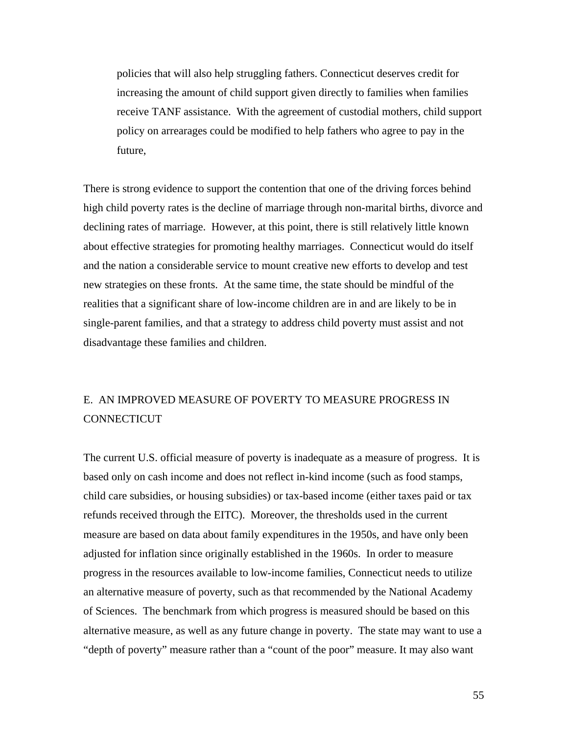policies that will also help struggling fathers. Connecticut deserves credit for increasing the amount of child support given directly to families when families receive TANF assistance. With the agreement of custodial mothers, child support policy on arrearages could be modified to help fathers who agree to pay in the future,

There is strong evidence to support the contention that one of the driving forces behind high child poverty rates is the decline of marriage through non-marital births, divorce and declining rates of marriage. However, at this point, there is still relatively little known about effective strategies for promoting healthy marriages. Connecticut would do itself and the nation a considerable service to mount creative new efforts to develop and test new strategies on these fronts. At the same time, the state should be mindful of the realities that a significant share of low-income children are in and are likely to be in single-parent families, and that a strategy to address child poverty must assist and not disadvantage these families and children.

## E. AN IMPROVED MEASURE OF POVERTY TO MEASURE PROGRESS IN CONNECTICUT

The current U.S. official measure of poverty is inadequate as a measure of progress. It is based only on cash income and does not reflect in-kind income (such as food stamps, child care subsidies, or housing subsidies) or tax-based income (either taxes paid or tax refunds received through the EITC). Moreover, the thresholds used in the current measure are based on data about family expenditures in the 1950s, and have only been adjusted for inflation since originally established in the 1960s. In order to measure progress in the resources available to low-income families, Connecticut needs to utilize an alternative measure of poverty, such as that recommended by the National Academy of Sciences. The benchmark from which progress is measured should be based on this alternative measure, as well as any future change in poverty. The state may want to use a "depth of poverty" measure rather than a "count of the poor" measure. It may also want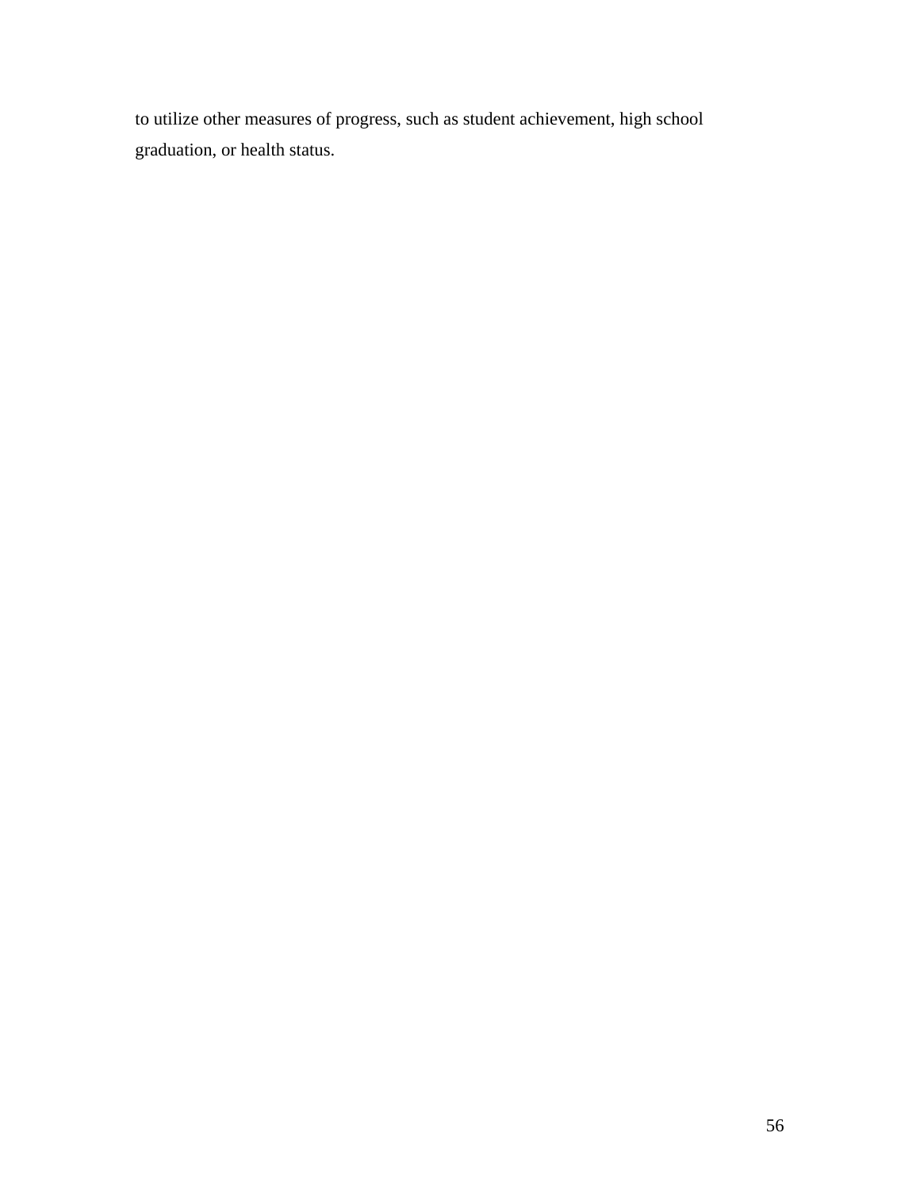to utilize other measures of progress, such as student achievement, high school graduation, or health status.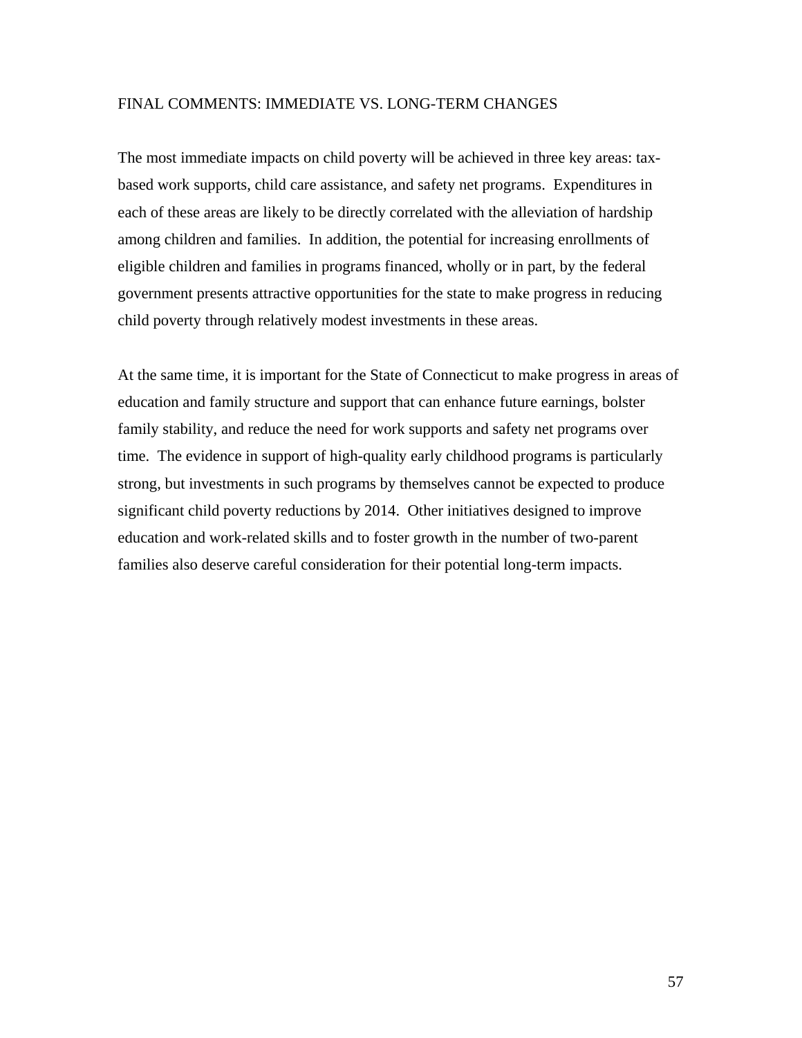## FINAL COMMENTS: IMMEDIATE VS. LONG-TERM CHANGES

The most immediate impacts on child poverty will be achieved in three key areas: tax-based work supports, child care assistance, and safety net programs. Expenditures in each of these areas are likely to be directly correlated with the alleviation of hardship among children and families. In addition, the potential for increasing enrollments of eligible children and families in programs financed, wholly or in part, by the federal government presents attractive opportunities for the state to make progress in reducing child poverty through relatively modest investments in these areas.

At the same time, it is important for the State of Connecticut to make progress in areas of education and family structure and support that can enhance future earnings, bolster family stability, and reduce the need for work supports and safety net programs over time. The evidence in support of high-quality early childhood programs is particularly strong, but investments in such programs by themselves cannot be expected to produce significant child poverty reductions by 2014. Other initiatives designed to improve education and work-related skills and to foster growth in the number of two-parent families also deserve careful consideration for their potential long-term impacts.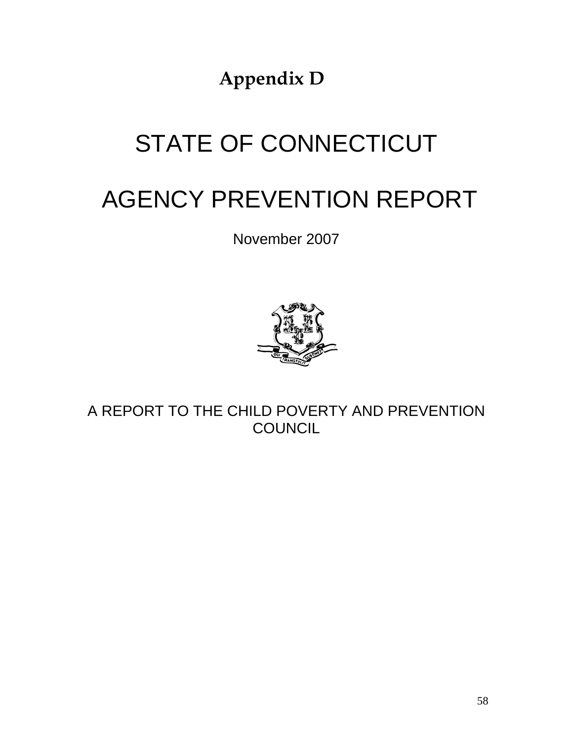# Appendix D

# STATE OF CONNECTICUT

# AGENCY PREVENTION REPORT

November 2007

A REPORT TO THE CHILD POVERTY AND PREVENTION COUNCIL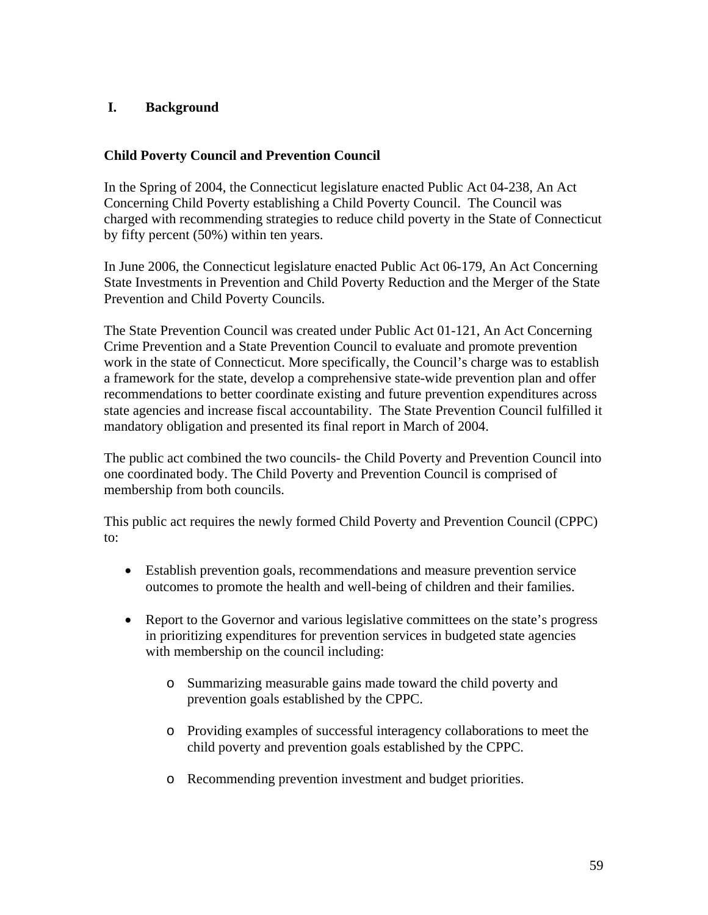# I. Background

### Child Poverty Council and Prevention Council

In the Spring of 2004, the Connecticut legislature enacted Public Act 04-238, An Act Concerning Child Poverty establishing a Child Poverty Council. The Council was charged with recommending strategies to reduce child poverty in the State of Connecticut by fifty percent (50%) within ten years.

In June 2006, the Connecticut legislature enacted Public Act 06-179, An Act Concerning State Investments in Prevention and Child Poverty Reduction and the Merger of the State Prevention and Child Poverty Councils.

The State Prevention Council was created under Public Act 01-121, An Act Concerning Crime Prevention and a State Prevention Council to evaluate and promote prevention work in the state of Connecticut. More specifically, the Council's charge was to establish a framework for the state, develop a comprehensive state-wide prevention plan and offer recommendations to better coordinate existing and future prevention expenditures across state agencies and increase fiscal accountability. The State Prevention Council fulfilled it mandatory obligation and presented its final report in March of 2004.

The public act combined the two councils- the Child Poverty and Prevention Council into one coordinated body. The Child Poverty and Prevention Council is comprised of membership from both councils.

This public act requires the newly formed Child Poverty and Prevention Council (CPPC) to:

- Establish prevention goals, recommendations and measure prevention service outcomes to promote the health and well-being of children and their families.
- Report to the Governor and various legislative committees on the state's progress in prioritizing expenditures for prevention services in budgeted state agencies with membership on the council including:
  - Summarizing measurable gains made toward the child poverty and prevention goals established by the CPPC.
  - Providing examples of successful interagency collaborations to meet the child poverty and prevention goals established by the CPPC.
  - Recommending prevention investment and budget priorities.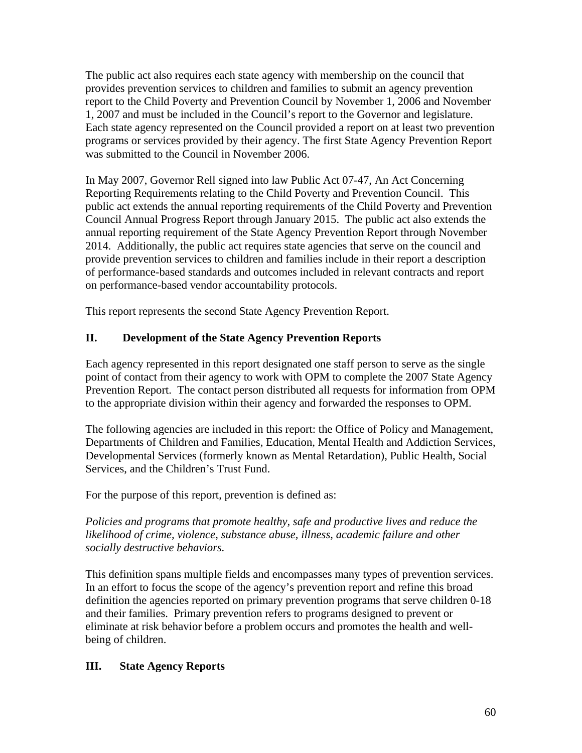The public act also requires each state agency with membership on the council that provides prevention services to children and families to submit an agency prevention report to the Child Poverty and Prevention Council by November 1, 2006 and November 1, 2007 and must be included in the Council's report to the Governor and legislature. Each state agency represented on the Council provided a report on at least two prevention programs or services provided by their agency. The first State Agency Prevention Report was submitted to the Council in November 2006.

In May 2007, Governor Rell signed into law Public Act 07-47, An Act Concerning Reporting Requirements relating to the Child Poverty and Prevention Council. This public act extends the annual reporting requirements of the Child Poverty and Prevention Council Annual Progress Report through January 2015. The public act also extends the annual reporting requirement of the State Agency Prevention Report through November 2014. Additionally, the public act requires state agencies that serve on the council and provide prevention services to children and families include in their report a description of performance-based standards and outcomes included in relevant contracts and report on performance-based vendor accountability protocols.

This report represents the second State Agency Prevention Report.

## II. Development of the State Agency Prevention Reports

Each agency represented in this report designated one staff person to serve as the single point of contact from their agency to work with OPM to complete the 2007 State Agency Prevention Report. The contact person distributed all requests for information from OPM to the appropriate division within their agency and forwarded the responses to OPM.

The following agencies are included in this report: the Office of Policy and Management, Departments of Children and Families, Education, Mental Health and Addiction Services, Developmental Services (formerly known as Mental Retardation), Public Health, Social Services, and the Children's Trust Fund.

For the purpose of this report, prevention is defined as:

*Policies and programs that promote healthy, safe and productive lives and reduce the likelihood of crime, violence, substance abuse, illness, academic failure and other socially destructive behaviors.*

This definition spans multiple fields and encompasses many types of prevention services. In an effort to focus the scope of the agency's prevention report and refine this broad definition the agencies reported on primary prevention programs that serve children 0-18 and their families. Primary prevention refers to programs designed to prevent or eliminate at risk behavior before a problem occurs and promotes the health and well-being of children.

## III. State Agency Reports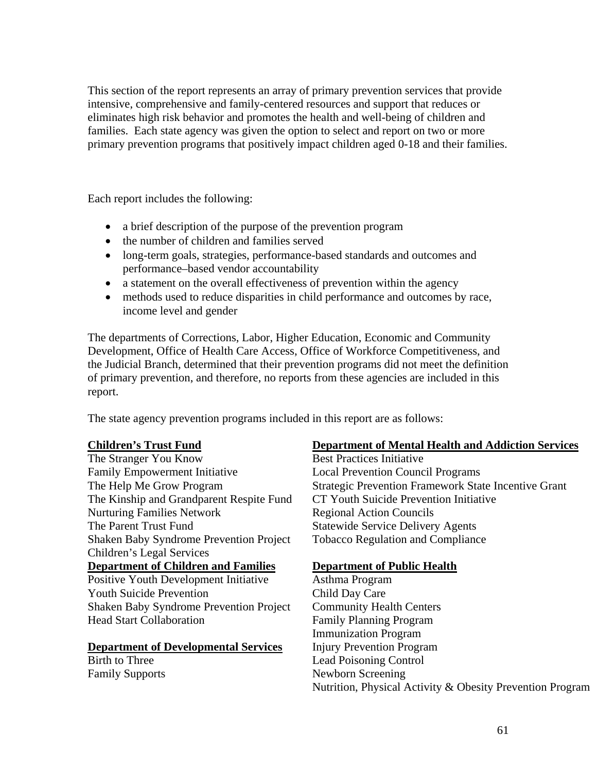This section of the report represents an array of primary prevention services that provide intensive, comprehensive and family-centered resources and support that reduces or eliminates high risk behavior and promotes the health and well-being of children and families. Each state agency was given the option to select and report on two or more primary prevention programs that positively impact children aged 0-18 and their families.

Each report includes the following:

- a brief description of the purpose of the prevention program
- the number of children and families served
- long-term goals, strategies, performance-based standards and outcomes and performance–based vendor accountability
- a statement on the overall effectiveness of prevention within the agency
- methods used to reduce disparities in child performance and outcomes by race, income level and gender

The departments of Corrections, Labor, Higher Education, Economic and Community Development, Office of Health Care Access, Office of Workforce Competitiveness, and the Judicial Branch, determined that their prevention programs did not meet the definition of primary prevention, and therefore, no reports from these agencies are included in this report.

The state agency prevention programs included in this report are as follows:

**Children's Trust Fund**

The Stranger You Know
Family Empowerment Initiative
The Help Me Grow Program
The Kinship and Grandparent Respite Fund
Nurturing Families Network
The Parent Trust Fund
Shaken Baby Syndrome Prevention Project
Children's Legal Services

**Department of Children and Families**

Positive Youth Development Initiative
Youth Suicide Prevention
Shaken Baby Syndrome Prevention Project
Head Start Collaboration

**Department of Developmental Services**

Birth to Three
Family Supports

**Department of Mental Health and Addiction Services**

Best Practices Initiative
Local Prevention Council Programs
Strategic Prevention Framework State Incentive Grant
CT Youth Suicide Prevention Initiative
Regional Action Councils
Statewide Service Delivery Agents
Tobacco Regulation and Compliance

**Department of Public Health**

Asthma Program
Child Day Care
Community Health Centers
Family Planning Program
Immunization Program
Injury Prevention Program
Lead Poisoning Control
Newborn Screening
Nutrition, Physical Activity & Obesity Prevention Program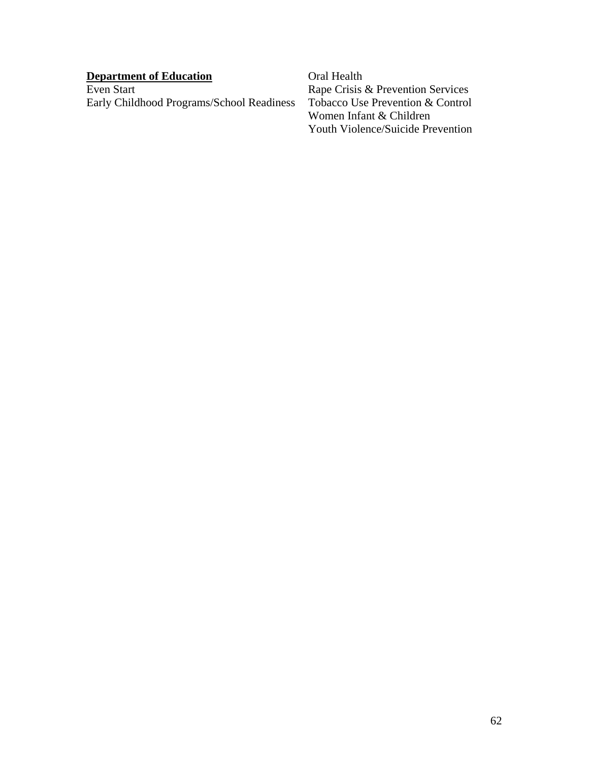**Department of Education**

Even Start

Early Childhood Programs/School Readiness

Oral Health

Rape Crisis & Prevention Services

Tobacco Use Prevention & Control

Women Infant & Children

Youth Violence/Suicide Prevention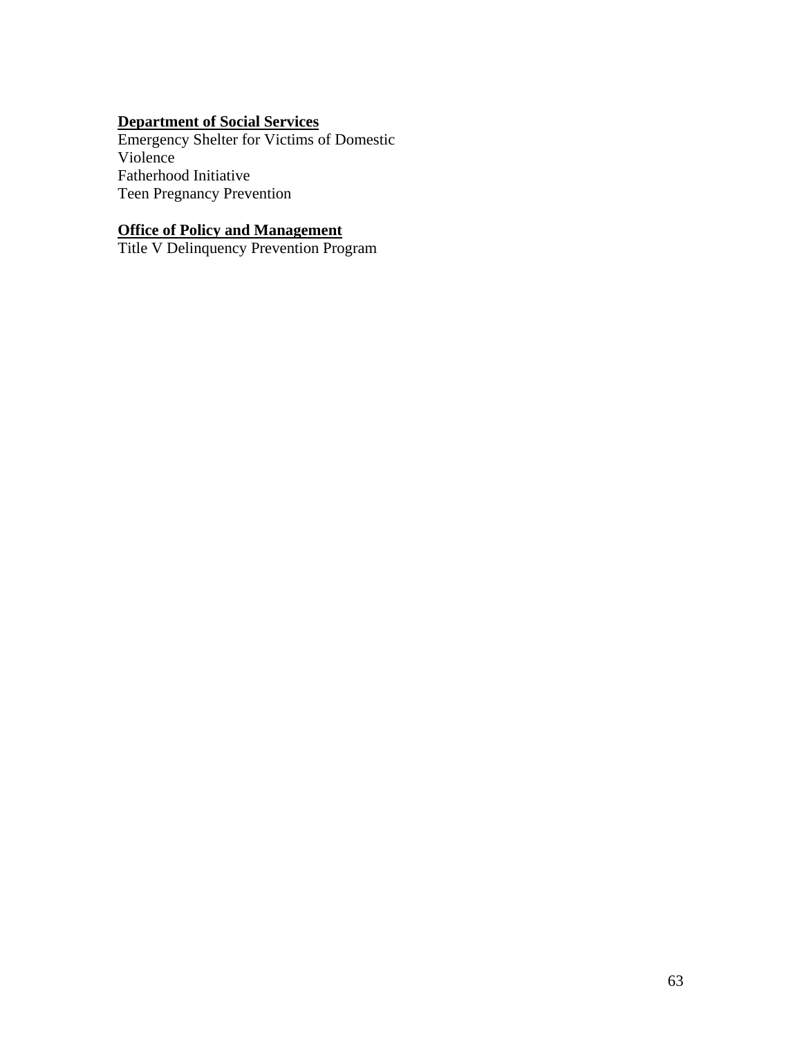**Department of Social Services**
Emergency Shelter for Victims of Domestic Violence
Fatherhood Initiative
Teen Pregnancy Prevention

**Office of Policy and Management**
Title V Delinquency Prevention Program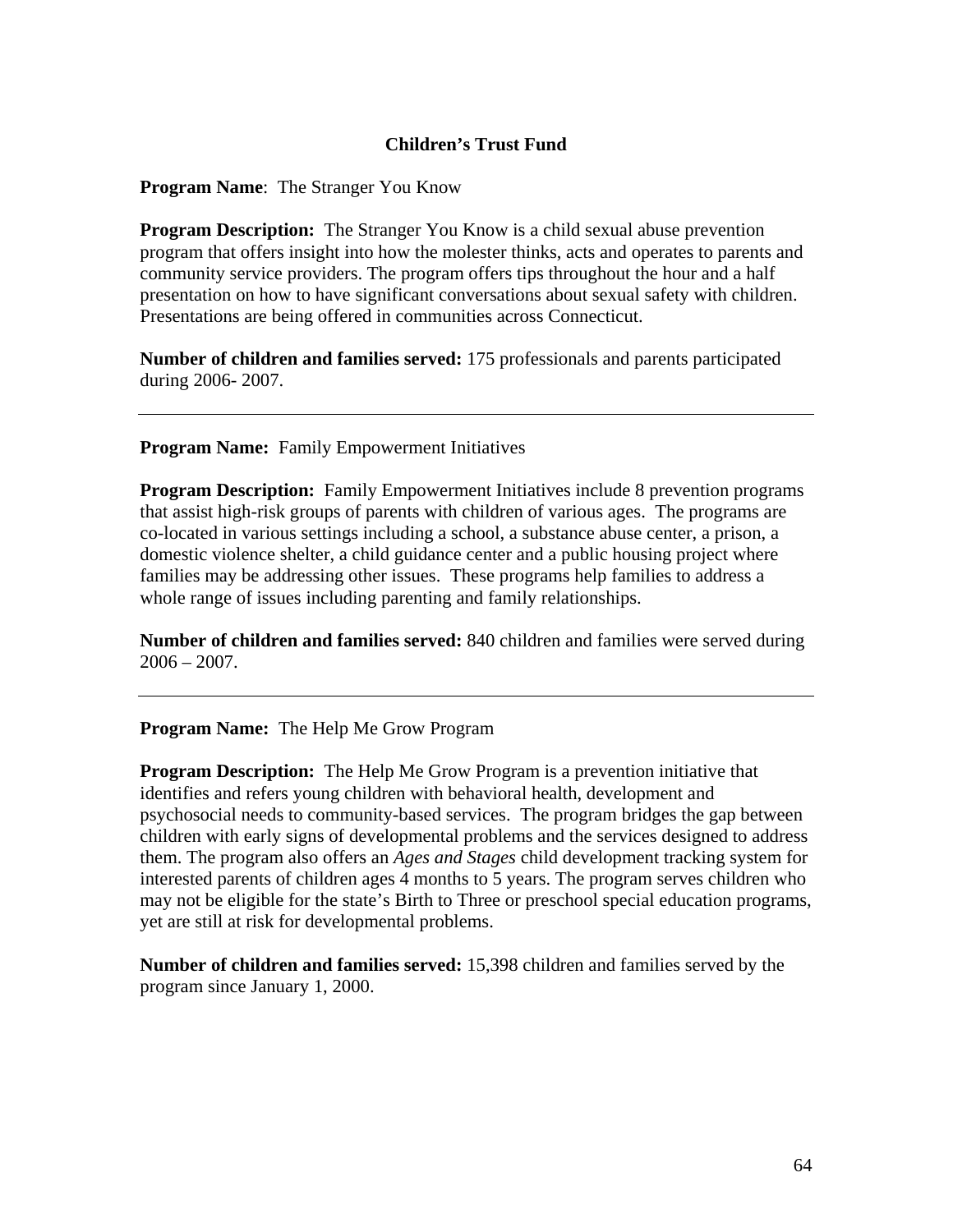## Children's Trust Fund

**Program Name**: The Stranger You Know

**Program Description:** The Stranger You Know is a child sexual abuse prevention program that offers insight into how the molester thinks, acts and operates to parents and community service providers. The program offers tips throughout the hour and a half presentation on how to have significant conversations about sexual safety with children. Presentations are being offered in communities across Connecticut.

**Number of children and families served:** 175 professionals and parents participated during 2006- 2007.

---

**Program Name:** Family Empowerment Initiatives

**Program Description:** Family Empowerment Initiatives include 8 prevention programs that assist high-risk groups of parents with children of various ages. The programs are co-located in various settings including a school, a substance abuse center, a prison, a domestic violence shelter, a child guidance center and a public housing project where families may be addressing other issues. These programs help families to address a whole range of issues including parenting and family relationships.

**Number of children and families served:** 840 children and families were served during 2006 – 2007.

---

**Program Name:** The Help Me Grow Program

**Program Description:** The Help Me Grow Program is a prevention initiative that identifies and refers young children with behavioral health, development and psychosocial needs to community-based services. The program bridges the gap between children with early signs of developmental problems and the services designed to address them. The program also offers an *Ages and Stages* child development tracking system for interested parents of children ages 4 months to 5 years. The program serves children who may not be eligible for the state's Birth to Three or preschool special education programs, yet are still at risk for developmental problems.

**Number of children and families served:** 15,398 children and families served by the program since January 1, 2000.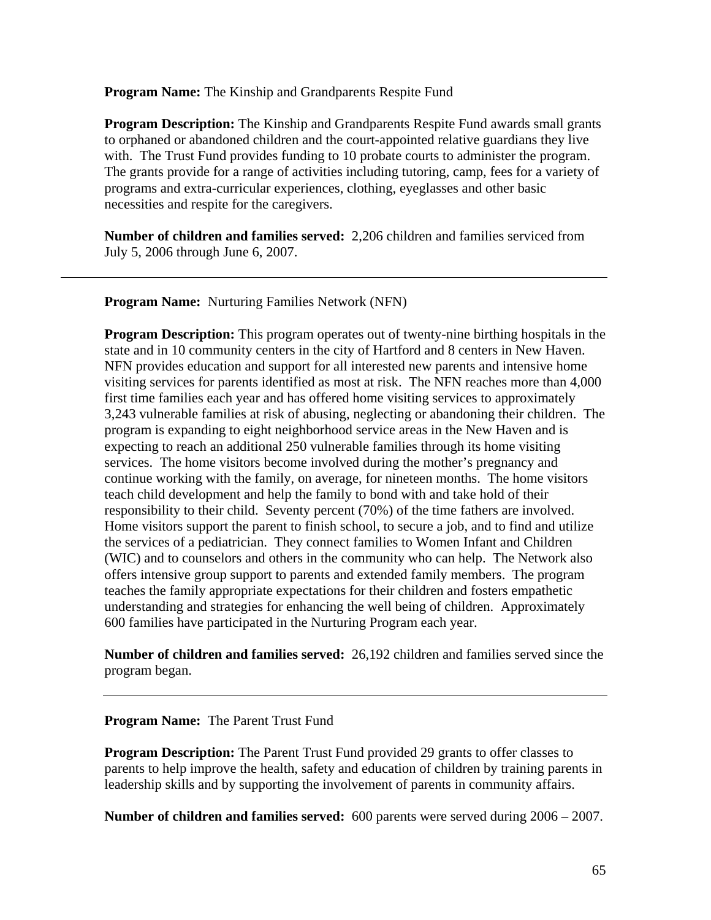**Program Name:** The Kinship and Grandparents Respite Fund

**Program Description:** The Kinship and Grandparents Respite Fund awards small grants to orphaned or abandoned children and the court-appointed relative guardians they live with. The Trust Fund provides funding to 10 probate courts to administer the program. The grants provide for a range of activities including tutoring, camp, fees for a variety of programs and extra-curricular experiences, clothing, eyeglasses and other basic necessities and respite for the caregivers.

**Number of children and families served:** 2,206 children and families serviced from July 5, 2006 through June 6, 2007.

---

**Program Name:** Nurturing Families Network (NFN)

**Program Description:** This program operates out of twenty-nine birthing hospitals in the state and in 10 community centers in the city of Hartford and 8 centers in New Haven. NFN provides education and support for all interested new parents and intensive home visiting services for parents identified as most at risk. The NFN reaches more than 4,000 first time families each year and has offered home visiting services to approximately 3,243 vulnerable families at risk of abusing, neglecting or abandoning their children. The program is expanding to eight neighborhood service areas in the New Haven and is expecting to reach an additional 250 vulnerable families through its home visiting services. The home visitors become involved during the mother's pregnancy and continue working with the family, on average, for nineteen months. The home visitors teach child development and help the family to bond with and take hold of their responsibility to their child. Seventy percent (70%) of the time fathers are involved. Home visitors support the parent to finish school, to secure a job, and to find and utilize the services of a pediatrician. They connect families to Women Infant and Children (WIC) and to counselors and others in the community who can help. The Network also offers intensive group support to parents and extended family members. The program teaches the family appropriate expectations for their children and fosters empathetic understanding and strategies for enhancing the well being of children. Approximately 600 families have participated in the Nurturing Program each year.

**Number of children and families served:** 26,192 children and families served since the program began.

---

**Program Name:** The Parent Trust Fund

**Program Description:** The Parent Trust Fund provided 29 grants to offer classes to parents to help improve the health, safety and education of children by training parents in leadership skills and by supporting the involvement of parents in community affairs.

**Number of children and families served:** 600 parents were served during 2006 – 2007.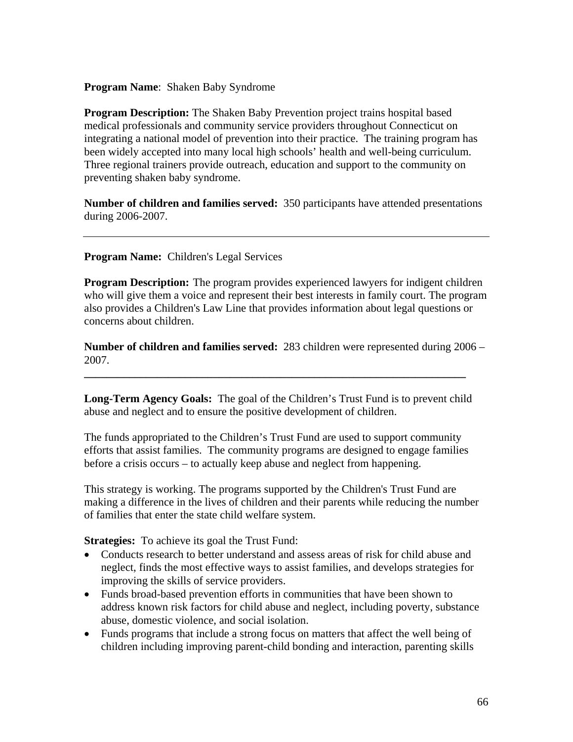**Program Name**: Shaken Baby Syndrome

**Program Description:** The Shaken Baby Prevention project trains hospital based medical professionals and community service providers throughout Connecticut on integrating a national model of prevention into their practice. The training program has been widely accepted into many local high schools' health and well-being curriculum. Three regional trainers provide outreach, education and support to the community on preventing shaken baby syndrome.

**Number of children and families served:** 350 participants have attended presentations during 2006-2007.

---

**Program Name:** Children's Legal Services

**Program Description:** The program provides experienced lawyers for indigent children who will give them a voice and represent their best interests in family court. The program also provides a Children's Law Line that provides information about legal questions or concerns about children.

**Number of children and families served:** 283 children were represented during 2006 – 2007.

---

**Long-Term Agency Goals:** The goal of the Children's Trust Fund is to prevent child abuse and neglect and to ensure the positive development of children.

The funds appropriated to the Children's Trust Fund are used to support community efforts that assist families. The community programs are designed to engage families before a crisis occurs – to actually keep abuse and neglect from happening.

This strategy is working. The programs supported by the Children's Trust Fund are making a difference in the lives of children and their parents while reducing the number of families that enter the state child welfare system.

**Strategies:** To achieve its goal the Trust Fund:

- Conducts research to better understand and assess areas of risk for child abuse and neglect, finds the most effective ways to assist families, and develops strategies for improving the skills of service providers.
- Funds broad-based prevention efforts in communities that have been shown to address known risk factors for child abuse and neglect, including poverty, substance abuse, domestic violence, and social isolation.
- Funds programs that include a strong focus on matters that affect the well being of children including improving parent-child bonding and interaction, parenting skills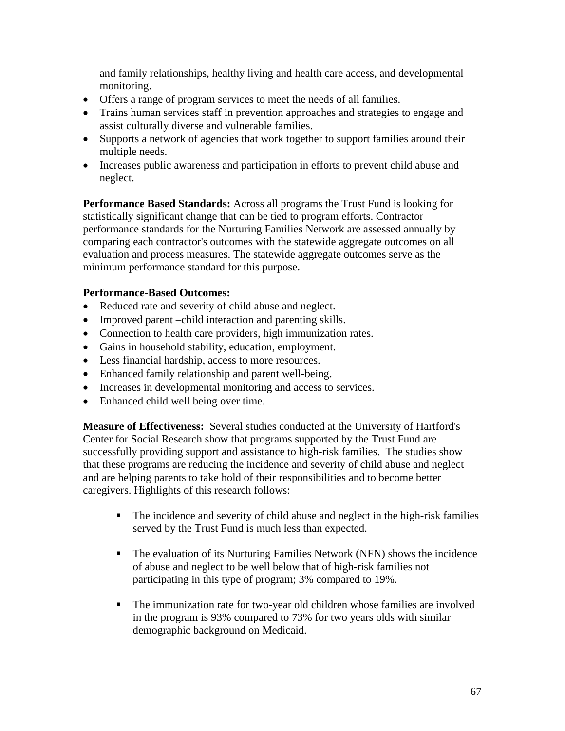and family relationships, healthy living and health care access, and developmental monitoring.
- Offers a range of program services to meet the needs of all families.
- Trains human services staff in prevention approaches and strategies to engage and assist culturally diverse and vulnerable families.
- Supports a network of agencies that work together to support families around their multiple needs.
- Increases public awareness and participation in efforts to prevent child abuse and neglect.

**Performance Based Standards:** Across all programs the Trust Fund is looking for statistically significant change that can be tied to program efforts. Contractor performance standards for the Nurturing Families Network are assessed annually by comparing each contractor's outcomes with the statewide aggregate outcomes on all evaluation and process measures. The statewide aggregate outcomes serve as the minimum performance standard for this purpose.

**Performance-Based Outcomes:**

- Reduced rate and severity of child abuse and neglect.
- Improved parent –child interaction and parenting skills.
- Connection to health care providers, high immunization rates.
- Gains in household stability, education, employment.
- Less financial hardship, access to more resources.
- Enhanced family relationship and parent well-being.
- Increases in developmental monitoring and access to services.
- Enhanced child well being over time.

**Measure of Effectiveness:** Several studies conducted at the University of Hartford's Center for Social Research show that programs supported by the Trust Fund are successfully providing support and assistance to high-risk families. The studies show that these programs are reducing the incidence and severity of child abuse and neglect and are helping parents to take hold of their responsibilities and to become better caregivers. Highlights of this research follows:

- The incidence and severity of child abuse and neglect in the high-risk families served by the Trust Fund is much less than expected.

- The evaluation of its Nurturing Families Network (NFN) shows the incidence of abuse and neglect to be well below that of high-risk families not participating in this type of program; 3% compared to 19%.

- The immunization rate for two-year old children whose families are involved in the program is 93% compared to 73% for two years olds with similar demographic background on Medicaid.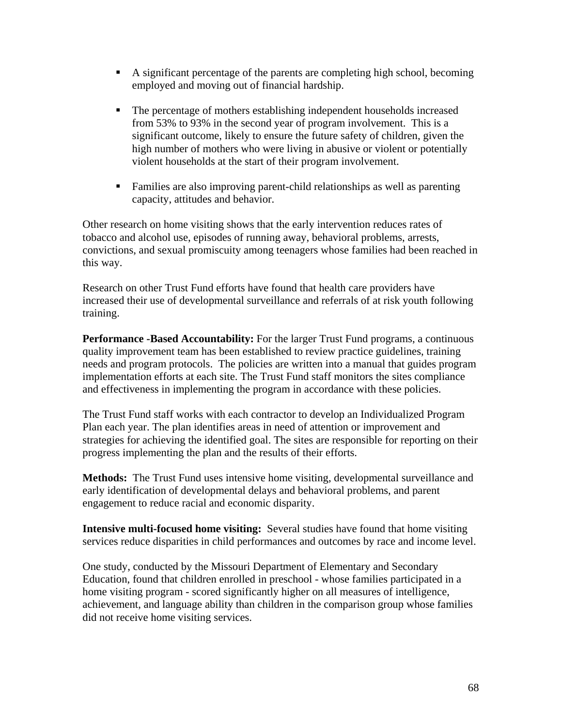- A significant percentage of the parents are completing high school, becoming employed and moving out of financial hardship.

- The percentage of mothers establishing independent households increased from 53% to 93% in the second year of program involvement. This is a significant outcome, likely to ensure the future safety of children, given the high number of mothers who were living in abusive or violent or potentially violent households at the start of their program involvement.

- Families are also improving parent-child relationships as well as parenting capacity, attitudes and behavior.

Other research on home visiting shows that the early intervention reduces rates of tobacco and alcohol use, episodes of running away, behavioral problems, arrests, convictions, and sexual promiscuity among teenagers whose families had been reached in this way.

Research on other Trust Fund efforts have found that health care providers have increased their use of developmental surveillance and referrals of at risk youth following training.

**Performance -Based Accountability:** For the larger Trust Fund programs, a continuous quality improvement team has been established to review practice guidelines, training needs and program protocols. The policies are written into a manual that guides program implementation efforts at each site. The Trust Fund staff monitors the sites compliance and effectiveness in implementing the program in accordance with these policies.

The Trust Fund staff works with each contractor to develop an Individualized Program Plan each year. The plan identifies areas in need of attention or improvement and strategies for achieving the identified goal. The sites are responsible for reporting on their progress implementing the plan and the results of their efforts.

**Methods:** The Trust Fund uses intensive home visiting, developmental surveillance and early identification of developmental delays and behavioral problems, and parent engagement to reduce racial and economic disparity.

**Intensive multi-focused home visiting:** Several studies have found that home visiting services reduce disparities in child performances and outcomes by race and income level.

One study, conducted by the Missouri Department of Elementary and Secondary Education, found that children enrolled in preschool - whose families participated in a home visiting program - scored significantly higher on all measures of intelligence, achievement, and language ability than children in the comparison group whose families did not receive home visiting services.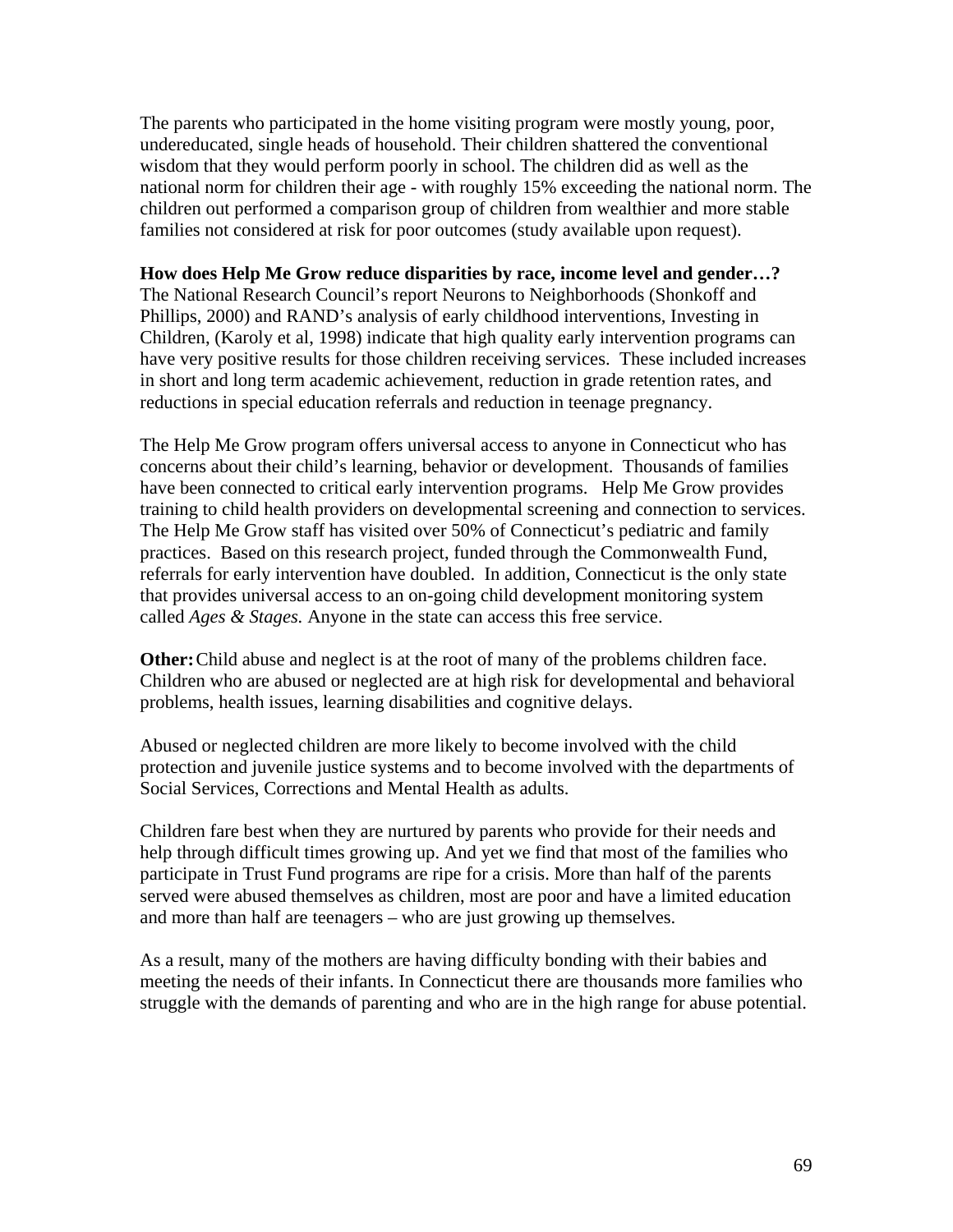The parents who participated in the home visiting program were mostly young, poor, undereducated, single heads of household. Their children shattered the conventional wisdom that they would perform poorly in school. The children did as well as the national norm for children their age - with roughly 15% exceeding the national norm. The children out performed a comparison group of children from wealthier and more stable families not considered at risk for poor outcomes (study available upon request).

**How does Help Me Grow reduce disparities by race, income level and gender…?**
The National Research Council's report Neurons to Neighborhoods (Shonkoff and Phillips, 2000) and RAND's analysis of early childhood interventions, Investing in Children, (Karoly et al, 1998) indicate that high quality early intervention programs can have very positive results for those children receiving services. These included increases in short and long term academic achievement, reduction in grade retention rates, and reductions in special education referrals and reduction in teenage pregnancy.

The Help Me Grow program offers universal access to anyone in Connecticut who has concerns about their child's learning, behavior or development. Thousands of families have been connected to critical early intervention programs. Help Me Grow provides training to child health providers on developmental screening and connection to services. The Help Me Grow staff has visited over 50% of Connecticut's pediatric and family practices. Based on this research project, funded through the Commonwealth Fund, referrals for early intervention have doubled. In addition, Connecticut is the only state that provides universal access to an on-going child development monitoring system called *Ages & Stages.* Anyone in the state can access this free service.

**Other:** Child abuse and neglect is at the root of many of the problems children face. Children who are abused or neglected are at high risk for developmental and behavioral problems, health issues, learning disabilities and cognitive delays.

Abused or neglected children are more likely to become involved with the child protection and juvenile justice systems and to become involved with the departments of Social Services, Corrections and Mental Health as adults.

Children fare best when they are nurtured by parents who provide for their needs and help through difficult times growing up. And yet we find that most of the families who participate in Trust Fund programs are ripe for a crisis. More than half of the parents served were abused themselves as children, most are poor and have a limited education and more than half are teenagers – who are just growing up themselves.

As a result, many of the mothers are having difficulty bonding with their babies and meeting the needs of their infants. In Connecticut there are thousands more families who struggle with the demands of parenting and who are in the high range for abuse potential.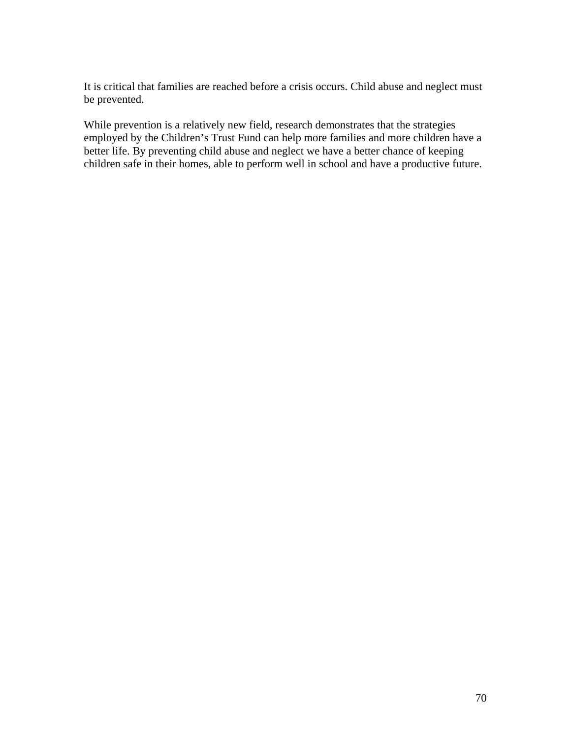It is critical that families are reached before a crisis occurs. Child abuse and neglect must be prevented.

While prevention is a relatively new field, research demonstrates that the strategies employed by the Children's Trust Fund can help more families and more children have a better life. By preventing child abuse and neglect we have a better chance of keeping children safe in their homes, able to perform well in school and have a productive future.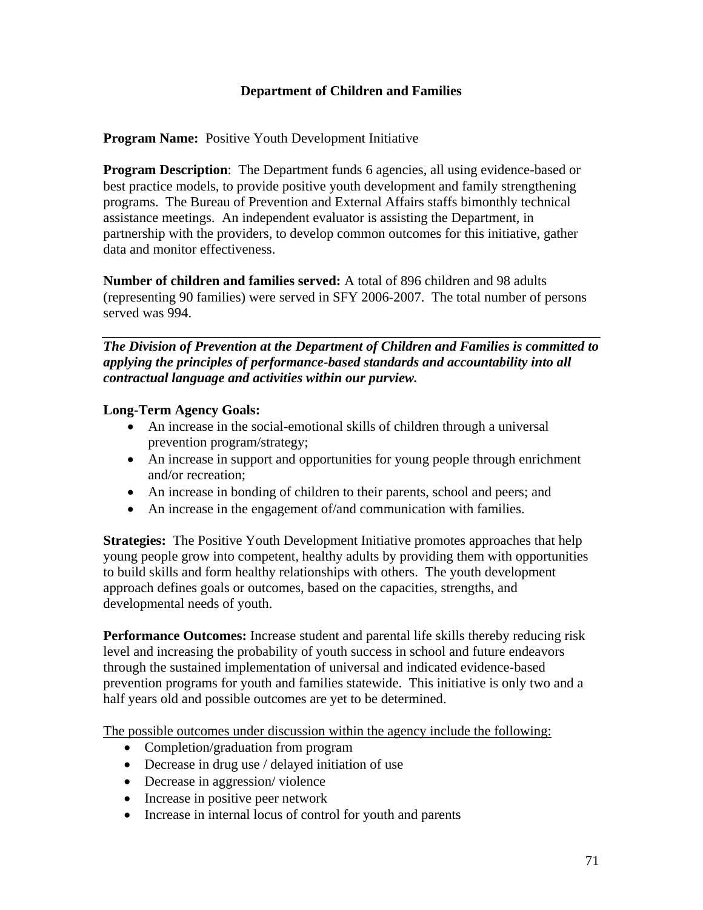## Department of Children and Families

**Program Name:** Positive Youth Development Initiative

**Program Description**: The Department funds 6 agencies, all using evidence-based or best practice models, to provide positive youth development and family strengthening programs. The Bureau of Prevention and External Affairs staffs bimonthly technical assistance meetings. An independent evaluator is assisting the Department, in partnership with the providers, to develop common outcomes for this initiative, gather data and monitor effectiveness.

**Number of children and families served:** A total of 896 children and 98 adults (representing 90 families) were served in SFY 2006-2007. The total number of persons served was 994.

---

***The Division of Prevention at the Department of Children and Families is committed to applying the principles of performance-based standards and accountability into all contractual language and activities within our purview.***

**Long-Term Agency Goals:**

- An increase in the social-emotional skills of children through a universal prevention program/strategy;
- An increase in support and opportunities for young people through enrichment and/or recreation;
- An increase in bonding of children to their parents, school and peers; and
- An increase in the engagement of/and communication with families.

**Strategies:** The Positive Youth Development Initiative promotes approaches that help young people grow into competent, healthy adults by providing them with opportunities to build skills and form healthy relationships with others. The youth development approach defines goals or outcomes, based on the capacities, strengths, and developmental needs of youth.

**Performance Outcomes:** Increase student and parental life skills thereby reducing risk level and increasing the probability of youth success in school and future endeavors through the sustained implementation of universal and indicated evidence-based prevention programs for youth and families statewide. This initiative is only two and a half years old and possible outcomes are yet to be determined.

<u>The possible outcomes under discussion within the agency include the following:</u>

- Completion/graduation from program
- Decrease in drug use / delayed initiation of use
- Decrease in aggression/ violence
- Increase in positive peer network
- Increase in internal locus of control for youth and parents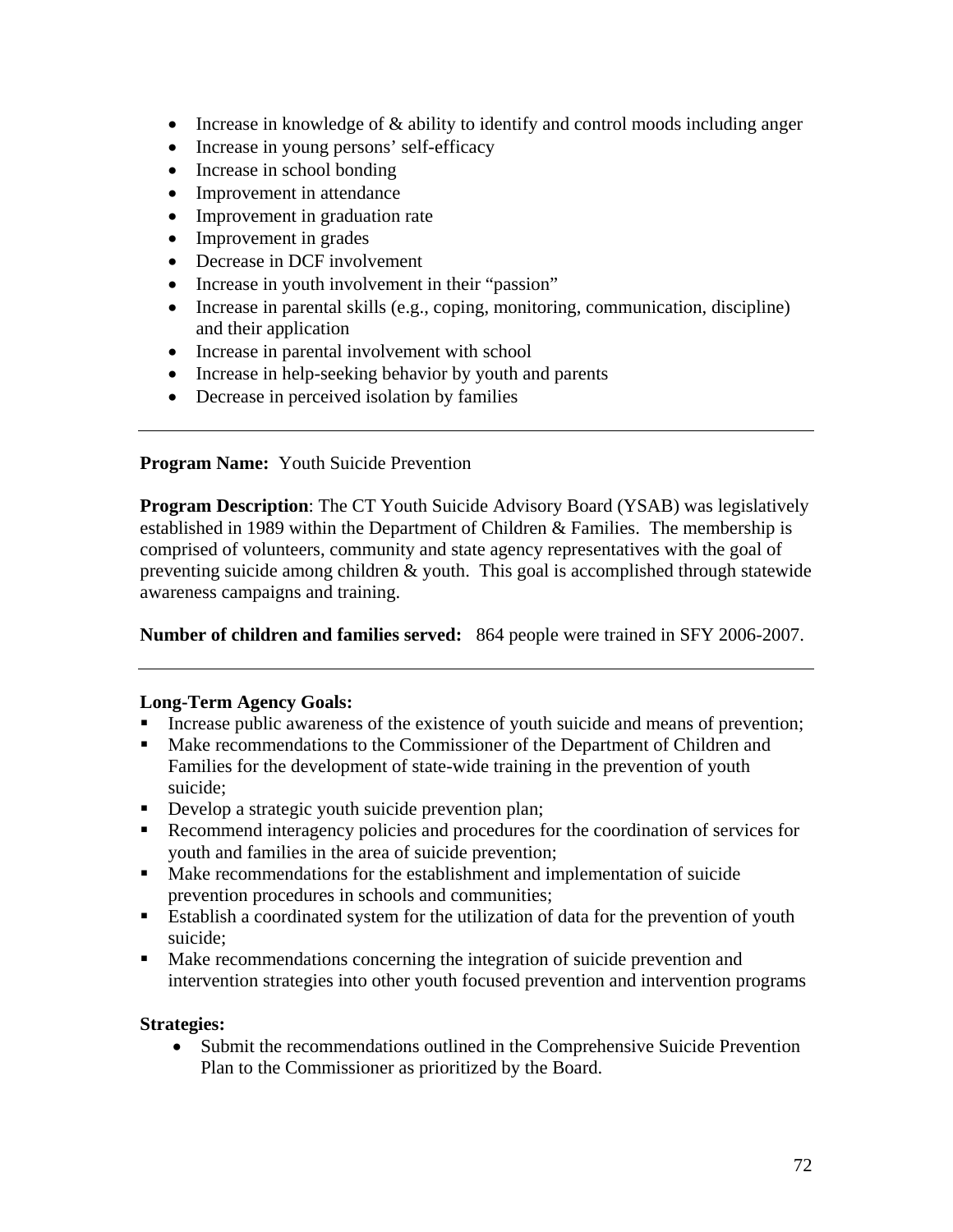- Increase in knowledge of & ability to identify and control moods including anger
- Increase in young persons' self-efficacy
- Increase in school bonding
- Improvement in attendance
- Improvement in graduation rate
- Improvement in grades
- Decrease in DCF involvement
- Increase in youth involvement in their "passion"
- Increase in parental skills (e.g., coping, monitoring, communication, discipline) and their application
- Increase in parental involvement with school
- Increase in help-seeking behavior by youth and parents
- Decrease in perceived isolation by families

---

**Program Name:** Youth Suicide Prevention

**Program Description**: The CT Youth Suicide Advisory Board (YSAB) was legislatively established in 1989 within the Department of Children & Families. The membership is comprised of volunteers, community and state agency representatives with the goal of preventing suicide among children & youth. This goal is accomplished through statewide awareness campaigns and training.

**Number of children and families served:** 864 people were trained in SFY 2006-2007.

---

**Long-Term Agency Goals:**

- Increase public awareness of the existence of youth suicide and means of prevention;
- Make recommendations to the Commissioner of the Department of Children and Families for the development of state-wide training in the prevention of youth suicide;
- Develop a strategic youth suicide prevention plan;
- Recommend interagency policies and procedures for the coordination of services for youth and families in the area of suicide prevention;
- Make recommendations for the establishment and implementation of suicide prevention procedures in schools and communities;
- Establish a coordinated system for the utilization of data for the prevention of youth suicide;
- Make recommendations concerning the integration of suicide prevention and intervention strategies into other youth focused prevention and intervention programs

**Strategies:**

- Submit the recommendations outlined in the Comprehensive Suicide Prevention Plan to the Commissioner as prioritized by the Board.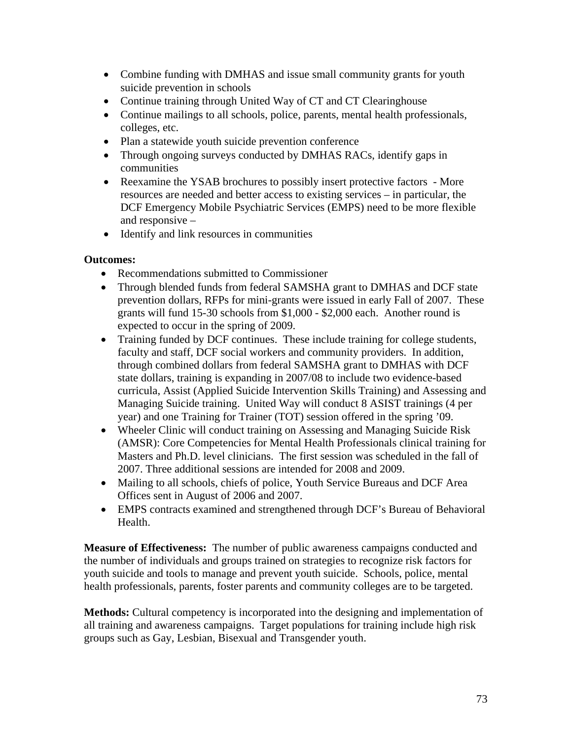- Combine funding with DMHAS and issue small community grants for youth suicide prevention in schools
- Continue training through United Way of CT and CT Clearinghouse
- Continue mailings to all schools, police, parents, mental health professionals, colleges, etc.
- Plan a statewide youth suicide prevention conference
- Through ongoing surveys conducted by DMHAS RACs, identify gaps in communities
- Reexamine the YSAB brochures to possibly insert protective factors - More resources are needed and better access to existing services – in particular, the DCF Emergency Mobile Psychiatric Services (EMPS) need to be more flexible and responsive –
- Identify and link resources in communities

**Outcomes:**

- Recommendations submitted to Commissioner
- Through blended funds from federal SAMSHA grant to DMHAS and DCF state prevention dollars, RFPs for mini-grants were issued in early Fall of 2007. These grants will fund 15-30 schools from $1,000 - $2,000 each. Another round is expected to occur in the spring of 2009.
- Training funded by DCF continues. These include training for college students, faculty and staff, DCF social workers and community providers. In addition, through combined dollars from federal SAMSHA grant to DMHAS with DCF state dollars, training is expanding in 2007/08 to include two evidence-based curricula, Assist (Applied Suicide Intervention Skills Training) and Assessing and Managing Suicide training. United Way will conduct 8 ASIST trainings (4 per year) and one Training for Trainer (TOT) session offered in the spring '09.
- Wheeler Clinic will conduct training on Assessing and Managing Suicide Risk (AMSR): Core Competencies for Mental Health Professionals clinical training for Masters and Ph.D. level clinicians. The first session was scheduled in the fall of 2007. Three additional sessions are intended for 2008 and 2009.
- Mailing to all schools, chiefs of police, Youth Service Bureaus and DCF Area Offices sent in August of 2006 and 2007.
- EMPS contracts examined and strengthened through DCF's Bureau of Behavioral Health.

**Measure of Effectiveness:** The number of public awareness campaigns conducted and the number of individuals and groups trained on strategies to recognize risk factors for youth suicide and tools to manage and prevent youth suicide. Schools, police, mental health professionals, parents, foster parents and community colleges are to be targeted.

**Methods:** Cultural competency is incorporated into the designing and implementation of all training and awareness campaigns. Target populations for training include high risk groups such as Gay, Lesbian, Bisexual and Transgender youth.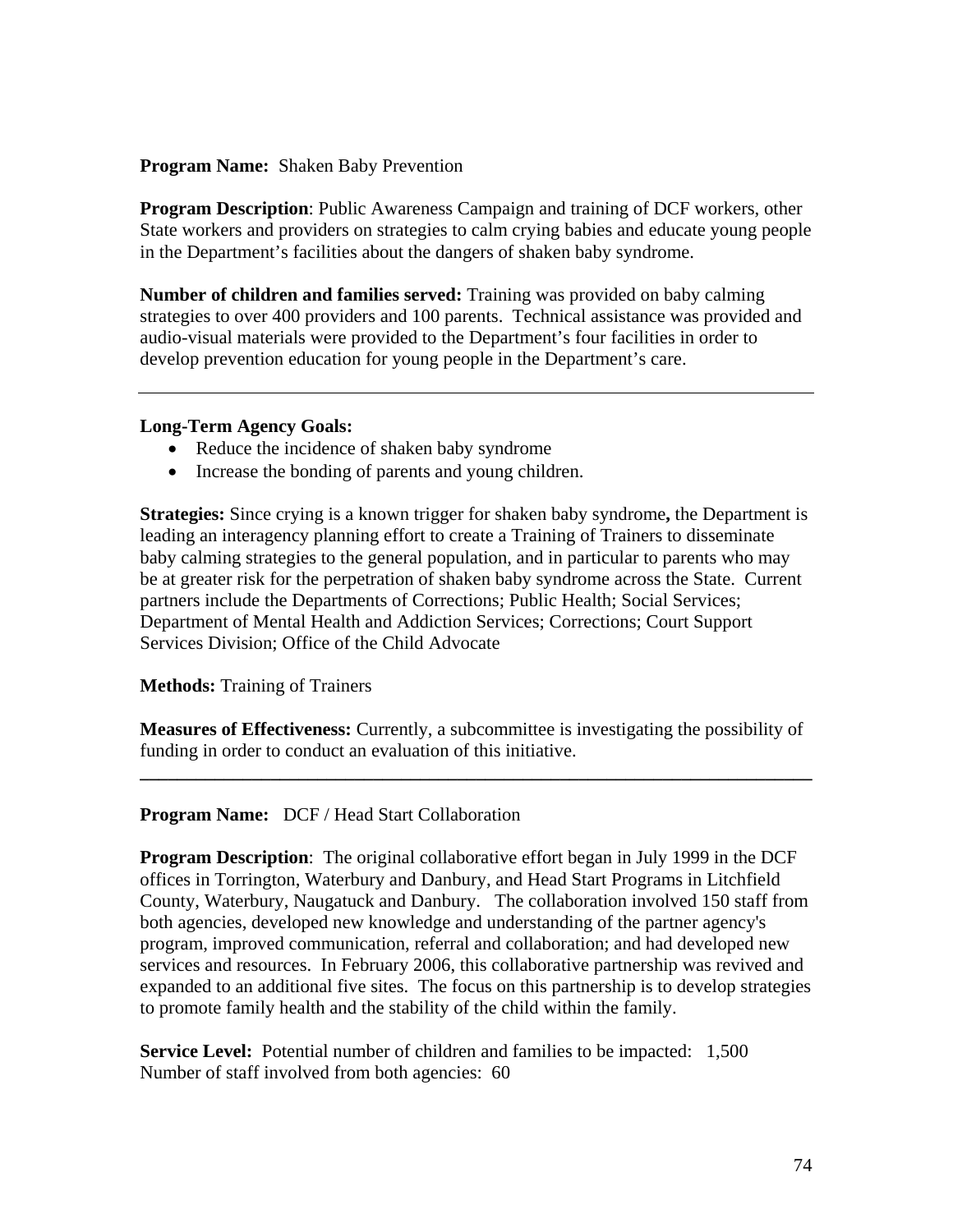**Program Name:** Shaken Baby Prevention

**Program Description**: Public Awareness Campaign and training of DCF workers, other State workers and providers on strategies to calm crying babies and educate young people in the Department's facilities about the dangers of shaken baby syndrome.

**Number of children and families served:** Training was provided on baby calming strategies to over 400 providers and 100 parents. Technical assistance was provided and audio-visual materials were provided to the Department's four facilities in order to develop prevention education for young people in the Department's care.

---

**Long-Term Agency Goals:**

- Reduce the incidence of shaken baby syndrome
- Increase the bonding of parents and young children.

**Strategies:** Since crying is a known trigger for shaken baby syndrome**,** the Department is leading an interagency planning effort to create a Training of Trainers to disseminate baby calming strategies to the general population, and in particular to parents who may be at greater risk for the perpetration of shaken baby syndrome across the State. Current partners include the Departments of Corrections; Public Health; Social Services; Department of Mental Health and Addiction Services; Corrections; Court Support Services Division; Office of the Child Advocate

**Methods:** Training of Trainers

**Measures of Effectiveness:** Currently, a subcommittee is investigating the possibility of funding in order to conduct an evaluation of this initiative.

---

**Program Name:** DCF / Head Start Collaboration

**Program Description**: The original collaborative effort began in July 1999 in the DCF offices in Torrington, Waterbury and Danbury, and Head Start Programs in Litchfield County, Waterbury, Naugatuck and Danbury. The collaboration involved 150 staff from both agencies, developed new knowledge and understanding of the partner agency's program, improved communication, referral and collaboration; and had developed new services and resources. In February 2006, this collaborative partnership was revived and expanded to an additional five sites. The focus on this partnership is to develop strategies to promote family health and the stability of the child within the family.

**Service Level:** Potential number of children and families to be impacted: 1,500
Number of staff involved from both agencies: 60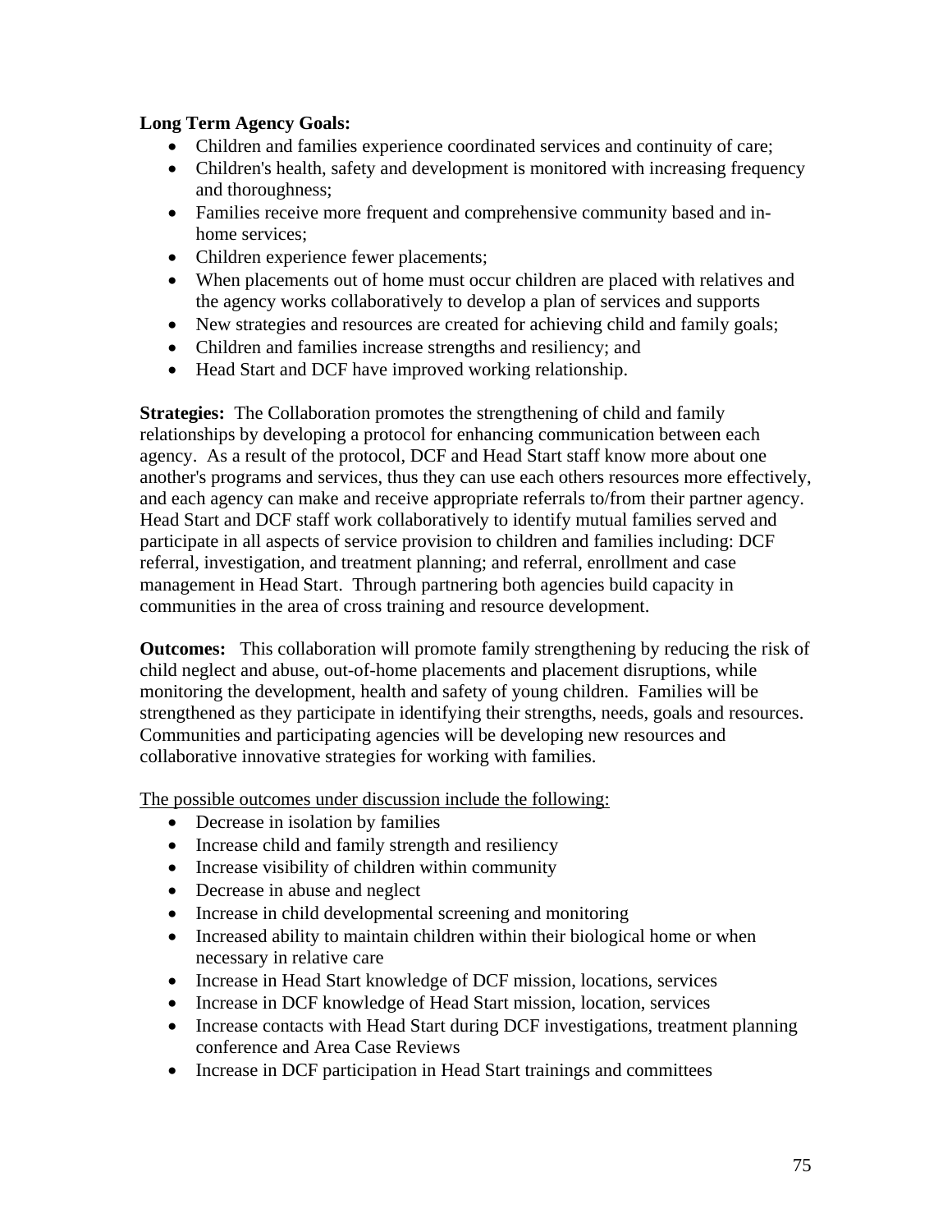**Long Term Agency Goals:**

- Children and families experience coordinated services and continuity of care;
- Children's health, safety and development is monitored with increasing frequency and thoroughness;
- Families receive more frequent and comprehensive community based and in-home services;
- Children experience fewer placements;
- When placements out of home must occur children are placed with relatives and the agency works collaboratively to develop a plan of services and supports
- New strategies and resources are created for achieving child and family goals;
- Children and families increase strengths and resiliency; and
- Head Start and DCF have improved working relationship.

**Strategies:** The Collaboration promotes the strengthening of child and family relationships by developing a protocol for enhancing communication between each agency. As a result of the protocol, DCF and Head Start staff know more about one another's programs and services, thus they can use each others resources more effectively, and each agency can make and receive appropriate referrals to/from their partner agency. Head Start and DCF staff work collaboratively to identify mutual families served and participate in all aspects of service provision to children and families including: DCF referral, investigation, and treatment planning; and referral, enrollment and case management in Head Start. Through partnering both agencies build capacity in communities in the area of cross training and resource development.

**Outcomes:** This collaboration will promote family strengthening by reducing the risk of child neglect and abuse, out-of-home placements and placement disruptions, while monitoring the development, health and safety of young children. Families will be strengthened as they participate in identifying their strengths, needs, goals and resources. Communities and participating agencies will be developing new resources and collaborative innovative strategies for working with families.

<u>The possible outcomes under discussion include the following:</u>

- Decrease in isolation by families
- Increase child and family strength and resiliency
- Increase visibility of children within community
- Decrease in abuse and neglect
- Increase in child developmental screening and monitoring
- Increased ability to maintain children within their biological home or when necessary in relative care
- Increase in Head Start knowledge of DCF mission, locations, services
- Increase in DCF knowledge of Head Start mission, location, services
- Increase contacts with Head Start during DCF investigations, treatment planning conference and Area Case Reviews
- Increase in DCF participation in Head Start trainings and committees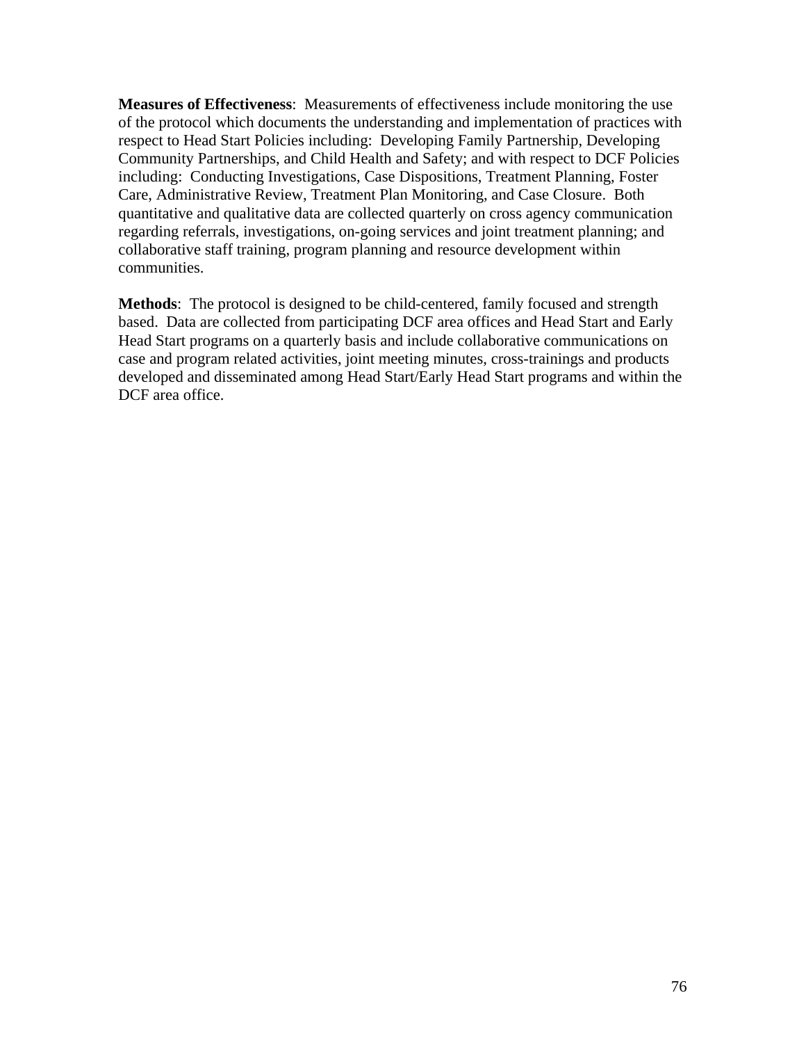**Measures of Effectiveness**:  Measurements of effectiveness include monitoring the use of the protocol which documents the understanding and implementation of practices with respect to Head Start Policies including:  Developing Family Partnership, Developing Community Partnerships, and Child Health and Safety; and with respect to DCF Policies including:  Conducting Investigations, Case Dispositions, Treatment Planning, Foster Care, Administrative Review, Treatment Plan Monitoring, and Case Closure.  Both quantitative and qualitative data are collected quarterly on cross agency communication regarding referrals, investigations, on-going services and joint treatment planning; and collaborative staff training, program planning and resource development within communities.

**Methods**:  The protocol is designed to be child-centered, family focused and strength based.  Data are collected from participating DCF area offices and Head Start and Early Head Start programs on a quarterly basis and include collaborative communications on case and program related activities, joint meeting minutes, cross-trainings and products developed and disseminated among Head Start/Early Head Start programs and within the DCF area office.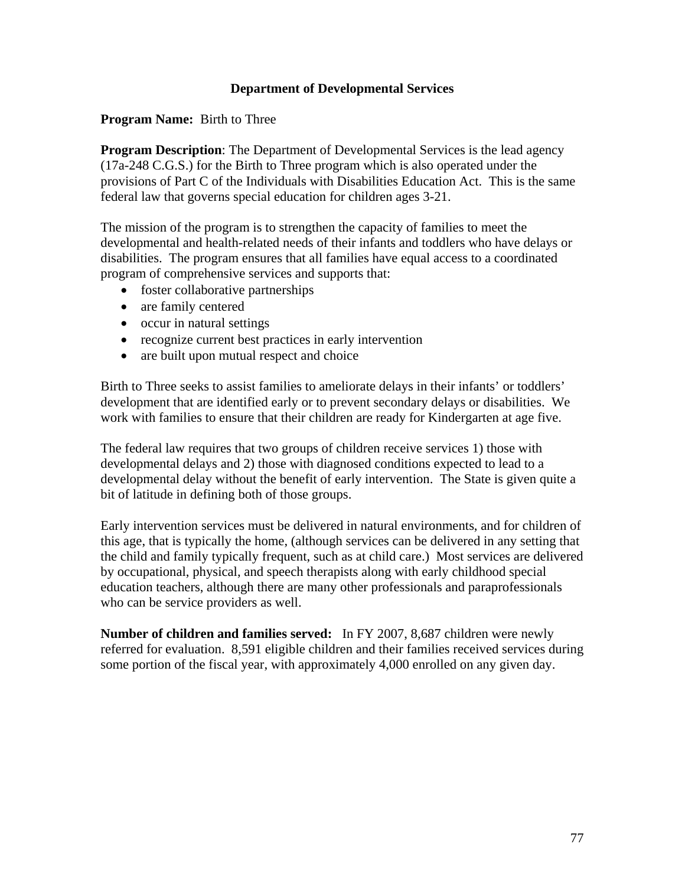## Department of Developmental Services

**Program Name:** Birth to Three

**Program Description**: The Department of Developmental Services is the lead agency (17a-248 C.G.S.) for the Birth to Three program which is also operated under the provisions of Part C of the Individuals with Disabilities Education Act. This is the same federal law that governs special education for children ages 3-21.

The mission of the program is to strengthen the capacity of families to meet the developmental and health-related needs of their infants and toddlers who have delays or disabilities. The program ensures that all families have equal access to a coordinated program of comprehensive services and supports that:

- foster collaborative partnerships
- are family centered
- occur in natural settings
- recognize current best practices in early intervention
- are built upon mutual respect and choice

Birth to Three seeks to assist families to ameliorate delays in their infants' or toddlers' development that are identified early or to prevent secondary delays or disabilities. We work with families to ensure that their children are ready for Kindergarten at age five.

The federal law requires that two groups of children receive services 1) those with developmental delays and 2) those with diagnosed conditions expected to lead to a developmental delay without the benefit of early intervention. The State is given quite a bit of latitude in defining both of those groups.

Early intervention services must be delivered in natural environments, and for children of this age, that is typically the home, (although services can be delivered in any setting that the child and family typically frequent, such as at child care.) Most services are delivered by occupational, physical, and speech therapists along with early childhood special education teachers, although there are many other professionals and paraprofessionals who can be service providers as well.

**Number of children and families served:** In FY 2007, 8,687 children were newly referred for evaluation. 8,591 eligible children and their families received services during some portion of the fiscal year, with approximately 4,000 enrolled on any given day.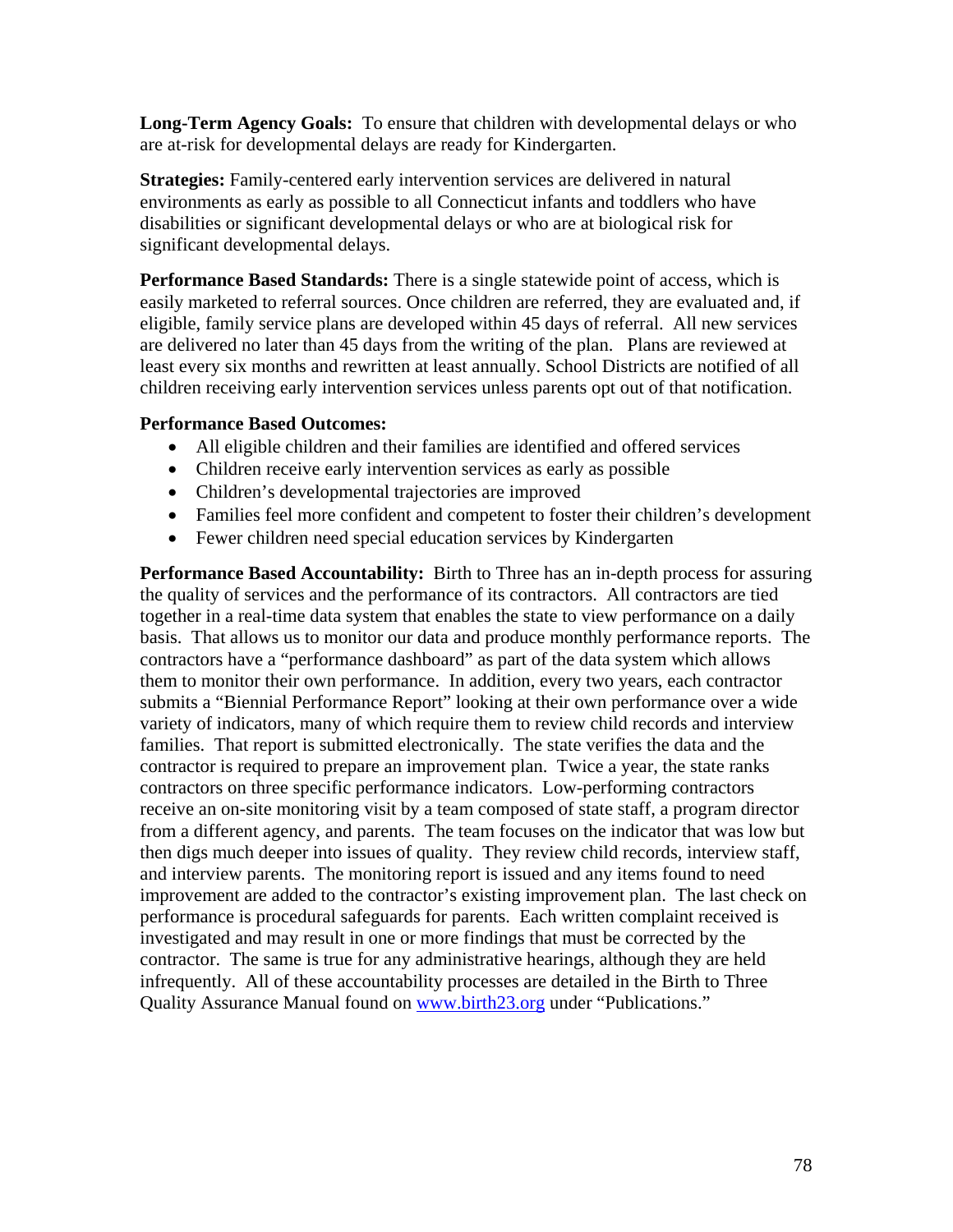**Long-Term Agency Goals:** To ensure that children with developmental delays or who are at-risk for developmental delays are ready for Kindergarten.

**Strategies:** Family-centered early intervention services are delivered in natural environments as early as possible to all Connecticut infants and toddlers who have disabilities or significant developmental delays or who are at biological risk for significant developmental delays.

**Performance Based Standards:** There is a single statewide point of access, which is easily marketed to referral sources. Once children are referred, they are evaluated and, if eligible, family service plans are developed within 45 days of referral. All new services are delivered no later than 45 days from the writing of the plan. Plans are reviewed at least every six months and rewritten at least annually. School Districts are notified of all children receiving early intervention services unless parents opt out of that notification.

**Performance Based Outcomes:**

- All eligible children and their families are identified and offered services
- Children receive early intervention services as early as possible
- Children's developmental trajectories are improved
- Families feel more confident and competent to foster their children's development
- Fewer children need special education services by Kindergarten

**Performance Based Accountability:** Birth to Three has an in-depth process for assuring the quality of services and the performance of its contractors. All contractors are tied together in a real-time data system that enables the state to view performance on a daily basis. That allows us to monitor our data and produce monthly performance reports. The contractors have a "performance dashboard" as part of the data system which allows them to monitor their own performance. In addition, every two years, each contractor submits a "Biennial Performance Report" looking at their own performance over a wide variety of indicators, many of which require them to review child records and interview families. That report is submitted electronically. The state verifies the data and the contractor is required to prepare an improvement plan. Twice a year, the state ranks contractors on three specific performance indicators. Low-performing contractors receive an on-site monitoring visit by a team composed of state staff, a program director from a different agency, and parents. The team focuses on the indicator that was low but then digs much deeper into issues of quality. They review child records, interview staff, and interview parents. The monitoring report is issued and any items found to need improvement are added to the contractor's existing improvement plan. The last check on performance is procedural safeguards for parents. Each written complaint received is investigated and may result in one or more findings that must be corrected by the contractor. The same is true for any administrative hearings, although they are held infrequently. All of these accountability processes are detailed in the Birth to Three Quality Assurance Manual found on www.birth23.org under "Publications."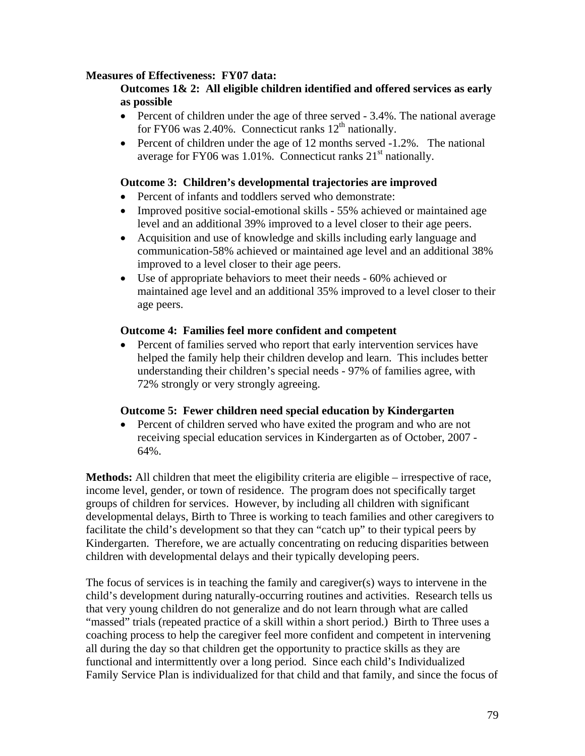**Measures of Effectiveness: FY07 data:**

**Outcomes 1& 2: All eligible children identified and offered services as early as possible**

- Percent of children under the age of three served - 3.4%. The national average for FY06 was 2.40%. Connecticut ranks 12th nationally.
- Percent of children under the age of 12 months served -1.2%. The national average for FY06 was 1.01%. Connecticut ranks 21st nationally.

**Outcome 3: Children's developmental trajectories are improved**

- Percent of infants and toddlers served who demonstrate:
- Improved positive social-emotional skills - 55% achieved or maintained age level and an additional 39% improved to a level closer to their age peers.
- Acquisition and use of knowledge and skills including early language and communication-58% achieved or maintained age level and an additional 38% improved to a level closer to their age peers.
- Use of appropriate behaviors to meet their needs - 60% achieved or maintained age level and an additional 35% improved to a level closer to their age peers.

**Outcome 4: Families feel more confident and competent**

- Percent of families served who report that early intervention services have helped the family help their children develop and learn. This includes better understanding their children's special needs - 97% of families agree, with 72% strongly or very strongly agreeing.

**Outcome 5: Fewer children need special education by Kindergarten**

- Percent of children served who have exited the program and who are not receiving special education services in Kindergarten as of October, 2007 - 64%.

**Methods:** All children that meet the eligibility criteria are eligible – irrespective of race, income level, gender, or town of residence. The program does not specifically target groups of children for services. However, by including all children with significant developmental delays, Birth to Three is working to teach families and other caregivers to facilitate the child's development so that they can "catch up" to their typical peers by Kindergarten. Therefore, we are actually concentrating on reducing disparities between children with developmental delays and their typically developing peers.

The focus of services is in teaching the family and caregiver(s) ways to intervene in the child's development during naturally-occurring routines and activities. Research tells us that very young children do not generalize and do not learn through what are called "massed" trials (repeated practice of a skill within a short period.) Birth to Three uses a coaching process to help the caregiver feel more confident and competent in intervening all during the day so that children get the opportunity to practice skills as they are functional and intermittently over a long period. Since each child's Individualized Family Service Plan is individualized for that child and that family, and since the focus of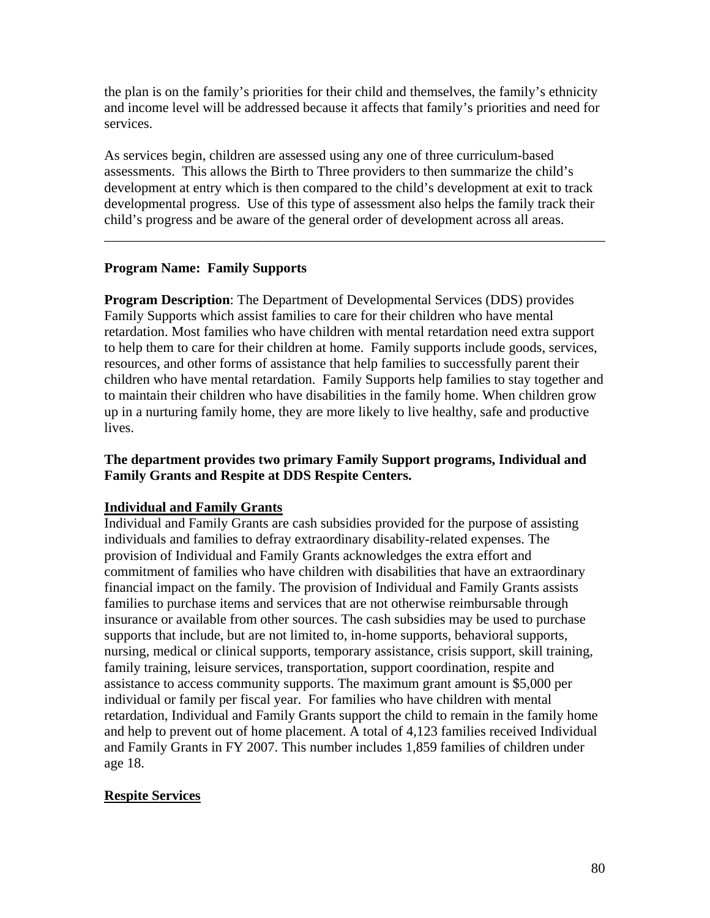the plan is on the family's priorities for their child and themselves, the family's ethnicity and income level will be addressed because it affects that family's priorities and need for services.

As services begin, children are assessed using any one of three curriculum-based assessments. This allows the Birth to Three providers to then summarize the child's development at entry which is then compared to the child's development at exit to track developmental progress. Use of this type of assessment also helps the family track their child's progress and be aware of the general order of development across all areas.

---

**Program Name: Family Supports**

**Program Description**: The Department of Developmental Services (DDS) provides Family Supports which assist families to care for their children who have mental retardation. Most families who have children with mental retardation need extra support to help them to care for their children at home. Family supports include goods, services, resources, and other forms of assistance that help families to successfully parent their children who have mental retardation. Family Supports help families to stay together and to maintain their children who have disabilities in the family home. When children grow up in a nurturing family home, they are more likely to live healthy, safe and productive lives.

**The department provides two primary Family Support programs, Individual and Family Grants and Respite at DDS Respite Centers.**

**Individual and Family Grants**

Individual and Family Grants are cash subsidies provided for the purpose of assisting individuals and families to defray extraordinary disability-related expenses. The provision of Individual and Family Grants acknowledges the extra effort and commitment of families who have children with disabilities that have an extraordinary financial impact on the family. The provision of Individual and Family Grants assists families to purchase items and services that are not otherwise reimbursable through insurance or available from other sources. The cash subsidies may be used to purchase supports that include, but are not limited to, in-home supports, behavioral supports, nursing, medical or clinical supports, temporary assistance, crisis support, skill training, family training, leisure services, transportation, support coordination, respite and assistance to access community supports. The maximum grant amount is $5,000 per individual or family per fiscal year. For families who have children with mental retardation, Individual and Family Grants support the child to remain in the family home and help to prevent out of home placement. A total of 4,123 families received Individual and Family Grants in FY 2007. This number includes 1,859 families of children under age 18.

**Respite Services**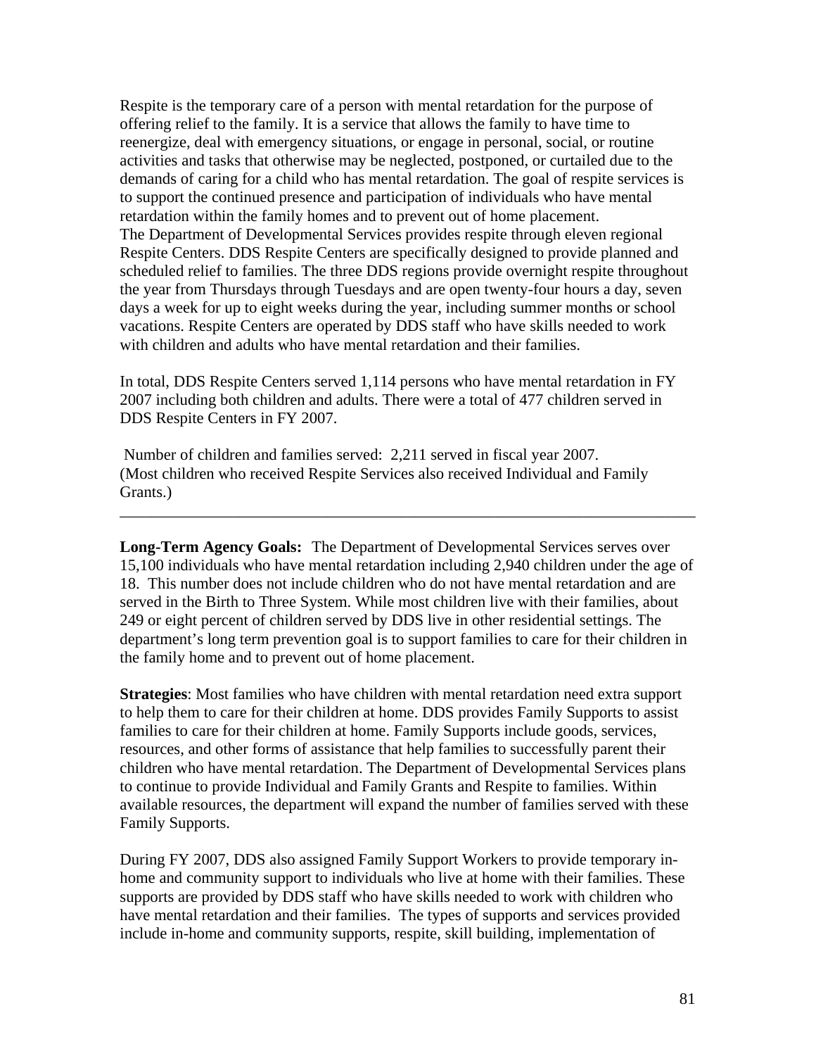Respite is the temporary care of a person with mental retardation for the purpose of offering relief to the family. It is a service that allows the family to have time to reenergize, deal with emergency situations, or engage in personal, social, or routine activities and tasks that otherwise may be neglected, postponed, or curtailed due to the demands of caring for a child who has mental retardation. The goal of respite services is to support the continued presence and participation of individuals who have mental retardation within the family homes and to prevent out of home placement.
The Department of Developmental Services provides respite through eleven regional Respite Centers. DDS Respite Centers are specifically designed to provide planned and scheduled relief to families. The three DDS regions provide overnight respite throughout the year from Thursdays through Tuesdays and are open twenty-four hours a day, seven days a week for up to eight weeks during the year, including summer months or school vacations. Respite Centers are operated by DDS staff who have skills needed to work with children and adults who have mental retardation and their families.

In total, DDS Respite Centers served 1,114 persons who have mental retardation in FY 2007 including both children and adults. There were a total of 477 children served in DDS Respite Centers in FY 2007.

Number of children and families served: 2,211 served in fiscal year 2007. (Most children who received Respite Services also received Individual and Family Grants.)

---

**Long-Term Agency Goals:** The Department of Developmental Services serves over 15,100 individuals who have mental retardation including 2,940 children under the age of 18. This number does not include children who do not have mental retardation and are served in the Birth to Three System. While most children live with their families, about 249 or eight percent of children served by DDS live in other residential settings. The department's long term prevention goal is to support families to care for their children in the family home and to prevent out of home placement.

**Strategies**: Most families who have children with mental retardation need extra support to help them to care for their children at home. DDS provides Family Supports to assist families to care for their children at home. Family Supports include goods, services, resources, and other forms of assistance that help families to successfully parent their children who have mental retardation. The Department of Developmental Services plans to continue to provide Individual and Family Grants and Respite to families. Within available resources, the department will expand the number of families served with these Family Supports.

During FY 2007, DDS also assigned Family Support Workers to provide temporary in-home and community support to individuals who live at home with their families. These supports are provided by DDS staff who have skills needed to work with children who have mental retardation and their families. The types of supports and services provided include in-home and community supports, respite, skill building, implementation of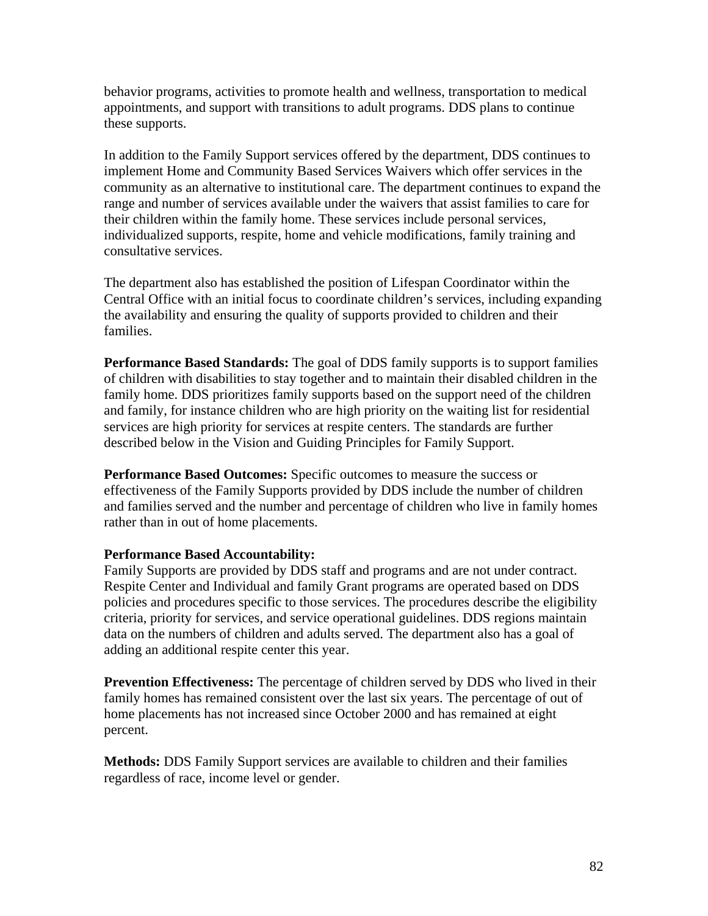behavior programs, activities to promote health and wellness, transportation to medical appointments, and support with transitions to adult programs. DDS plans to continue these supports.

In addition to the Family Support services offered by the department, DDS continues to implement Home and Community Based Services Waivers which offer services in the community as an alternative to institutional care. The department continues to expand the range and number of services available under the waivers that assist families to care for their children within the family home. These services include personal services, individualized supports, respite, home and vehicle modifications, family training and consultative services.

The department also has established the position of Lifespan Coordinator within the Central Office with an initial focus to coordinate children's services, including expanding the availability and ensuring the quality of supports provided to children and their families.

**Performance Based Standards:** The goal of DDS family supports is to support families of children with disabilities to stay together and to maintain their disabled children in the family home. DDS prioritizes family supports based on the support need of the children and family, for instance children who are high priority on the waiting list for residential services are high priority for services at respite centers. The standards are further described below in the Vision and Guiding Principles for Family Support.

**Performance Based Outcomes:** Specific outcomes to measure the success or effectiveness of the Family Supports provided by DDS include the number of children and families served and the number and percentage of children who live in family homes rather than in out of home placements.

**Performance Based Accountability:**
Family Supports are provided by DDS staff and programs and are not under contract. Respite Center and Individual and family Grant programs are operated based on DDS policies and procedures specific to those services. The procedures describe the eligibility criteria, priority for services, and service operational guidelines. DDS regions maintain data on the numbers of children and adults served. The department also has a goal of adding an additional respite center this year.

**Prevention Effectiveness:** The percentage of children served by DDS who lived in their family homes has remained consistent over the last six years. The percentage of out of home placements has not increased since October 2000 and has remained at eight percent.

**Methods:** DDS Family Support services are available to children and their families regardless of race, income level or gender.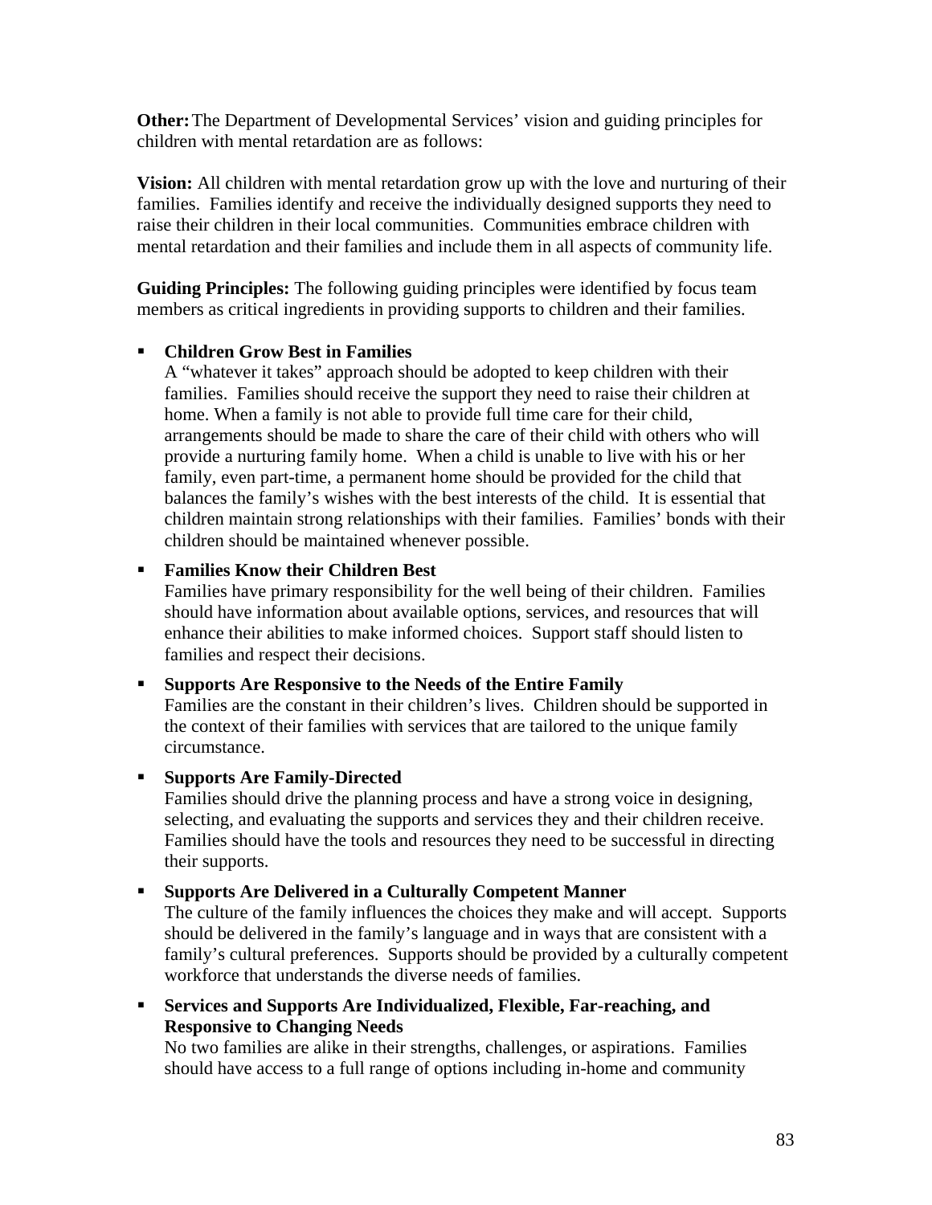**Other:** The Department of Developmental Services' vision and guiding principles for children with mental retardation are as follows:

**Vision:** All children with mental retardation grow up with the love and nurturing of their families. Families identify and receive the individually designed supports they need to raise their children in their local communities. Communities embrace children with mental retardation and their families and include them in all aspects of community life.

**Guiding Principles:** The following guiding principles were identified by focus team members as critical ingredients in providing supports to children and their families.

- **Children Grow Best in Families**
  A "whatever it takes" approach should be adopted to keep children with their families. Families should receive the support they need to raise their children at home. When a family is not able to provide full time care for their child, arrangements should be made to share the care of their child with others who will provide a nurturing family home. When a child is unable to live with his or her family, even part-time, a permanent home should be provided for the child that balances the family's wishes with the best interests of the child. It is essential that children maintain strong relationships with their families. Families' bonds with their children should be maintained whenever possible.

- **Families Know their Children Best**
  Families have primary responsibility for the well being of their children. Families should have information about available options, services, and resources that will enhance their abilities to make informed choices. Support staff should listen to families and respect their decisions.

- **Supports Are Responsive to the Needs of the Entire Family**
  Families are the constant in their children's lives. Children should be supported in the context of their families with services that are tailored to the unique family circumstance.

- **Supports Are Family-Directed**
  Families should drive the planning process and have a strong voice in designing, selecting, and evaluating the supports and services they and their children receive. Families should have the tools and resources they need to be successful in directing their supports.

- **Supports Are Delivered in a Culturally Competent Manner**
  The culture of the family influences the choices they make and will accept. Supports should be delivered in the family's language and in ways that are consistent with a family's cultural preferences. Supports should be provided by a culturally competent workforce that understands the diverse needs of families.

- **Services and Supports Are Individualized, Flexible, Far-reaching, and Responsive to Changing Needs**
  No two families are alike in their strengths, challenges, or aspirations. Families should have access to a full range of options including in-home and community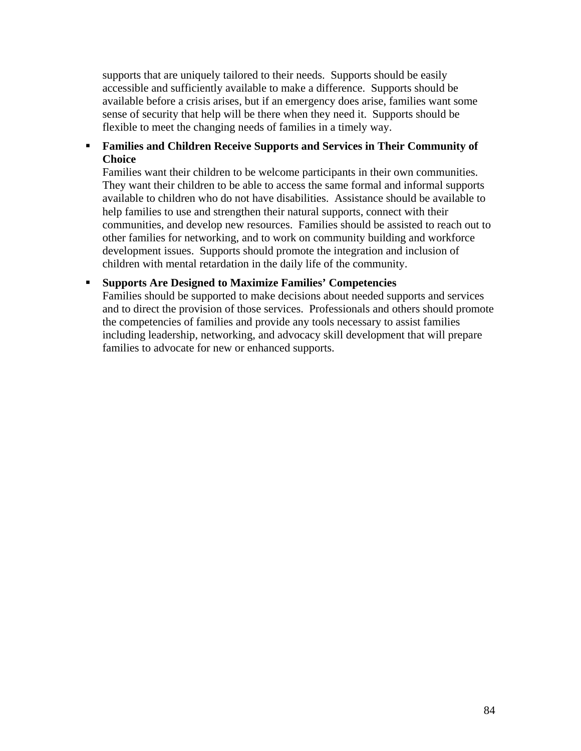supports that are uniquely tailored to their needs. Supports should be easily accessible and sufficiently available to make a difference. Supports should be available before a crisis arises, but if an emergency does arise, families want some sense of security that help will be there when they need it. Supports should be flexible to meet the changing needs of families in a timely way.

- **Families and Children Receive Supports and Services in Their Community of Choice**
  Families want their children to be welcome participants in their own communities. They want their children to be able to access the same formal and informal supports available to children who do not have disabilities. Assistance should be available to help families to use and strengthen their natural supports, connect with their communities, and develop new resources. Families should be assisted to reach out to other families for networking, and to work on community building and workforce development issues. Supports should promote the integration and inclusion of children with mental retardation in the daily life of the community.

- **Supports Are Designed to Maximize Families' Competencies**
  Families should be supported to make decisions about needed supports and services and to direct the provision of those services. Professionals and others should promote the competencies of families and provide any tools necessary to assist families including leadership, networking, and advocacy skill development that will prepare families to advocate for new or enhanced supports.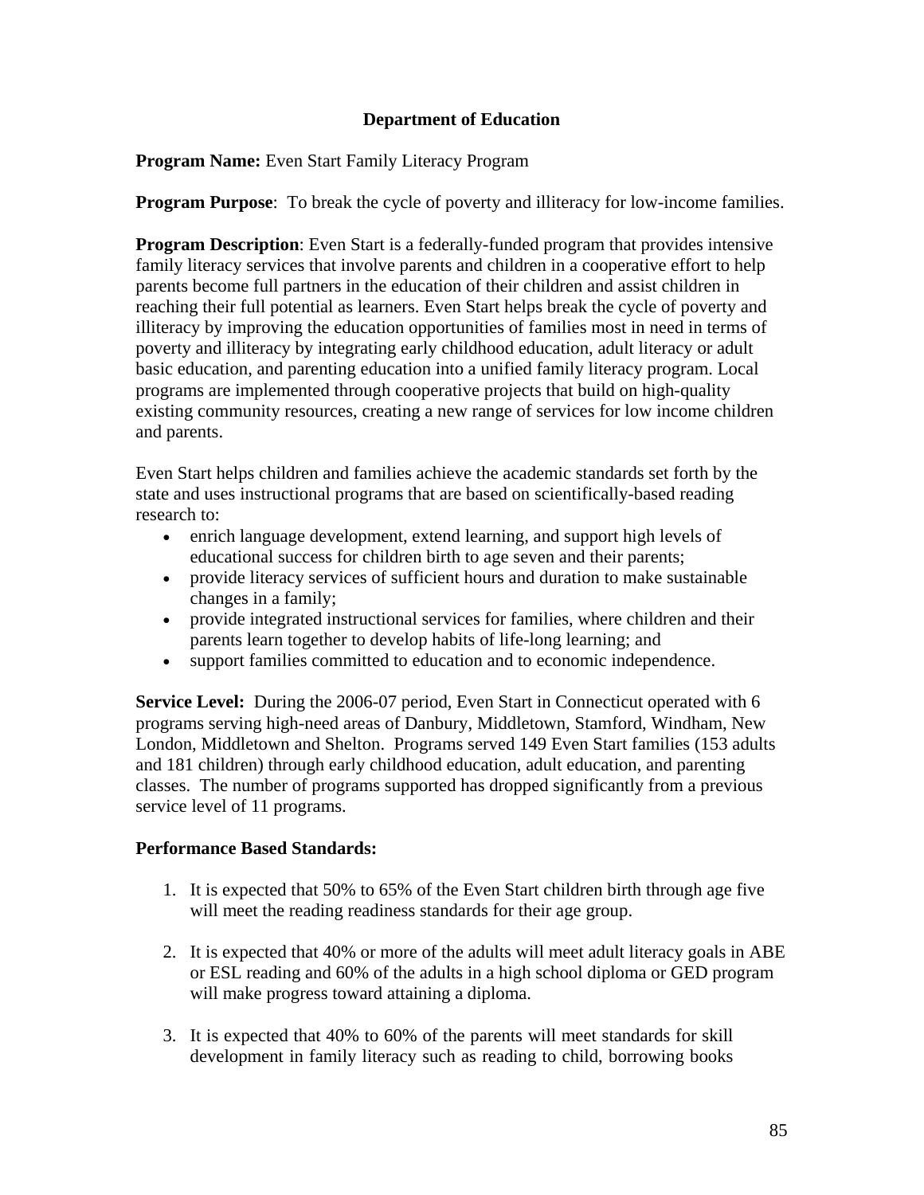**Department of Education**

**Program Name:** Even Start Family Literacy Program

**Program Purpose**: To break the cycle of poverty and illiteracy for low-income families.

**Program Description**: Even Start is a federally-funded program that provides intensive family literacy services that involve parents and children in a cooperative effort to help parents become full partners in the education of their children and assist children in reaching their full potential as learners. Even Start helps break the cycle of poverty and illiteracy by improving the education opportunities of families most in need in terms of poverty and illiteracy by integrating early childhood education, adult literacy or adult basic education, and parenting education into a unified family literacy program. Local programs are implemented through cooperative projects that build on high-quality existing community resources, creating a new range of services for low income children and parents.

Even Start helps children and families achieve the academic standards set forth by the state and uses instructional programs that are based on scientifically-based reading research to:

- enrich language development, extend learning, and support high levels of educational success for children birth to age seven and their parents;
- provide literacy services of sufficient hours and duration to make sustainable changes in a family;
- provide integrated instructional services for families, where children and their parents learn together to develop habits of life-long learning; and
- support families committed to education and to economic independence.

**Service Level:** During the 2006-07 period, Even Start in Connecticut operated with 6 programs serving high-need areas of Danbury, Middletown, Stamford, Windham, New London, Middletown and Shelton. Programs served 149 Even Start families (153 adults and 181 children) through early childhood education, adult education, and parenting classes. The number of programs supported has dropped significantly from a previous service level of 11 programs.

**Performance Based Standards:**

1. It is expected that 50% to 65% of the Even Start children birth through age five will meet the reading readiness standards for their age group.

2. It is expected that 40% or more of the adults will meet adult literacy goals in ABE or ESL reading and 60% of the adults in a high school diploma or GED program will make progress toward attaining a diploma.

3. It is expected that 40% to 60% of the parents will meet standards for skill development in family literacy such as reading to child, borrowing books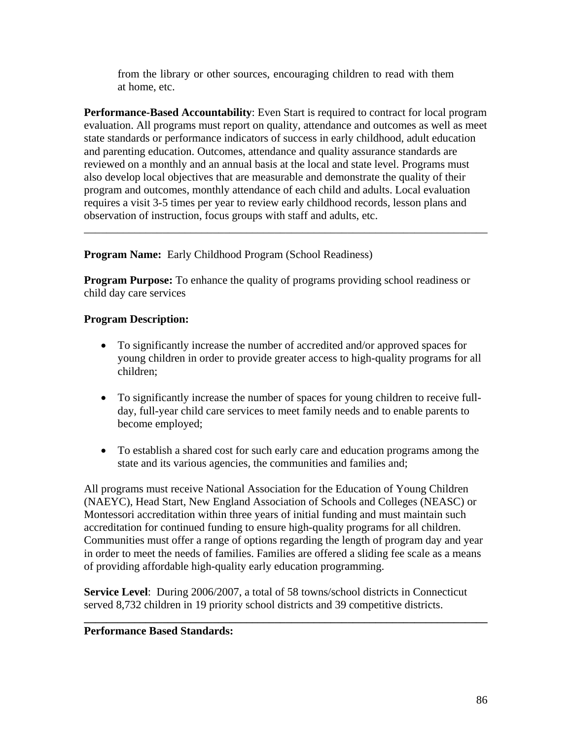from the library or other sources, encouraging children to read with them at home, etc.

**Performance-Based Accountability**: Even Start is required to contract for local program evaluation. All programs must report on quality, attendance and outcomes as well as meet state standards or performance indicators of success in early childhood, adult education and parenting education. Outcomes, attendance and quality assurance standards are reviewed on a monthly and an annual basis at the local and state level. Programs must also develop local objectives that are measurable and demonstrate the quality of their program and outcomes, monthly attendance of each child and adults. Local evaluation requires a visit 3-5 times per year to review early childhood records, lesson plans and observation of instruction, focus groups with staff and adults, etc.

---

**Program Name:** Early Childhood Program (School Readiness)

**Program Purpose:** To enhance the quality of programs providing school readiness or child day care services

**Program Description:**

- To significantly increase the number of accredited and/or approved spaces for young children in order to provide greater access to high-quality programs for all children;
- To significantly increase the number of spaces for young children to receive full-day, full-year child care services to meet family needs and to enable parents to become employed;
- To establish a shared cost for such early care and education programs among the state and its various agencies, the communities and families and;

All programs must receive National Association for the Education of Young Children (NAEYC), Head Start, New England Association of Schools and Colleges (NEASC) or Montessori accreditation within three years of initial funding and must maintain such accreditation for continued funding to ensure high-quality programs for all children. Communities must offer a range of options regarding the length of program day and year in order to meet the needs of families. Families are offered a sliding fee scale as a means of providing affordable high-quality early education programming.

**Service Level**: During 2006/2007, a total of 58 towns/school districts in Connecticut served 8,732 children in 19 priority school districts and 39 competitive districts.

---

**Performance Based Standards:**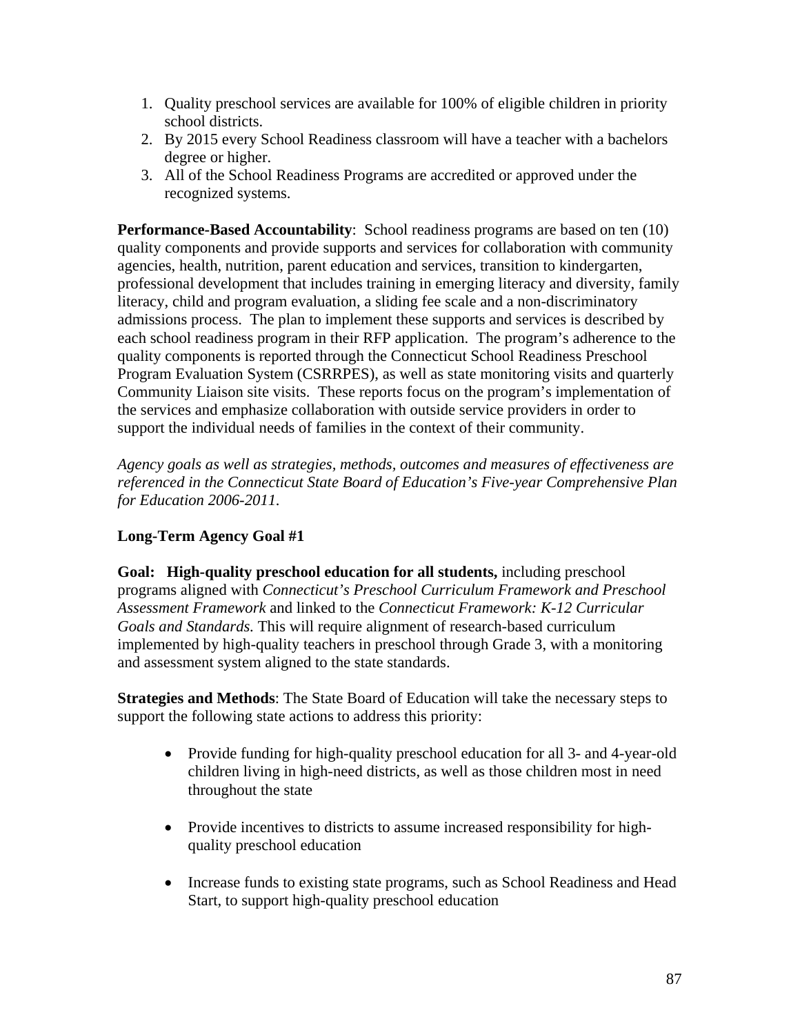1. Quality preschool services are available for 100% of eligible children in priority school districts.
2. By 2015 every School Readiness classroom will have a teacher with a bachelors degree or higher.
3. All of the School Readiness Programs are accredited or approved under the recognized systems.

**Performance-Based Accountability**: School readiness programs are based on ten (10) quality components and provide supports and services for collaboration with community agencies, health, nutrition, parent education and services, transition to kindergarten, professional development that includes training in emerging literacy and diversity, family literacy, child and program evaluation, a sliding fee scale and a non-discriminatory admissions process. The plan to implement these supports and services is described by each school readiness program in their RFP application. The program's adherence to the quality components is reported through the Connecticut School Readiness Preschool Program Evaluation System (CSRRPES), as well as state monitoring visits and quarterly Community Liaison site visits. These reports focus on the program's implementation of the services and emphasize collaboration with outside service providers in order to support the individual needs of families in the context of their community.

*Agency goals as well as strategies, methods, outcomes and measures of effectiveness are referenced in the Connecticut State Board of Education's Five-year Comprehensive Plan for Education 2006-2011.*

**Long-Term Agency Goal #1**

**Goal: High-quality preschool education for all students,** including preschool programs aligned with *Connecticut's Preschool Curriculum Framework and Preschool Assessment Framework* and linked to the *Connecticut Framework: K-12 Curricular Goals and Standards.* This will require alignment of research-based curriculum implemented by high-quality teachers in preschool through Grade 3, with a monitoring and assessment system aligned to the state standards.

**Strategies and Methods**: The State Board of Education will take the necessary steps to support the following state actions to address this priority:

- Provide funding for high-quality preschool education for all 3- and 4-year-old children living in high-need districts, as well as those children most in need throughout the state
- Provide incentives to districts to assume increased responsibility for high-quality preschool education
- Increase funds to existing state programs, such as School Readiness and Head Start, to support high-quality preschool education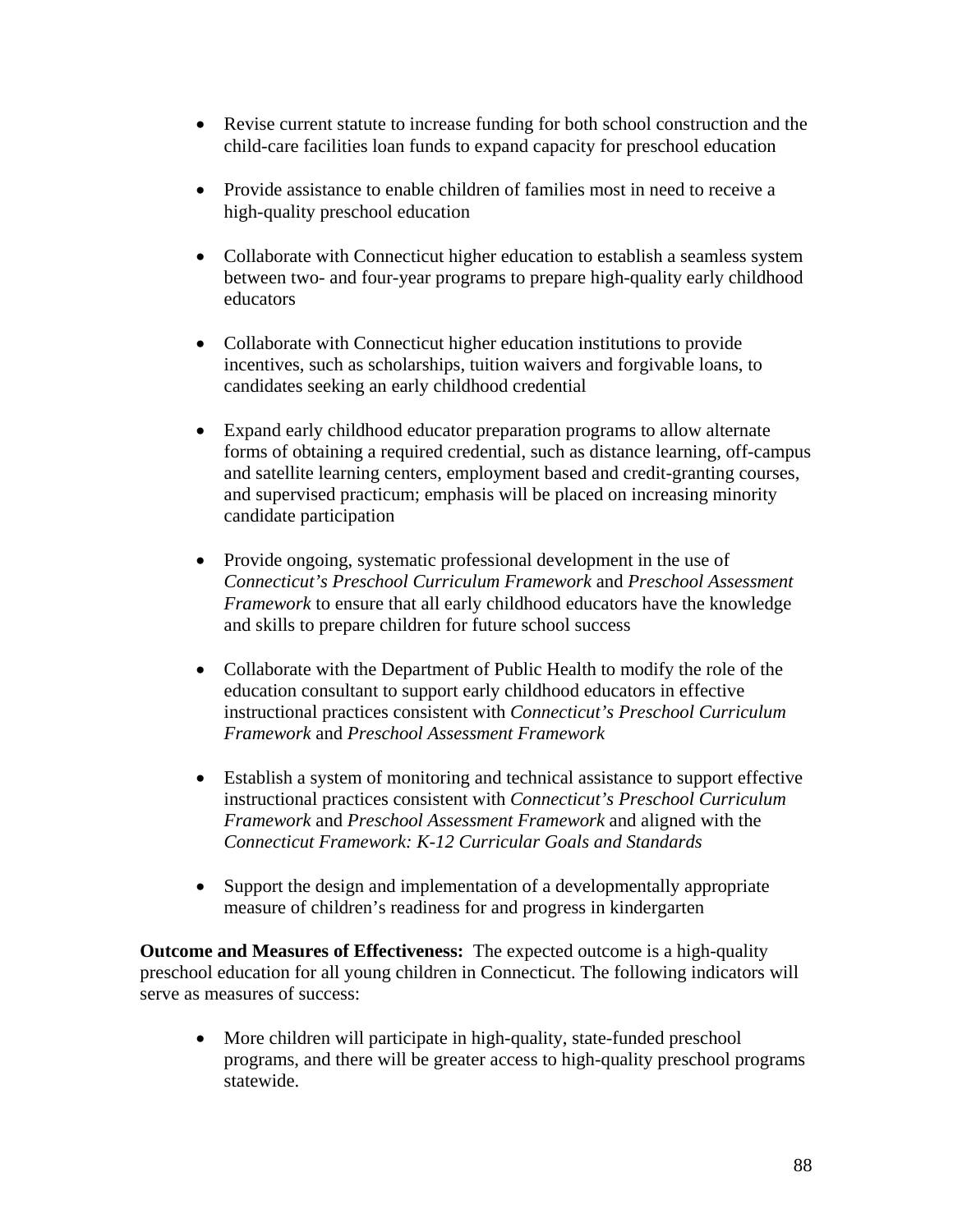- Revise current statute to increase funding for both school construction and the child-care facilities loan funds to expand capacity for preschool education

- Provide assistance to enable children of families most in need to receive a high-quality preschool education

- Collaborate with Connecticut higher education to establish a seamless system between two- and four-year programs to prepare high-quality early childhood educators

- Collaborate with Connecticut higher education institutions to provide incentives, such as scholarships, tuition waivers and forgivable loans, to candidates seeking an early childhood credential

- Expand early childhood educator preparation programs to allow alternate forms of obtaining a required credential, such as distance learning, off-campus and satellite learning centers, employment based and credit-granting courses, and supervised practicum; emphasis will be placed on increasing minority candidate participation

- Provide ongoing, systematic professional development in the use of *Connecticut's Preschool Curriculum Framework* and *Preschool Assessment Framework* to ensure that all early childhood educators have the knowledge and skills to prepare children for future school success

- Collaborate with the Department of Public Health to modify the role of the education consultant to support early childhood educators in effective instructional practices consistent with *Connecticut's Preschool Curriculum Framework* and *Preschool Assessment Framework*

- Establish a system of monitoring and technical assistance to support effective instructional practices consistent with *Connecticut's Preschool Curriculum Framework* and *Preschool Assessment Framework* and aligned with the *Connecticut Framework: K-12 Curricular Goals and Standards*

- Support the design and implementation of a developmentally appropriate measure of children's readiness for and progress in kindergarten

**Outcome and Measures of Effectiveness:** The expected outcome is a high-quality preschool education for all young children in Connecticut. The following indicators will serve as measures of success:

- More children will participate in high-quality, state-funded preschool programs, and there will be greater access to high-quality preschool programs statewide.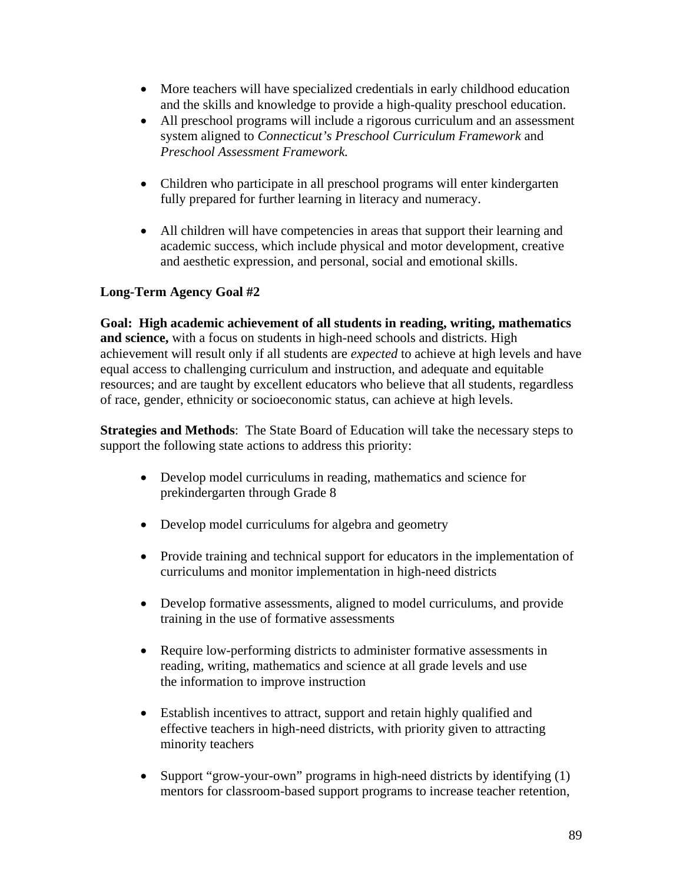- More teachers will have specialized credentials in early childhood education and the skills and knowledge to provide a high-quality preschool education.
- All preschool programs will include a rigorous curriculum and an assessment system aligned to *Connecticut's Preschool Curriculum Framework* and *Preschool Assessment Framework.*

- Children who participate in all preschool programs will enter kindergarten fully prepared for further learning in literacy and numeracy.

- All children will have competencies in areas that support their learning and academic success, which include physical and motor development, creative and aesthetic expression, and personal, social and emotional skills.

**Long-Term Agency Goal #2**

**Goal: High academic achievement of all students in reading, writing, mathematics and science,** with a focus on students in high-need schools and districts. High achievement will result only if all students are *expected* to achieve at high levels and have equal access to challenging curriculum and instruction, and adequate and equitable resources; and are taught by excellent educators who believe that all students, regardless of race, gender, ethnicity or socioeconomic status, can achieve at high levels.

**Strategies and Methods**: The State Board of Education will take the necessary steps to support the following state actions to address this priority:

- Develop model curriculums in reading, mathematics and science for prekindergarten through Grade 8

- Develop model curriculums for algebra and geometry

- Provide training and technical support for educators in the implementation of curriculums and monitor implementation in high-need districts

- Develop formative assessments, aligned to model curriculums, and provide training in the use of formative assessments

- Require low-performing districts to administer formative assessments in reading, writing, mathematics and science at all grade levels and use the information to improve instruction

- Establish incentives to attract, support and retain highly qualified and effective teachers in high-need districts, with priority given to attracting minority teachers

- Support "grow-your-own" programs in high-need districts by identifying (1) mentors for classroom-based support programs to increase teacher retention,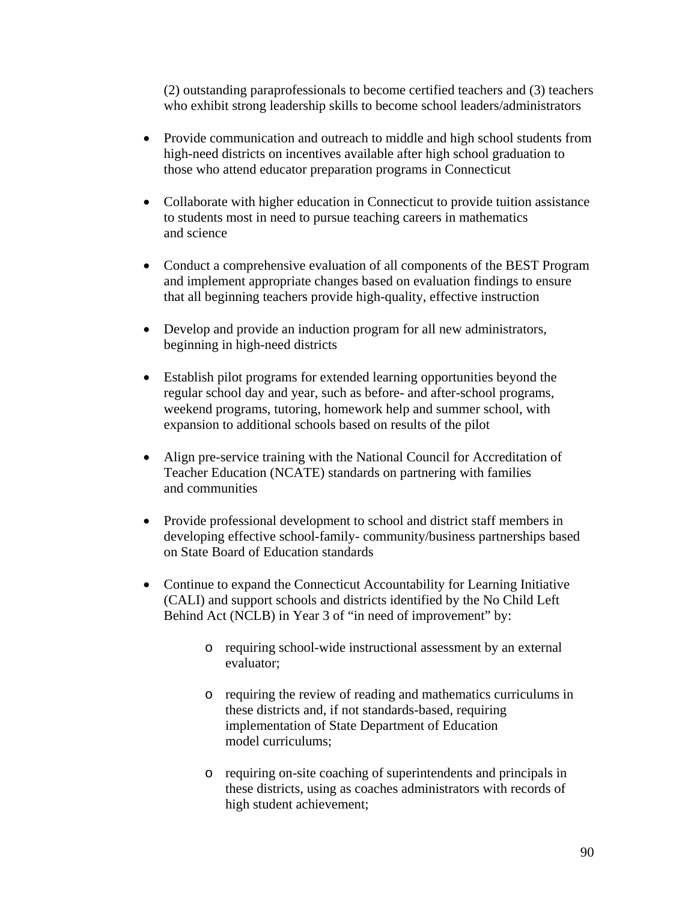(2) outstanding paraprofessionals to become certified teachers and (3) teachers who exhibit strong leadership skills to become school leaders/administrators

- Provide communication and outreach to middle and high school students from high-need districts on incentives available after high school graduation to those who attend educator preparation programs in Connecticut

- Collaborate with higher education in Connecticut to provide tuition assistance to students most in need to pursue teaching careers in mathematics and science

- Conduct a comprehensive evaluation of all components of the BEST Program and implement appropriate changes based on evaluation findings to ensure that all beginning teachers provide high-quality, effective instruction

- Develop and provide an induction program for all new administrators, beginning in high-need districts

- Establish pilot programs for extended learning opportunities beyond the regular school day and year, such as before- and after-school programs, weekend programs, tutoring, homework help and summer school, with expansion to additional schools based on results of the pilot

- Align pre-service training with the National Council for Accreditation of Teacher Education (NCATE) standards on partnering with families and communities

- Provide professional development to school and district staff members in developing effective school-family- community/business partnerships based on State Board of Education standards

- Continue to expand the Connecticut Accountability for Learning Initiative (CALI) and support schools and districts identified by the No Child Left Behind Act (NCLB) in Year 3 of "in need of improvement" by:

    - requiring school-wide instructional assessment by an external evaluator;

    - requiring the review of reading and mathematics curriculums in these districts and, if not standards-based, requiring implementation of State Department of Education model curriculums;

    - requiring on-site coaching of superintendents and principals in these districts, using as coaches administrators with records of high student achievement;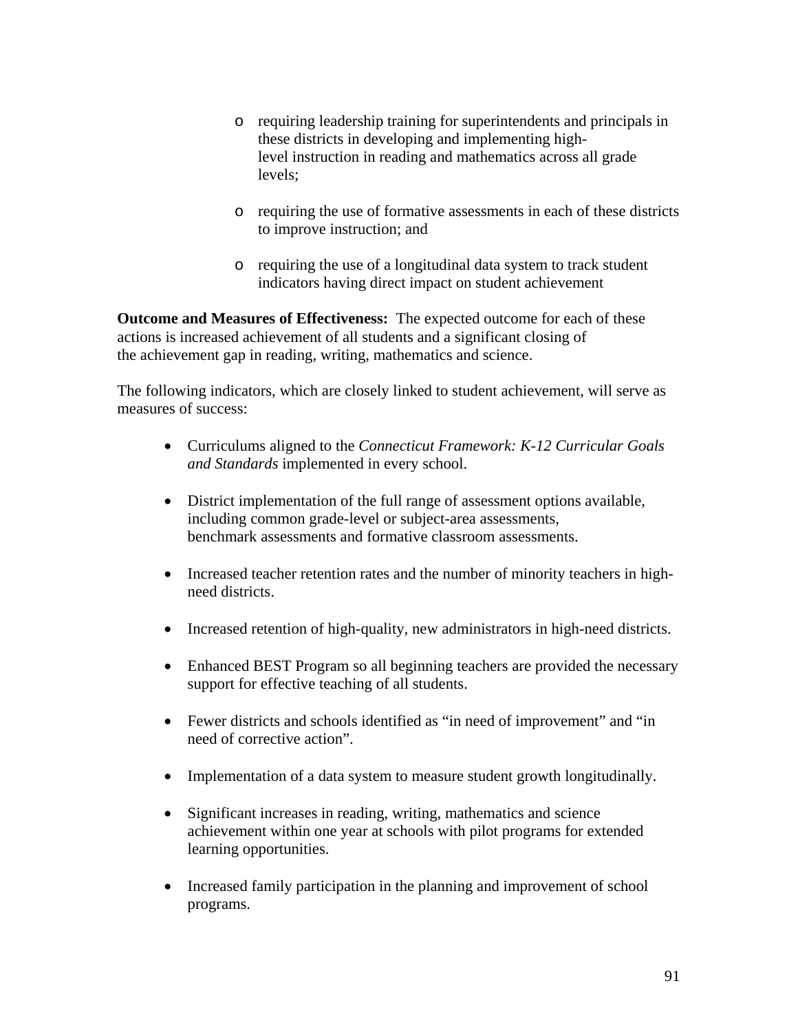- requiring leadership training for superintendents and principals in these districts in developing and implementing high-level instruction in reading and mathematics across all grade levels;

- requiring the use of formative assessments in each of these districts to improve instruction; and

- requiring the use of a longitudinal data system to track student indicators having direct impact on student achievement

**Outcome and Measures of Effectiveness:** The expected outcome for each of these actions is increased achievement of all students and a significant closing of the achievement gap in reading, writing, mathematics and science.

The following indicators, which are closely linked to student achievement, will serve as measures of success:

- Curriculums aligned to the *Connecticut Framework: K-12 Curricular Goals and Standards* implemented in every school.

- District implementation of the full range of assessment options available, including common grade-level or subject-area assessments, benchmark assessments and formative classroom assessments.

- Increased teacher retention rates and the number of minority teachers in high-need districts.

- Increased retention of high-quality, new administrators in high-need districts.

- Enhanced BEST Program so all beginning teachers are provided the necessary support for effective teaching of all students.

- Fewer districts and schools identified as "in need of improvement" and "in need of corrective action".

- Implementation of a data system to measure student growth longitudinally.

- Significant increases in reading, writing, mathematics and science achievement within one year at schools with pilot programs for extended learning opportunities.

- Increased family participation in the planning and improvement of school programs.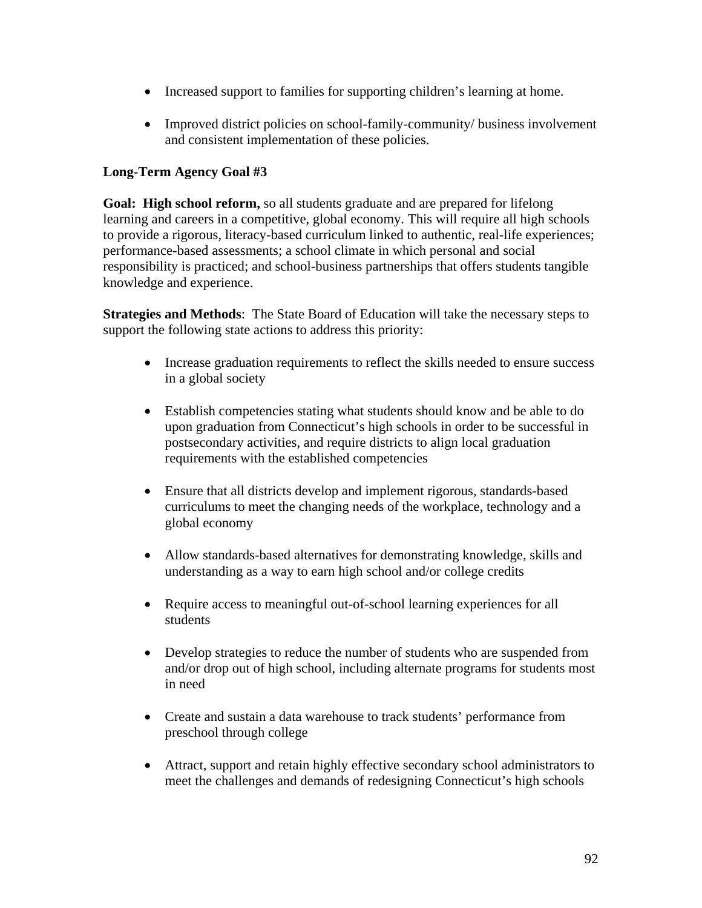- Increased support to families for supporting children's learning at home.

- Improved district policies on school-family-community/ business involvement and consistent implementation of these policies.

**Long-Term Agency Goal #3**

**Goal: High school reform,** so all students graduate and are prepared for lifelong learning and careers in a competitive, global economy. This will require all high schools to provide a rigorous, literacy-based curriculum linked to authentic, real-life experiences; performance-based assessments; a school climate in which personal and social responsibility is practiced; and school-business partnerships that offers students tangible knowledge and experience.

**Strategies and Methods**: The State Board of Education will take the necessary steps to support the following state actions to address this priority:

- Increase graduation requirements to reflect the skills needed to ensure success in a global society

- Establish competencies stating what students should know and be able to do upon graduation from Connecticut's high schools in order to be successful in postsecondary activities, and require districts to align local graduation requirements with the established competencies

- Ensure that all districts develop and implement rigorous, standards-based curriculums to meet the changing needs of the workplace, technology and a global economy

- Allow standards-based alternatives for demonstrating knowledge, skills and understanding as a way to earn high school and/or college credits

- Require access to meaningful out-of-school learning experiences for all students

- Develop strategies to reduce the number of students who are suspended from and/or drop out of high school, including alternate programs for students most in need

- Create and sustain a data warehouse to track students' performance from preschool through college

- Attract, support and retain highly effective secondary school administrators to meet the challenges and demands of redesigning Connecticut's high schools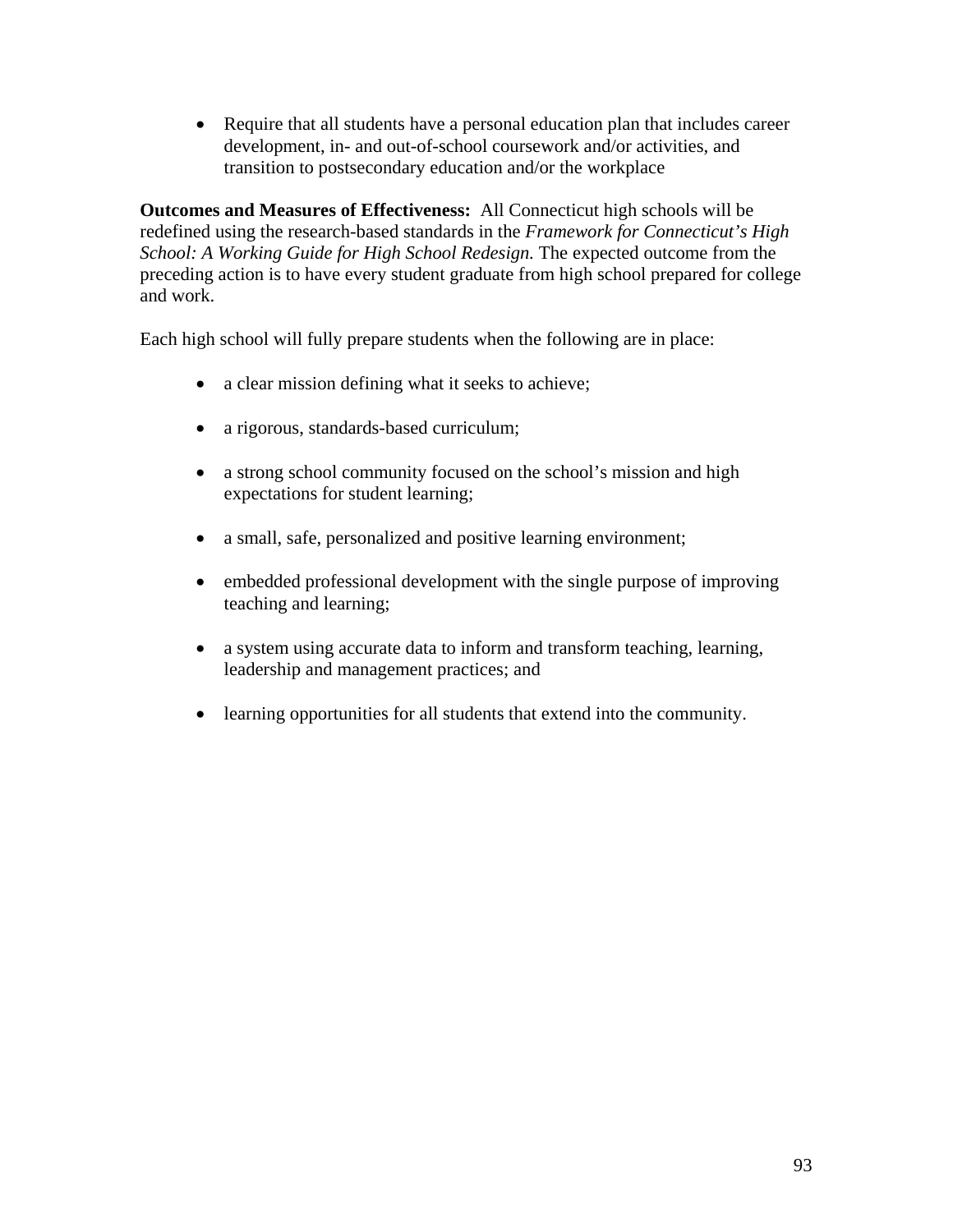- Require that all students have a personal education plan that includes career development, in- and out-of-school coursework and/or activities, and transition to postsecondary education and/or the workplace

**Outcomes and Measures of Effectiveness:** All Connecticut high schools will be redefined using the research-based standards in the *Framework for Connecticut's High School: A Working Guide for High School Redesign.* The expected outcome from the preceding action is to have every student graduate from high school prepared for college and work.

Each high school will fully prepare students when the following are in place:

- a clear mission defining what it seeks to achieve;
- a rigorous, standards-based curriculum;
- a strong school community focused on the school's mission and high expectations for student learning;
- a small, safe, personalized and positive learning environment;
- embedded professional development with the single purpose of improving teaching and learning;
- a system using accurate data to inform and transform teaching, learning, leadership and management practices; and
- learning opportunities for all students that extend into the community.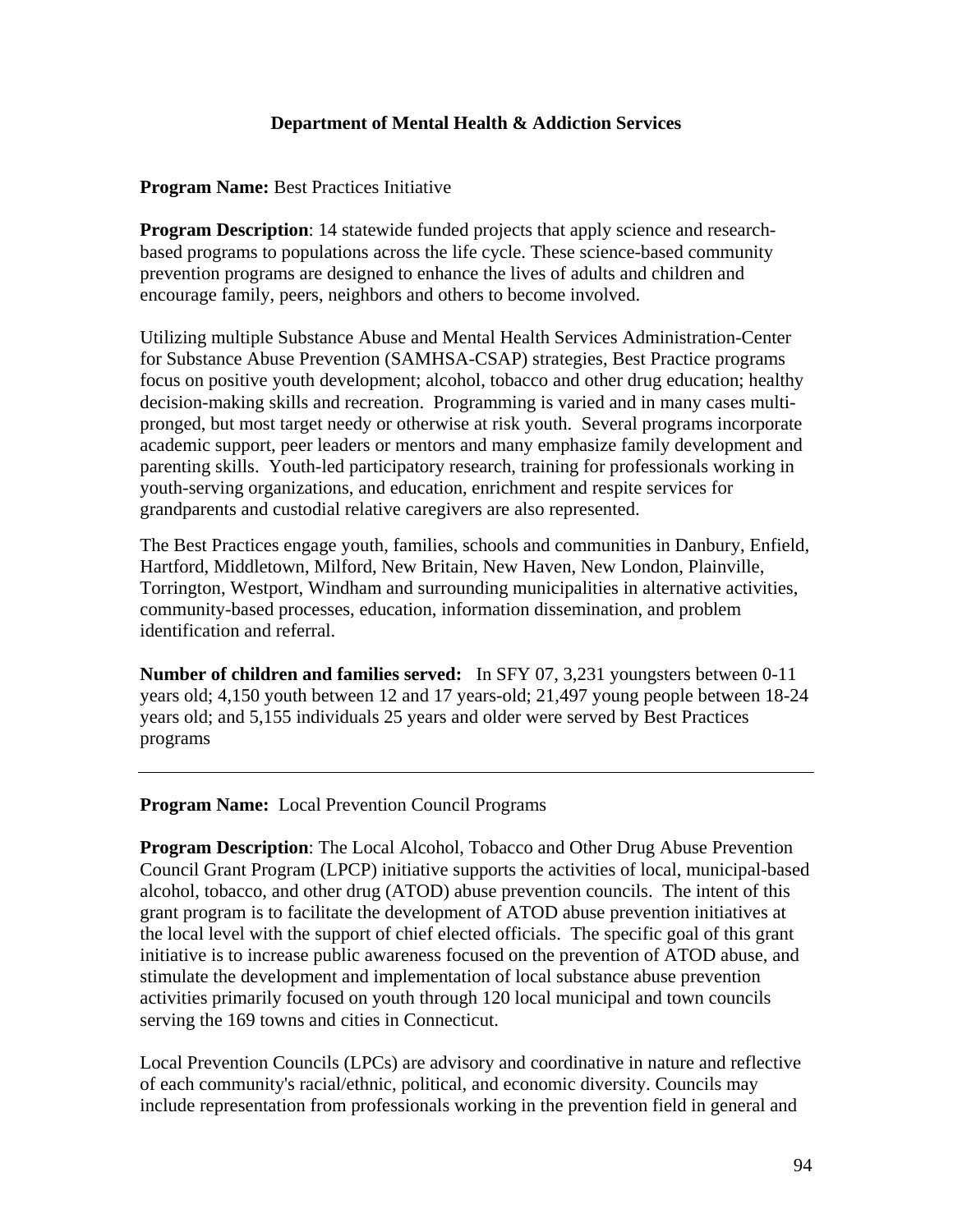### Department of Mental Health & Addiction Services

**Program Name:** Best Practices Initiative

**Program Description**: 14 statewide funded projects that apply science and research-based programs to populations across the life cycle. These science-based community prevention programs are designed to enhance the lives of adults and children and encourage family, peers, neighbors and others to become involved.

Utilizing multiple Substance Abuse and Mental Health Services Administration-Center for Substance Abuse Prevention (SAMHSA-CSAP) strategies, Best Practice programs focus on positive youth development; alcohol, tobacco and other drug education; healthy decision-making skills and recreation. Programming is varied and in many cases multi-pronged, but most target needy or otherwise at risk youth. Several programs incorporate academic support, peer leaders or mentors and many emphasize family development and parenting skills. Youth-led participatory research, training for professionals working in youth-serving organizations, and education, enrichment and respite services for grandparents and custodial relative caregivers are also represented.

The Best Practices engage youth, families, schools and communities in Danbury, Enfield, Hartford, Middletown, Milford, New Britain, New Haven, New London, Plainville, Torrington, Westport, Windham and surrounding municipalities in alternative activities, community-based processes, education, information dissemination, and problem identification and referral.

**Number of children and families served:** In SFY 07, 3,231 youngsters between 0-11 years old; 4,150 youth between 12 and 17 years-old; 21,497 young people between 18-24 years old; and 5,155 individuals 25 years and older were served by Best Practices programs

---

**Program Name:** Local Prevention Council Programs

**Program Description**: The Local Alcohol, Tobacco and Other Drug Abuse Prevention Council Grant Program (LPCP) initiative supports the activities of local, municipal-based alcohol, tobacco, and other drug (ATOD) abuse prevention councils. The intent of this grant program is to facilitate the development of ATOD abuse prevention initiatives at the local level with the support of chief elected officials. The specific goal of this grant initiative is to increase public awareness focused on the prevention of ATOD abuse, and stimulate the development and implementation of local substance abuse prevention activities primarily focused on youth through 120 local municipal and town councils serving the 169 towns and cities in Connecticut.

Local Prevention Councils (LPCs) are advisory and coordinative in nature and reflective of each community's racial/ethnic, political, and economic diversity. Councils may include representation from professionals working in the prevention field in general and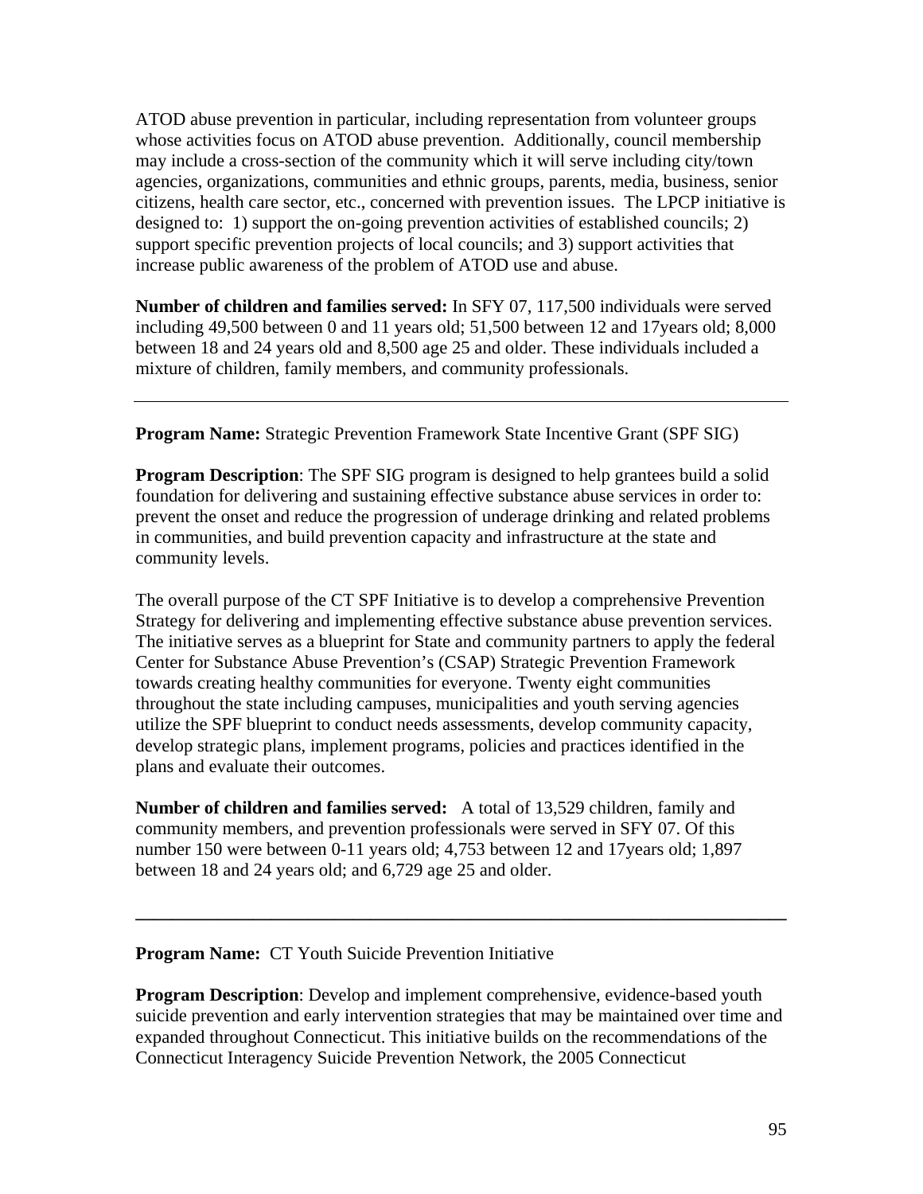ATOD abuse prevention in particular, including representation from volunteer groups whose activities focus on ATOD abuse prevention. Additionally, council membership may include a cross-section of the community which it will serve including city/town agencies, organizations, communities and ethnic groups, parents, media, business, senior citizens, health care sector, etc., concerned with prevention issues. The LPCP initiative is designed to: 1) support the on-going prevention activities of established councils; 2) support specific prevention projects of local councils; and 3) support activities that increase public awareness of the problem of ATOD use and abuse.

**Number of children and families served:** In SFY 07, 117,500 individuals were served including 49,500 between 0 and 11 years old; 51,500 between 12 and 17years old; 8,000 between 18 and 24 years old and 8,500 age 25 and older. These individuals included a mixture of children, family members, and community professionals.

---

**Program Name:** Strategic Prevention Framework State Incentive Grant (SPF SIG)

**Program Description**: The SPF SIG program is designed to help grantees build a solid foundation for delivering and sustaining effective substance abuse services in order to: prevent the onset and reduce the progression of underage drinking and related problems in communities, and build prevention capacity and infrastructure at the state and community levels.

The overall purpose of the CT SPF Initiative is to develop a comprehensive Prevention Strategy for delivering and implementing effective substance abuse prevention services. The initiative serves as a blueprint for State and community partners to apply the federal Center for Substance Abuse Prevention's (CSAP) Strategic Prevention Framework towards creating healthy communities for everyone. Twenty eight communities throughout the state including campuses, municipalities and youth serving agencies utilize the SPF blueprint to conduct needs assessments, develop community capacity, develop strategic plans, implement programs, policies and practices identified in the plans and evaluate their outcomes.

**Number of children and families served:** A total of 13,529 children, family and community members, and prevention professionals were served in SFY 07. Of this number 150 were between 0-11 years old; 4,753 between 12 and 17years old; 1,897 between 18 and 24 years old; and 6,729 age 25 and older.

---

**Program Name:** CT Youth Suicide Prevention Initiative

**Program Description**: Develop and implement comprehensive, evidence-based youth suicide prevention and early intervention strategies that may be maintained over time and expanded throughout Connecticut. This initiative builds on the recommendations of the Connecticut Interagency Suicide Prevention Network, the 2005 Connecticut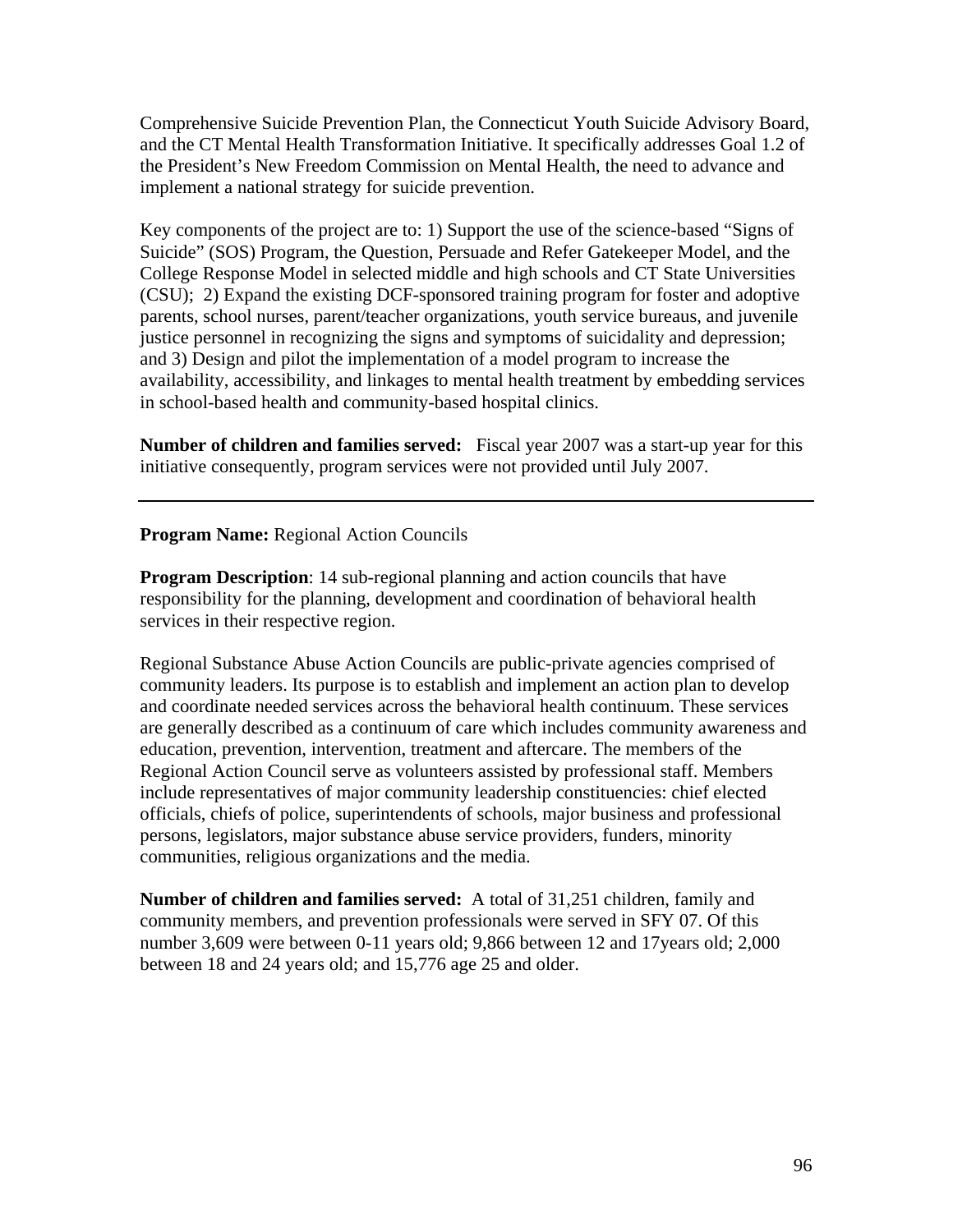Comprehensive Suicide Prevention Plan, the Connecticut Youth Suicide Advisory Board, and the CT Mental Health Transformation Initiative. It specifically addresses Goal 1.2 of the President's New Freedom Commission on Mental Health, the need to advance and implement a national strategy for suicide prevention.

Key components of the project are to: 1) Support the use of the science-based "Signs of Suicide" (SOS) Program, the Question, Persuade and Refer Gatekeeper Model, and the College Response Model in selected middle and high schools and CT State Universities (CSU); 2) Expand the existing DCF-sponsored training program for foster and adoptive parents, school nurses, parent/teacher organizations, youth service bureaus, and juvenile justice personnel in recognizing the signs and symptoms of suicidality and depression; and 3) Design and pilot the implementation of a model program to increase the availability, accessibility, and linkages to mental health treatment by embedding services in school-based health and community-based hospital clinics.

**Number of children and families served:** Fiscal year 2007 was a start-up year for this initiative consequently, program services were not provided until July 2007.

---

**Program Name:** Regional Action Councils

**Program Description**: 14 sub-regional planning and action councils that have responsibility for the planning, development and coordination of behavioral health services in their respective region.

Regional Substance Abuse Action Councils are public-private agencies comprised of community leaders. Its purpose is to establish and implement an action plan to develop and coordinate needed services across the behavioral health continuum. These services are generally described as a continuum of care which includes community awareness and education, prevention, intervention, treatment and aftercare. The members of the Regional Action Council serve as volunteers assisted by professional staff. Members include representatives of major community leadership constituencies: chief elected officials, chiefs of police, superintendents of schools, major business and professional persons, legislators, major substance abuse service providers, funders, minority communities, religious organizations and the media.

**Number of children and families served:** A total of 31,251 children, family and community members, and prevention professionals were served in SFY 07. Of this number 3,609 were between 0-11 years old; 9,866 between 12 and 17years old; 2,000 between 18 and 24 years old; and 15,776 age 25 and older.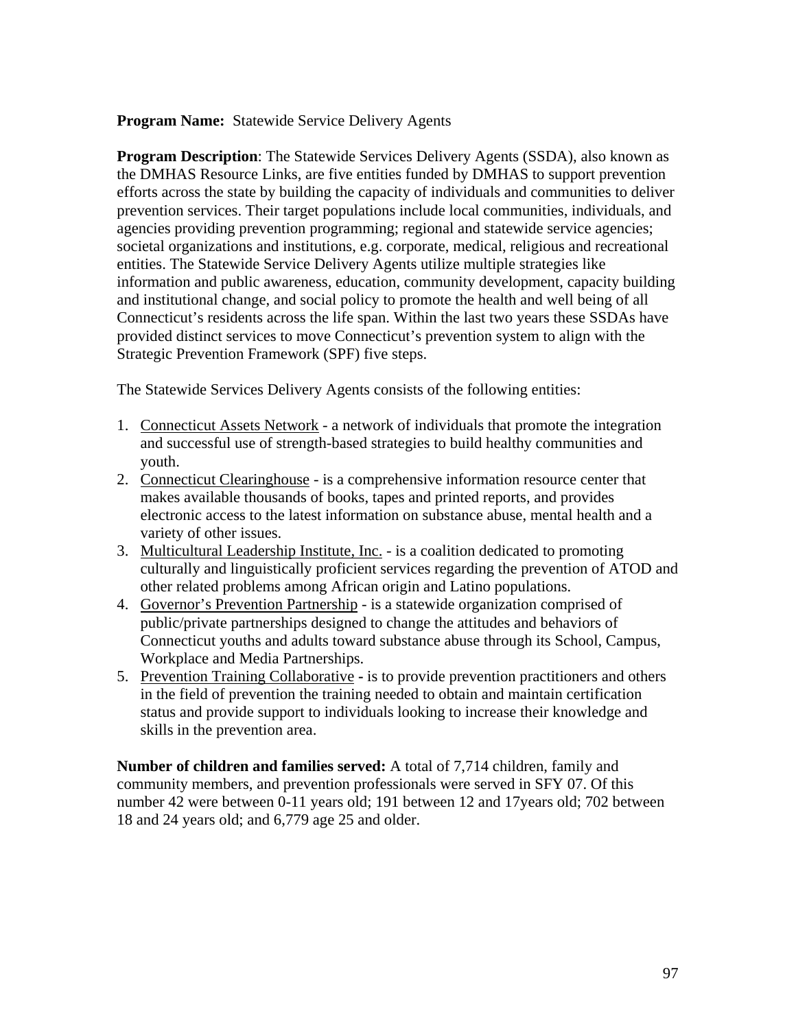**Program Name:** Statewide Service Delivery Agents

**Program Description**: The Statewide Services Delivery Agents (SSDA), also known as the DMHAS Resource Links, are five entities funded by DMHAS to support prevention efforts across the state by building the capacity of individuals and communities to deliver prevention services. Their target populations include local communities, individuals, and agencies providing prevention programming; regional and statewide service agencies; societal organizations and institutions, e.g. corporate, medical, religious and recreational entities. The Statewide Service Delivery Agents utilize multiple strategies like information and public awareness, education, community development, capacity building and institutional change, and social policy to promote the health and well being of all Connecticut's residents across the life span. Within the last two years these SSDAs have provided distinct services to move Connecticut's prevention system to align with the Strategic Prevention Framework (SPF) five steps.

The Statewide Services Delivery Agents consists of the following entities:

1. Connecticut Assets Network - a network of individuals that promote the integration and successful use of strength-based strategies to build healthy communities and youth.
2. Connecticut Clearinghouse - is a comprehensive information resource center that makes available thousands of books, tapes and printed reports, and provides electronic access to the latest information on substance abuse, mental health and a variety of other issues.
3. Multicultural Leadership Institute, Inc. - is a coalition dedicated to promoting culturally and linguistically proficient services regarding the prevention of ATOD and other related problems among African origin and Latino populations.
4. Governor's Prevention Partnership - is a statewide organization comprised of public/private partnerships designed to change the attitudes and behaviors of Connecticut youths and adults toward substance abuse through its School, Campus, Workplace and Media Partnerships.
5. Prevention Training Collaborative **-** is to provide prevention practitioners and others in the field of prevention the training needed to obtain and maintain certification status and provide support to individuals looking to increase their knowledge and skills in the prevention area.

**Number of children and families served:** A total of 7,714 children, family and community members, and prevention professionals were served in SFY 07. Of this number 42 were between 0-11 years old; 191 between 12 and 17years old; 702 between 18 and 24 years old; and 6,779 age 25 and older.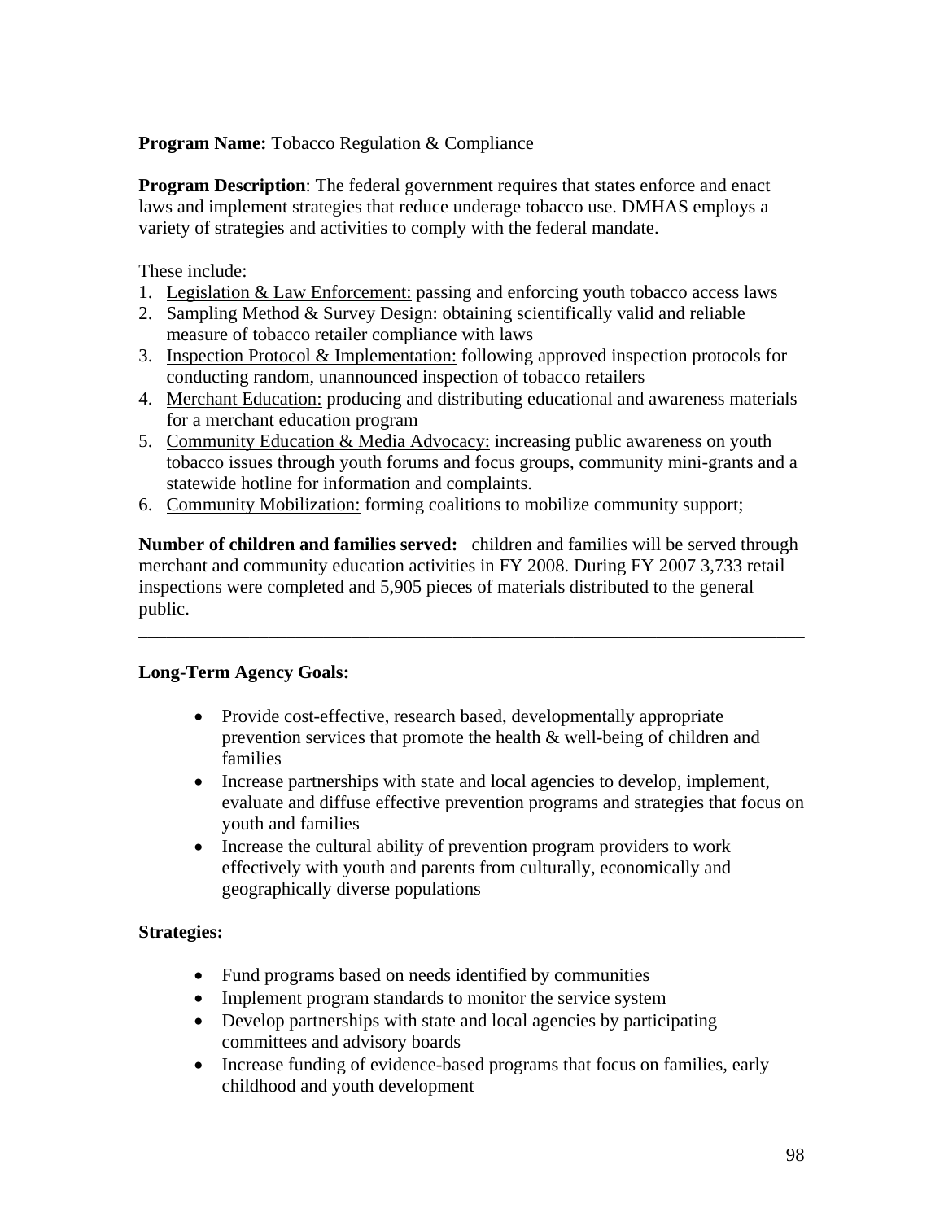**Program Name:** Tobacco Regulation & Compliance

**Program Description**: The federal government requires that states enforce and enact laws and implement strategies that reduce underage tobacco use. DMHAS employs a variety of strategies and activities to comply with the federal mandate.

These include:

1. Legislation & Law Enforcement: passing and enforcing youth tobacco access laws
2. Sampling Method & Survey Design: obtaining scientifically valid and reliable measure of tobacco retailer compliance with laws
3. Inspection Protocol & Implementation: following approved inspection protocols for conducting random, unannounced inspection of tobacco retailers
4. Merchant Education: producing and distributing educational and awareness materials for a merchant education program
5. Community Education & Media Advocacy: increasing public awareness on youth tobacco issues through youth forums and focus groups, community mini-grants and a statewide hotline for information and complaints.
6. Community Mobilization: forming coalitions to mobilize community support;

**Number of children and families served:** children and families will be served through merchant and community education activities in FY 2008. During FY 2007 3,733 retail inspections were completed and 5,905 pieces of materials distributed to the general public.

---

**Long-Term Agency Goals:**

- Provide cost-effective, research based, developmentally appropriate prevention services that promote the health & well-being of children and families
- Increase partnerships with state and local agencies to develop, implement, evaluate and diffuse effective prevention programs and strategies that focus on youth and families
- Increase the cultural ability of prevention program providers to work effectively with youth and parents from culturally, economically and geographically diverse populations

**Strategies:**

- Fund programs based on needs identified by communities
- Implement program standards to monitor the service system
- Develop partnerships with state and local agencies by participating committees and advisory boards
- Increase funding of evidence-based programs that focus on families, early childhood and youth development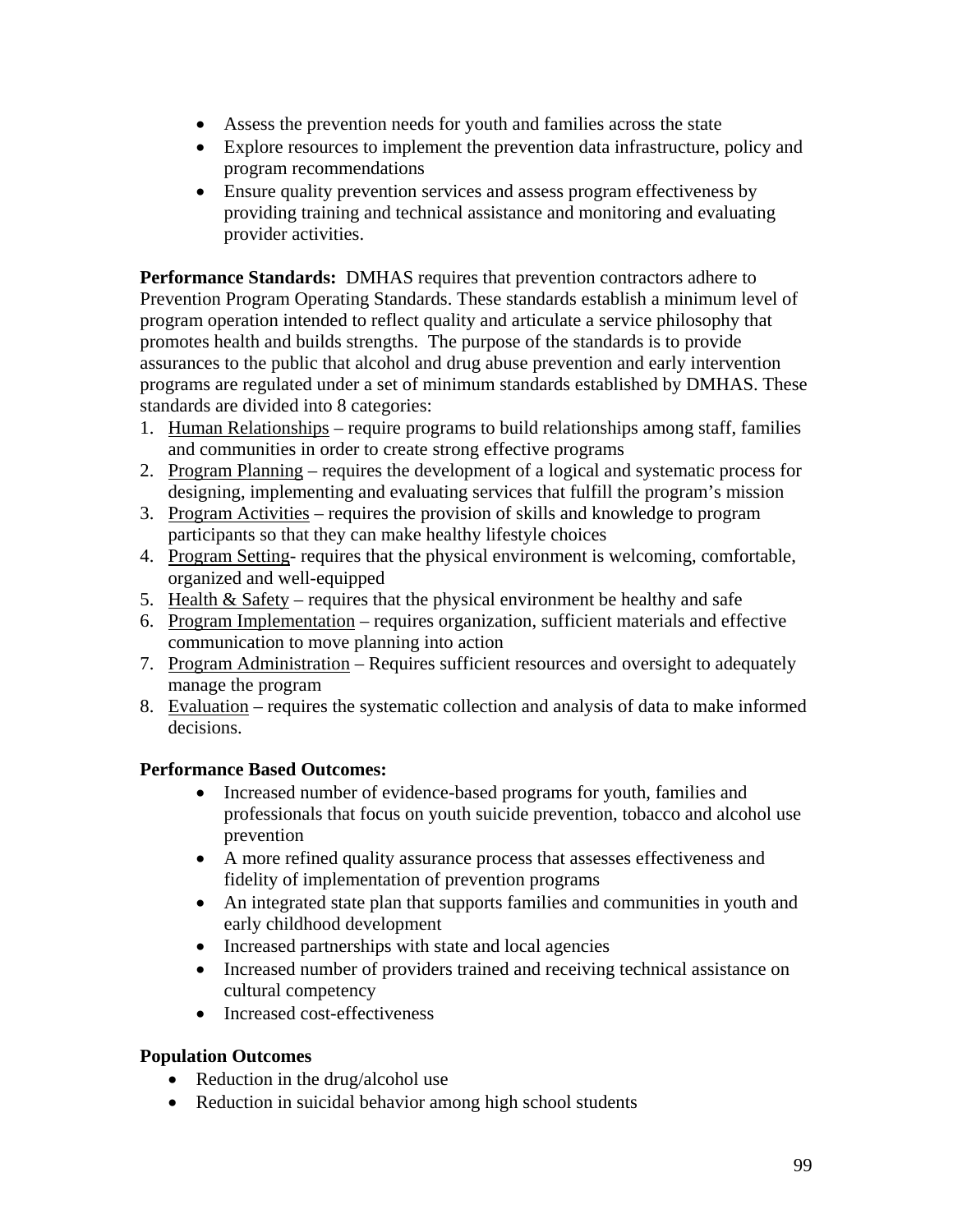- Assess the prevention needs for youth and families across the state
- Explore resources to implement the prevention data infrastructure, policy and program recommendations
- Ensure quality prevention services and assess program effectiveness by providing training and technical assistance and monitoring and evaluating provider activities.

**Performance Standards:** DMHAS requires that prevention contractors adhere to Prevention Program Operating Standards. These standards establish a minimum level of program operation intended to reflect quality and articulate a service philosophy that promotes health and builds strengths. The purpose of the standards is to provide assurances to the public that alcohol and drug abuse prevention and early intervention programs are regulated under a set of minimum standards established by DMHAS. These standards are divided into 8 categories:

1. <u>Human Relationships</u> – require programs to build relationships among staff, families and communities in order to create strong effective programs
2. <u>Program Planning</u> – requires the development of a logical and systematic process for designing, implementing and evaluating services that fulfill the program's mission
3. <u>Program Activities</u> – requires the provision of skills and knowledge to program participants so that they can make healthy lifestyle choices
4. <u>Program Setting</u>- requires that the physical environment is welcoming, comfortable, organized and well-equipped
5. <u>Health & Safety</u> – requires that the physical environment be healthy and safe
6. <u>Program Implementation</u> – requires organization, sufficient materials and effective communication to move planning into action
7. <u>Program Administration</u> – Requires sufficient resources and oversight to adequately manage the program
8. <u>Evaluation</u> – requires the systematic collection and analysis of data to make informed decisions.

**Performance Based Outcomes:**

- Increased number of evidence-based programs for youth, families and professionals that focus on youth suicide prevention, tobacco and alcohol use prevention
- A more refined quality assurance process that assesses effectiveness and fidelity of implementation of prevention programs
- An integrated state plan that supports families and communities in youth and early childhood development
- Increased partnerships with state and local agencies
- Increased number of providers trained and receiving technical assistance on cultural competency
- Increased cost-effectiveness

**Population Outcomes**

- Reduction in the drug/alcohol use
- Reduction in suicidal behavior among high school students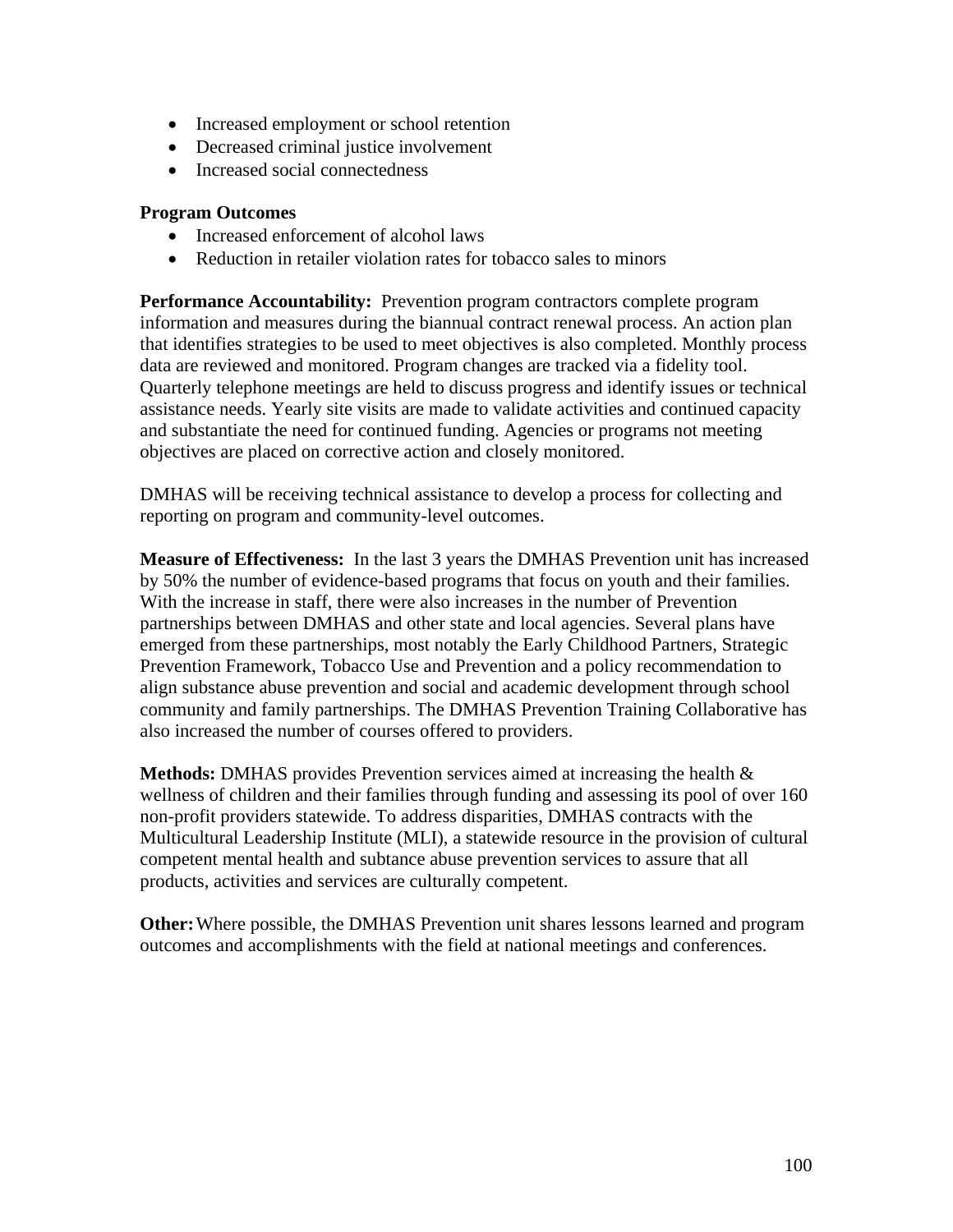- Increased employment or school retention
- Decreased criminal justice involvement
- Increased social connectedness

**Program Outcomes**

- Increased enforcement of alcohol laws
- Reduction in retailer violation rates for tobacco sales to minors

**Performance Accountability:** Prevention program contractors complete program information and measures during the biannual contract renewal process. An action plan that identifies strategies to be used to meet objectives is also completed. Monthly process data are reviewed and monitored. Program changes are tracked via a fidelity tool. Quarterly telephone meetings are held to discuss progress and identify issues or technical assistance needs. Yearly site visits are made to validate activities and continued capacity and substantiate the need for continued funding. Agencies or programs not meeting objectives are placed on corrective action and closely monitored.

DMHAS will be receiving technical assistance to develop a process for collecting and reporting on program and community-level outcomes.

**Measure of Effectiveness:** In the last 3 years the DMHAS Prevention unit has increased by 50% the number of evidence-based programs that focus on youth and their families. With the increase in staff, there were also increases in the number of Prevention partnerships between DMHAS and other state and local agencies. Several plans have emerged from these partnerships, most notably the Early Childhood Partners, Strategic Prevention Framework, Tobacco Use and Prevention and a policy recommendation to align substance abuse prevention and social and academic development through school community and family partnerships. The DMHAS Prevention Training Collaborative has also increased the number of courses offered to providers.

**Methods:** DMHAS provides Prevention services aimed at increasing the health & wellness of children and their families through funding and assessing its pool of over 160 non-profit providers statewide. To address disparities, DMHAS contracts with the Multicultural Leadership Institute (MLI), a statewide resource in the provision of cultural competent mental health and subtance abuse prevention services to assure that all products, activities and services are culturally competent.

**Other:** Where possible, the DMHAS Prevention unit shares lessons learned and program outcomes and accomplishments with the field at national meetings and conferences.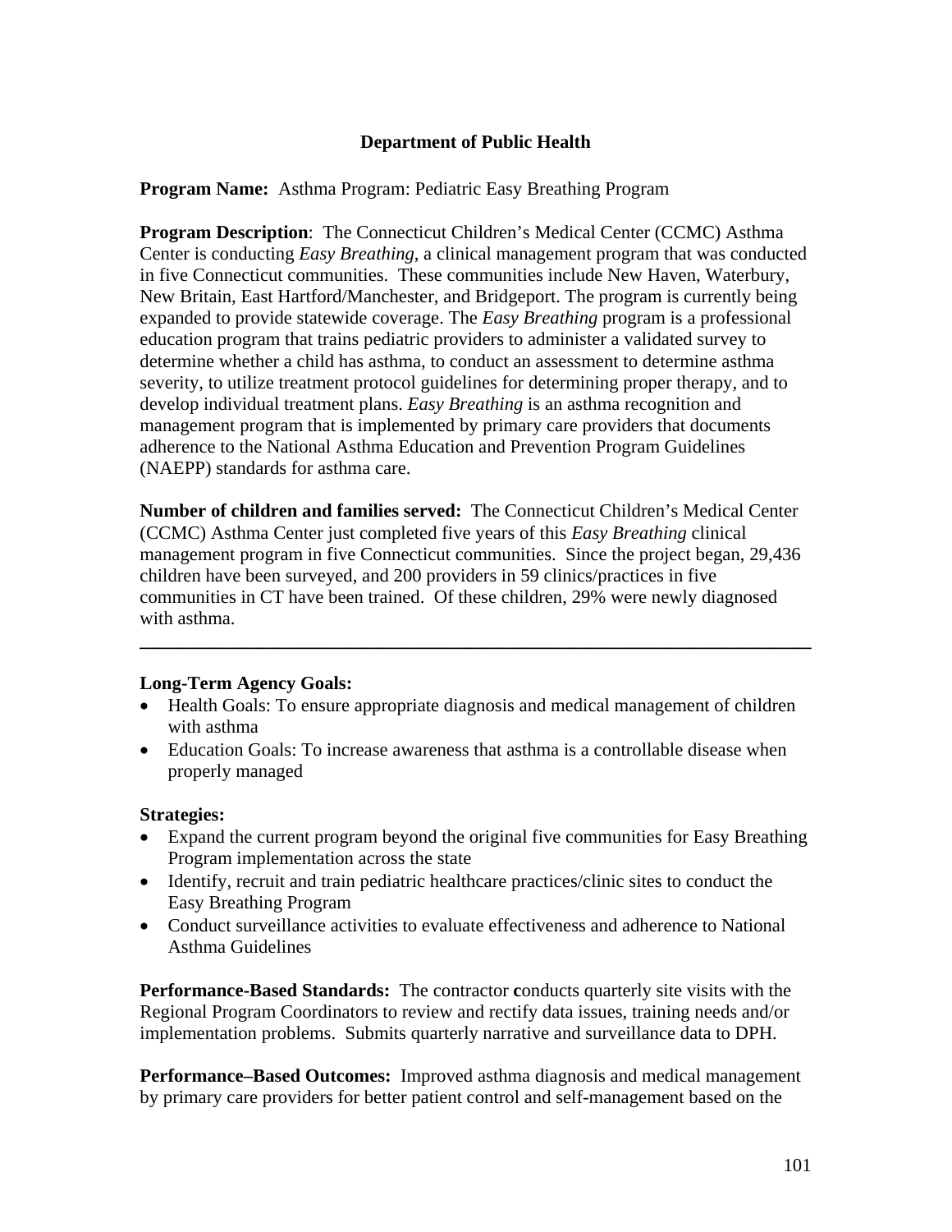**Department of Public Health**

**Program Name:** Asthma Program: Pediatric Easy Breathing Program

**Program Description**: The Connecticut Children's Medical Center (CCMC) Asthma Center is conducting *Easy Breathing*, a clinical management program that was conducted in five Connecticut communities. These communities include New Haven, Waterbury, New Britain, East Hartford/Manchester, and Bridgeport. The program is currently being expanded to provide statewide coverage. The *Easy Breathing* program is a professional education program that trains pediatric providers to administer a validated survey to determine whether a child has asthma, to conduct an assessment to determine asthma severity, to utilize treatment protocol guidelines for determining proper therapy, and to develop individual treatment plans. *Easy Breathing* is an asthma recognition and management program that is implemented by primary care providers that documents adherence to the National Asthma Education and Prevention Program Guidelines (NAEPP) standards for asthma care.

**Number of children and families served:** The Connecticut Children's Medical Center (CCMC) Asthma Center just completed five years of this *Easy Breathing* clinical management program in five Connecticut communities. Since the project began, 29,436 children have been surveyed, and 200 providers in 59 clinics/practices in five communities in CT have been trained. Of these children, 29% were newly diagnosed with asthma.

---

**Long-Term Agency Goals:**

- Health Goals: To ensure appropriate diagnosis and medical management of children with asthma
- Education Goals: To increase awareness that asthma is a controllable disease when properly managed

**Strategies:**

- Expand the current program beyond the original five communities for Easy Breathing Program implementation across the state
- Identify, recruit and train pediatric healthcare practices/clinic sites to conduct the Easy Breathing Program
- Conduct surveillance activities to evaluate effectiveness and adherence to National Asthma Guidelines

**Performance-Based Standards:** The contractor **c**onducts quarterly site visits with the Regional Program Coordinators to review and rectify data issues, training needs and/or implementation problems. Submits quarterly narrative and surveillance data to DPH.

**Performance–Based Outcomes:** Improved asthma diagnosis and medical management by primary care providers for better patient control and self-management based on the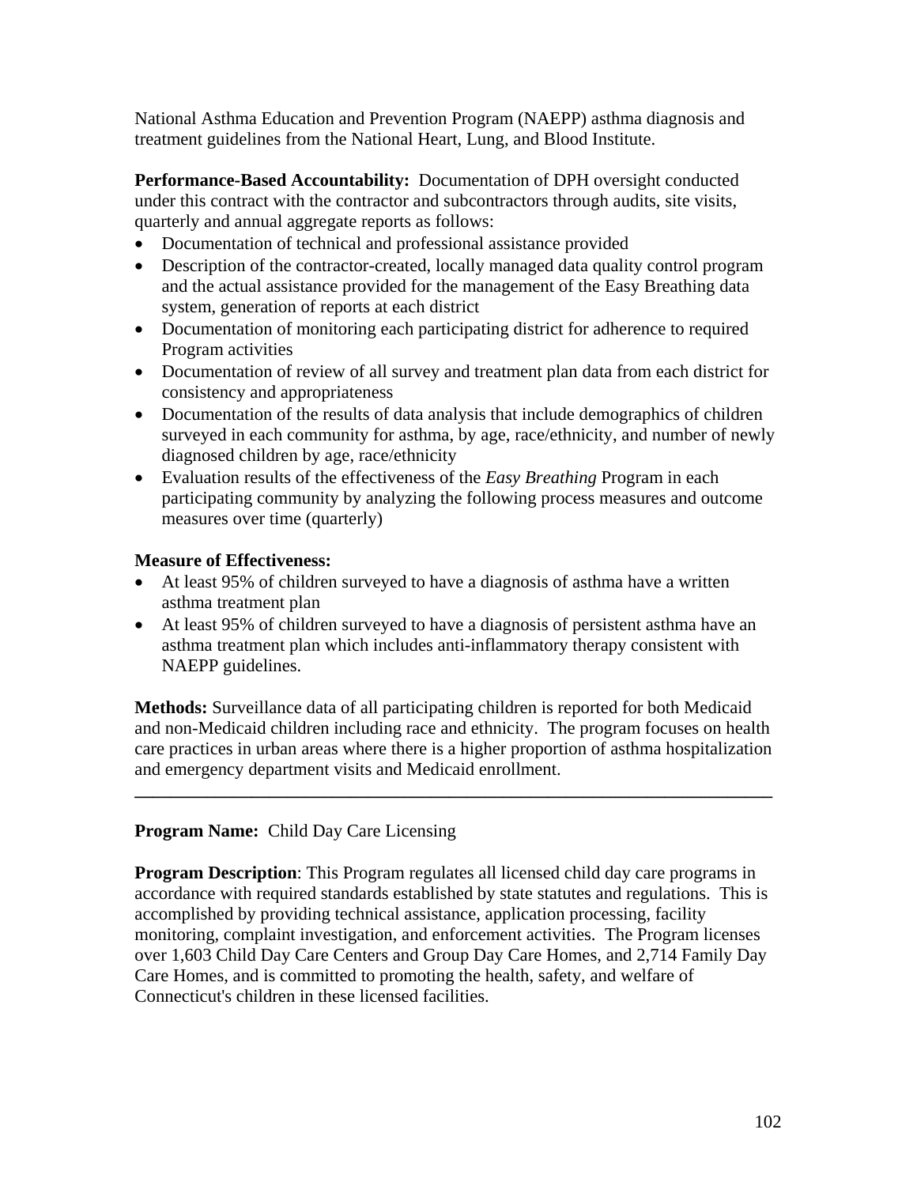National Asthma Education and Prevention Program (NAEPP) asthma diagnosis and treatment guidelines from the National Heart, Lung, and Blood Institute.

**Performance-Based Accountability:** Documentation of DPH oversight conducted under this contract with the contractor and subcontractors through audits, site visits, quarterly and annual aggregate reports as follows:

- Documentation of technical and professional assistance provided
- Description of the contractor-created, locally managed data quality control program and the actual assistance provided for the management of the Easy Breathing data system, generation of reports at each district
- Documentation of monitoring each participating district for adherence to required Program activities
- Documentation of review of all survey and treatment plan data from each district for consistency and appropriateness
- Documentation of the results of data analysis that include demographics of children surveyed in each community for asthma, by age, race/ethnicity, and number of newly diagnosed children by age, race/ethnicity
- Evaluation results of the effectiveness of the *Easy Breathing* Program in each participating community by analyzing the following process measures and outcome measures over time (quarterly)

**Measure of Effectiveness:**

- At least 95% of children surveyed to have a diagnosis of asthma have a written asthma treatment plan
- At least 95% of children surveyed to have a diagnosis of persistent asthma have an asthma treatment plan which includes anti-inflammatory therapy consistent with NAEPP guidelines.

**Methods:** Surveillance data of all participating children is reported for both Medicaid and non-Medicaid children including race and ethnicity. The program focuses on health care practices in urban areas where there is a higher proportion of asthma hospitalization and emergency department visits and Medicaid enrollment.

---

**Program Name:** Child Day Care Licensing

**Program Description**: This Program regulates all licensed child day care programs in accordance with required standards established by state statutes and regulations. This is accomplished by providing technical assistance, application processing, facility monitoring, complaint investigation, and enforcement activities. The Program licenses over 1,603 Child Day Care Centers and Group Day Care Homes, and 2,714 Family Day Care Homes, and is committed to promoting the health, safety, and welfare of Connecticut's children in these licensed facilities.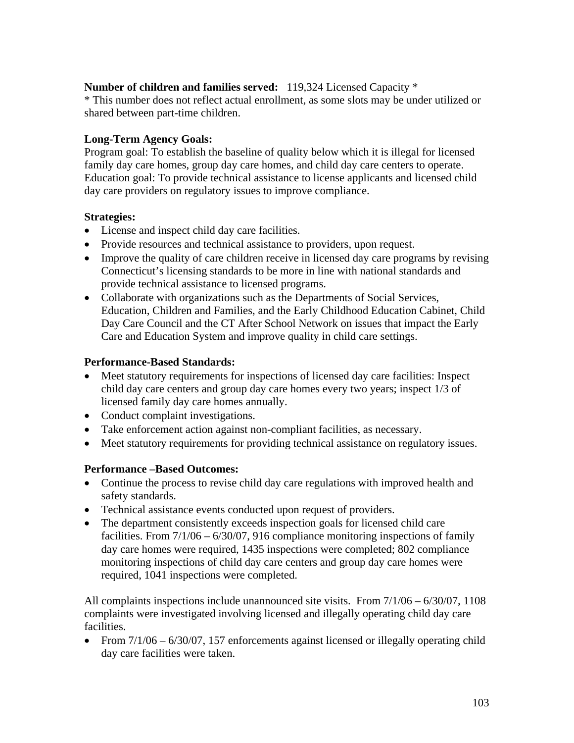**Number of children and families served:** 119,324 Licensed Capacity *
* This number does not reflect actual enrollment, as some slots may be under utilized or shared between part-time children.

**Long-Term Agency Goals:**
Program goal: To establish the baseline of quality below which it is illegal for licensed family day care homes, group day care homes, and child day care centers to operate.
Education goal: To provide technical assistance to license applicants and licensed child day care providers on regulatory issues to improve compliance.

**Strategies:**

- License and inspect child day care facilities.
- Provide resources and technical assistance to providers, upon request.
- Improve the quality of care children receive in licensed day care programs by revising Connecticut's licensing standards to be more in line with national standards and provide technical assistance to licensed programs.
- Collaborate with organizations such as the Departments of Social Services, Education, Children and Families, and the Early Childhood Education Cabinet, Child Day Care Council and the CT After School Network on issues that impact the Early Care and Education System and improve quality in child care settings.

**Performance-Based Standards:**

- Meet statutory requirements for inspections of licensed day care facilities: Inspect child day care centers and group day care homes every two years; inspect 1/3 of licensed family day care homes annually.
- Conduct complaint investigations.
- Take enforcement action against non-compliant facilities, as necessary.
- Meet statutory requirements for providing technical assistance on regulatory issues.

**Performance –Based Outcomes:**

- Continue the process to revise child day care regulations with improved health and safety standards.
- Technical assistance events conducted upon request of providers.
- The department consistently exceeds inspection goals for licensed child care facilities. From 7/1/06 – 6/30/07, 916 compliance monitoring inspections of family day care homes were required, 1435 inspections were completed; 802 compliance monitoring inspections of child day care centers and group day care homes were required, 1041 inspections were completed.

All complaints inspections include unannounced site visits. From 7/1/06 – 6/30/07, 1108 complaints were investigated involving licensed and illegally operating child day care facilities.

- From 7/1/06 – 6/30/07, 157 enforcements against licensed or illegally operating child day care facilities were taken.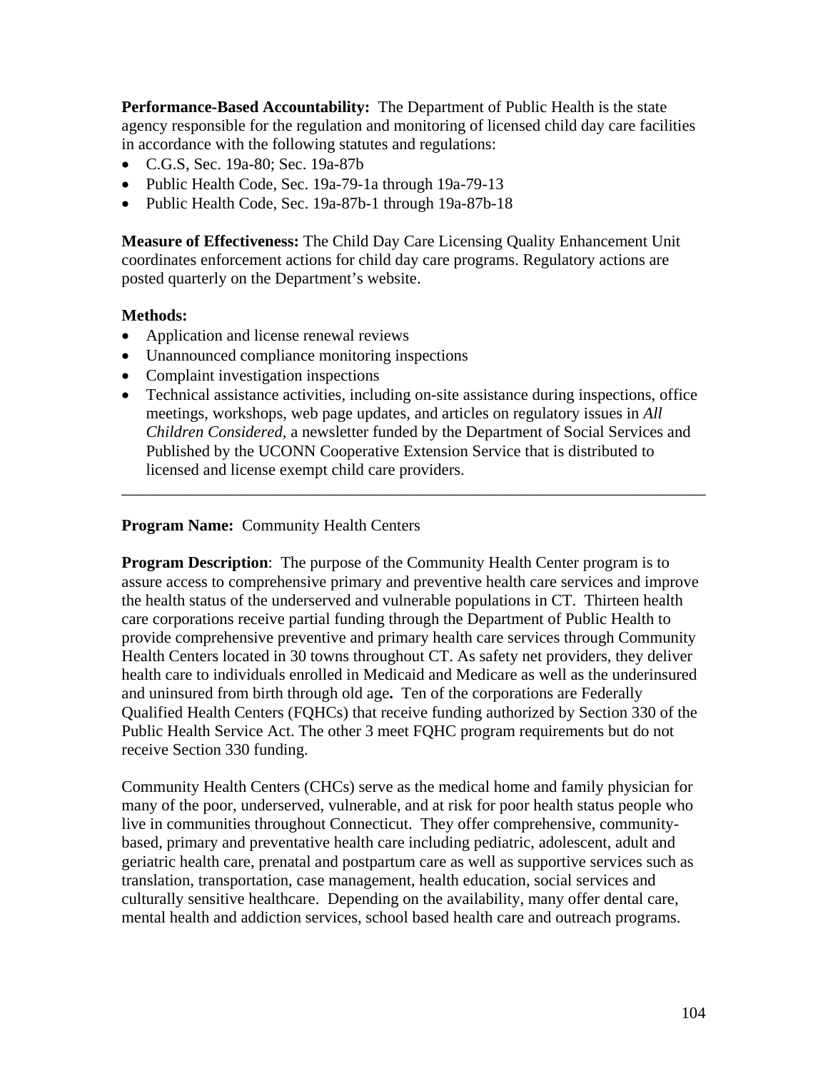**Performance-Based Accountability:** The Department of Public Health is the state agency responsible for the regulation and monitoring of licensed child day care facilities in accordance with the following statutes and regulations:

- C.G.S, Sec. 19a-80; Sec. 19a-87b
- Public Health Code, Sec. 19a-79-1a through 19a-79-13
- Public Health Code, Sec. 19a-87b-1 through 19a-87b-18

**Measure of Effectiveness:** The Child Day Care Licensing Quality Enhancement Unit coordinates enforcement actions for child day care programs. Regulatory actions are posted quarterly on the Department's website.

**Methods:**

- Application and license renewal reviews
- Unannounced compliance monitoring inspections
- Complaint investigation inspections
- Technical assistance activities, including on-site assistance during inspections, office meetings, workshops, web page updates, and articles on regulatory issues in *All Children Considered*, a newsletter funded by the Department of Social Services and Published by the UCONN Cooperative Extension Service that is distributed to licensed and license exempt child care providers.

---

**Program Name:** Community Health Centers

**Program Description**: The purpose of the Community Health Center program is to assure access to comprehensive primary and preventive health care services and improve the health status of the underserved and vulnerable populations in CT. Thirteen health care corporations receive partial funding through the Department of Public Health to provide comprehensive preventive and primary health care services through Community Health Centers located in 30 towns throughout CT. As safety net providers, they deliver health care to individuals enrolled in Medicaid and Medicare as well as the underinsured and uninsured from birth through old age**.** Ten of the corporations are Federally Qualified Health Centers (FQHCs) that receive funding authorized by Section 330 of the Public Health Service Act. The other 3 meet FQHC program requirements but do not receive Section 330 funding.

Community Health Centers (CHCs) serve as the medical home and family physician for many of the poor, underserved, vulnerable, and at risk for poor health status people who live in communities throughout Connecticut. They offer comprehensive, community-based, primary and preventative health care including pediatric, adolescent, adult and geriatric health care, prenatal and postpartum care as well as supportive services such as translation, transportation, case management, health education, social services and culturally sensitive healthcare. Depending on the availability, many offer dental care, mental health and addiction services, school based health care and outreach programs.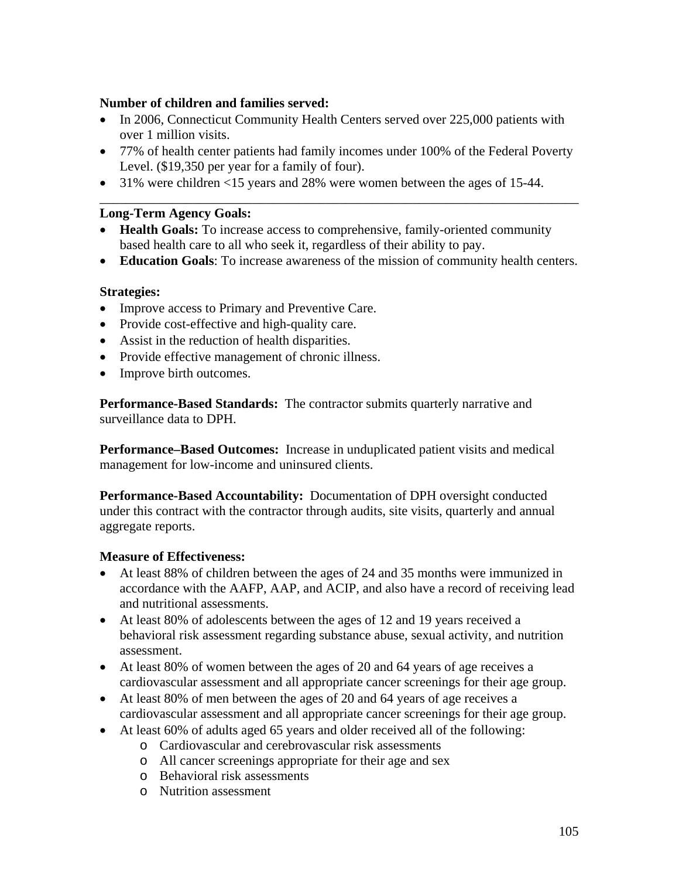**Number of children and families served:**

- In 2006, Connecticut Community Health Centers served over 225,000 patients with over 1 million visits.
- 77% of health center patients had family incomes under 100% of the Federal Poverty Level. ($19,350 per year for a family of four).
- 31% were children <15 years and 28% were women between the ages of 15-44.

---

**Long-Term Agency Goals:**

- **Health Goals:** To increase access to comprehensive, family-oriented community based health care to all who seek it, regardless of their ability to pay.
- **Education Goals**: To increase awareness of the mission of community health centers.

**Strategies:**

- Improve access to Primary and Preventive Care.
- Provide cost-effective and high-quality care.
- Assist in the reduction of health disparities.
- Provide effective management of chronic illness.
- Improve birth outcomes.

**Performance-Based Standards:** The contractor submits quarterly narrative and surveillance data to DPH.

**Performance–Based Outcomes:** Increase in unduplicated patient visits and medical management for low-income and uninsured clients.

**Performance-Based Accountability:** Documentation of DPH oversight conducted under this contract with the contractor through audits, site visits, quarterly and annual aggregate reports.

**Measure of Effectiveness:**

- At least 88% of children between the ages of 24 and 35 months were immunized in accordance with the AAFP, AAP, and ACIP, and also have a record of receiving lead and nutritional assessments.
- At least 80% of adolescents between the ages of 12 and 19 years received a behavioral risk assessment regarding substance abuse, sexual activity, and nutrition assessment.
- At least 80% of women between the ages of 20 and 64 years of age receives a cardiovascular assessment and all appropriate cancer screenings for their age group.
- At least 80% of men between the ages of 20 and 64 years of age receives a cardiovascular assessment and all appropriate cancer screenings for their age group.
- At least 60% of adults aged 65 years and older received all of the following:
    - Cardiovascular and cerebrovascular risk assessments
    - All cancer screenings appropriate for their age and sex
    - Behavioral risk assessments
    - Nutrition assessment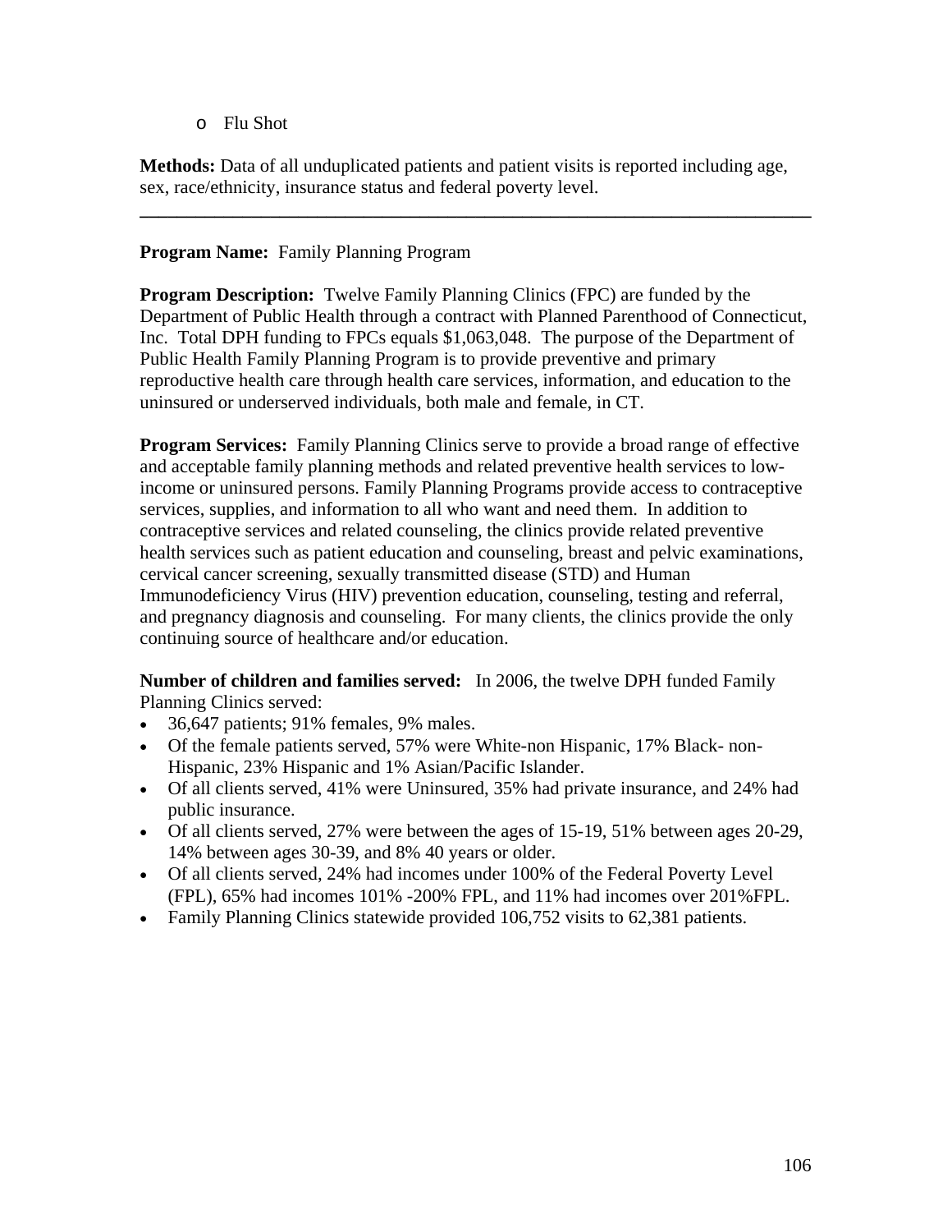- Flu Shot

**Methods:** Data of all unduplicated patients and patient visits is reported including age, sex, race/ethnicity, insurance status and federal poverty level.

---

**Program Name:** Family Planning Program

**Program Description:** Twelve Family Planning Clinics (FPC) are funded by the Department of Public Health through a contract with Planned Parenthood of Connecticut, Inc. Total DPH funding to FPCs equals $1,063,048. The purpose of the Department of Public Health Family Planning Program is to provide preventive and primary reproductive health care through health care services, information, and education to the uninsured or underserved individuals, both male and female, in CT.

**Program Services:** Family Planning Clinics serve to provide a broad range of effective and acceptable family planning methods and related preventive health services to low-income or uninsured persons. Family Planning Programs provide access to contraceptive services, supplies, and information to all who want and need them. In addition to contraceptive services and related counseling, the clinics provide related preventive health services such as patient education and counseling, breast and pelvic examinations, cervical cancer screening, sexually transmitted disease (STD) and Human Immunodeficiency Virus (HIV) prevention education, counseling, testing and referral, and pregnancy diagnosis and counseling. For many clients, the clinics provide the only continuing source of healthcare and/or education.

**Number of children and families served:** In 2006, the twelve DPH funded Family Planning Clinics served:

- 36,647 patients; 91% females, 9% males.
- Of the female patients served, 57% were White-non Hispanic, 17% Black- non-Hispanic, 23% Hispanic and 1% Asian/Pacific Islander.
- Of all clients served, 41% were Uninsured, 35% had private insurance, and 24% had public insurance.
- Of all clients served, 27% were between the ages of 15-19, 51% between ages 20-29, 14% between ages 30-39, and 8% 40 years or older.
- Of all clients served, 24% had incomes under 100% of the Federal Poverty Level (FPL), 65% had incomes 101% -200% FPL, and 11% had incomes over 201%FPL.
- Family Planning Clinics statewide provided 106,752 visits to 62,381 patients.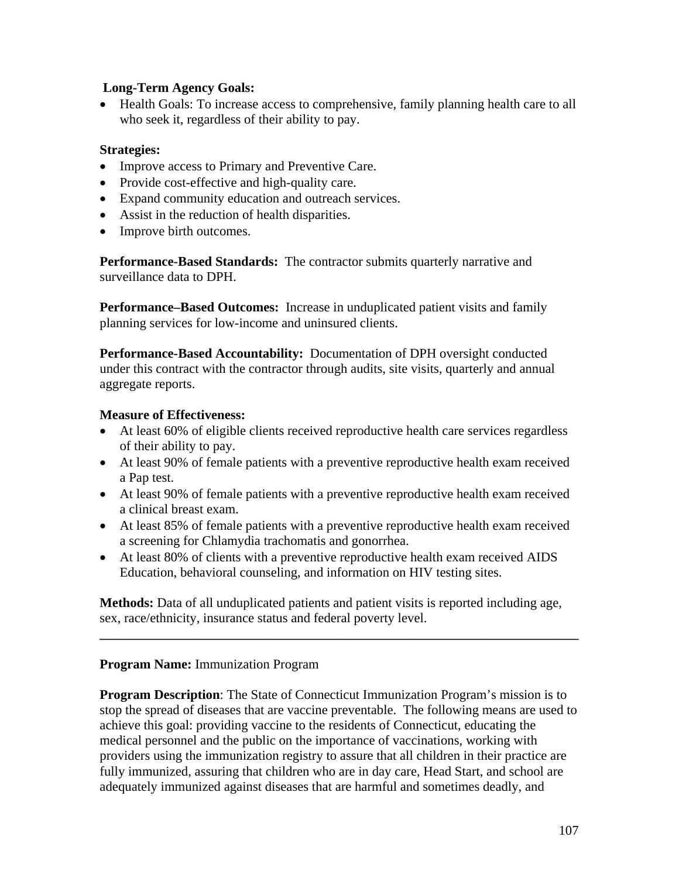**Long-Term Agency Goals:**

- Health Goals: To increase access to comprehensive, family planning health care to all who seek it, regardless of their ability to pay.

**Strategies:**

- Improve access to Primary and Preventive Care.
- Provide cost-effective and high-quality care.
- Expand community education and outreach services.
- Assist in the reduction of health disparities.
- Improve birth outcomes.

**Performance-Based Standards:** The contractor submits quarterly narrative and surveillance data to DPH.

**Performance–Based Outcomes:** Increase in unduplicated patient visits and family planning services for low-income and uninsured clients.

**Performance-Based Accountability:** Documentation of DPH oversight conducted under this contract with the contractor through audits, site visits, quarterly and annual aggregate reports.

**Measure of Effectiveness:**

- At least 60% of eligible clients received reproductive health care services regardless of their ability to pay.
- At least 90% of female patients with a preventive reproductive health exam received a Pap test.
- At least 90% of female patients with a preventive reproductive health exam received a clinical breast exam.
- At least 85% of female patients with a preventive reproductive health exam received a screening for Chlamydia trachomatis and gonorrhea.
- At least 80% of clients with a preventive reproductive health exam received AIDS Education, behavioral counseling, and information on HIV testing sites.

**Methods:** Data of all unduplicated patients and patient visits is reported including age, sex, race/ethnicity, insurance status and federal poverty level.

---

**Program Name:** Immunization Program

**Program Description**: The State of Connecticut Immunization Program's mission is to stop the spread of diseases that are vaccine preventable. The following means are used to achieve this goal: providing vaccine to the residents of Connecticut, educating the medical personnel and the public on the importance of vaccinations, working with providers using the immunization registry to assure that all children in their practice are fully immunized, assuring that children who are in day care, Head Start, and school are adequately immunized against diseases that are harmful and sometimes deadly, and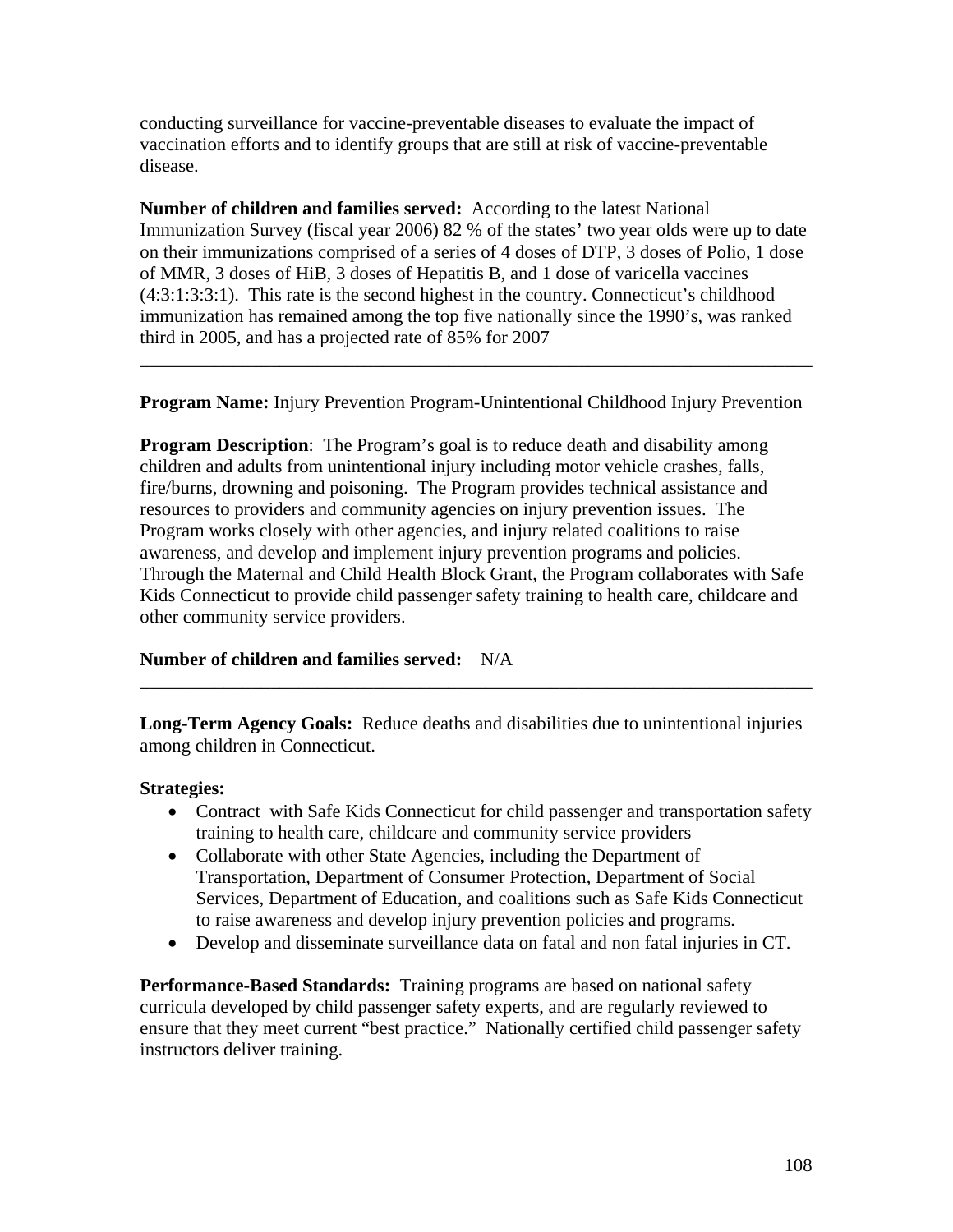conducting surveillance for vaccine-preventable diseases to evaluate the impact of vaccination efforts and to identify groups that are still at risk of vaccine-preventable disease.

**Number of children and families served:** According to the latest National Immunization Survey (fiscal year 2006) 82 % of the states' two year olds were up to date on their immunizations comprised of a series of 4 doses of DTP, 3 doses of Polio, 1 dose of MMR, 3 doses of HiB, 3 doses of Hepatitis B, and 1 dose of varicella vaccines (4:3:1:3:3:1). This rate is the second highest in the country. Connecticut's childhood immunization has remained among the top five nationally since the 1990's, was ranked third in 2005, and has a projected rate of 85% for 2007

---

**Program Name:** Injury Prevention Program-Unintentional Childhood Injury Prevention

**Program Description**: The Program's goal is to reduce death and disability among children and adults from unintentional injury including motor vehicle crashes, falls, fire/burns, drowning and poisoning. The Program provides technical assistance and resources to providers and community agencies on injury prevention issues. The Program works closely with other agencies, and injury related coalitions to raise awareness, and develop and implement injury prevention programs and policies. Through the Maternal and Child Health Block Grant, the Program collaborates with Safe Kids Connecticut to provide child passenger safety training to health care, childcare and other community service providers.

**Number of children and families served:** N/A

---

**Long-Term Agency Goals:** Reduce deaths and disabilities due to unintentional injuries among children in Connecticut.

**Strategies:**

- Contract with Safe Kids Connecticut for child passenger and transportation safety training to health care, childcare and community service providers
- Collaborate with other State Agencies, including the Department of Transportation, Department of Consumer Protection, Department of Social Services, Department of Education, and coalitions such as Safe Kids Connecticut to raise awareness and develop injury prevention policies and programs.
- Develop and disseminate surveillance data on fatal and non fatal injuries in CT.

**Performance-Based Standards:** Training programs are based on national safety curricula developed by child passenger safety experts, and are regularly reviewed to ensure that they meet current "best practice." Nationally certified child passenger safety instructors deliver training.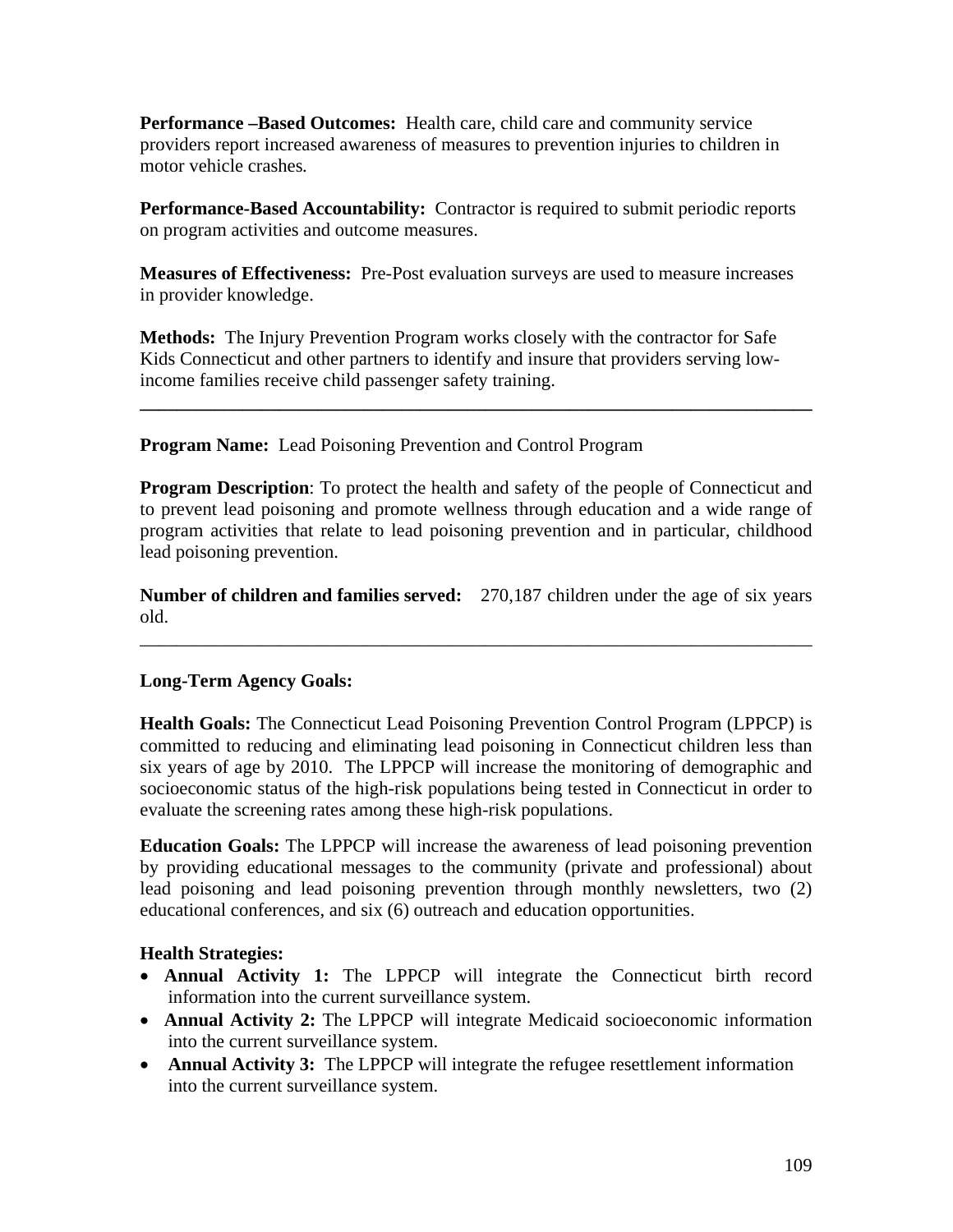**Performance –Based Outcomes:** Health care, child care and community service providers report increased awareness of measures to prevention injuries to children in motor vehicle crashes.

**Performance-Based Accountability:** Contractor is required to submit periodic reports on program activities and outcome measures.

**Measures of Effectiveness:** Pre-Post evaluation surveys are used to measure increases in provider knowledge.

**Methods:** The Injury Prevention Program works closely with the contractor for Safe Kids Connecticut and other partners to identify and insure that providers serving low-income families receive child passenger safety training.

---

**Program Name:** Lead Poisoning Prevention and Control Program

**Program Description**: To protect the health and safety of the people of Connecticut and to prevent lead poisoning and promote wellness through education and a wide range of program activities that relate to lead poisoning prevention and in particular, childhood lead poisoning prevention.

**Number of children and families served:** 270,187 children under the age of six years old.

---

**Long-Term Agency Goals:**

**Health Goals:** The Connecticut Lead Poisoning Prevention Control Program (LPPCP) is committed to reducing and eliminating lead poisoning in Connecticut children less than six years of age by 2010. The LPPCP will increase the monitoring of demographic and socioeconomic status of the high-risk populations being tested in Connecticut in order to evaluate the screening rates among these high-risk populations.

**Education Goals:** The LPPCP will increase the awareness of lead poisoning prevention by providing educational messages to the community (private and professional) about lead poisoning and lead poisoning prevention through monthly newsletters, two (2) educational conferences, and six (6) outreach and education opportunities.

**Health Strategies:**

- **Annual Activity 1:** The LPPCP will integrate the Connecticut birth record information into the current surveillance system.
- **Annual Activity 2:** The LPPCP will integrate Medicaid socioeconomic information into the current surveillance system.
- **Annual Activity 3:** The LPPCP will integrate the refugee resettlement information into the current surveillance system.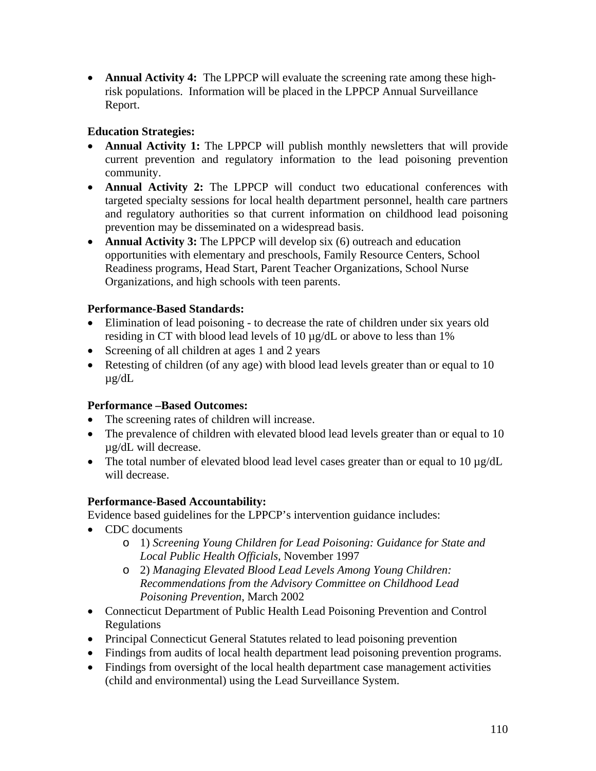- **Annual Activity 4:** The LPPCP will evaluate the screening rate among these high-risk populations. Information will be placed in the LPPCP Annual Surveillance Report.

**Education Strategies:**

- **Annual Activity 1:** The LPPCP will publish monthly newsletters that will provide current prevention and regulatory information to the lead poisoning prevention community.
- **Annual Activity 2:** The LPPCP will conduct two educational conferences with targeted specialty sessions for local health department personnel, health care partners and regulatory authorities so that current information on childhood lead poisoning prevention may be disseminated on a widespread basis.
- **Annual Activity 3:** The LPPCP will develop six (6) outreach and education opportunities with elementary and preschools, Family Resource Centers, School Readiness programs, Head Start, Parent Teacher Organizations, School Nurse Organizations, and high schools with teen parents.

**Performance-Based Standards:**

- Elimination of lead poisoning - to decrease the rate of children under six years old residing in CT with blood lead levels of 10 µg/dL or above to less than 1%
- Screening of all children at ages 1 and 2 years
- Retesting of children (of any age) with blood lead levels greater than or equal to 10 µg/dL

**Performance –Based Outcomes:**

- The screening rates of children will increase.
- The prevalence of children with elevated blood lead levels greater than or equal to 10 µg/dL will decrease.
- The total number of elevated blood lead level cases greater than or equal to 10 µg/dL will decrease.

**Performance-Based Accountability:**

Evidence based guidelines for the LPPCP's intervention guidance includes:

- CDC documents
  - 1) *Screening Young Children for Lead Poisoning: Guidance for State and Local Public Health Officials*, November 1997
  - 2) *Managing Elevated Blood Lead Levels Among Young Children: Recommendations from the Advisory Committee on Childhood Lead Poisoning Prevention*, March 2002
- Connecticut Department of Public Health Lead Poisoning Prevention and Control Regulations
- Principal Connecticut General Statutes related to lead poisoning prevention
- Findings from audits of local health department lead poisoning prevention programs.
- Findings from oversight of the local health department case management activities (child and environmental) using the Lead Surveillance System.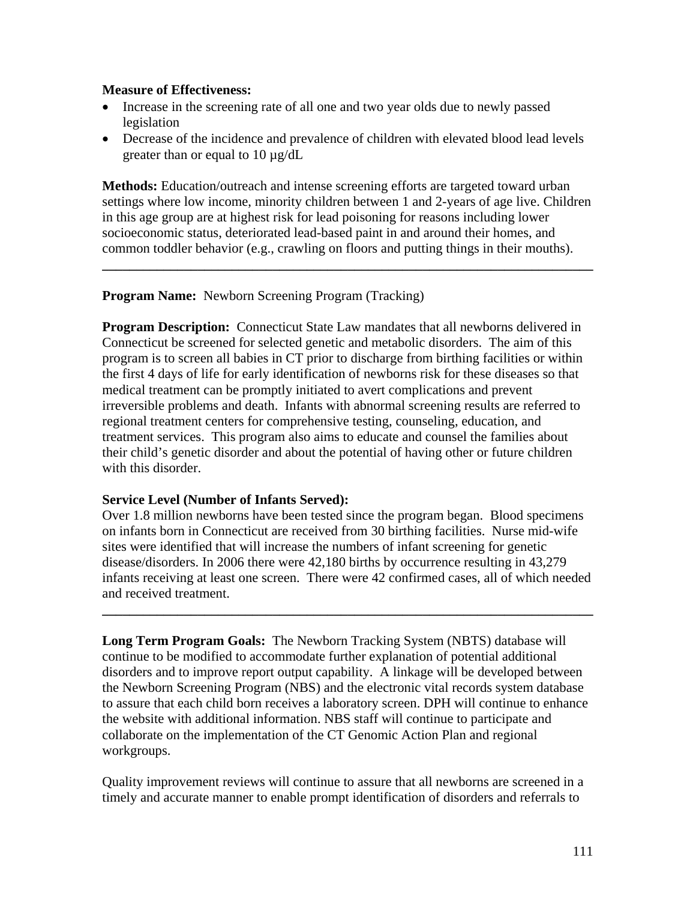**Measure of Effectiveness:**

- Increase in the screening rate of all one and two year olds due to newly passed legislation
- Decrease of the incidence and prevalence of children with elevated blood lead levels greater than or equal to 10 µg/dL

**Methods:** Education/outreach and intense screening efforts are targeted toward urban settings where low income, minority children between 1 and 2-years of age live. Children in this age group are at highest risk for lead poisoning for reasons including lower socioeconomic status, deteriorated lead-based paint in and around their homes, and common toddler behavior (e.g., crawling on floors and putting things in their mouths).

---

**Program Name:** Newborn Screening Program (Tracking)

**Program Description:** Connecticut State Law mandates that all newborns delivered in Connecticut be screened for selected genetic and metabolic disorders. The aim of this program is to screen all babies in CT prior to discharge from birthing facilities or within the first 4 days of life for early identification of newborns risk for these diseases so that medical treatment can be promptly initiated to avert complications and prevent irreversible problems and death. Infants with abnormal screening results are referred to regional treatment centers for comprehensive testing, counseling, education, and treatment services. This program also aims to educate and counsel the families about their child's genetic disorder and about the potential of having other or future children with this disorder.

**Service Level (Number of Infants Served):**
Over 1.8 million newborns have been tested since the program began. Blood specimens on infants born in Connecticut are received from 30 birthing facilities. Nurse mid-wife sites were identified that will increase the numbers of infant screening for genetic disease/disorders. In 2006 there were 42,180 births by occurrence resulting in 43,279 infants receiving at least one screen. There were 42 confirmed cases, all of which needed and received treatment.

---

**Long Term Program Goals:** The Newborn Tracking System (NBTS) database will continue to be modified to accommodate further explanation of potential additional disorders and to improve report output capability. A linkage will be developed between the Newborn Screening Program (NBS) and the electronic vital records system database to assure that each child born receives a laboratory screen. DPH will continue to enhance the website with additional information. NBS staff will continue to participate and collaborate on the implementation of the CT Genomic Action Plan and regional workgroups.

Quality improvement reviews will continue to assure that all newborns are screened in a timely and accurate manner to enable prompt identification of disorders and referrals to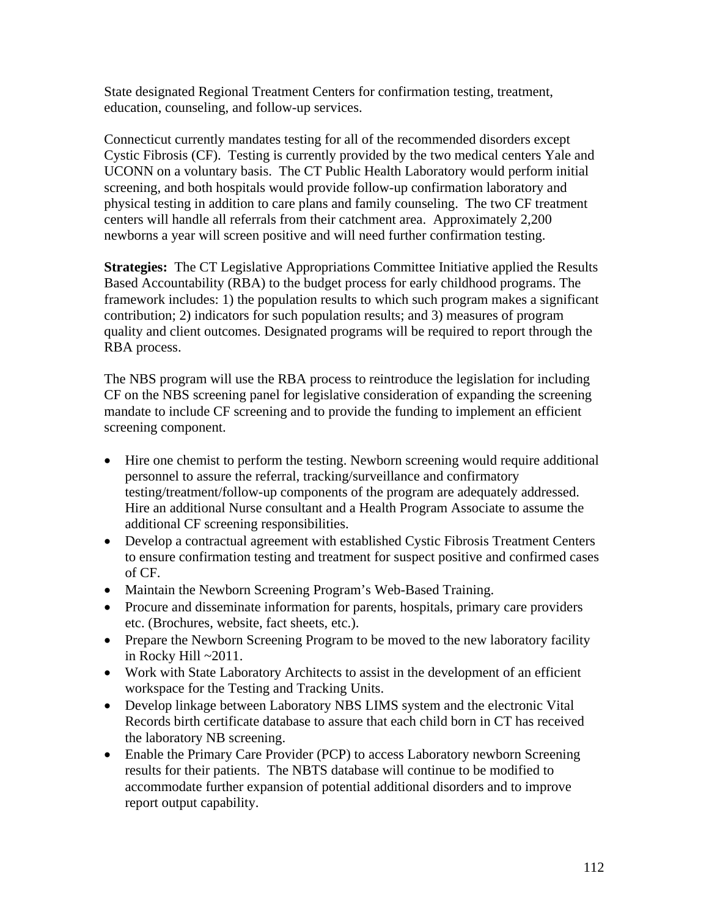State designated Regional Treatment Centers for confirmation testing, treatment, education, counseling, and follow-up services.

Connecticut currently mandates testing for all of the recommended disorders except Cystic Fibrosis (CF). Testing is currently provided by the two medical centers Yale and UCONN on a voluntary basis. The CT Public Health Laboratory would perform initial screening, and both hospitals would provide follow-up confirmation laboratory and physical testing in addition to care plans and family counseling. The two CF treatment centers will handle all referrals from their catchment area. Approximately 2,200 newborns a year will screen positive and will need further confirmation testing.

**Strategies:** The CT Legislative Appropriations Committee Initiative applied the Results Based Accountability (RBA) to the budget process for early childhood programs. The framework includes: 1) the population results to which such program makes a significant contribution; 2) indicators for such population results; and 3) measures of program quality and client outcomes. Designated programs will be required to report through the RBA process.

The NBS program will use the RBA process to reintroduce the legislation for including CF on the NBS screening panel for legislative consideration of expanding the screening mandate to include CF screening and to provide the funding to implement an efficient screening component.

- Hire one chemist to perform the testing. Newborn screening would require additional personnel to assure the referral, tracking/surveillance and confirmatory testing/treatment/follow-up components of the program are adequately addressed. Hire an additional Nurse consultant and a Health Program Associate to assume the additional CF screening responsibilities.
- Develop a contractual agreement with established Cystic Fibrosis Treatment Centers to ensure confirmation testing and treatment for suspect positive and confirmed cases of CF.
- Maintain the Newborn Screening Program's Web-Based Training.
- Procure and disseminate information for parents, hospitals, primary care providers etc. (Brochures, website, fact sheets, etc.).
- Prepare the Newborn Screening Program to be moved to the new laboratory facility in Rocky Hill ~2011.
- Work with State Laboratory Architects to assist in the development of an efficient workspace for the Testing and Tracking Units.
- Develop linkage between Laboratory NBS LIMS system and the electronic Vital Records birth certificate database to assure that each child born in CT has received the laboratory NB screening.
- Enable the Primary Care Provider (PCP) to access Laboratory newborn Screening results for their patients. The NBTS database will continue to be modified to accommodate further expansion of potential additional disorders and to improve report output capability.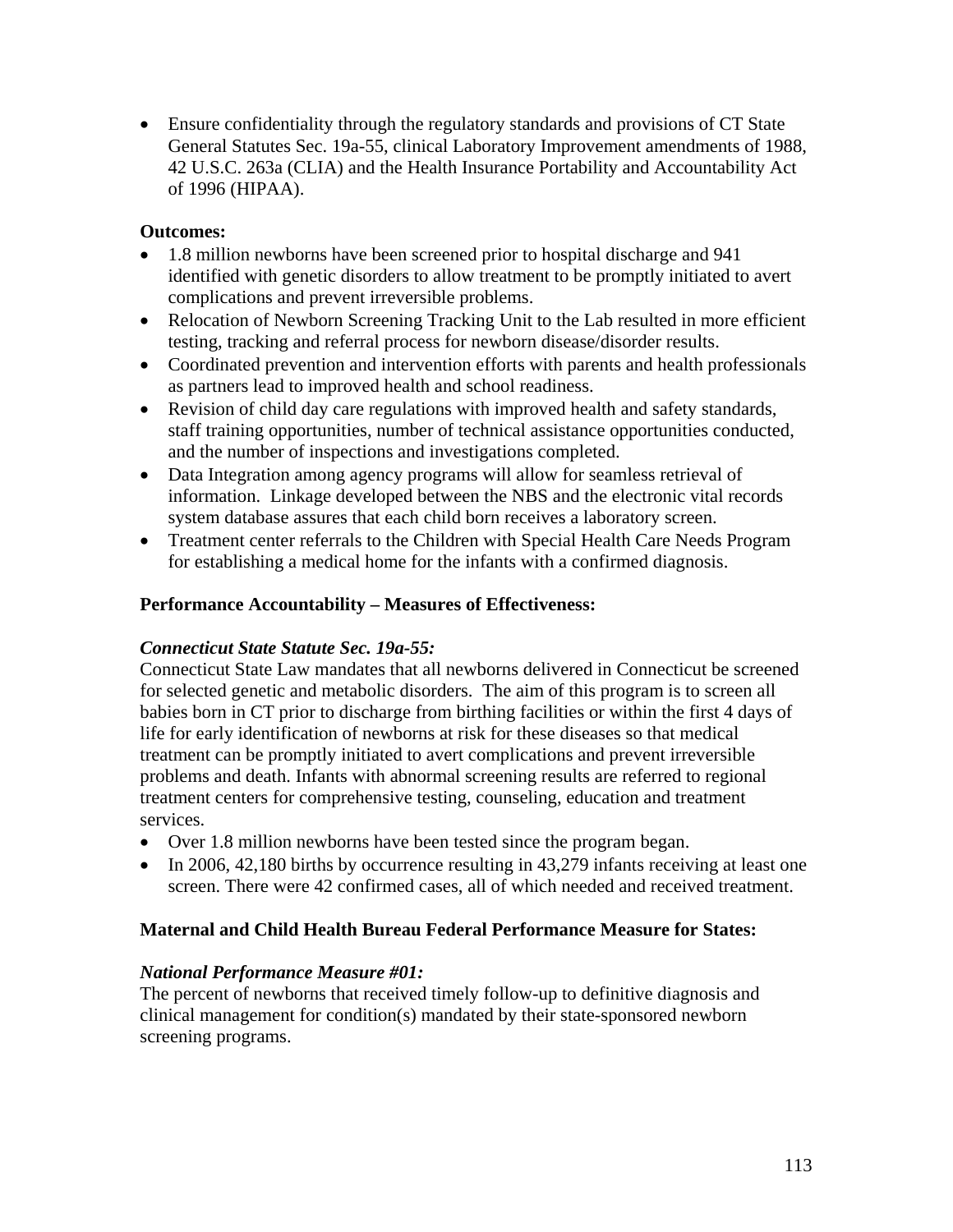- Ensure confidentiality through the regulatory standards and provisions of CT State General Statutes Sec. 19a-55, clinical Laboratory Improvement amendments of 1988, 42 U.S.C. 263a (CLIA) and the Health Insurance Portability and Accountability Act of 1996 (HIPAA).

**Outcomes:**

- 1.8 million newborns have been screened prior to hospital discharge and 941 identified with genetic disorders to allow treatment to be promptly initiated to avert complications and prevent irreversible problems.
- Relocation of Newborn Screening Tracking Unit to the Lab resulted in more efficient testing, tracking and referral process for newborn disease/disorder results.
- Coordinated prevention and intervention efforts with parents and health professionals as partners lead to improved health and school readiness.
- Revision of child day care regulations with improved health and safety standards, staff training opportunities, number of technical assistance opportunities conducted, and the number of inspections and investigations completed.
- Data Integration among agency programs will allow for seamless retrieval of information. Linkage developed between the NBS and the electronic vital records system database assures that each child born receives a laboratory screen.
- Treatment center referrals to the Children with Special Health Care Needs Program for establishing a medical home for the infants with a confirmed diagnosis.

**Performance Accountability – Measures of Effectiveness:**

***Connecticut State Statute Sec. 19a-55:***

Connecticut State Law mandates that all newborns delivered in Connecticut be screened for selected genetic and metabolic disorders. The aim of this program is to screen all babies born in CT prior to discharge from birthing facilities or within the first 4 days of life for early identification of newborns at risk for these diseases so that medical treatment can be promptly initiated to avert complications and prevent irreversible problems and death. Infants with abnormal screening results are referred to regional treatment centers for comprehensive testing, counseling, education and treatment services.

- Over 1.8 million newborns have been tested since the program began.
- In 2006, 42,180 births by occurrence resulting in 43,279 infants receiving at least one screen. There were 42 confirmed cases, all of which needed and received treatment.

**Maternal and Child Health Bureau Federal Performance Measure for States:**

***National Performance Measure #01:***

The percent of newborns that received timely follow-up to definitive diagnosis and clinical management for condition(s) mandated by their state-sponsored newborn screening programs.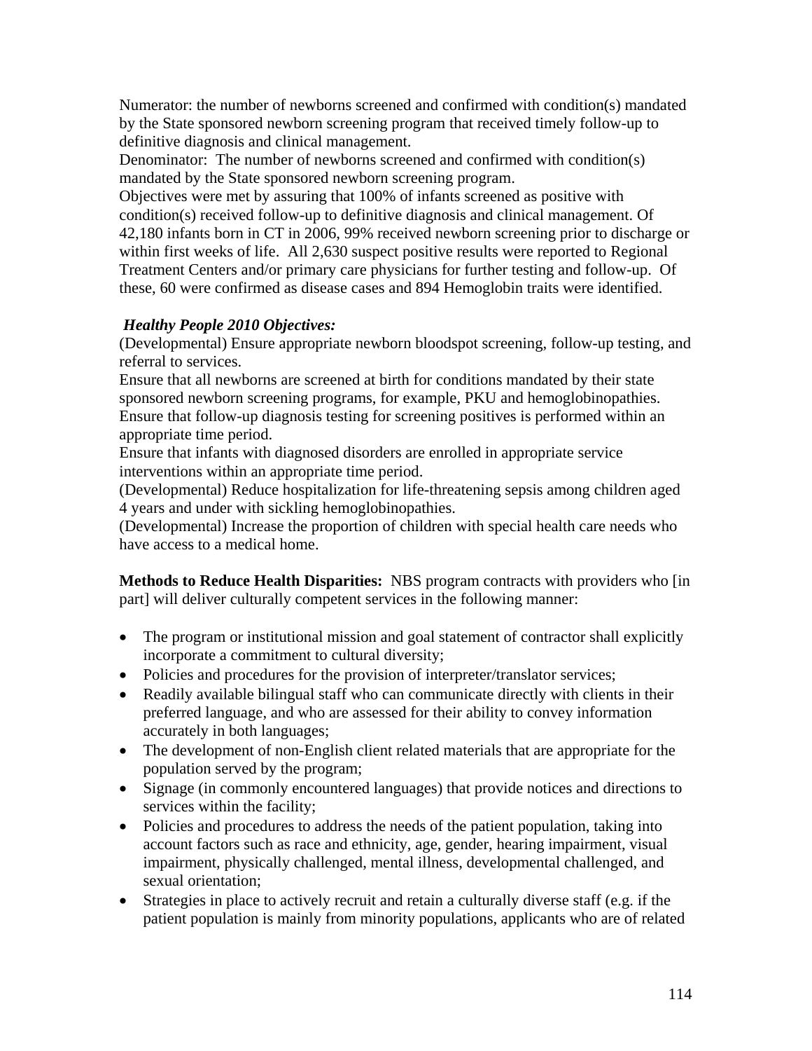Numerator: the number of newborns screened and confirmed with condition(s) mandated by the State sponsored newborn screening program that received timely follow-up to definitive diagnosis and clinical management.
Denominator: The number of newborns screened and confirmed with condition(s) mandated by the State sponsored newborn screening program.
Objectives were met by assuring that 100% of infants screened as positive with condition(s) received follow-up to definitive diagnosis and clinical management. Of 42,180 infants born in CT in 2006, 99% received newborn screening prior to discharge or within first weeks of life. All 2,630 suspect positive results were reported to Regional Treatment Centers and/or primary care physicians for further testing and follow-up. Of these, 60 were confirmed as disease cases and 894 Hemoglobin traits were identified.

***Healthy People 2010 Objectives:***
(Developmental) Ensure appropriate newborn bloodspot screening, follow-up testing, and referral to services.
Ensure that all newborns are screened at birth for conditions mandated by their state sponsored newborn screening programs, for example, PKU and hemoglobinopathies.
Ensure that follow-up diagnosis testing for screening positives is performed within an appropriate time period.
Ensure that infants with diagnosed disorders are enrolled in appropriate service interventions within an appropriate time period.
(Developmental) Reduce hospitalization for life-threatening sepsis among children aged 4 years and under with sickling hemoglobinopathies.
(Developmental) Increase the proportion of children with special health care needs who have access to a medical home.

**Methods to Reduce Health Disparities:** NBS program contracts with providers who [in part] will deliver culturally competent services in the following manner:

- The program or institutional mission and goal statement of contractor shall explicitly incorporate a commitment to cultural diversity;
- Policies and procedures for the provision of interpreter/translator services;
- Readily available bilingual staff who can communicate directly with clients in their preferred language, and who are assessed for their ability to convey information accurately in both languages;
- The development of non-English client related materials that are appropriate for the population served by the program;
- Signage (in commonly encountered languages) that provide notices and directions to services within the facility;
- Policies and procedures to address the needs of the patient population, taking into account factors such as race and ethnicity, age, gender, hearing impairment, visual impairment, physically challenged, mental illness, developmental challenged, and sexual orientation;
- Strategies in place to actively recruit and retain a culturally diverse staff (e.g. if the patient population is mainly from minority populations, applicants who are of related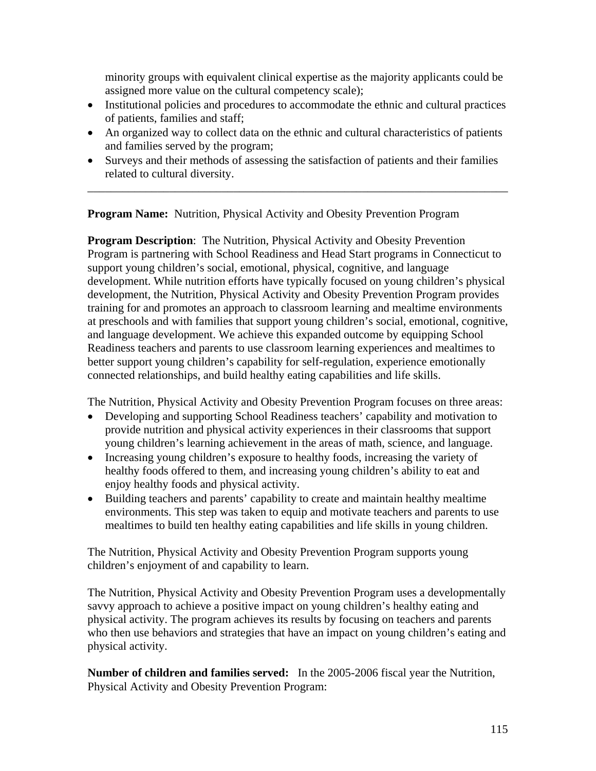minority groups with equivalent clinical expertise as the majority applicants could be assigned more value on the cultural competency scale);

- Institutional policies and procedures to accommodate the ethnic and cultural practices of patients, families and staff;
- An organized way to collect data on the ethnic and cultural characteristics of patients and families served by the program;
- Surveys and their methods of assessing the satisfaction of patients and their families related to cultural diversity.

---

**Program Name:** Nutrition, Physical Activity and Obesity Prevention Program

**Program Description**: The Nutrition, Physical Activity and Obesity Prevention Program is partnering with School Readiness and Head Start programs in Connecticut to support young children's social, emotional, physical, cognitive, and language development. While nutrition efforts have typically focused on young children's physical development, the Nutrition, Physical Activity and Obesity Prevention Program provides training for and promotes an approach to classroom learning and mealtime environments at preschools and with families that support young children's social, emotional, cognitive, and language development. We achieve this expanded outcome by equipping School Readiness teachers and parents to use classroom learning experiences and mealtimes to better support young children's capability for self-regulation, experience emotionally connected relationships, and build healthy eating capabilities and life skills.

The Nutrition, Physical Activity and Obesity Prevention Program focuses on three areas:

- Developing and supporting School Readiness teachers' capability and motivation to provide nutrition and physical activity experiences in their classrooms that support young children's learning achievement in the areas of math, science, and language.
- Increasing young children's exposure to healthy foods, increasing the variety of healthy foods offered to them, and increasing young children's ability to eat and enjoy healthy foods and physical activity.
- Building teachers and parents' capability to create and maintain healthy mealtime environments. This step was taken to equip and motivate teachers and parents to use mealtimes to build ten healthy eating capabilities and life skills in young children.

The Nutrition, Physical Activity and Obesity Prevention Program supports young children's enjoyment of and capability to learn.

The Nutrition, Physical Activity and Obesity Prevention Program uses a developmentally savvy approach to achieve a positive impact on young children's healthy eating and physical activity. The program achieves its results by focusing on teachers and parents who then use behaviors and strategies that have an impact on young children's eating and physical activity.

**Number of children and families served:** In the 2005-2006 fiscal year the Nutrition, Physical Activity and Obesity Prevention Program: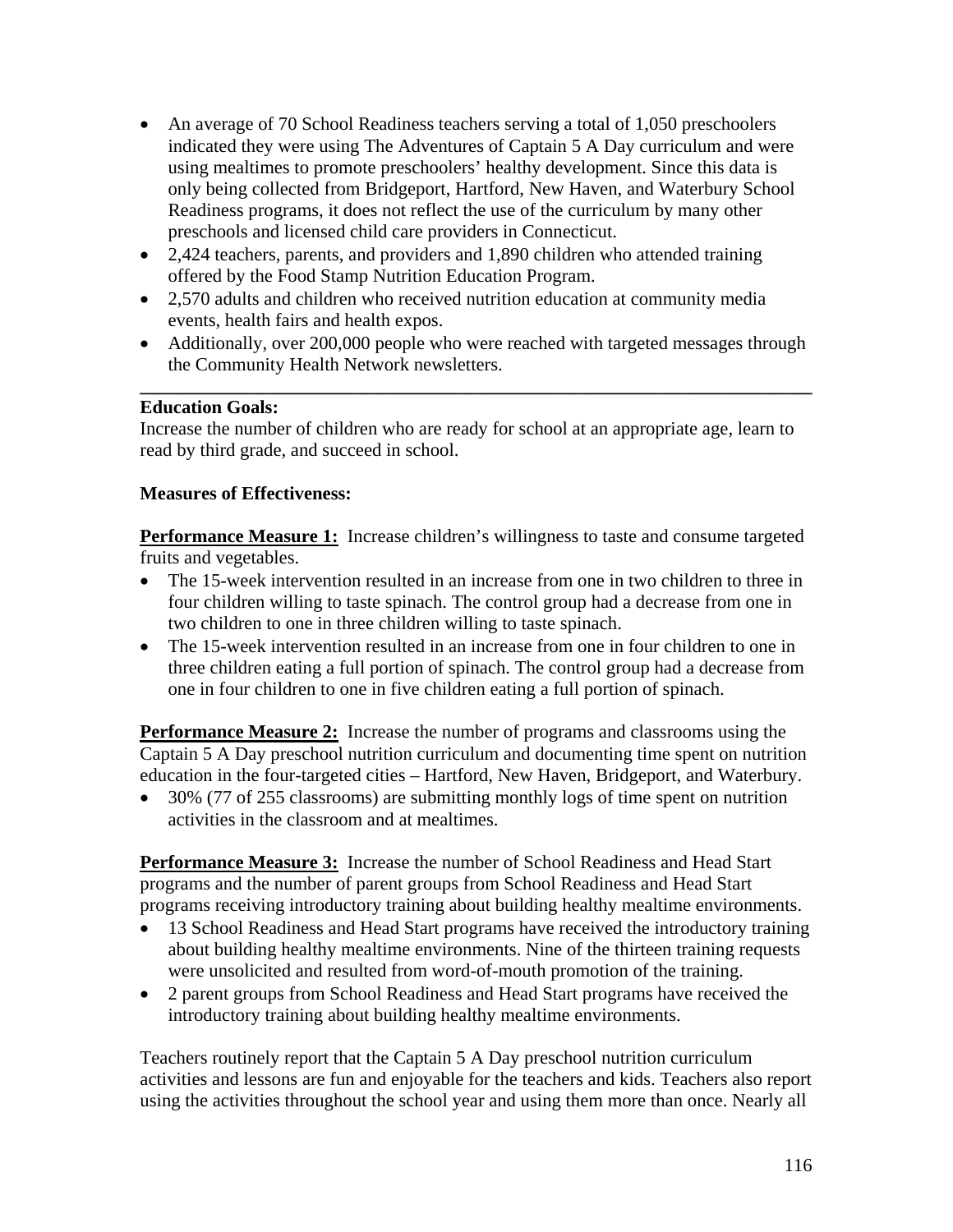- An average of 70 School Readiness teachers serving a total of 1,050 preschoolers indicated they were using The Adventures of Captain 5 A Day curriculum and were using mealtimes to promote preschoolers' healthy development. Since this data is only being collected from Bridgeport, Hartford, New Haven, and Waterbury School Readiness programs, it does not reflect the use of the curriculum by many other preschools and licensed child care providers in Connecticut.
- 2,424 teachers, parents, and providers and 1,890 children who attended training offered by the Food Stamp Nutrition Education Program.
- 2,570 adults and children who received nutrition education at community media events, health fairs and health expos.
- Additionally, over 200,000 people who were reached with targeted messages through the Community Health Network newsletters.

---

**Education Goals:**
Increase the number of children who are ready for school at an appropriate age, learn to read by third grade, and succeed in school.

**Measures of Effectiveness:**

**Performance Measure 1:** Increase children's willingness to taste and consume targeted fruits and vegetables.

- The 15-week intervention resulted in an increase from one in two children to three in four children willing to taste spinach. The control group had a decrease from one in two children to one in three children willing to taste spinach.
- The 15-week intervention resulted in an increase from one in four children to one in three children eating a full portion of spinach. The control group had a decrease from one in four children to one in five children eating a full portion of spinach.

**Performance Measure 2:** Increase the number of programs and classrooms using the Captain 5 A Day preschool nutrition curriculum and documenting time spent on nutrition education in the four-targeted cities – Hartford, New Haven, Bridgeport, and Waterbury.

- 30% (77 of 255 classrooms) are submitting monthly logs of time spent on nutrition activities in the classroom and at mealtimes.

**Performance Measure 3:** Increase the number of School Readiness and Head Start programs and the number of parent groups from School Readiness and Head Start programs receiving introductory training about building healthy mealtime environments.

- 13 School Readiness and Head Start programs have received the introductory training about building healthy mealtime environments. Nine of the thirteen training requests were unsolicited and resulted from word-of-mouth promotion of the training.
- 2 parent groups from School Readiness and Head Start programs have received the introductory training about building healthy mealtime environments.

Teachers routinely report that the Captain 5 A Day preschool nutrition curriculum activities and lessons are fun and enjoyable for the teachers and kids. Teachers also report using the activities throughout the school year and using them more than once. Nearly all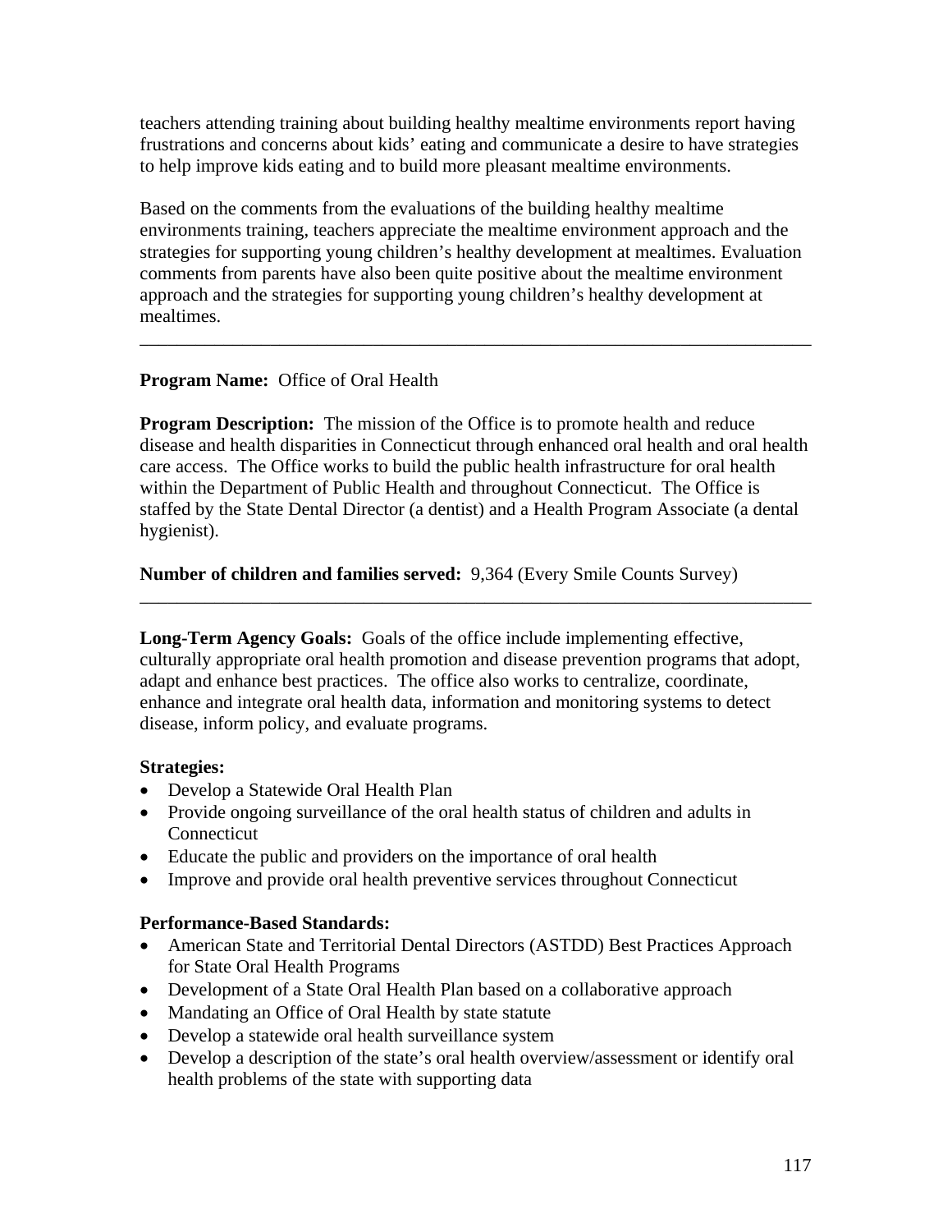teachers attending training about building healthy mealtime environments report having frustrations and concerns about kids' eating and communicate a desire to have strategies to help improve kids eating and to build more pleasant mealtime environments.

Based on the comments from the evaluations of the building healthy mealtime environments training, teachers appreciate the mealtime environment approach and the strategies for supporting young children's healthy development at mealtimes. Evaluation comments from parents have also been quite positive about the mealtime environment approach and the strategies for supporting young children's healthy development at mealtimes.

---

**Program Name:** Office of Oral Health

**Program Description:** The mission of the Office is to promote health and reduce disease and health disparities in Connecticut through enhanced oral health and oral health care access. The Office works to build the public health infrastructure for oral health within the Department of Public Health and throughout Connecticut. The Office is staffed by the State Dental Director (a dentist) and a Health Program Associate (a dental hygienist).

**Number of children and families served:** 9,364 (Every Smile Counts Survey)

---

**Long-Term Agency Goals:** Goals of the office include implementing effective, culturally appropriate oral health promotion and disease prevention programs that adopt, adapt and enhance best practices. The office also works to centralize, coordinate, enhance and integrate oral health data, information and monitoring systems to detect disease, inform policy, and evaluate programs.

**Strategies:**

- Develop a Statewide Oral Health Plan
- Provide ongoing surveillance of the oral health status of children and adults in Connecticut
- Educate the public and providers on the importance of oral health
- Improve and provide oral health preventive services throughout Connecticut

**Performance-Based Standards:**

- American State and Territorial Dental Directors (ASTDD) Best Practices Approach for State Oral Health Programs
- Development of a State Oral Health Plan based on a collaborative approach
- Mandating an Office of Oral Health by state statute
- Develop a statewide oral health surveillance system
- Develop a description of the state's oral health overview/assessment or identify oral health problems of the state with supporting data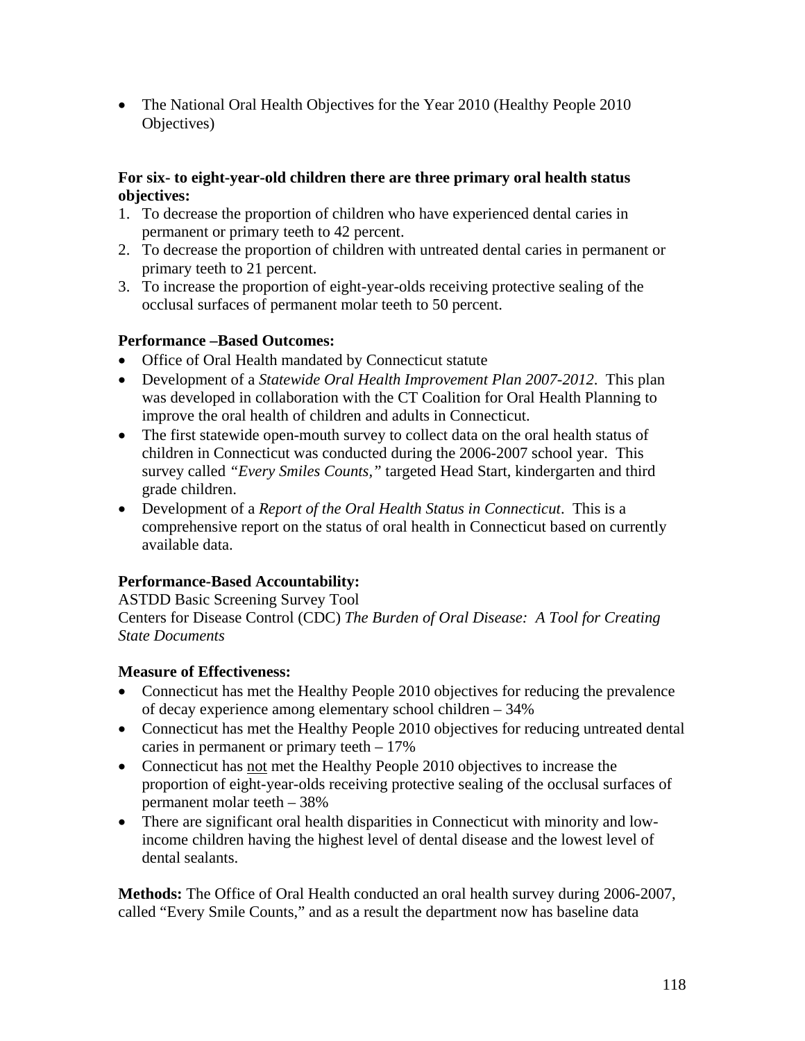- The National Oral Health Objectives for the Year 2010 (Healthy People 2010 Objectives)

**For six- to eight-year-old children there are three primary oral health status objectives:**

1. To decrease the proportion of children who have experienced dental caries in permanent or primary teeth to 42 percent.
2. To decrease the proportion of children with untreated dental caries in permanent or primary teeth to 21 percent.
3. To increase the proportion of eight-year-olds receiving protective sealing of the occlusal surfaces of permanent molar teeth to 50 percent.

**Performance –Based Outcomes:**

- Office of Oral Health mandated by Connecticut statute
- Development of a *Statewide Oral Health Improvement Plan 2007-2012*. This plan was developed in collaboration with the CT Coalition for Oral Health Planning to improve the oral health of children and adults in Connecticut.
- The first statewide open-mouth survey to collect data on the oral health status of children in Connecticut was conducted during the 2006-2007 school year. This survey called *"Every Smiles Counts,"* targeted Head Start, kindergarten and third grade children.
- Development of a *Report of the Oral Health Status in Connecticut*. This is a comprehensive report on the status of oral health in Connecticut based on currently available data.

**Performance-Based Accountability:**

ASTDD Basic Screening Survey Tool

Centers for Disease Control (CDC) *The Burden of Oral Disease: A Tool for Creating State Documents*

**Measure of Effectiveness:**

- Connecticut has met the Healthy People 2010 objectives for reducing the prevalence of decay experience among elementary school children – 34%
- Connecticut has met the Healthy People 2010 objectives for reducing untreated dental caries in permanent or primary teeth – 17%
- Connecticut has not met the Healthy People 2010 objectives to increase the proportion of eight-year-olds receiving protective sealing of the occlusal surfaces of permanent molar teeth – 38%
- There are significant oral health disparities in Connecticut with minority and low-income children having the highest level of dental disease and the lowest level of dental sealants.

**Methods:** The Office of Oral Health conducted an oral health survey during 2006-2007, called "Every Smile Counts," and as a result the department now has baseline data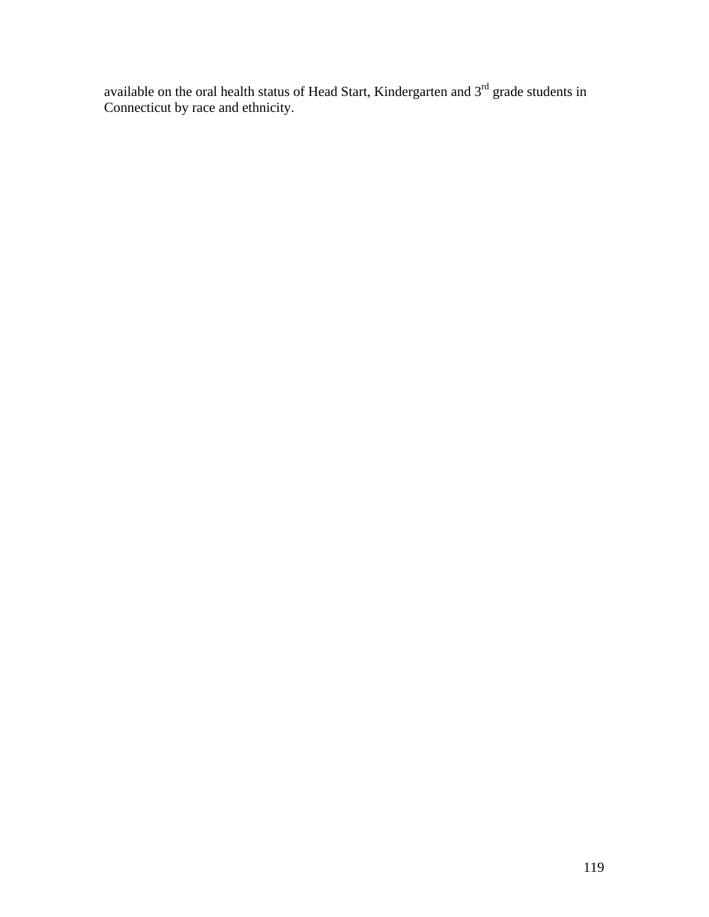available on the oral health status of Head Start, Kindergarten and 3rd grade students in Connecticut by race and ethnicity.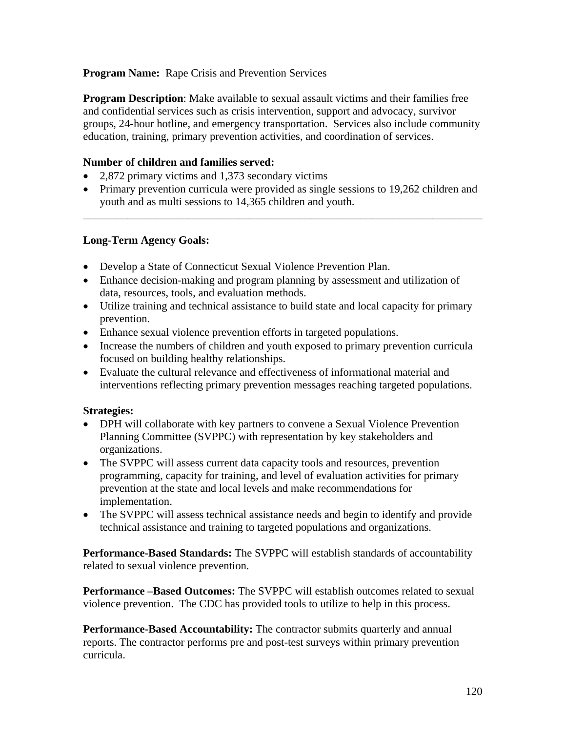**Program Name:** Rape Crisis and Prevention Services

**Program Description**: Make available to sexual assault victims and their families free and confidential services such as crisis intervention, support and advocacy, survivor groups, 24-hour hotline, and emergency transportation. Services also include community education, training, primary prevention activities, and coordination of services.

**Number of children and families served:**

- 2,872 primary victims and 1,373 secondary victims
- Primary prevention curricula were provided as single sessions to 19,262 children and youth and as multi sessions to 14,365 children and youth.

---

**Long-Term Agency Goals:**

- Develop a State of Connecticut Sexual Violence Prevention Plan.
- Enhance decision-making and program planning by assessment and utilization of data, resources, tools, and evaluation methods.
- Utilize training and technical assistance to build state and local capacity for primary prevention.
- Enhance sexual violence prevention efforts in targeted populations.
- Increase the numbers of children and youth exposed to primary prevention curricula focused on building healthy relationships.
- Evaluate the cultural relevance and effectiveness of informational material and interventions reflecting primary prevention messages reaching targeted populations.

**Strategies:**

- DPH will collaborate with key partners to convene a Sexual Violence Prevention Planning Committee (SVPPC) with representation by key stakeholders and organizations.
- The SVPPC will assess current data capacity tools and resources, prevention programming, capacity for training, and level of evaluation activities for primary prevention at the state and local levels and make recommendations for implementation.
- The SVPPC will assess technical assistance needs and begin to identify and provide technical assistance and training to targeted populations and organizations.

**Performance-Based Standards:** The SVPPC will establish standards of accountability related to sexual violence prevention.

**Performance –Based Outcomes:** The SVPPC will establish outcomes related to sexual violence prevention. The CDC has provided tools to utilize to help in this process.

**Performance-Based Accountability:** The contractor submits quarterly and annual reports. The contractor performs pre and post-test surveys within primary prevention curricula.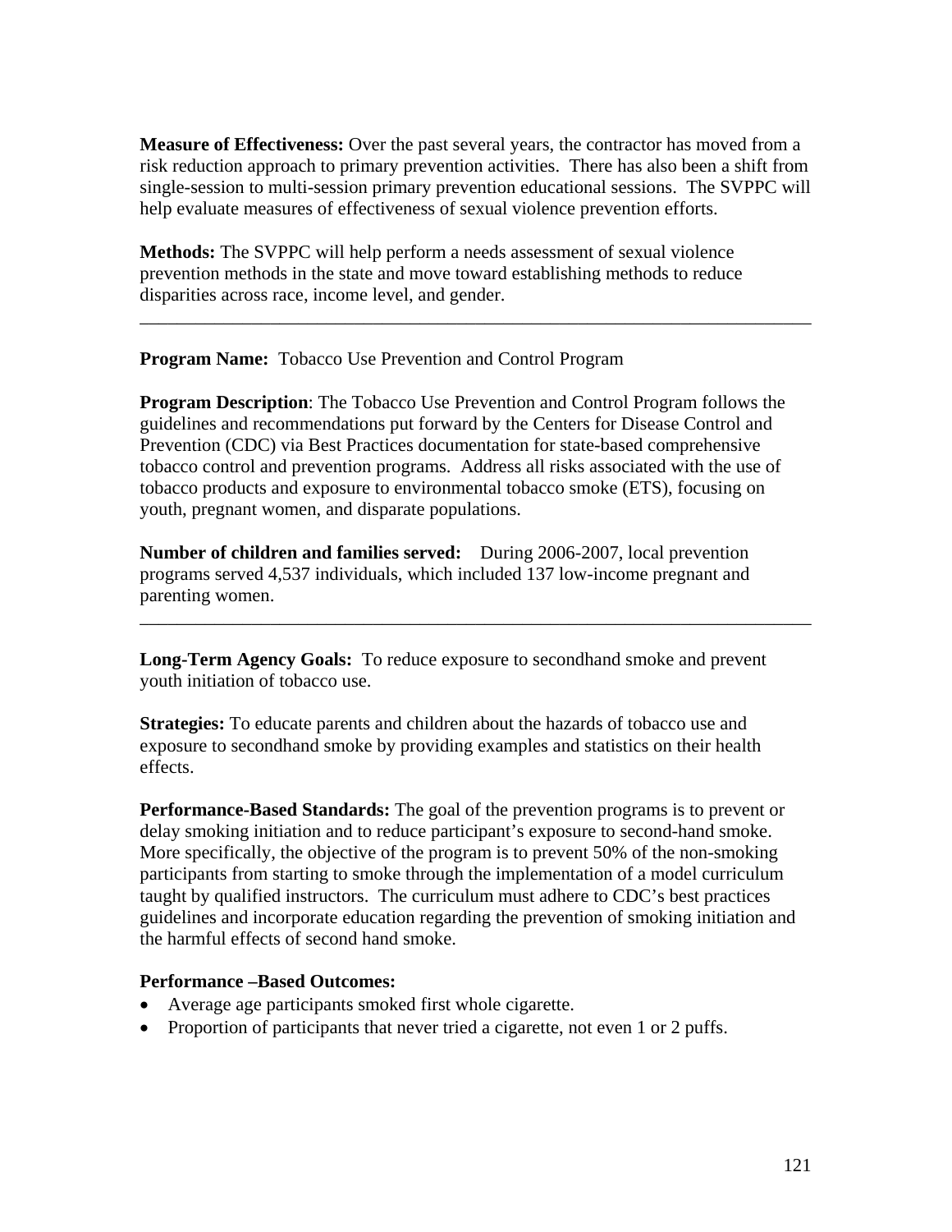**Measure of Effectiveness:** Over the past several years, the contractor has moved from a risk reduction approach to primary prevention activities. There has also been a shift from single-session to multi-session primary prevention educational sessions. The SVPPC will help evaluate measures of effectiveness of sexual violence prevention efforts.

**Methods:** The SVPPC will help perform a needs assessment of sexual violence prevention methods in the state and move toward establishing methods to reduce disparities across race, income level, and gender.

---

**Program Name:** Tobacco Use Prevention and Control Program

**Program Description**: The Tobacco Use Prevention and Control Program follows the guidelines and recommendations put forward by the Centers for Disease Control and Prevention (CDC) via Best Practices documentation for state-based comprehensive tobacco control and prevention programs. Address all risks associated with the use of tobacco products and exposure to environmental tobacco smoke (ETS), focusing on youth, pregnant women, and disparate populations.

**Number of children and families served:** During 2006-2007, local prevention programs served 4,537 individuals, which included 137 low-income pregnant and parenting women.

---

**Long-Term Agency Goals:** To reduce exposure to secondhand smoke and prevent youth initiation of tobacco use.

**Strategies:** To educate parents and children about the hazards of tobacco use and exposure to secondhand smoke by providing examples and statistics on their health effects.

**Performance-Based Standards:** The goal of the prevention programs is to prevent or delay smoking initiation and to reduce participant's exposure to second-hand smoke. More specifically, the objective of the program is to prevent 50% of the non-smoking participants from starting to smoke through the implementation of a model curriculum taught by qualified instructors. The curriculum must adhere to CDC's best practices guidelines and incorporate education regarding the prevention of smoking initiation and the harmful effects of second hand smoke.

**Performance –Based Outcomes:**

- Average age participants smoked first whole cigarette.
- Proportion of participants that never tried a cigarette, not even 1 or 2 puffs.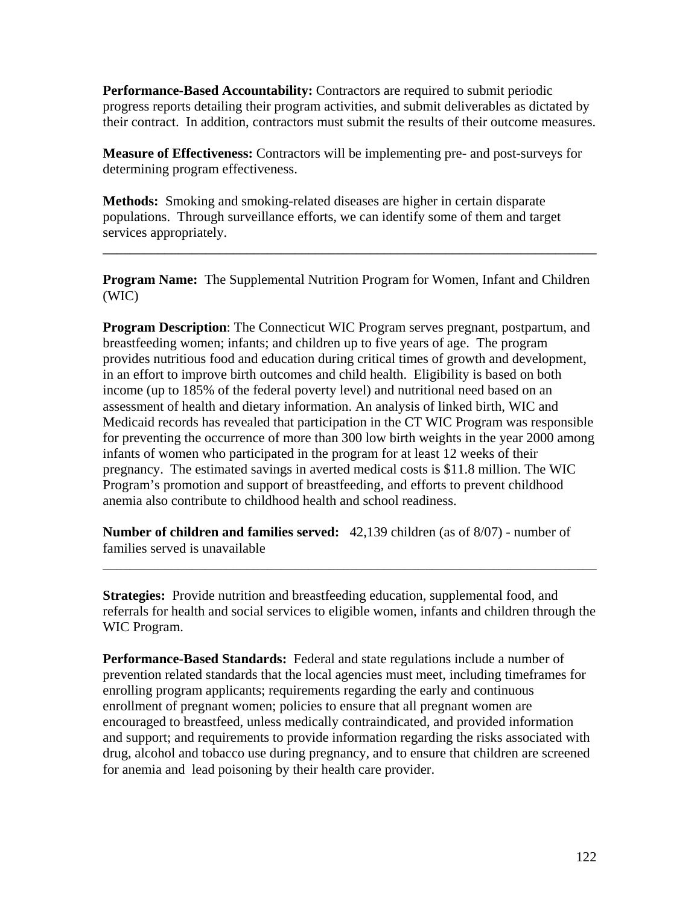**Performance-Based Accountability:** Contractors are required to submit periodic progress reports detailing their program activities, and submit deliverables as dictated by their contract. In addition, contractors must submit the results of their outcome measures.

**Measure of Effectiveness:** Contractors will be implementing pre- and post-surveys for determining program effectiveness.

**Methods:** Smoking and smoking-related diseases are higher in certain disparate populations. Through surveillance efforts, we can identify some of them and target services appropriately.

---

**Program Name:** The Supplemental Nutrition Program for Women, Infant and Children (WIC)

**Program Description**: The Connecticut WIC Program serves pregnant, postpartum, and breastfeeding women; infants; and children up to five years of age. The program provides nutritious food and education during critical times of growth and development, in an effort to improve birth outcomes and child health. Eligibility is based on both income (up to 185% of the federal poverty level) and nutritional need based on an assessment of health and dietary information. An analysis of linked birth, WIC and Medicaid records has revealed that participation in the CT WIC Program was responsible for preventing the occurrence of more than 300 low birth weights in the year 2000 among infants of women who participated in the program for at least 12 weeks of their pregnancy. The estimated savings in averted medical costs is $11.8 million. The WIC Program's promotion and support of breastfeeding, and efforts to prevent childhood anemia also contribute to childhood health and school readiness.

**Number of children and families served:** 42,139 children (as of 8/07) - number of families served is unavailable

---

**Strategies:** Provide nutrition and breastfeeding education, supplemental food, and referrals for health and social services to eligible women, infants and children through the WIC Program.

**Performance-Based Standards:** Federal and state regulations include a number of prevention related standards that the local agencies must meet, including timeframes for enrolling program applicants; requirements regarding the early and continuous enrollment of pregnant women; policies to ensure that all pregnant women are encouraged to breastfeed, unless medically contraindicated, and provided information and support; and requirements to provide information regarding the risks associated with drug, alcohol and tobacco use during pregnancy, and to ensure that children are screened for anemia and lead poisoning by their health care provider.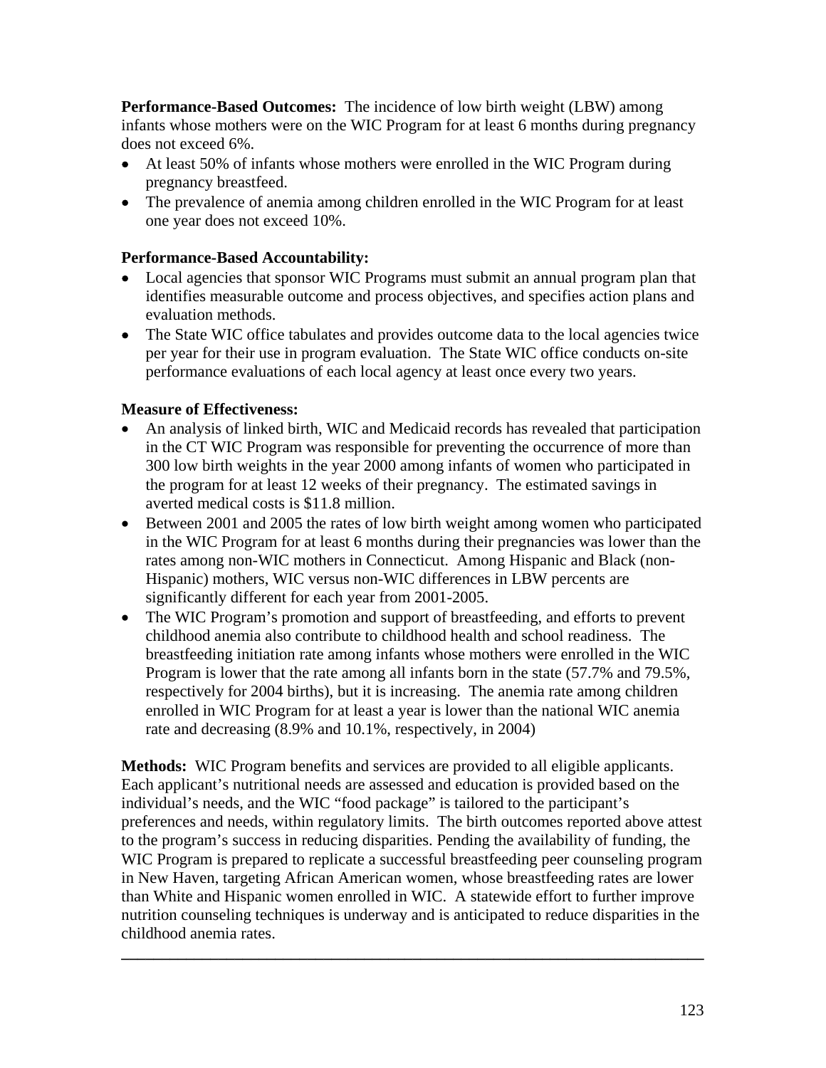**Performance-Based Outcomes:** The incidence of low birth weight (LBW) among infants whose mothers were on the WIC Program for at least 6 months during pregnancy does not exceed 6%.

- At least 50% of infants whose mothers were enrolled in the WIC Program during pregnancy breastfeed.
- The prevalence of anemia among children enrolled in the WIC Program for at least one year does not exceed 10%.

**Performance-Based Accountability:**

- Local agencies that sponsor WIC Programs must submit an annual program plan that identifies measurable outcome and process objectives, and specifies action plans and evaluation methods.
- The State WIC office tabulates and provides outcome data to the local agencies twice per year for their use in program evaluation. The State WIC office conducts on-site performance evaluations of each local agency at least once every two years.

**Measure of Effectiveness:**

- An analysis of linked birth, WIC and Medicaid records has revealed that participation in the CT WIC Program was responsible for preventing the occurrence of more than 300 low birth weights in the year 2000 among infants of women who participated in the program for at least 12 weeks of their pregnancy. The estimated savings in averted medical costs is $11.8 million.
- Between 2001 and 2005 the rates of low birth weight among women who participated in the WIC Program for at least 6 months during their pregnancies was lower than the rates among non-WIC mothers in Connecticut. Among Hispanic and Black (non-Hispanic) mothers, WIC versus non-WIC differences in LBW percents are significantly different for each year from 2001-2005.
- The WIC Program's promotion and support of breastfeeding, and efforts to prevent childhood anemia also contribute to childhood health and school readiness. The breastfeeding initiation rate among infants whose mothers were enrolled in the WIC Program is lower that the rate among all infants born in the state (57.7% and 79.5%, respectively for 2004 births), but it is increasing. The anemia rate among children enrolled in WIC Program for at least a year is lower than the national WIC anemia rate and decreasing (8.9% and 10.1%, respectively, in 2004)

**Methods:** WIC Program benefits and services are provided to all eligible applicants. Each applicant's nutritional needs are assessed and education is provided based on the individual's needs, and the WIC "food package" is tailored to the participant's preferences and needs, within regulatory limits. The birth outcomes reported above attest to the program's success in reducing disparities. Pending the availability of funding, the WIC Program is prepared to replicate a successful breastfeeding peer counseling program in New Haven, targeting African American women, whose breastfeeding rates are lower than White and Hispanic women enrolled in WIC. A statewide effort to further improve nutrition counseling techniques is underway and is anticipated to reduce disparities in the childhood anemia rates.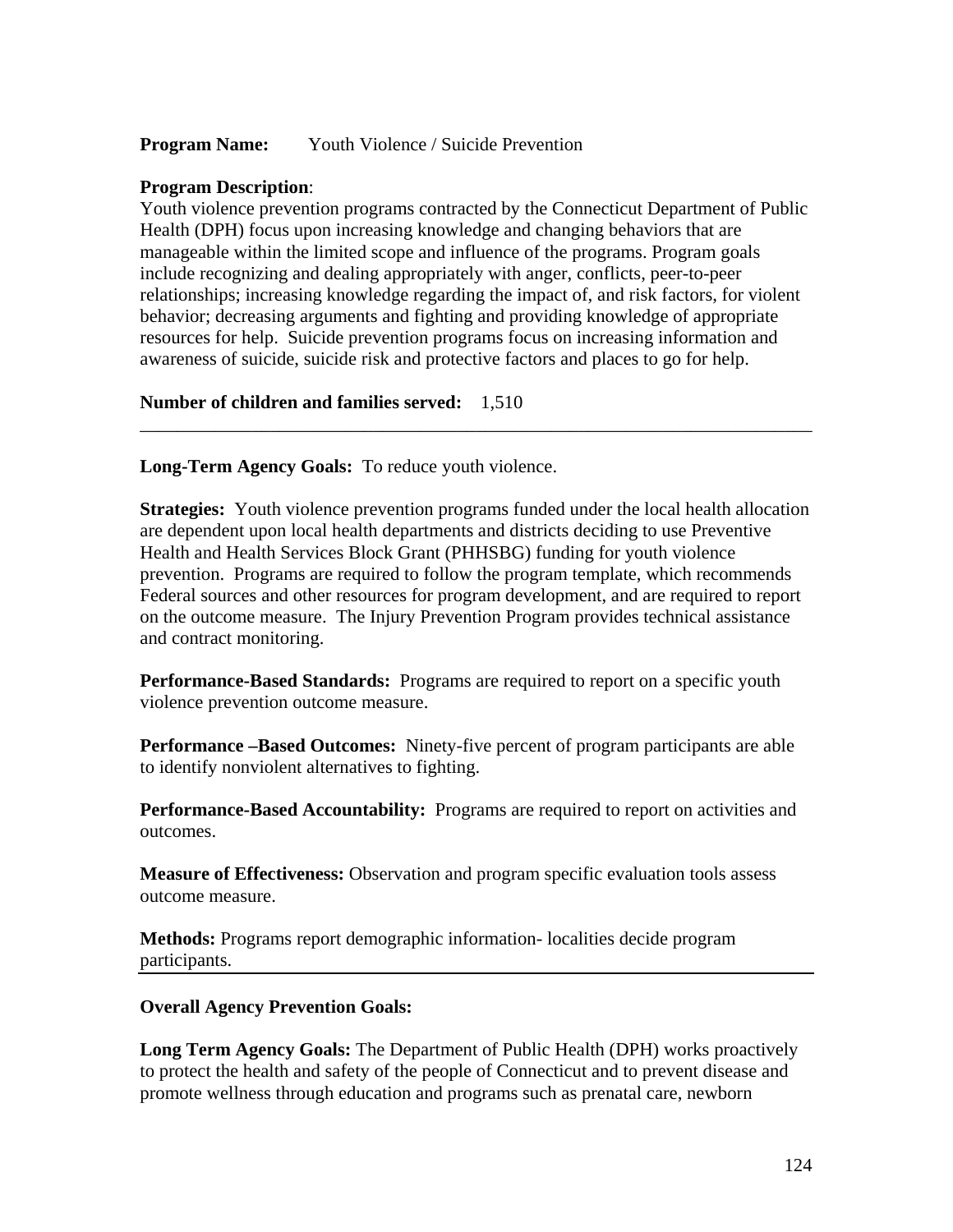**Program Name:** Youth Violence / Suicide Prevention

**Program Description**:
Youth violence prevention programs contracted by the Connecticut Department of Public Health (DPH) focus upon increasing knowledge and changing behaviors that are manageable within the limited scope and influence of the programs. Program goals include recognizing and dealing appropriately with anger, conflicts, peer-to-peer relationships; increasing knowledge regarding the impact of, and risk factors, for violent behavior; decreasing arguments and fighting and providing knowledge of appropriate resources for help. Suicide prevention programs focus on increasing information and awareness of suicide, suicide risk and protective factors and places to go for help.

**Number of children and families served:** 1,510

---

**Long-Term Agency Goals:** To reduce youth violence.

**Strategies:** Youth violence prevention programs funded under the local health allocation are dependent upon local health departments and districts deciding to use Preventive Health and Health Services Block Grant (PHHSBG) funding for youth violence prevention. Programs are required to follow the program template, which recommends Federal sources and other resources for program development, and are required to report on the outcome measure. The Injury Prevention Program provides technical assistance and contract monitoring.

**Performance-Based Standards:** Programs are required to report on a specific youth violence prevention outcome measure.

**Performance –Based Outcomes:** Ninety-five percent of program participants are able to identify nonviolent alternatives to fighting.

**Performance-Based Accountability:** Programs are required to report on activities and outcomes.

**Measure of Effectiveness:** Observation and program specific evaluation tools assess outcome measure.

**Methods:** Programs report demographic information- localities decide program participants.

---

**Overall Agency Prevention Goals:**

**Long Term Agency Goals:** The Department of Public Health (DPH) works proactively to protect the health and safety of the people of Connecticut and to prevent disease and promote wellness through education and programs such as prenatal care, newborn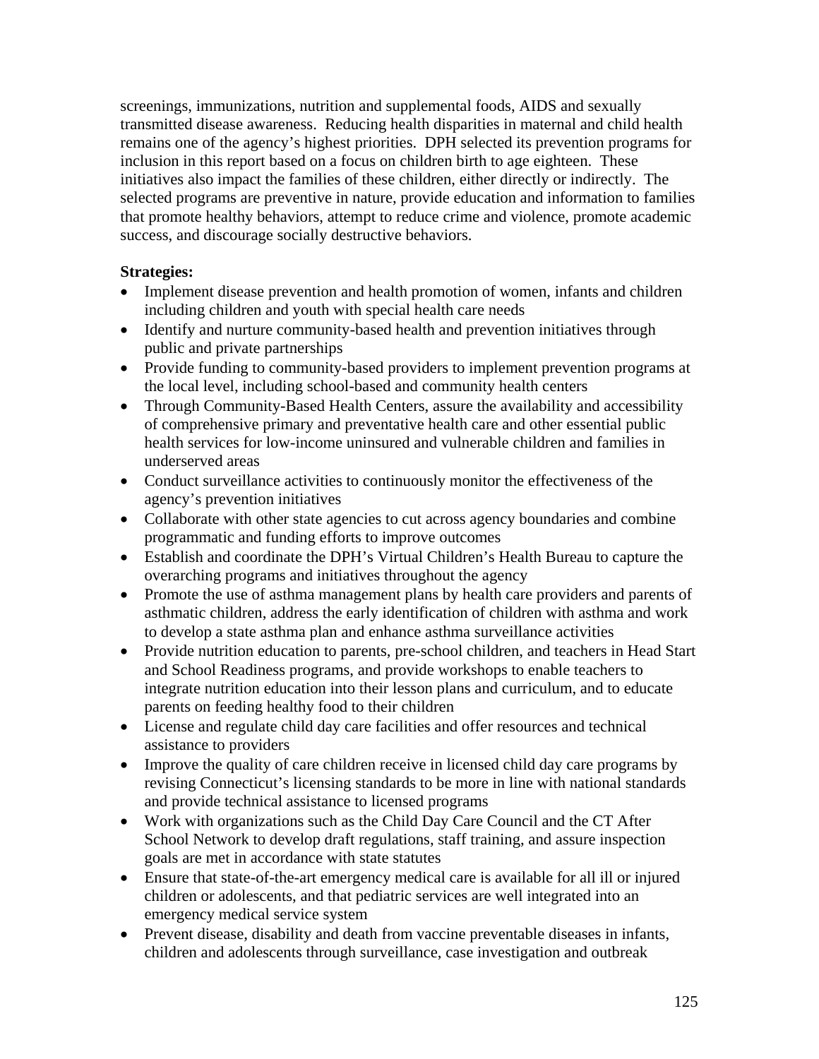screenings, immunizations, nutrition and supplemental foods, AIDS and sexually transmitted disease awareness. Reducing health disparities in maternal and child health remains one of the agency's highest priorities. DPH selected its prevention programs for inclusion in this report based on a focus on children birth to age eighteen. These initiatives also impact the families of these children, either directly or indirectly. The selected programs are preventive in nature, provide education and information to families that promote healthy behaviors, attempt to reduce crime and violence, promote academic success, and discourage socially destructive behaviors.

**Strategies:**

- Implement disease prevention and health promotion of women, infants and children including children and youth with special health care needs
- Identify and nurture community-based health and prevention initiatives through public and private partnerships
- Provide funding to community-based providers to implement prevention programs at the local level, including school-based and community health centers
- Through Community-Based Health Centers, assure the availability and accessibility of comprehensive primary and preventative health care and other essential public health services for low-income uninsured and vulnerable children and families in underserved areas
- Conduct surveillance activities to continuously monitor the effectiveness of the agency's prevention initiatives
- Collaborate with other state agencies to cut across agency boundaries and combine programmatic and funding efforts to improve outcomes
- Establish and coordinate the DPH's Virtual Children's Health Bureau to capture the overarching programs and initiatives throughout the agency
- Promote the use of asthma management plans by health care providers and parents of asthmatic children, address the early identification of children with asthma and work to develop a state asthma plan and enhance asthma surveillance activities
- Provide nutrition education to parents, pre-school children, and teachers in Head Start and School Readiness programs, and provide workshops to enable teachers to integrate nutrition education into their lesson plans and curriculum, and to educate parents on feeding healthy food to their children
- License and regulate child day care facilities and offer resources and technical assistance to providers
- Improve the quality of care children receive in licensed child day care programs by revising Connecticut's licensing standards to be more in line with national standards and provide technical assistance to licensed programs
- Work with organizations such as the Child Day Care Council and the CT After School Network to develop draft regulations, staff training, and assure inspection goals are met in accordance with state statutes
- Ensure that state-of-the-art emergency medical care is available for all ill or injured children or adolescents, and that pediatric services are well integrated into an emergency medical service system
- Prevent disease, disability and death from vaccine preventable diseases in infants, children and adolescents through surveillance, case investigation and outbreak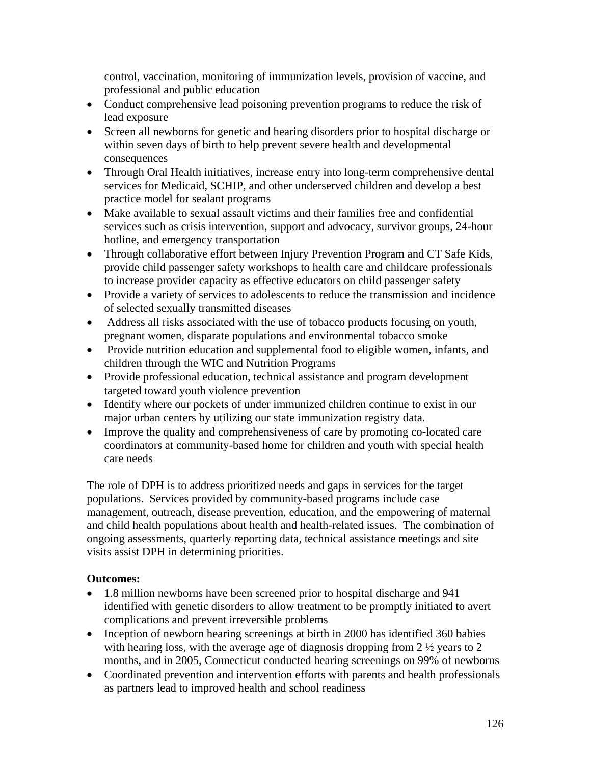control, vaccination, monitoring of immunization levels, provision of vaccine, and professional and public education

- Conduct comprehensive lead poisoning prevention programs to reduce the risk of lead exposure
- Screen all newborns for genetic and hearing disorders prior to hospital discharge or within seven days of birth to help prevent severe health and developmental consequences
- Through Oral Health initiatives, increase entry into long-term comprehensive dental services for Medicaid, SCHIP, and other underserved children and develop a best practice model for sealant programs
- Make available to sexual assault victims and their families free and confidential services such as crisis intervention, support and advocacy, survivor groups, 24-hour hotline, and emergency transportation
- Through collaborative effort between Injury Prevention Program and CT Safe Kids, provide child passenger safety workshops to health care and childcare professionals to increase provider capacity as effective educators on child passenger safety
- Provide a variety of services to adolescents to reduce the transmission and incidence of selected sexually transmitted diseases
- Address all risks associated with the use of tobacco products focusing on youth, pregnant women, disparate populations and environmental tobacco smoke
- Provide nutrition education and supplemental food to eligible women, infants, and children through the WIC and Nutrition Programs
- Provide professional education, technical assistance and program development targeted toward youth violence prevention
- Identify where our pockets of under immunized children continue to exist in our major urban centers by utilizing our state immunization registry data.
- Improve the quality and comprehensiveness of care by promoting co-located care coordinators at community-based home for children and youth with special health care needs

The role of DPH is to address prioritized needs and gaps in services for the target populations. Services provided by community-based programs include case management, outreach, disease prevention, education, and the empowering of maternal and child health populations about health and health-related issues. The combination of ongoing assessments, quarterly reporting data, technical assistance meetings and site visits assist DPH in determining priorities.

**Outcomes:**

- 1.8 million newborns have been screened prior to hospital discharge and 941 identified with genetic disorders to allow treatment to be promptly initiated to avert complications and prevent irreversible problems
- Inception of newborn hearing screenings at birth in 2000 has identified 360 babies with hearing loss, with the average age of diagnosis dropping from 2 ½ years to 2 months, and in 2005, Connecticut conducted hearing screenings on 99% of newborns
- Coordinated prevention and intervention efforts with parents and health professionals as partners lead to improved health and school readiness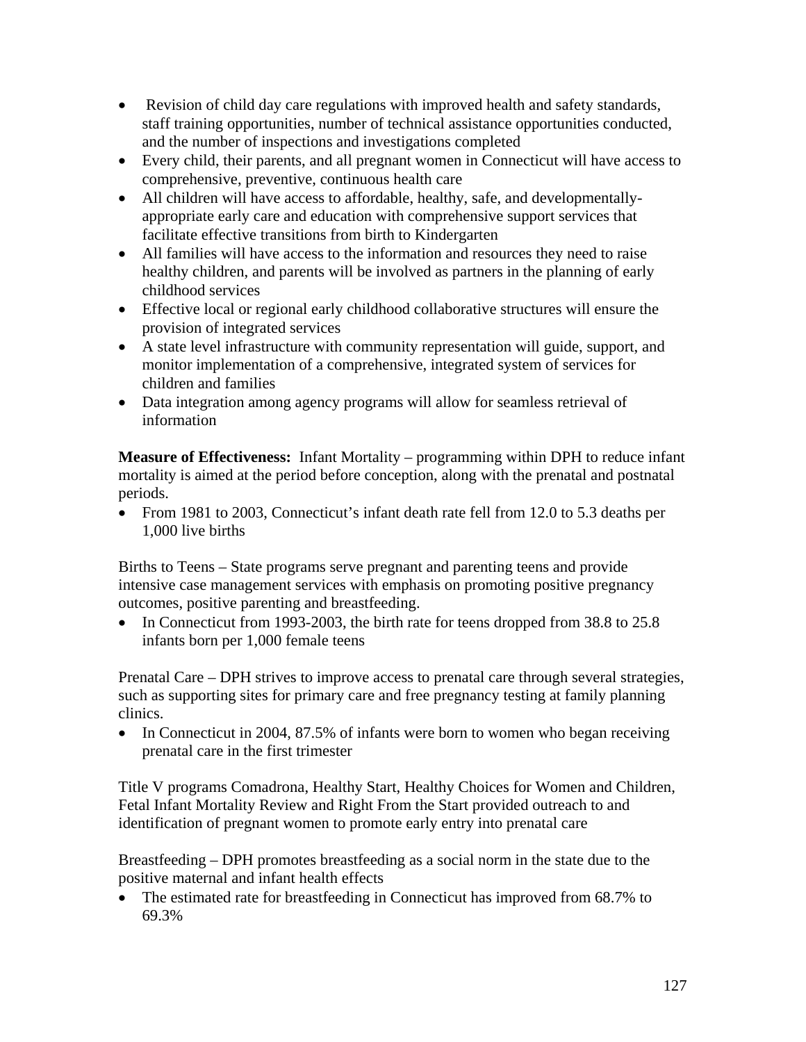- Revision of child day care regulations with improved health and safety standards, staff training opportunities, number of technical assistance opportunities conducted, and the number of inspections and investigations completed
- Every child, their parents, and all pregnant women in Connecticut will have access to comprehensive, preventive, continuous health care
- All children will have access to affordable, healthy, safe, and developmentally-appropriate early care and education with comprehensive support services that facilitate effective transitions from birth to Kindergarten
- All families will have access to the information and resources they need to raise healthy children, and parents will be involved as partners in the planning of early childhood services
- Effective local or regional early childhood collaborative structures will ensure the provision of integrated services
- A state level infrastructure with community representation will guide, support, and monitor implementation of a comprehensive, integrated system of services for children and families
- Data integration among agency programs will allow for seamless retrieval of information

**Measure of Effectiveness:** Infant Mortality – programming within DPH to reduce infant mortality is aimed at the period before conception, along with the prenatal and postnatal periods.

- From 1981 to 2003, Connecticut's infant death rate fell from 12.0 to 5.3 deaths per 1,000 live births

Births to Teens – State programs serve pregnant and parenting teens and provide intensive case management services with emphasis on promoting positive pregnancy outcomes, positive parenting and breastfeeding.

- In Connecticut from 1993-2003, the birth rate for teens dropped from 38.8 to 25.8 infants born per 1,000 female teens

Prenatal Care – DPH strives to improve access to prenatal care through several strategies, such as supporting sites for primary care and free pregnancy testing at family planning clinics.

- In Connecticut in 2004, 87.5% of infants were born to women who began receiving prenatal care in the first trimester

Title V programs Comadrona, Healthy Start, Healthy Choices for Women and Children, Fetal Infant Mortality Review and Right From the Start provided outreach to and identification of pregnant women to promote early entry into prenatal care

Breastfeeding – DPH promotes breastfeeding as a social norm in the state due to the positive maternal and infant health effects

- The estimated rate for breastfeeding in Connecticut has improved from 68.7% to 69.3%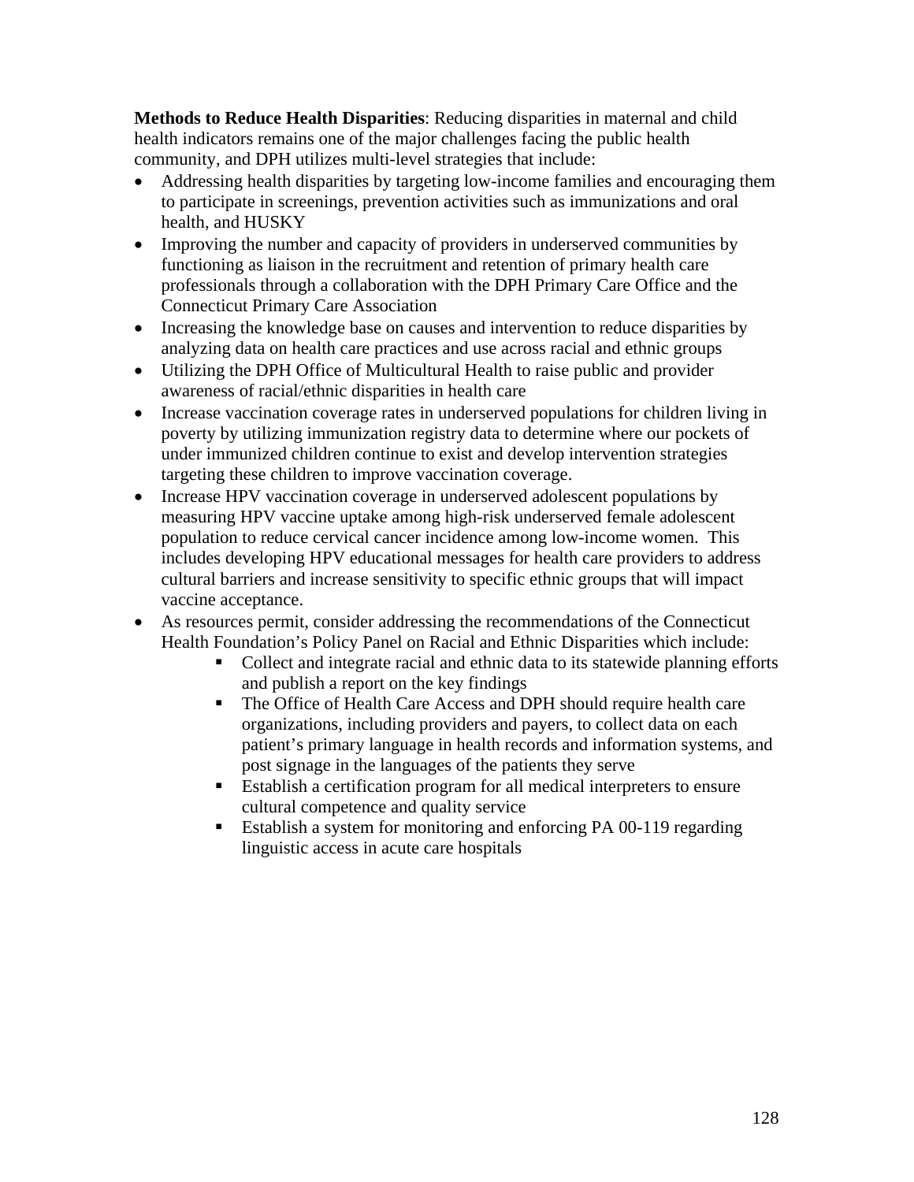**Methods to Reduce Health Disparities**: Reducing disparities in maternal and child health indicators remains one of the major challenges facing the public health community, and DPH utilizes multi-level strategies that include:

- Addressing health disparities by targeting low-income families and encouraging them to participate in screenings, prevention activities such as immunizations and oral health, and HUSKY
- Improving the number and capacity of providers in underserved communities by functioning as liaison in the recruitment and retention of primary health care professionals through a collaboration with the DPH Primary Care Office and the Connecticut Primary Care Association
- Increasing the knowledge base on causes and intervention to reduce disparities by analyzing data on health care practices and use across racial and ethnic groups
- Utilizing the DPH Office of Multicultural Health to raise public and provider awareness of racial/ethnic disparities in health care
- Increase vaccination coverage rates in underserved populations for children living in poverty by utilizing immunization registry data to determine where our pockets of under immunized children continue to exist and develop intervention strategies targeting these children to improve vaccination coverage.
- Increase HPV vaccination coverage in underserved adolescent populations by measuring HPV vaccine uptake among high-risk underserved female adolescent population to reduce cervical cancer incidence among low-income women. This includes developing HPV educational messages for health care providers to address cultural barriers and increase sensitivity to specific ethnic groups that will impact vaccine acceptance.
- As resources permit, consider addressing the recommendations of the Connecticut Health Foundation's Policy Panel on Racial and Ethnic Disparities which include:
  - Collect and integrate racial and ethnic data to its statewide planning efforts and publish a report on the key findings
  - The Office of Health Care Access and DPH should require health care organizations, including providers and payers, to collect data on each patient's primary language in health records and information systems, and post signage in the languages of the patients they serve
  - Establish a certification program for all medical interpreters to ensure cultural competence and quality service
  - Establish a system for monitoring and enforcing PA 00-119 regarding linguistic access in acute care hospitals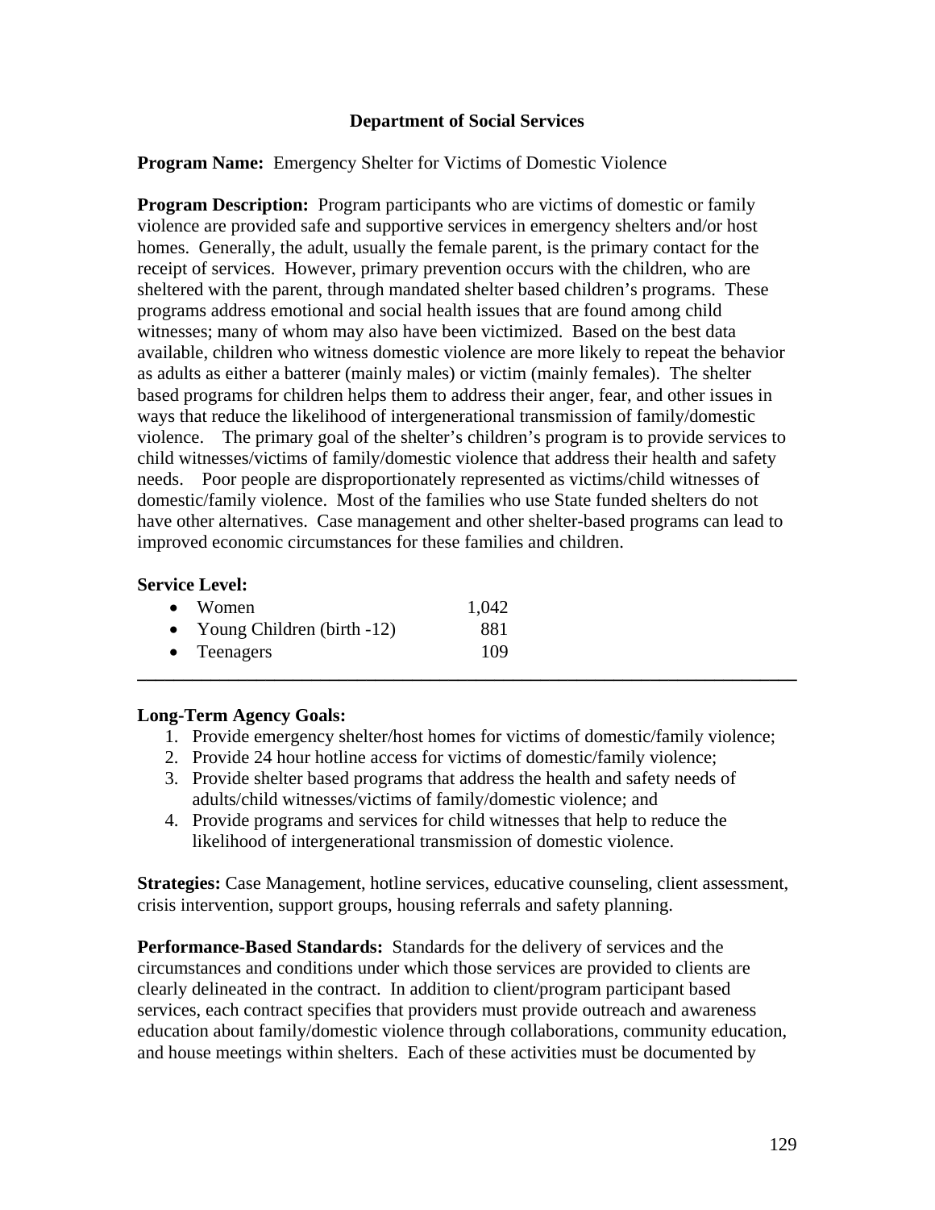**Department of Social Services**

**Program Name:** Emergency Shelter for Victims of Domestic Violence

**Program Description:** Program participants who are victims of domestic or family violence are provided safe and supportive services in emergency shelters and/or host homes. Generally, the adult, usually the female parent, is the primary contact for the receipt of services. However, primary prevention occurs with the children, who are sheltered with the parent, through mandated shelter based children's programs. These programs address emotional and social health issues that are found among child witnesses; many of whom may also have been victimized. Based on the best data available, children who witness domestic violence are more likely to repeat the behavior as adults as either a batterer (mainly males) or victim (mainly females). The shelter based programs for children helps them to address their anger, fear, and other issues in ways that reduce the likelihood of intergenerational transmission of family/domestic violence. The primary goal of the shelter's children's program is to provide services to child witnesses/victims of family/domestic violence that address their health and safety needs. Poor people are disproportionately represented as victims/child witnesses of domestic/family violence. Most of the families who use State funded shelters do not have other alternatives. Case management and other shelter-based programs can lead to improved economic circumstances for these families and children.

**Service Level:**

- Women 1,042
- Young Children (birth -12) 881
- Teenagers 109

---

**Long-Term Agency Goals:**

1. Provide emergency shelter/host homes for victims of domestic/family violence;
2. Provide 24 hour hotline access for victims of domestic/family violence;
3. Provide shelter based programs that address the health and safety needs of adults/child witnesses/victims of family/domestic violence; and
4. Provide programs and services for child witnesses that help to reduce the likelihood of intergenerational transmission of domestic violence.

**Strategies:** Case Management, hotline services, educative counseling, client assessment, crisis intervention, support groups, housing referrals and safety planning.

**Performance-Based Standards:** Standards for the delivery of services and the circumstances and conditions under which those services are provided to clients are clearly delineated in the contract. In addition to client/program participant based services, each contract specifies that providers must provide outreach and awareness education about family/domestic violence through collaborations, community education, and house meetings within shelters. Each of these activities must be documented by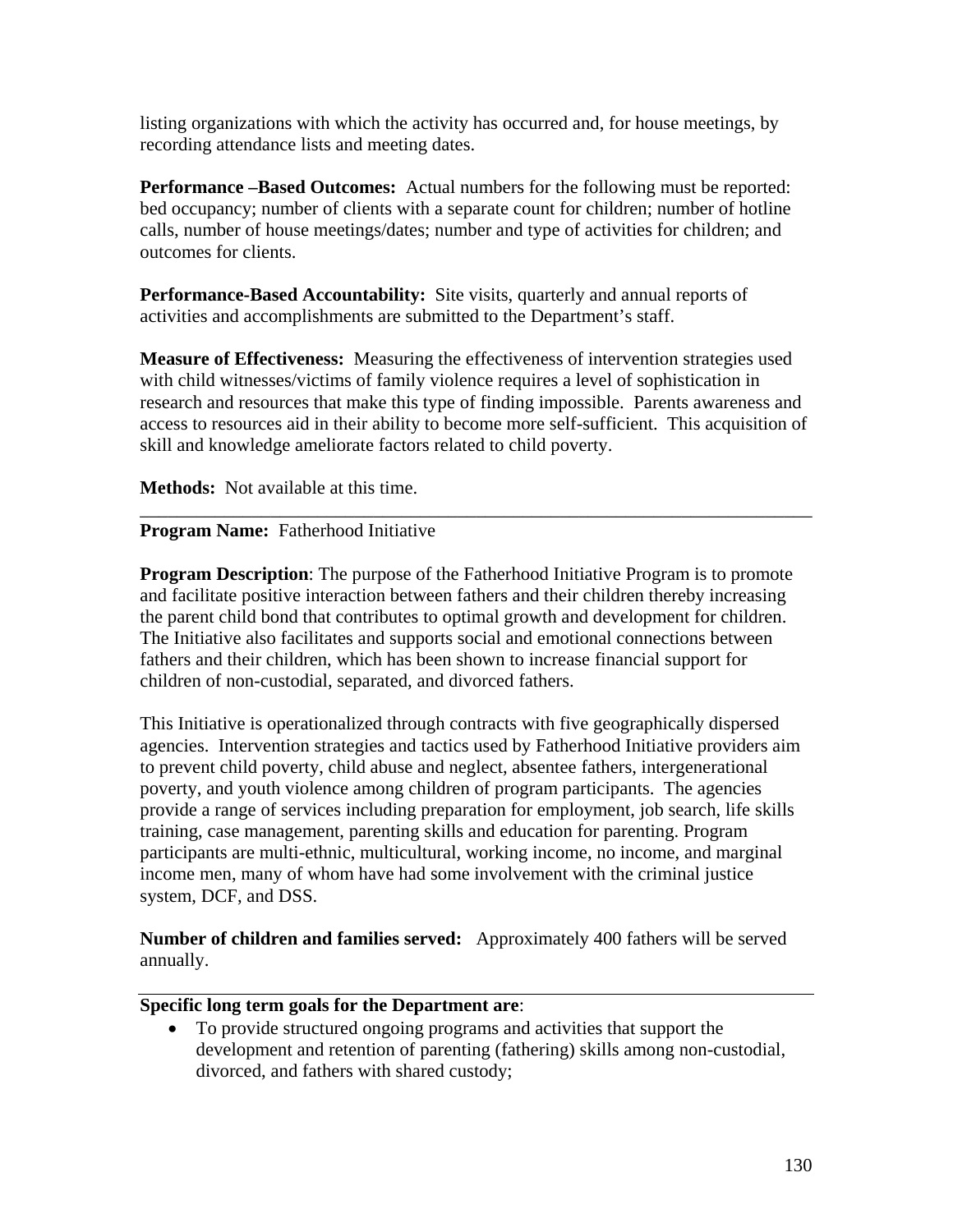listing organizations with which the activity has occurred and, for house meetings, by recording attendance lists and meeting dates.

**Performance –Based Outcomes:** Actual numbers for the following must be reported: bed occupancy; number of clients with a separate count for children; number of hotline calls, number of house meetings/dates; number and type of activities for children; and outcomes for clients.

**Performance-Based Accountability:** Site visits, quarterly and annual reports of activities and accomplishments are submitted to the Department's staff.

**Measure of Effectiveness:** Measuring the effectiveness of intervention strategies used with child witnesses/victims of family violence requires a level of sophistication in research and resources that make this type of finding impossible. Parents awareness and access to resources aid in their ability to become more self-sufficient. This acquisition of skill and knowledge ameliorate factors related to child poverty.

**Methods:** Not available at this time.

---

**Program Name:** Fatherhood Initiative

**Program Description**: The purpose of the Fatherhood Initiative Program is to promote and facilitate positive interaction between fathers and their children thereby increasing the parent child bond that contributes to optimal growth and development for children. The Initiative also facilitates and supports social and emotional connections between fathers and their children, which has been shown to increase financial support for children of non-custodial, separated, and divorced fathers.

This Initiative is operationalized through contracts with five geographically dispersed agencies. Intervention strategies and tactics used by Fatherhood Initiative providers aim to prevent child poverty, child abuse and neglect, absentee fathers, intergenerational poverty, and youth violence among children of program participants. The agencies provide a range of services including preparation for employment, job search, life skills training, case management, parenting skills and education for parenting. Program participants are multi-ethnic, multicultural, working income, no income, and marginal income men, many of whom have had some involvement with the criminal justice system, DCF, and DSS.

**Number of children and families served:** Approximately 400 fathers will be served annually.

---

**Specific long term goals for the Department are**:

- To provide structured ongoing programs and activities that support the development and retention of parenting (fathering) skills among non-custodial, divorced, and fathers with shared custody;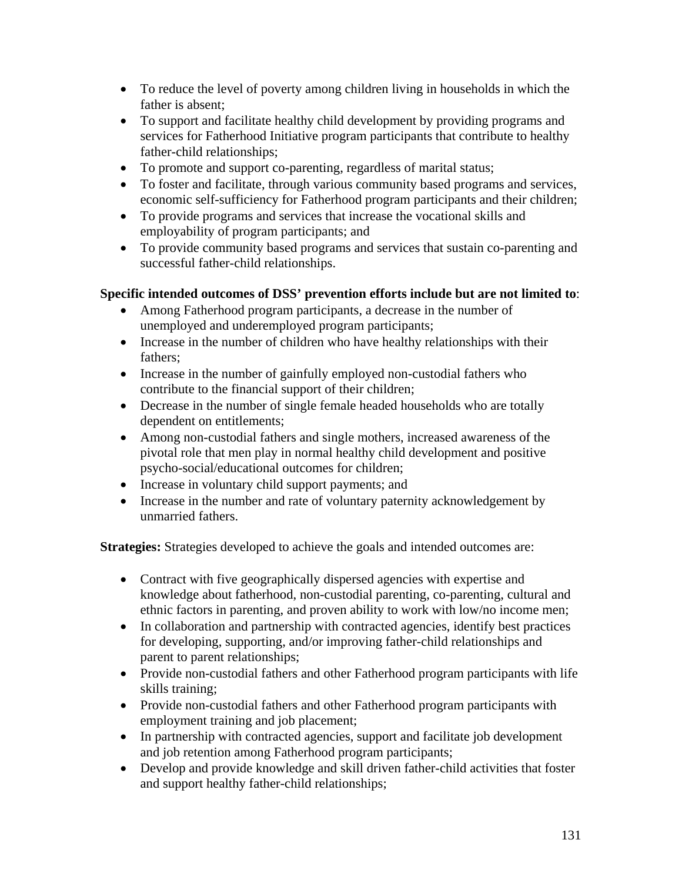- To reduce the level of poverty among children living in households in which the father is absent;
- To support and facilitate healthy child development by providing programs and services for Fatherhood Initiative program participants that contribute to healthy father-child relationships;
- To promote and support co-parenting, regardless of marital status;
- To foster and facilitate, through various community based programs and services, economic self-sufficiency for Fatherhood program participants and their children;
- To provide programs and services that increase the vocational skills and employability of program participants; and
- To provide community based programs and services that sustain co-parenting and successful father-child relationships.

**Specific intended outcomes of DSS' prevention efforts include but are not limited to**:

- Among Fatherhood program participants, a decrease in the number of unemployed and underemployed program participants;
- Increase in the number of children who have healthy relationships with their fathers;
- Increase in the number of gainfully employed non-custodial fathers who contribute to the financial support of their children;
- Decrease in the number of single female headed households who are totally dependent on entitlements;
- Among non-custodial fathers and single mothers, increased awareness of the pivotal role that men play in normal healthy child development and positive psycho-social/educational outcomes for children;
- Increase in voluntary child support payments; and
- Increase in the number and rate of voluntary paternity acknowledgement by unmarried fathers.

**Strategies:** Strategies developed to achieve the goals and intended outcomes are:

- Contract with five geographically dispersed agencies with expertise and knowledge about fatherhood, non-custodial parenting, co-parenting, cultural and ethnic factors in parenting, and proven ability to work with low/no income men;
- In collaboration and partnership with contracted agencies, identify best practices for developing, supporting, and/or improving father-child relationships and parent to parent relationships;
- Provide non-custodial fathers and other Fatherhood program participants with life skills training;
- Provide non-custodial fathers and other Fatherhood program participants with employment training and job placement;
- In partnership with contracted agencies, support and facilitate job development and job retention among Fatherhood program participants;
- Develop and provide knowledge and skill driven father-child activities that foster and support healthy father-child relationships;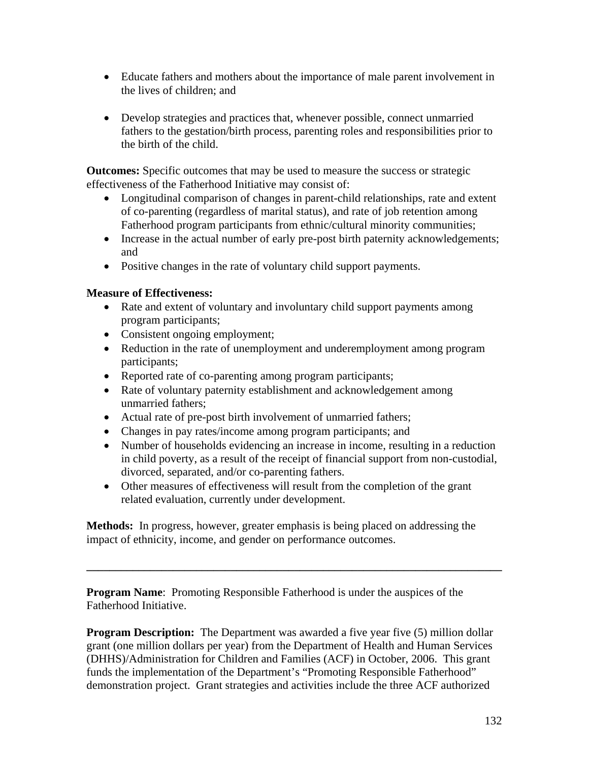- Educate fathers and mothers about the importance of male parent involvement in the lives of children; and

- Develop strategies and practices that, whenever possible, connect unmarried fathers to the gestation/birth process, parenting roles and responsibilities prior to the birth of the child.

**Outcomes:** Specific outcomes that may be used to measure the success or strategic effectiveness of the Fatherhood Initiative may consist of:

- Longitudinal comparison of changes in parent-child relationships, rate and extent of co-parenting (regardless of marital status), and rate of job retention among Fatherhood program participants from ethnic/cultural minority communities;
- Increase in the actual number of early pre-post birth paternity acknowledgements; and
- Positive changes in the rate of voluntary child support payments.

**Measure of Effectiveness:**

- Rate and extent of voluntary and involuntary child support payments among program participants;
- Consistent ongoing employment;
- Reduction in the rate of unemployment and underemployment among program participants;
- Reported rate of co-parenting among program participants;
- Rate of voluntary paternity establishment and acknowledgement among unmarried fathers;
- Actual rate of pre-post birth involvement of unmarried fathers;
- Changes in pay rates/income among program participants; and
- Number of households evidencing an increase in income, resulting in a reduction in child poverty, as a result of the receipt of financial support from non-custodial, divorced, separated, and/or co-parenting fathers.
- Other measures of effectiveness will result from the completion of the grant related evaluation, currently under development.

**Methods:** In progress, however, greater emphasis is being placed on addressing the impact of ethnicity, income, and gender on performance outcomes.

---

**Program Name**: Promoting Responsible Fatherhood is under the auspices of the Fatherhood Initiative.

**Program Description:** The Department was awarded a five year five (5) million dollar grant (one million dollars per year) from the Department of Health and Human Services (DHHS)/Administration for Children and Families (ACF) in October, 2006. This grant funds the implementation of the Department's "Promoting Responsible Fatherhood" demonstration project. Grant strategies and activities include the three ACF authorized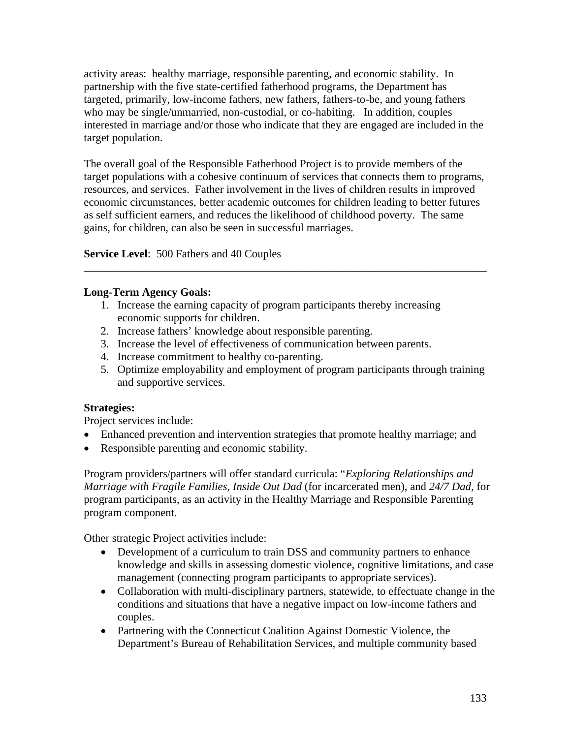activity areas: healthy marriage, responsible parenting, and economic stability. In partnership with the five state-certified fatherhood programs, the Department has targeted, primarily, low-income fathers, new fathers, fathers-to-be, and young fathers who may be single/unmarried, non-custodial, or co-habiting. In addition, couples interested in marriage and/or those who indicate that they are engaged are included in the target population.

The overall goal of the Responsible Fatherhood Project is to provide members of the target populations with a cohesive continuum of services that connects them to programs, resources, and services. Father involvement in the lives of children results in improved economic circumstances, better academic outcomes for children leading to better futures as self sufficient earners, and reduces the likelihood of childhood poverty. The same gains, for children, can also be seen in successful marriages.

**Service Level**: 500 Fathers and 40 Couples

---

**Long-Term Agency Goals:**

1. Increase the earning capacity of program participants thereby increasing economic supports for children.
2. Increase fathers' knowledge about responsible parenting.
3. Increase the level of effectiveness of communication between parents.
4. Increase commitment to healthy co-parenting.
5. Optimize employability and employment of program participants through training and supportive services.

**Strategies:**

Project services include:

- Enhanced prevention and intervention strategies that promote healthy marriage; and
- Responsible parenting and economic stability.

Program providers/partners will offer standard curricula: "*Exploring Relationships and Marriage with Fragile Families, Inside Out Dad* (for incarcerated men), and *24/7 Dad*, for program participants, as an activity in the Healthy Marriage and Responsible Parenting program component.

Other strategic Project activities include:

- Development of a curriculum to train DSS and community partners to enhance knowledge and skills in assessing domestic violence, cognitive limitations, and case management (connecting program participants to appropriate services).
- Collaboration with multi-disciplinary partners, statewide, to effectuate change in the conditions and situations that have a negative impact on low-income fathers and couples.
- Partnering with the Connecticut Coalition Against Domestic Violence, the Department's Bureau of Rehabilitation Services, and multiple community based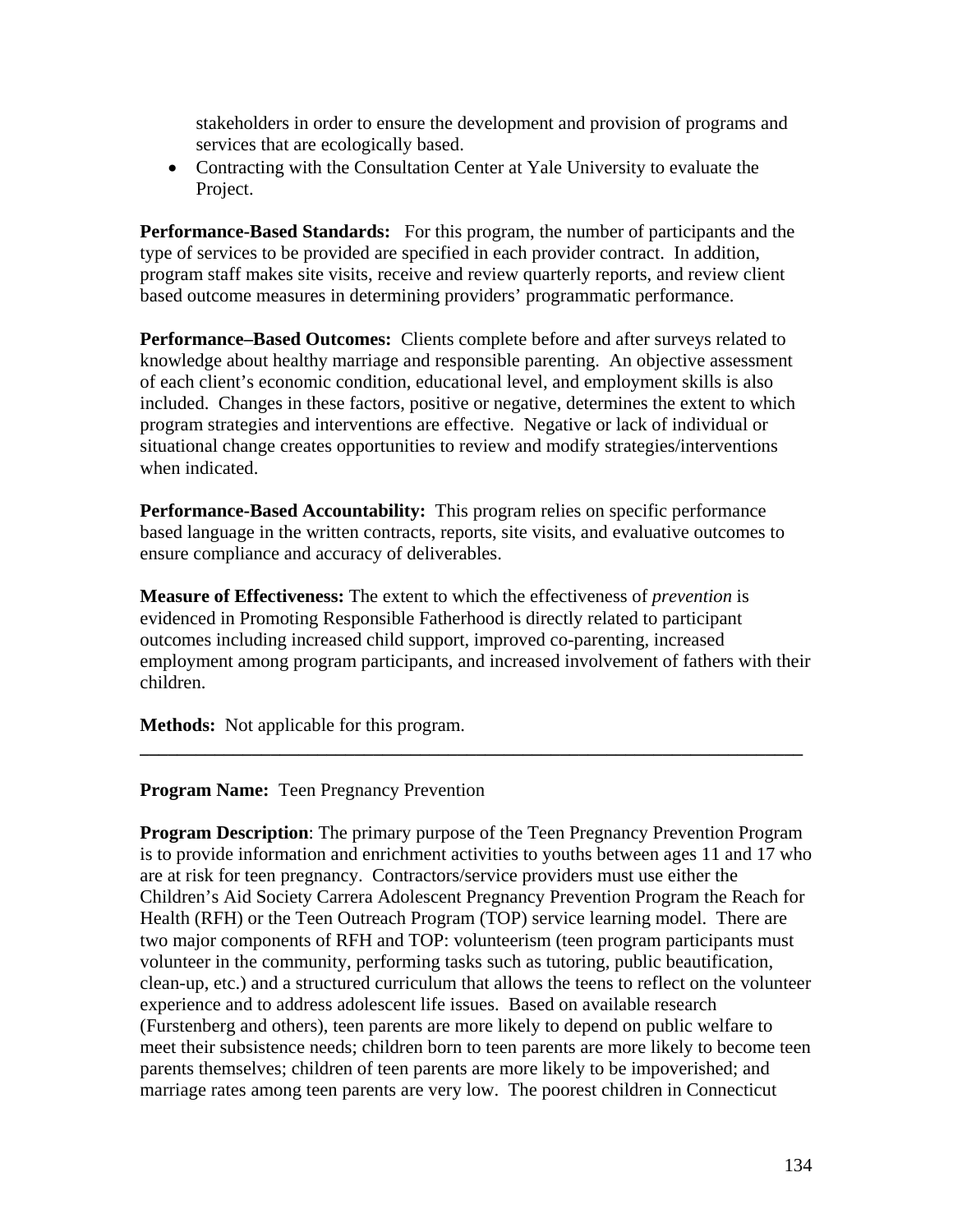stakeholders in order to ensure the development and provision of programs and services that are ecologically based.

- Contracting with the Consultation Center at Yale University to evaluate the Project.

**Performance-Based Standards:** For this program, the number of participants and the type of services to be provided are specified in each provider contract. In addition, program staff makes site visits, receive and review quarterly reports, and review client based outcome measures in determining providers' programmatic performance.

**Performance–Based Outcomes:** Clients complete before and after surveys related to knowledge about healthy marriage and responsible parenting. An objective assessment of each client's economic condition, educational level, and employment skills is also included. Changes in these factors, positive or negative, determines the extent to which program strategies and interventions are effective. Negative or lack of individual or situational change creates opportunities to review and modify strategies/interventions when indicated.

**Performance-Based Accountability:** This program relies on specific performance based language in the written contracts, reports, site visits, and evaluative outcomes to ensure compliance and accuracy of deliverables.

**Measure of Effectiveness:** The extent to which the effectiveness of *prevention* is evidenced in Promoting Responsible Fatherhood is directly related to participant outcomes including increased child support, improved co-parenting, increased employment among program participants, and increased involvement of fathers with their children.

**Methods:** Not applicable for this program.

---

**Program Name:** Teen Pregnancy Prevention

**Program Description**: The primary purpose of the Teen Pregnancy Prevention Program is to provide information and enrichment activities to youths between ages 11 and 17 who are at risk for teen pregnancy. Contractors/service providers must use either the Children's Aid Society Carrera Adolescent Pregnancy Prevention Program the Reach for Health (RFH) or the Teen Outreach Program (TOP) service learning model. There are two major components of RFH and TOP: volunteerism (teen program participants must volunteer in the community, performing tasks such as tutoring, public beautification, clean-up, etc.) and a structured curriculum that allows the teens to reflect on the volunteer experience and to address adolescent life issues. Based on available research (Furstenberg and others), teen parents are more likely to depend on public welfare to meet their subsistence needs; children born to teen parents are more likely to become teen parents themselves; children of teen parents are more likely to be impoverished; and marriage rates among teen parents are very low. The poorest children in Connecticut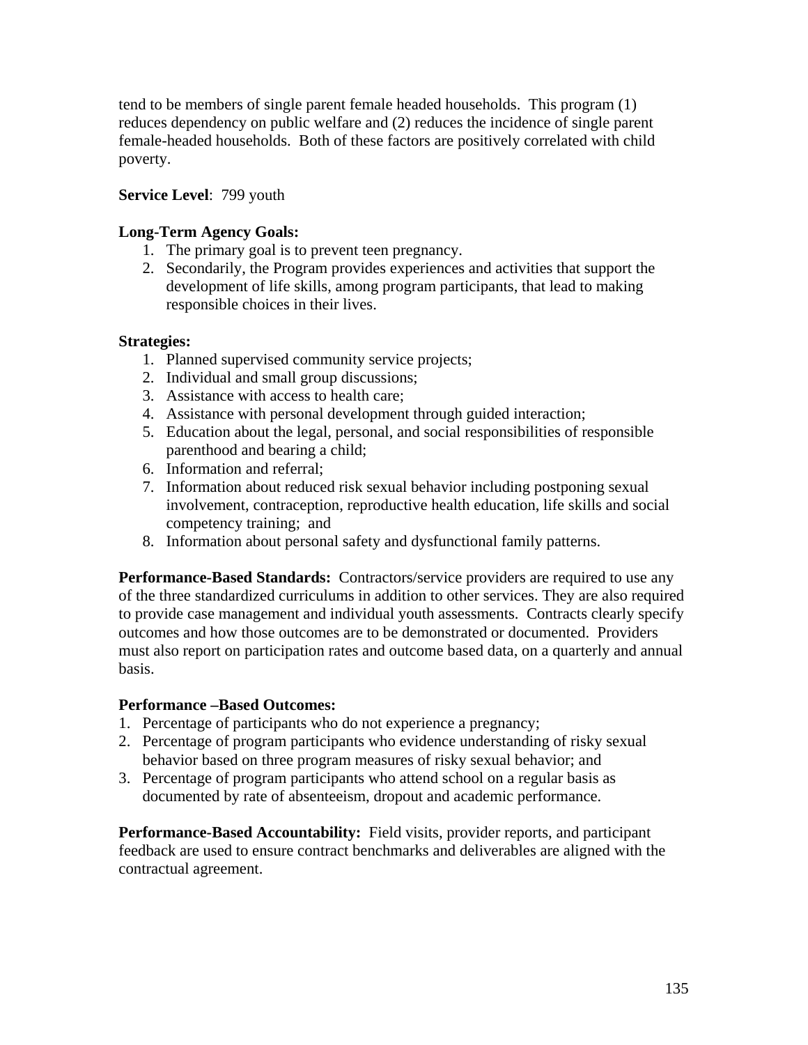tend to be members of single parent female headed households. This program (1) reduces dependency on public welfare and (2) reduces the incidence of single parent female-headed households. Both of these factors are positively correlated with child poverty.

**Service Level**: 799 youth

**Long-Term Agency Goals:**

1. The primary goal is to prevent teen pregnancy.
2. Secondarily, the Program provides experiences and activities that support the development of life skills, among program participants, that lead to making responsible choices in their lives.

**Strategies:**

1. Planned supervised community service projects;
2. Individual and small group discussions;
3. Assistance with access to health care;
4. Assistance with personal development through guided interaction;
5. Education about the legal, personal, and social responsibilities of responsible parenthood and bearing a child;
6. Information and referral;
7. Information about reduced risk sexual behavior including postponing sexual involvement, contraception, reproductive health education, life skills and social competency training; and
8. Information about personal safety and dysfunctional family patterns.

**Performance-Based Standards:** Contractors/service providers are required to use any of the three standardized curriculums in addition to other services. They are also required to provide case management and individual youth assessments. Contracts clearly specify outcomes and how those outcomes are to be demonstrated or documented. Providers must also report on participation rates and outcome based data, on a quarterly and annual basis.

**Performance –Based Outcomes:**

1. Percentage of participants who do not experience a pregnancy;
2. Percentage of program participants who evidence understanding of risky sexual behavior based on three program measures of risky sexual behavior; and
3. Percentage of program participants who attend school on a regular basis as documented by rate of absenteeism, dropout and academic performance.

**Performance-Based Accountability:** Field visits, provider reports, and participant feedback are used to ensure contract benchmarks and deliverables are aligned with the contractual agreement.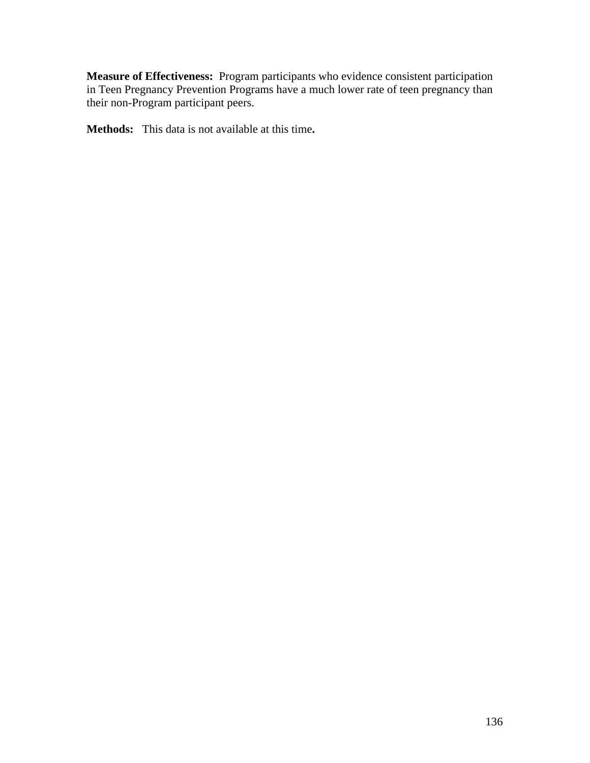**Measure of Effectiveness:** Program participants who evidence consistent participation in Teen Pregnancy Prevention Programs have a much lower rate of teen pregnancy than their non-Program participant peers.

**Methods:** This data is not available at this time**.**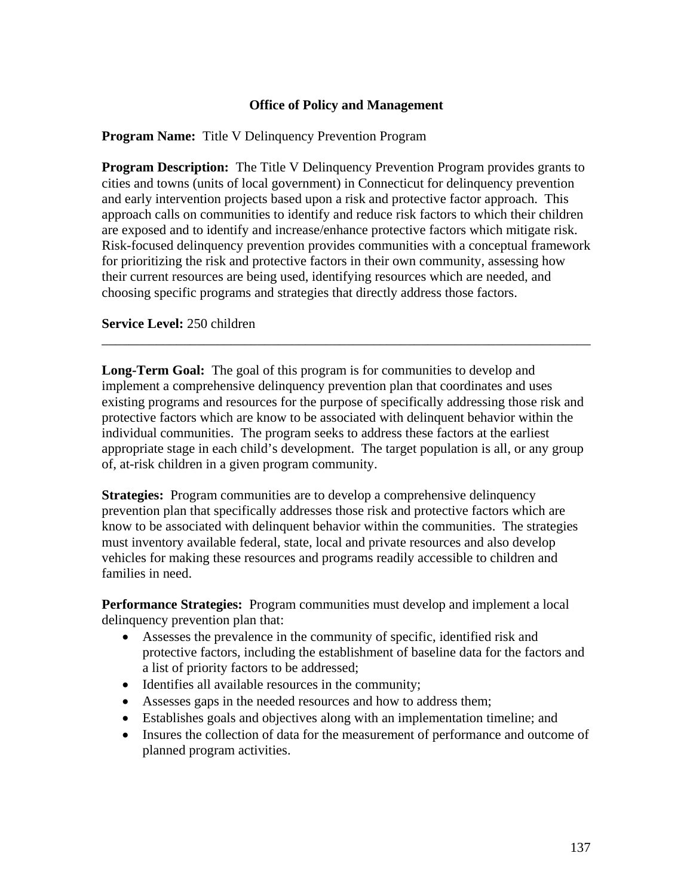**Office of Policy and Management**

**Program Name:** Title V Delinquency Prevention Program

**Program Description:** The Title V Delinquency Prevention Program provides grants to cities and towns (units of local government) in Connecticut for delinquency prevention and early intervention projects based upon a risk and protective factor approach. This approach calls on communities to identify and reduce risk factors to which their children are exposed and to identify and increase/enhance protective factors which mitigate risk. Risk-focused delinquency prevention provides communities with a conceptual framework for prioritizing the risk and protective factors in their own community, assessing how their current resources are being used, identifying resources which are needed, and choosing specific programs and strategies that directly address those factors.

**Service Level:** 250 children

---

**Long-Term Goal:** The goal of this program is for communities to develop and implement a comprehensive delinquency prevention plan that coordinates and uses existing programs and resources for the purpose of specifically addressing those risk and protective factors which are know to be associated with delinquent behavior within the individual communities. The program seeks to address these factors at the earliest appropriate stage in each child's development. The target population is all, or any group of, at-risk children in a given program community.

**Strategies:** Program communities are to develop a comprehensive delinquency prevention plan that specifically addresses those risk and protective factors which are know to be associated with delinquent behavior within the communities. The strategies must inventory available federal, state, local and private resources and also develop vehicles for making these resources and programs readily accessible to children and families in need.

**Performance Strategies:** Program communities must develop and implement a local delinquency prevention plan that:

- Assesses the prevalence in the community of specific, identified risk and protective factors, including the establishment of baseline data for the factors and a list of priority factors to be addressed;
- Identifies all available resources in the community;
- Assesses gaps in the needed resources and how to address them;
- Establishes goals and objectives along with an implementation timeline; and
- Insures the collection of data for the measurement of performance and outcome of planned program activities.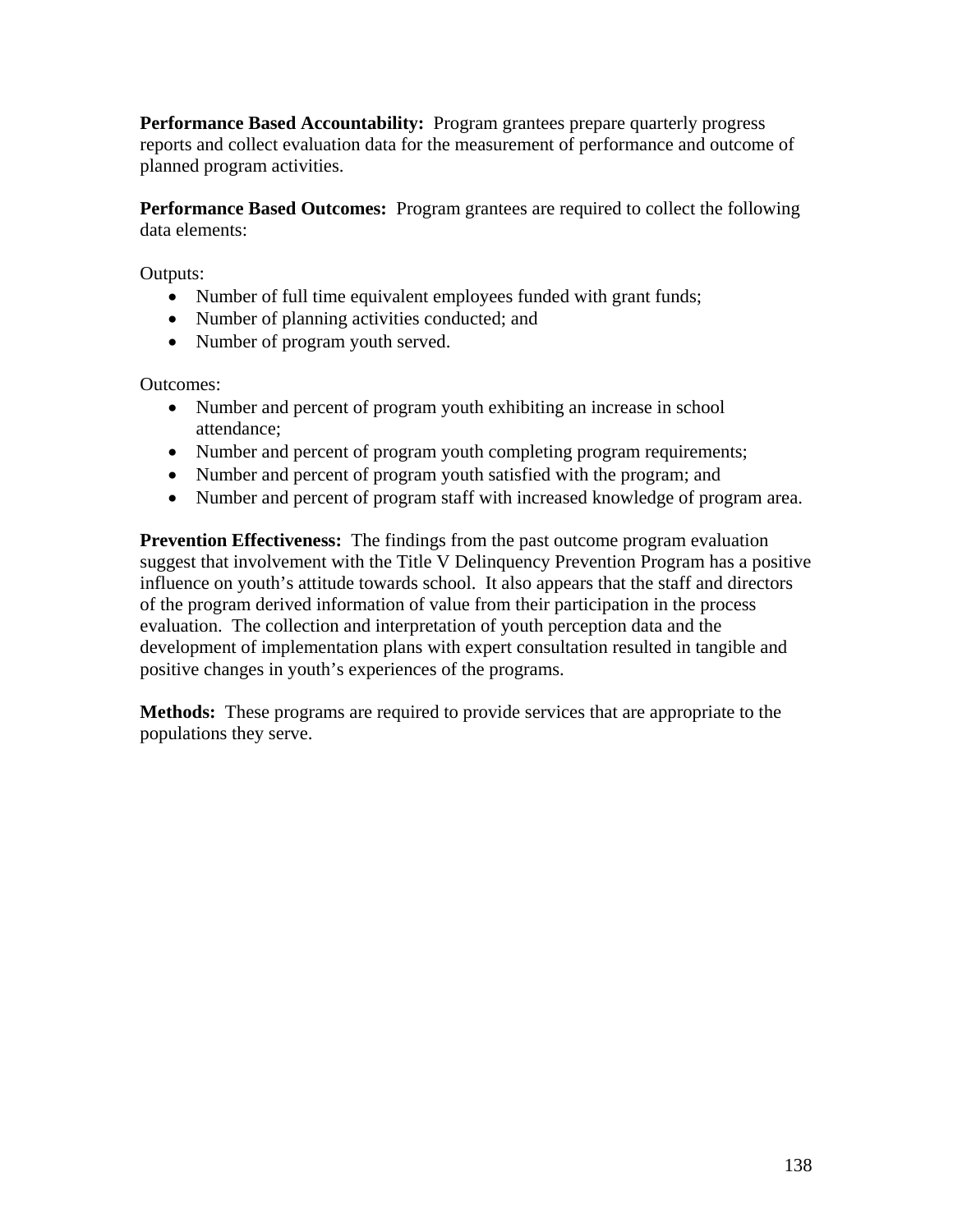**Performance Based Accountability:** Program grantees prepare quarterly progress reports and collect evaluation data for the measurement of performance and outcome of planned program activities.

**Performance Based Outcomes:** Program grantees are required to collect the following data elements:

Outputs:

- Number of full time equivalent employees funded with grant funds;
- Number of planning activities conducted; and
- Number of program youth served.

Outcomes:

- Number and percent of program youth exhibiting an increase in school attendance;
- Number and percent of program youth completing program requirements;
- Number and percent of program youth satisfied with the program; and
- Number and percent of program staff with increased knowledge of program area.

**Prevention Effectiveness:** The findings from the past outcome program evaluation suggest that involvement with the Title V Delinquency Prevention Program has a positive influence on youth's attitude towards school. It also appears that the staff and directors of the program derived information of value from their participation in the process evaluation. The collection and interpretation of youth perception data and the development of implementation plans with expert consultation resulted in tangible and positive changes in youth's experiences of the programs.

**Methods:** These programs are required to provide services that are appropriate to the populations they serve.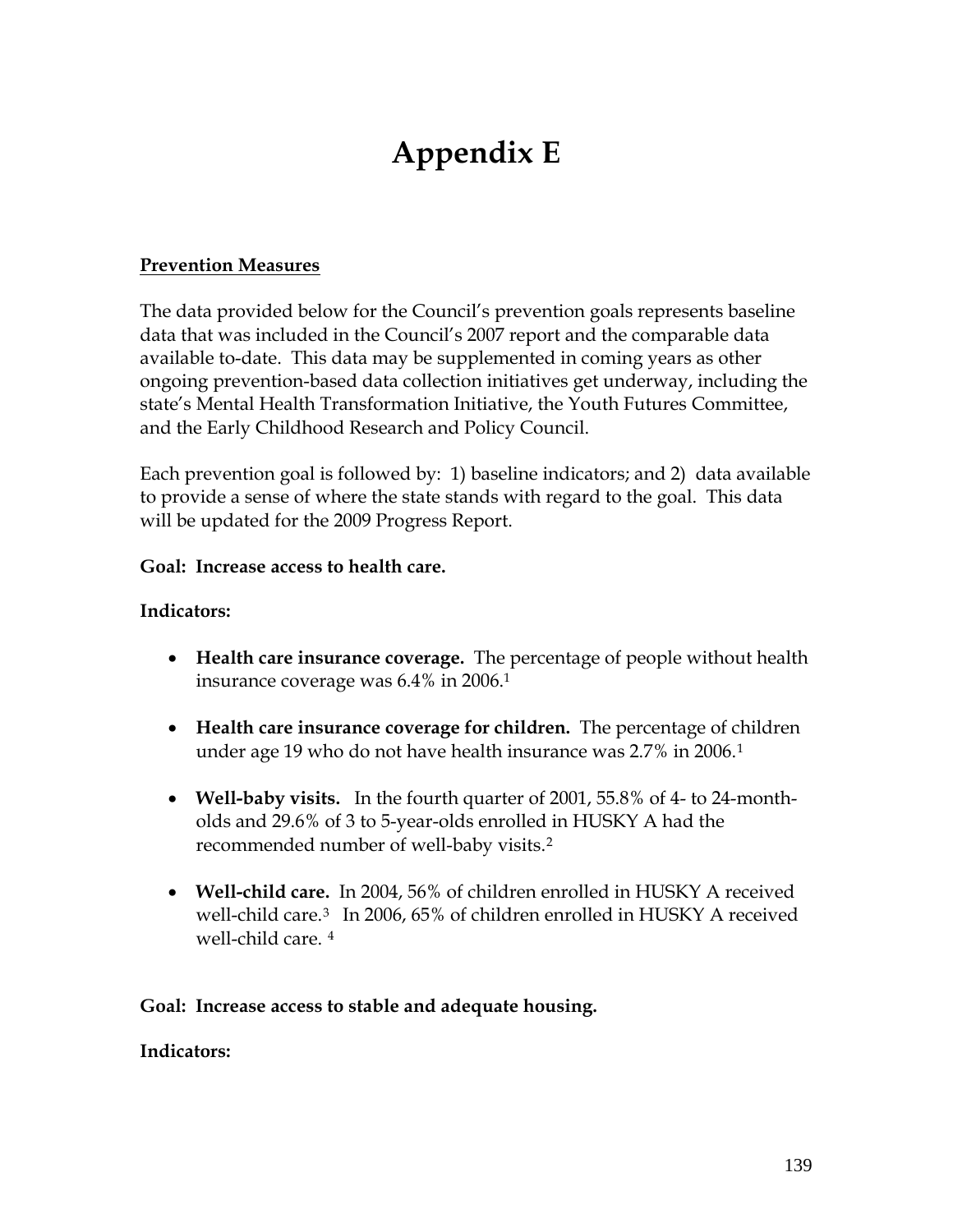# Appendix E

**Prevention Measures**

The data provided below for the Council's prevention goals represents baseline data that was included in the Council's 2007 report and the comparable data available to-date. This data may be supplemented in coming years as other ongoing prevention-based data collection initiatives get underway, including the state's Mental Health Transformation Initiative, the Youth Futures Committee, and the Early Childhood Research and Policy Council.

Each prevention goal is followed by: 1) baseline indicators; and 2) data available to provide a sense of where the state stands with regard to the goal. This data will be updated for the 2009 Progress Report.

**Goal: Increase access to health care.**

**Indicators:**

- **Health care insurance coverage.** The percentage of people without health insurance coverage was 6.4% in 2006.[1]
- **Health care insurance coverage for children.** The percentage of children under age 19 who do not have health insurance was 2.7% in 2006.[1]
- **Well-baby visits.** In the fourth quarter of 2001, 55.8% of 4- to 24-month-olds and 29.6% of 3 to 5-year-olds enrolled in HUSKY A had the recommended number of well-baby visits.[2]
- **Well-child care.** In 2004, 56% of children enrolled in HUSKY A received well-child care.[3] In 2006, 65% of children enrolled in HUSKY A received well-child care. [4]

**Goal: Increase access to stable and adequate housing.**

**Indicators:**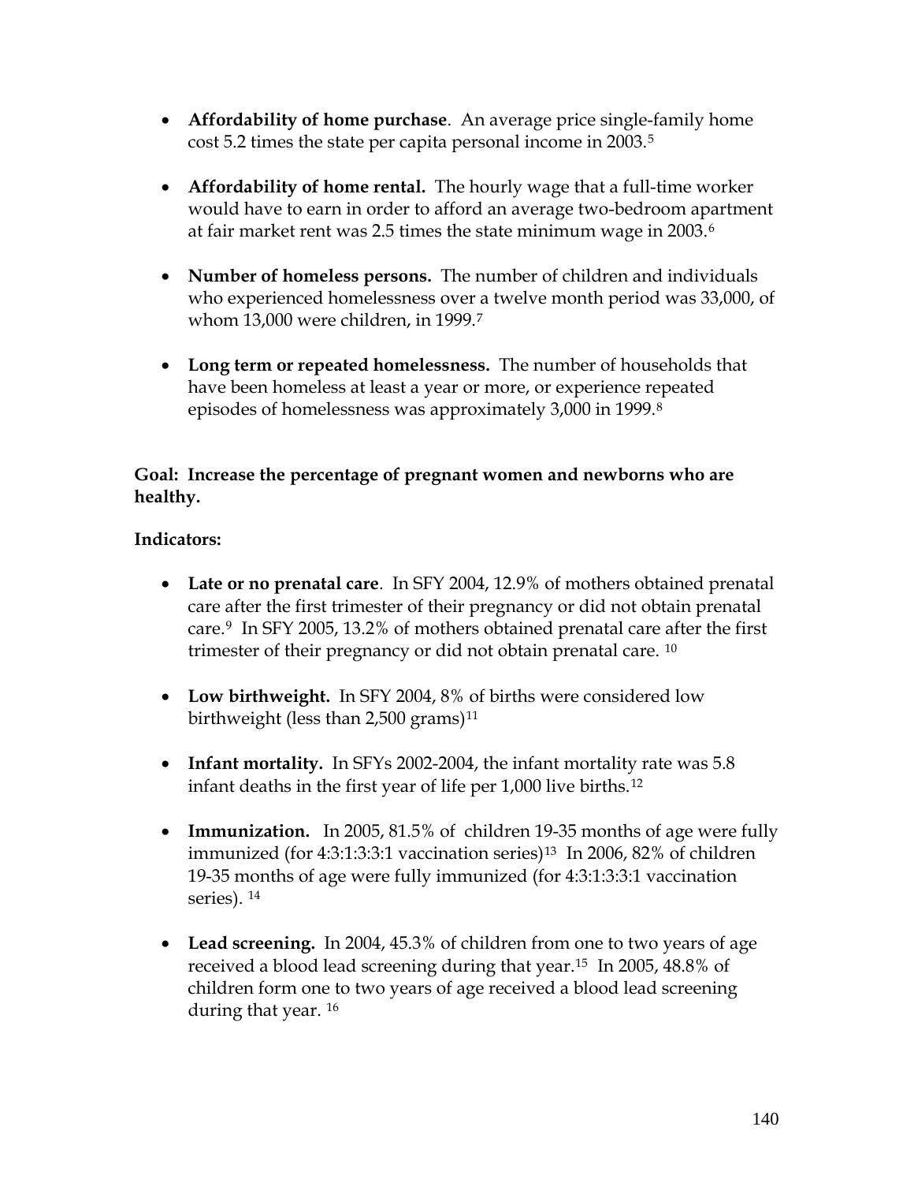- **Affordability of home purchase**. An average price single-family home cost 5.2 times the state per capita personal income in 2003.[5]

- **Affordability of home rental.** The hourly wage that a full-time worker would have to earn in order to afford an average two-bedroom apartment at fair market rent was 2.5 times the state minimum wage in 2003.[6]

- **Number of homeless persons.** The number of children and individuals who experienced homelessness over a twelve month period was 33,000, of whom 13,000 were children, in 1999.[7]

- **Long term or repeated homelessness.** The number of households that have been homeless at least a year or more, or experience repeated episodes of homelessness was approximately 3,000 in 1999.[8]

**Goal: Increase the percentage of pregnant women and newborns who are healthy.**

**Indicators:**

- **Late or no prenatal care**. In SFY 2004, 12.9% of mothers obtained prenatal care after the first trimester of their pregnancy or did not obtain prenatal care.[9] In SFY 2005, 13.2% of mothers obtained prenatal care after the first trimester of their pregnancy or did not obtain prenatal care. [10]

- **Low birthweight.** In SFY 2004, 8% of births were considered low birthweight (less than 2,500 grams)[11]

- **Infant mortality.** In SFYs 2002-2004, the infant mortality rate was 5.8 infant deaths in the first year of life per 1,000 live births.[12]

- **Immunization.** In 2005, 81.5% of children 19-35 months of age were fully immunized (for 4:3:1:3:3:1 vaccination series)[13] In 2006, 82% of children 19-35 months of age were fully immunized (for 4:3:1:3:3:1 vaccination series). [14]

- **Lead screening.** In 2004, 45.3% of children from one to two years of age received a blood lead screening during that year.[15] In 2005, 48.8% of children form one to two years of age received a blood lead screening during that year. [16]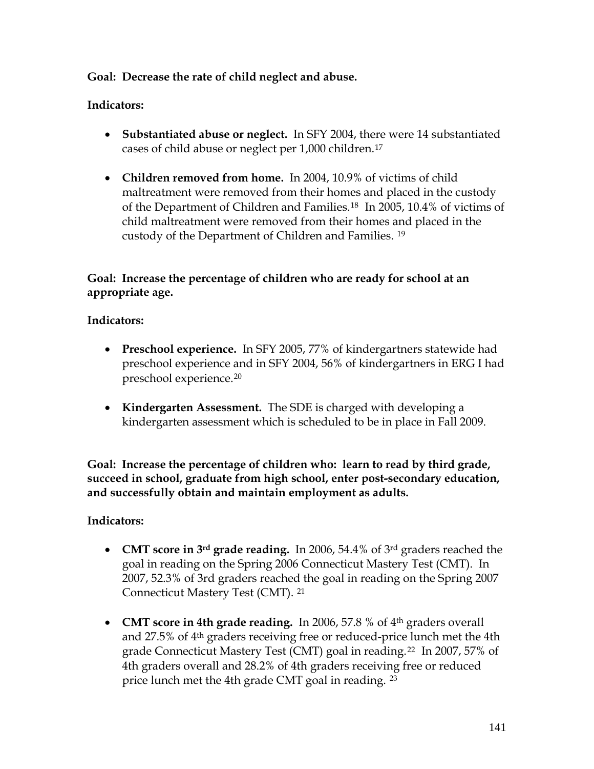**Goal: Decrease the rate of child neglect and abuse.**

**Indicators:**

- **Substantiated abuse or neglect.** In SFY 2004, there were 14 substantiated cases of child abuse or neglect per 1,000 children.[17]

- **Children removed from home.** In 2004, 10.9% of victims of child maltreatment were removed from their homes and placed in the custody of the Department of Children and Families.[18] In 2005, 10.4% of victims of child maltreatment were removed from their homes and placed in the custody of the Department of Children and Families. [19]

**Goal: Increase the percentage of children who are ready for school at an appropriate age.**

**Indicators:**

- **Preschool experience.** In SFY 2005, 77% of kindergartners statewide had preschool experience and in SFY 2004, 56% of kindergartners in ERG I had preschool experience.[20]

- **Kindergarten Assessment.** The SDE is charged with developing a kindergarten assessment which is scheduled to be in place in Fall 2009.

**Goal: Increase the percentage of children who: learn to read by third grade, succeed in school, graduate from high school, enter post-secondary education, and successfully obtain and maintain employment as adults.**

**Indicators:**

- **CMT score in 3rd grade reading.** In 2006, 54.4% of 3rd graders reached the goal in reading on the Spring 2006 Connecticut Mastery Test (CMT). In 2007, 52.3% of 3rd graders reached the goal in reading on the Spring 2007 Connecticut Mastery Test (CMT). [21]

- **CMT score in 4th grade reading.** In 2006, 57.8 % of 4th graders overall and 27.5% of 4th graders receiving free or reduced-price lunch met the 4th grade Connecticut Mastery Test (CMT) goal in reading.[22] In 2007, 57% of 4th graders overall and 28.2% of 4th graders receiving free or reduced price lunch met the 4th grade CMT goal in reading. [23]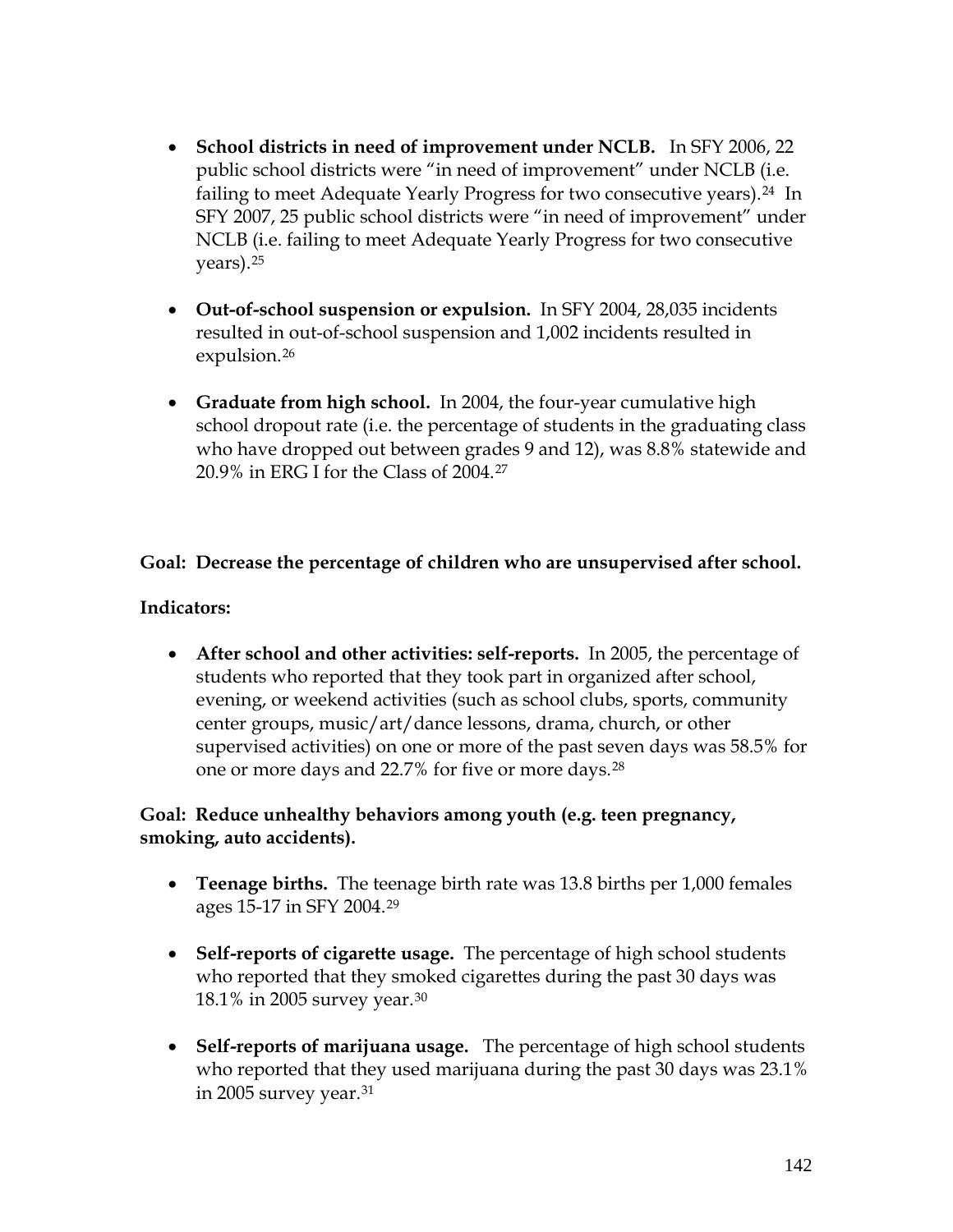- **School districts in need of improvement under NCLB.** In SFY 2006, 22 public school districts were "in need of improvement" under NCLB (i.e. failing to meet Adequate Yearly Progress for two consecutive years).[24] In SFY 2007, 25 public school districts were "in need of improvement" under NCLB (i.e. failing to meet Adequate Yearly Progress for two consecutive years).[25]

- **Out-of-school suspension or expulsion.** In SFY 2004, 28,035 incidents resulted in out-of-school suspension and 1,002 incidents resulted in expulsion.[26]

- **Graduate from high school.** In 2004, the four-year cumulative high school dropout rate (i.e. the percentage of students in the graduating class who have dropped out between grades 9 and 12), was 8.8% statewide and 20.9% in ERG I for the Class of 2004.[27]

**Goal: Decrease the percentage of children who are unsupervised after school.**

**Indicators:**

- **After school and other activities: self-reports.** In 2005, the percentage of students who reported that they took part in organized after school, evening, or weekend activities (such as school clubs, sports, community center groups, music/art/dance lessons, drama, church, or other supervised activities) on one or more of the past seven days was 58.5% for one or more days and 22.7% for five or more days.[28]

**Goal: Reduce unhealthy behaviors among youth (e.g. teen pregnancy, smoking, auto accidents).**

- **Teenage births.** The teenage birth rate was 13.8 births per 1,000 females ages 15-17 in SFY 2004.[29]

- **Self-reports of cigarette usage.** The percentage of high school students who reported that they smoked cigarettes during the past 30 days was 18.1% in 2005 survey year.[30]

- **Self-reports of marijuana usage.** The percentage of high school students who reported that they used marijuana during the past 30 days was 23.1% in 2005 survey year.[31]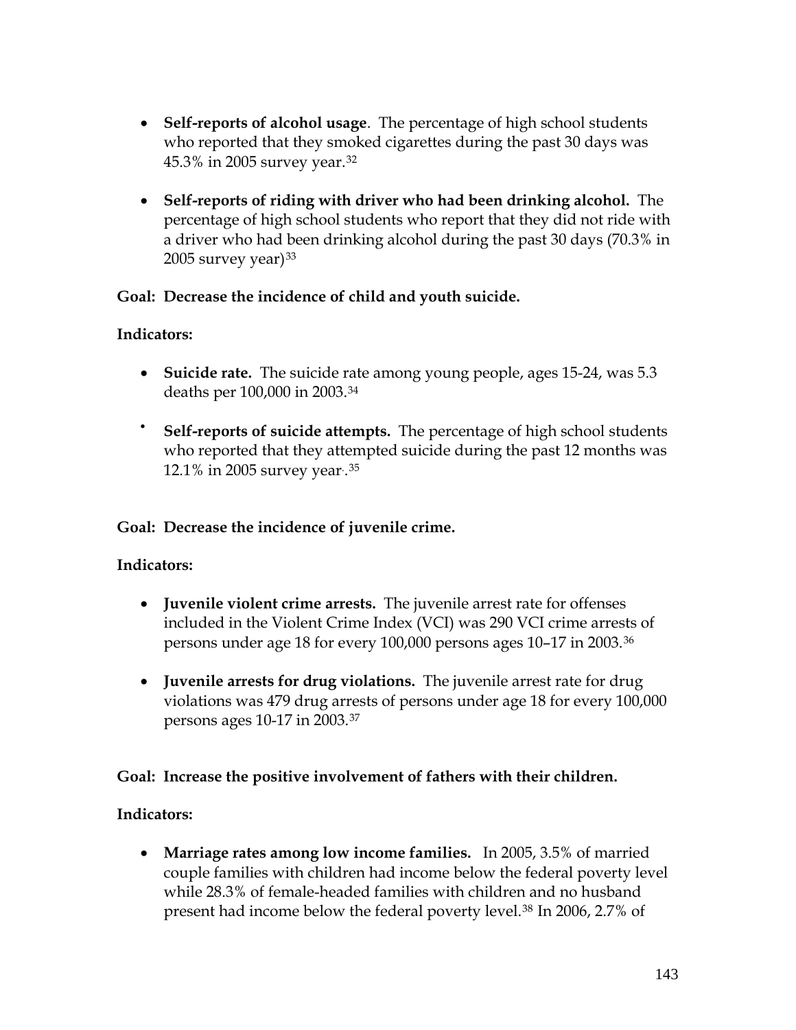- **Self-reports of alcohol usage**. The percentage of high school students who reported that they smoked cigarettes during the past 30 days was 45.3% in 2005 survey year.[32]

- **Self-reports of riding with driver who had been drinking alcohol.** The percentage of high school students who report that they did not ride with a driver who had been drinking alcohol during the past 30 days (70.3% in 2005 survey year)[33]

**Goal: Decrease the incidence of child and youth suicide.**

**Indicators:**

- **Suicide rate.** The suicide rate among young people, ages 15-24, was 5.3 deaths per 100,000 in 2003.[34]

- **Self-reports of suicide attempts.** The percentage of high school students who reported that they attempted suicide during the past 12 months was 12.1% in 2005 survey year..[35]

**Goal: Decrease the incidence of juvenile crime.**

**Indicators:**

- **Juvenile violent crime arrests.** The juvenile arrest rate for offenses included in the Violent Crime Index (VCI) was 290 VCI crime arrests of persons under age 18 for every 100,000 persons ages 10–17 in 2003.[36]

- **Juvenile arrests for drug violations.** The juvenile arrest rate for drug violations was 479 drug arrests of persons under age 18 for every 100,000 persons ages 10-17 in 2003.[37]

**Goal: Increase the positive involvement of fathers with their children.**

**Indicators:**

- **Marriage rates among low income families.** In 2005, 3.5% of married couple families with children had income below the federal poverty level while 28.3% of female-headed families with children and no husband present had income below the federal poverty level.[38] In 2006, 2.7% of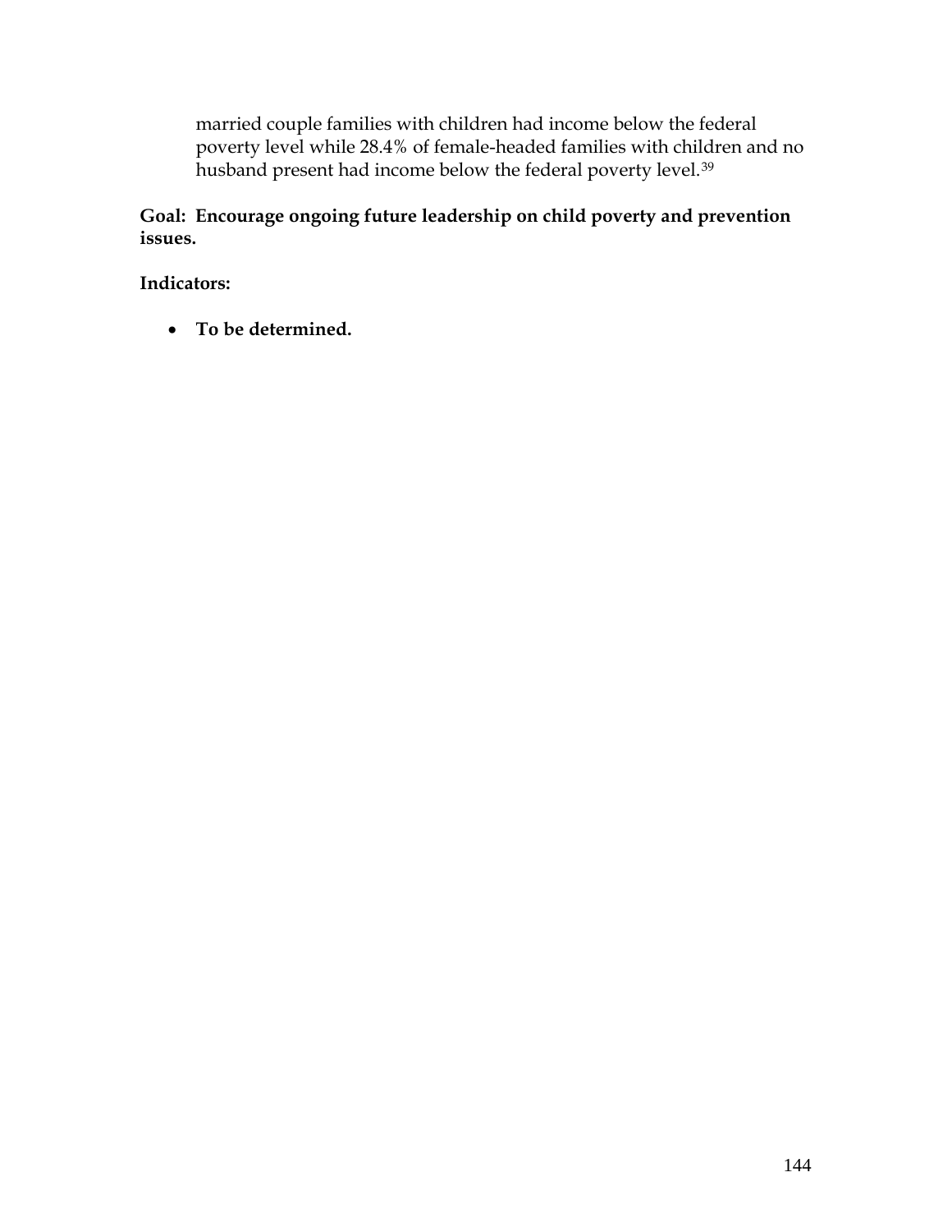married couple families with children had income below the federal poverty level while 28.4% of female-headed families with children and no husband present had income below the federal poverty level.[39]

**Goal: Encourage ongoing future leadership on child poverty and prevention issues.**

**Indicators:**

- **To be determined.**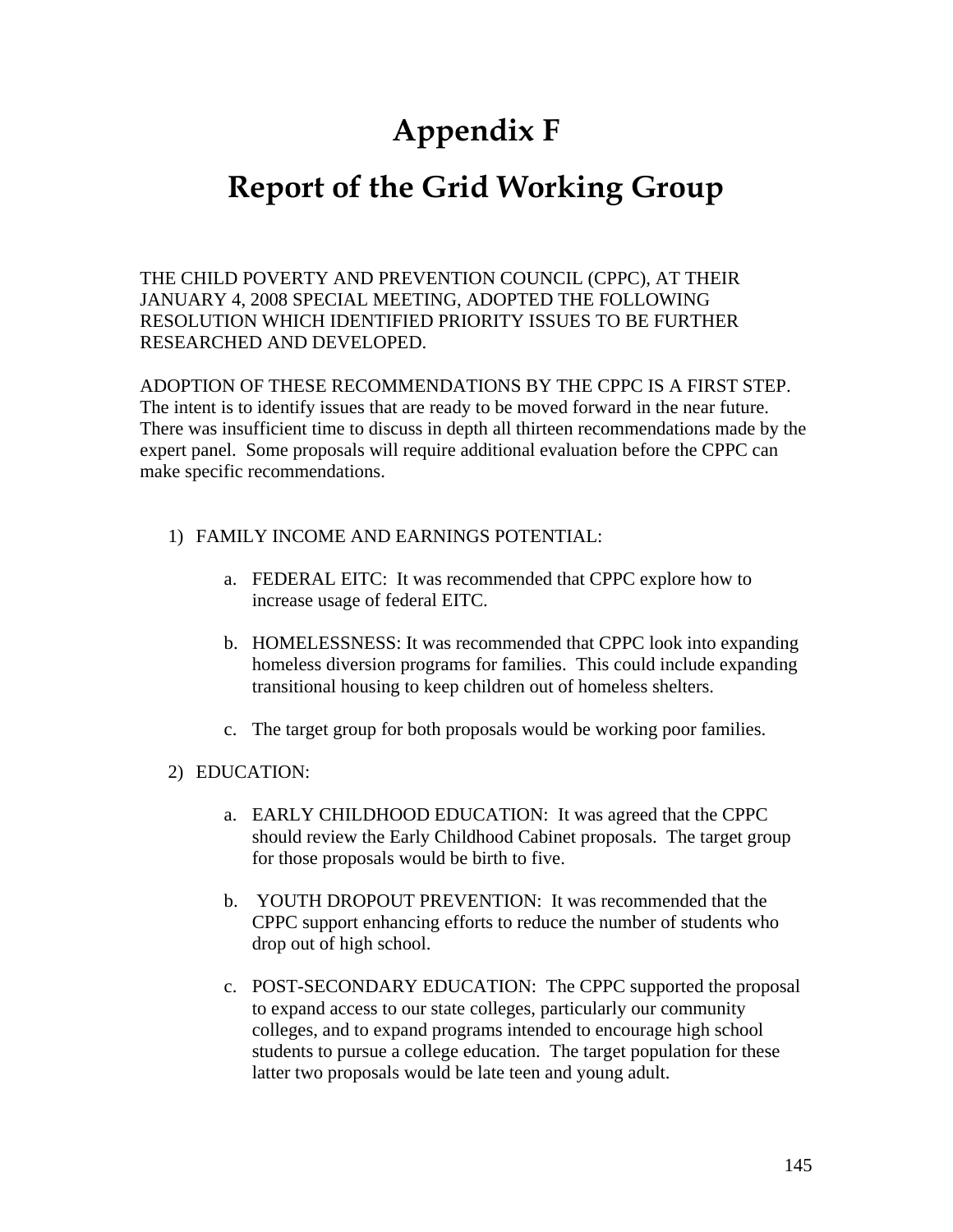# Appendix F

# Report of the Grid Working Group

THE CHILD POVERTY AND PREVENTION COUNCIL (CPPC), AT THEIR JANUARY 4, 2008 SPECIAL MEETING, ADOPTED THE FOLLOWING RESOLUTION WHICH IDENTIFIED PRIORITY ISSUES TO BE FURTHER RESEARCHED AND DEVELOPED.

ADOPTION OF THESE RECOMMENDATIONS BY THE CPPC IS A FIRST STEP. The intent is to identify issues that are ready to be moved forward in the near future. There was insufficient time to discuss in depth all thirteen recommendations made by the expert panel. Some proposals will require additional evaluation before the CPPC can make specific recommendations.

1) FAMILY INCOME AND EARNINGS POTENTIAL:

    a. FEDERAL EITC: It was recommended that CPPC explore how to increase usage of federal EITC.

    b. HOMELESSNESS: It was recommended that CPPC look into expanding homeless diversion programs for families. This could include expanding transitional housing to keep children out of homeless shelters.

    c. The target group for both proposals would be working poor families.

2) EDUCATION:

    a. EARLY CHILDHOOD EDUCATION: It was agreed that the CPPC should review the Early Childhood Cabinet proposals. The target group for those proposals would be birth to five.

    b. YOUTH DROPOUT PREVENTION: It was recommended that the CPPC support enhancing efforts to reduce the number of students who drop out of high school.

    c. POST-SECONDARY EDUCATION: The CPPC supported the proposal to expand access to our state colleges, particularly our community colleges, and to expand programs intended to encourage high school students to pursue a college education. The target population for these latter two proposals would be late teen and young adult.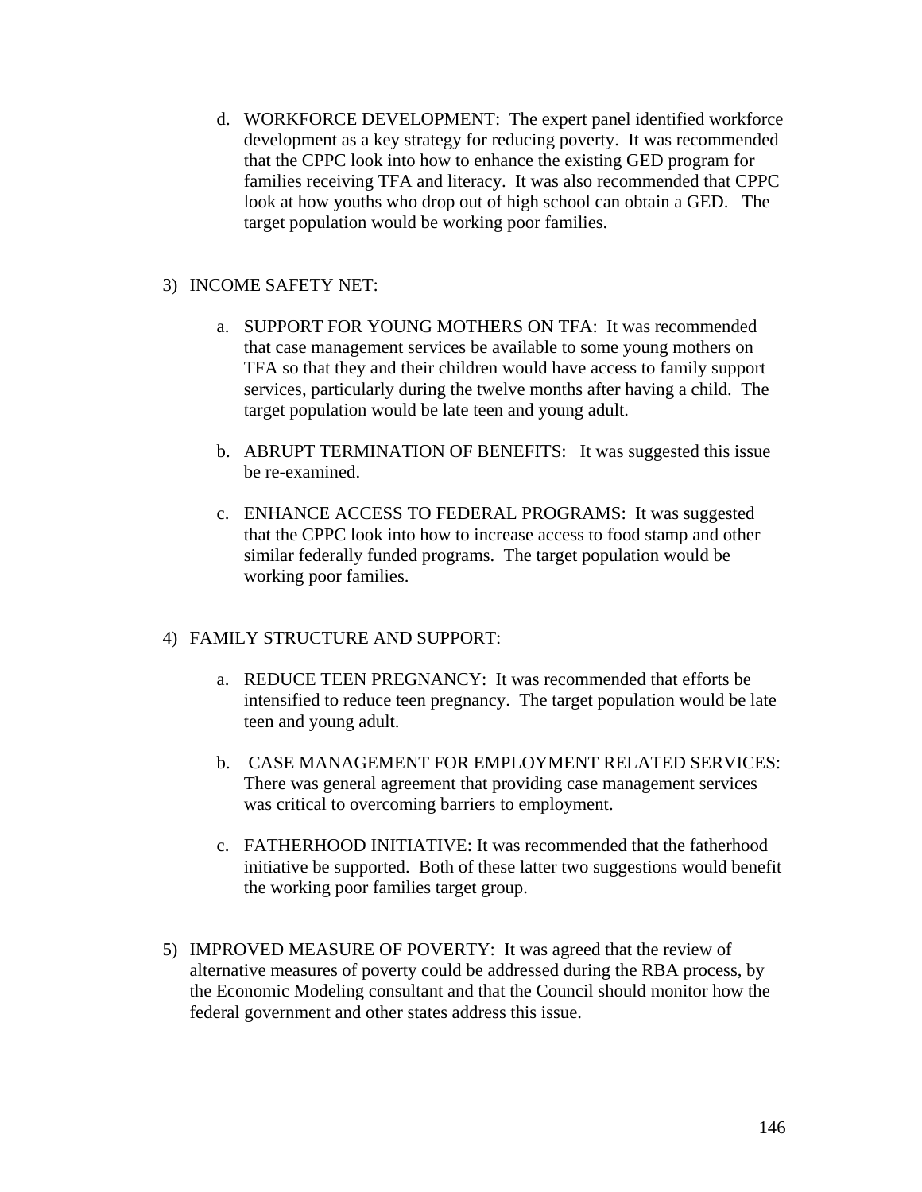d. WORKFORCE DEVELOPMENT: The expert panel identified workforce development as a key strategy for reducing poverty. It was recommended that the CPPC look into how to enhance the existing GED program for families receiving TFA and literacy. It was also recommended that CPPC look at how youths who drop out of high school can obtain a GED. The target population would be working poor families.

3) INCOME SAFETY NET:

   a. SUPPORT FOR YOUNG MOTHERS ON TFA: It was recommended that case management services be available to some young mothers on TFA so that they and their children would have access to family support services, particularly during the twelve months after having a child. The target population would be late teen and young adult.

   b. ABRUPT TERMINATION OF BENEFITS: It was suggested this issue be re-examined.

   c. ENHANCE ACCESS TO FEDERAL PROGRAMS: It was suggested that the CPPC look into how to increase access to food stamp and other similar federally funded programs. The target population would be working poor families.

4) FAMILY STRUCTURE AND SUPPORT:

   a. REDUCE TEEN PREGNANCY: It was recommended that efforts be intensified to reduce teen pregnancy. The target population would be late teen and young adult.

   b. CASE MANAGEMENT FOR EMPLOYMENT RELATED SERVICES: There was general agreement that providing case management services was critical to overcoming barriers to employment.

   c. FATHERHOOD INITIATIVE: It was recommended that the fatherhood initiative be supported. Both of these latter two suggestions would benefit the working poor families target group.

5) IMPROVED MEASURE OF POVERTY: It was agreed that the review of alternative measures of poverty could be addressed during the RBA process, by the Economic Modeling consultant and that the Council should monitor how the federal government and other states address this issue.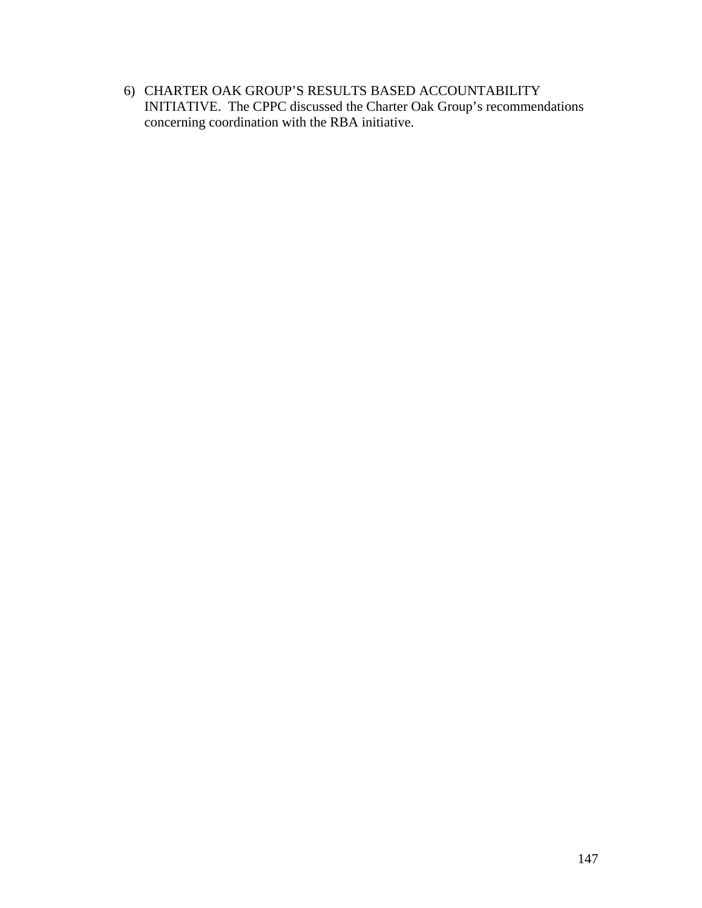6) CHARTER OAK GROUP'S RESULTS BASED ACCOUNTABILITY INITIATIVE. The CPPC discussed the Charter Oak Group's recommendations concerning coordination with the RBA initiative.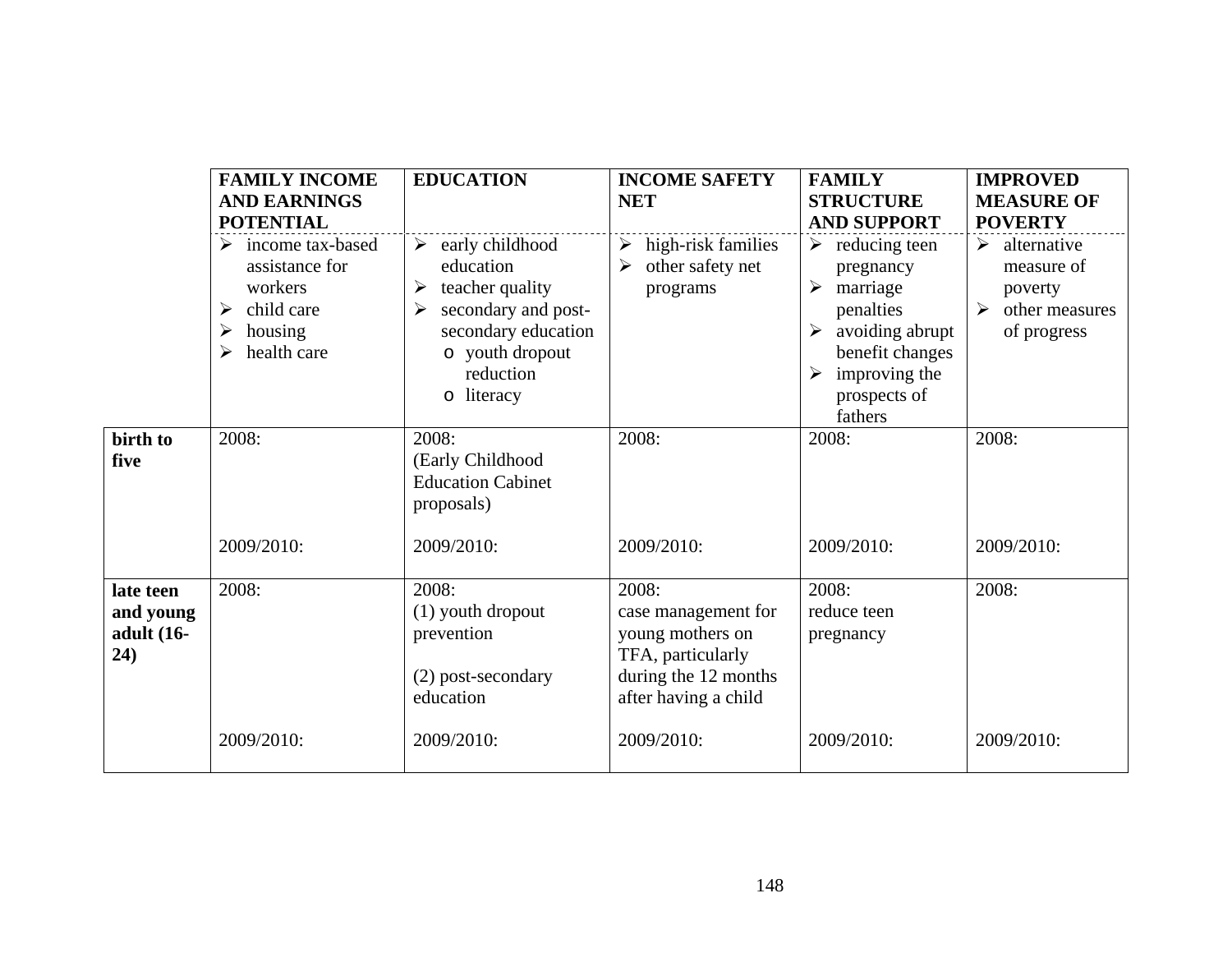| | FAMILY INCOME AND EARNINGS POTENTIAL | EDUCATION | INCOME SAFETY NET | FAMILY STRUCTURE AND SUPPORT | IMPROVED MEASURE OF POVERTY |
|---|---|---|---|---|---|
| | ➢ income tax-based assistance for workers<br>➢ child care<br>➢ housing<br>➢ health care | ➢ early childhood education<br>➢ teacher quality<br>➢ secondary and post-secondary education<br>o youth dropout reduction<br>o literacy | ➢ high-risk families<br>➢ other safety net programs | ➢ reducing teen pregnancy<br>➢ marriage penalties<br>➢ avoiding abrupt benefit changes<br>➢ improving the prospects of fathers | ➢ alternative measure of poverty<br>➢ other measures of progress |
| **birth to five** | 2008:<br><br>2009/2010: | 2008:<br>(Early Childhood Education Cabinet proposals)<br><br>2009/2010: | 2008:<br><br>2009/2010: | 2008:<br><br>2009/2010: | 2008:<br><br>2009/2010: |
| **late teen and young adult (16-24)** | 2008:<br><br>2009/2010: | 2008:<br>(1) youth dropout prevention<br>(2) post-secondary education<br><br>2009/2010: | 2008:<br>case management for young mothers on TFA, particularly during the 12 months after having a child<br><br>2009/2010: | 2008:<br>reduce teen pregnancy<br><br>2009/2010: | 2008:<br><br>2009/2010: |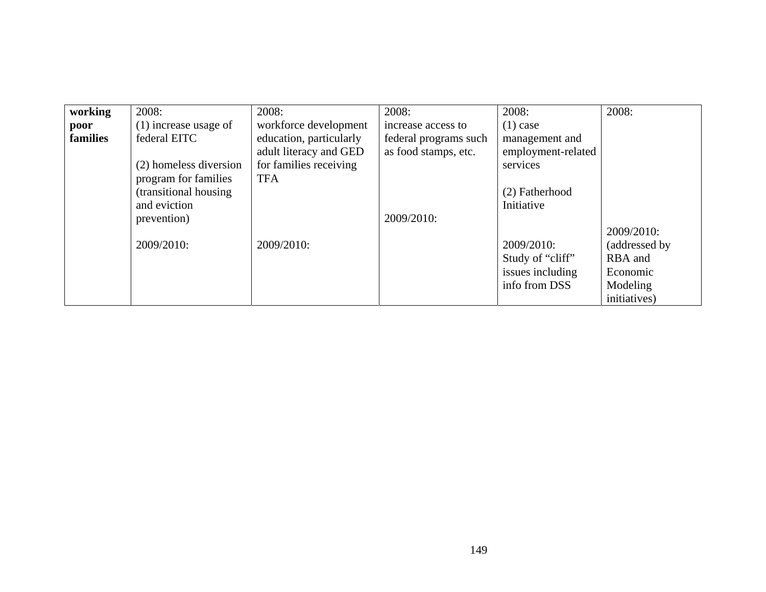| **working poor families** | 2008:<br>(1) increase usage of federal EITC<br><br>(2) homeless diversion program for families (transitional housing and eviction prevention)<br><br>2009/2010: | 2008:<br>workforce development education, particularly adult literacy and GED for families receiving TFA<br><br>2009/2010: | 2008:<br>increase access to federal programs such as food stamps, etc.<br><br>2009/2010: | 2008:<br>(1) case management and employment-related services<br><br>(2) Fatherhood Initiative<br><br>2009/2010:<br>Study of "cliff" issues including info from DSS | 2008:<br><br>2009/2010:<br>(addressed by RBA and Economic Modeling initiatives) |
|---|---|---|---|---|---|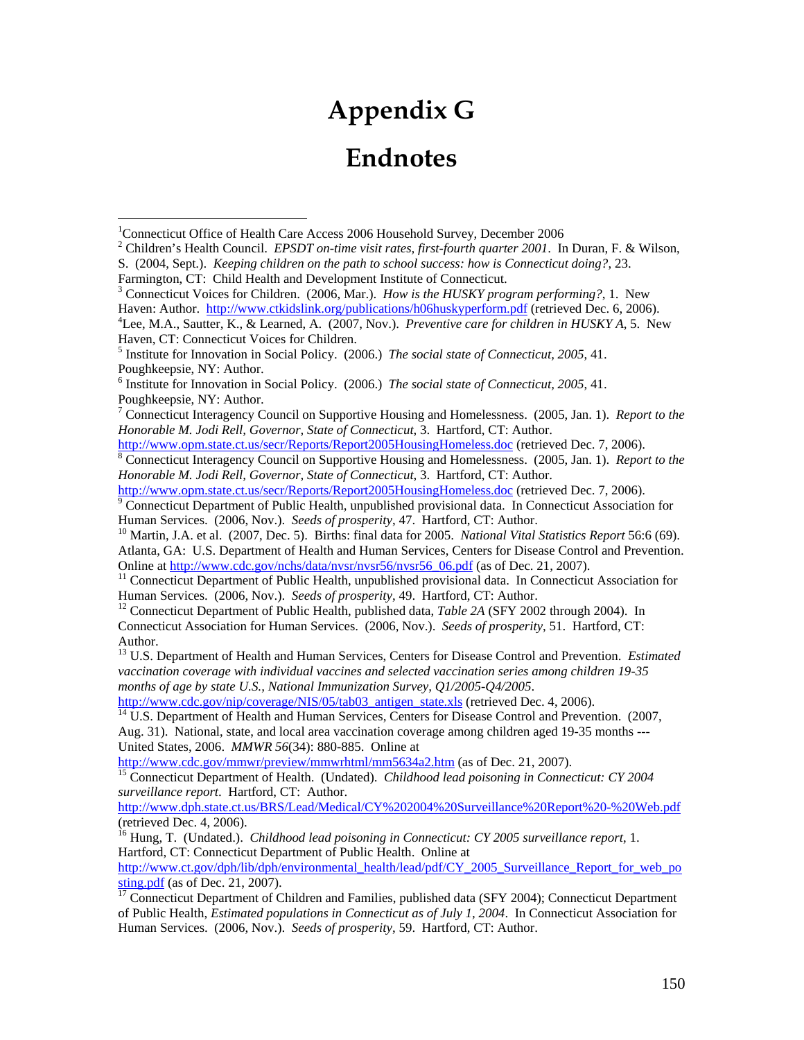# Appendix G

# Endnotes

[1]Connecticut Office of Health Care Access 2006 Household Survey, December 2006

[2] Children's Health Council. *EPSDT on-time visit rates, first-fourth quarter 2001*. In Duran, F. & Wilson, S. (2004, Sept.). *Keeping children on the path to school success: how is Connecticut doing?*, 23. Farmington, CT: Child Health and Development Institute of Connecticut.

[3] Connecticut Voices for Children. (2006, Mar.). *How is the HUSKY program performing?*, 1. New Haven: Author. http://www.ctkidslink.org/publications/h06huskyperform.pdf (retrieved Dec. 6, 2006).

[4]Lee, M.A., Sautter, K., & Learned, A. (2007, Nov.). *Preventive care for children in HUSKY A*, 5. New Haven, CT: Connecticut Voices for Children.

[5] Institute for Innovation in Social Policy. (2006.) *The social state of Connecticut, 2005*, 41. Poughkeepsie, NY: Author.

[6] Institute for Innovation in Social Policy. (2006.) *The social state of Connecticut, 2005*, 41. Poughkeepsie, NY: Author.

[7] Connecticut Interagency Council on Supportive Housing and Homelessness. (2005, Jan. 1). *Report to the Honorable M. Jodi Rell, Governor, State of Connecticut*, 3. Hartford, CT: Author. http://www.opm.state.ct.us/secr/Reports/Report2005HousingHomeless.doc (retrieved Dec. 7, 2006).

[8] Connecticut Interagency Council on Supportive Housing and Homelessness. (2005, Jan. 1). *Report to the Honorable M. Jodi Rell, Governor, State of Connecticut*, 3. Hartford, CT: Author. http://www.opm.state.ct.us/secr/Reports/Report2005HousingHomeless.doc (retrieved Dec. 7, 2006).

[9] Connecticut Department of Public Health, unpublished provisional data. In Connecticut Association for Human Services. (2006, Nov.). *Seeds of prosperity*, 47. Hartford, CT: Author.

[10] Martin, J.A. et al. (2007, Dec. 5). Births: final data for 2005. *National Vital Statistics Report* 56:6 (69). Atlanta, GA: U.S. Department of Health and Human Services, Centers for Disease Control and Prevention. Online at http://www.cdc.gov/nchs/data/nvsr/nvsr56/nvsr56_06.pdf (as of Dec. 21, 2007).

[11] Connecticut Department of Public Health, unpublished provisional data. In Connecticut Association for Human Services. (2006, Nov.). *Seeds of prosperity*, 49. Hartford, CT: Author.

[12] Connecticut Department of Public Health, published data, *Table 2A* (SFY 2002 through 2004). In Connecticut Association for Human Services. (2006, Nov.). *Seeds of prosperity*, 51. Hartford, CT: Author.

[13] U.S. Department of Health and Human Services, Centers for Disease Control and Prevention. *Estimated vaccination coverage with individual vaccines and selected vaccination series among children 19-35 months of age by state U.S., National Immunization Survey, Q1/2005-Q4/2005*. http://www.cdc.gov/nip/coverage/NIS/05/tab03_antigen_state.xls (retrieved Dec. 4, 2006).

[14] U.S. Department of Health and Human Services, Centers for Disease Control and Prevention. (2007, Aug. 31). National, state, and local area vaccination coverage among children aged 19-35 months --- United States, 2006. *MMWR 56*(34): 880-885. Online at http://www.cdc.gov/mmwr/preview/mmwrhtml/mm5634a2.htm (as of Dec. 21, 2007).

[15] Connecticut Department of Health. (Undated). *Childhood lead poisoning in Connecticut: CY 2004 surveillance report*. Hartford, CT: Author. http://www.dph.state.ct.us/BRS/Lead/Medical/CY%202004%20Surveillance%20Report%20-%20Web.pdf (retrieved Dec. 4, 2006).

[16] Hung, T. (Undated.). *Childhood lead poisoning in Connecticut: CY 2005 surveillance report*, 1. Hartford, CT: Connecticut Department of Public Health. Online at http://www.ct.gov/dph/lib/dph/environmental_health/lead/pdf/CY_2005_Surveillance_Report_for_web_posting.pdf (as of Dec. 21, 2007).

[17] Connecticut Department of Children and Families, published data (SFY 2004); Connecticut Department of Public Health, *Estimated populations in Connecticut as of July 1, 2004*. In Connecticut Association for Human Services. (2006, Nov.). *Seeds of prosperity*, 59. Hartford, CT: Author.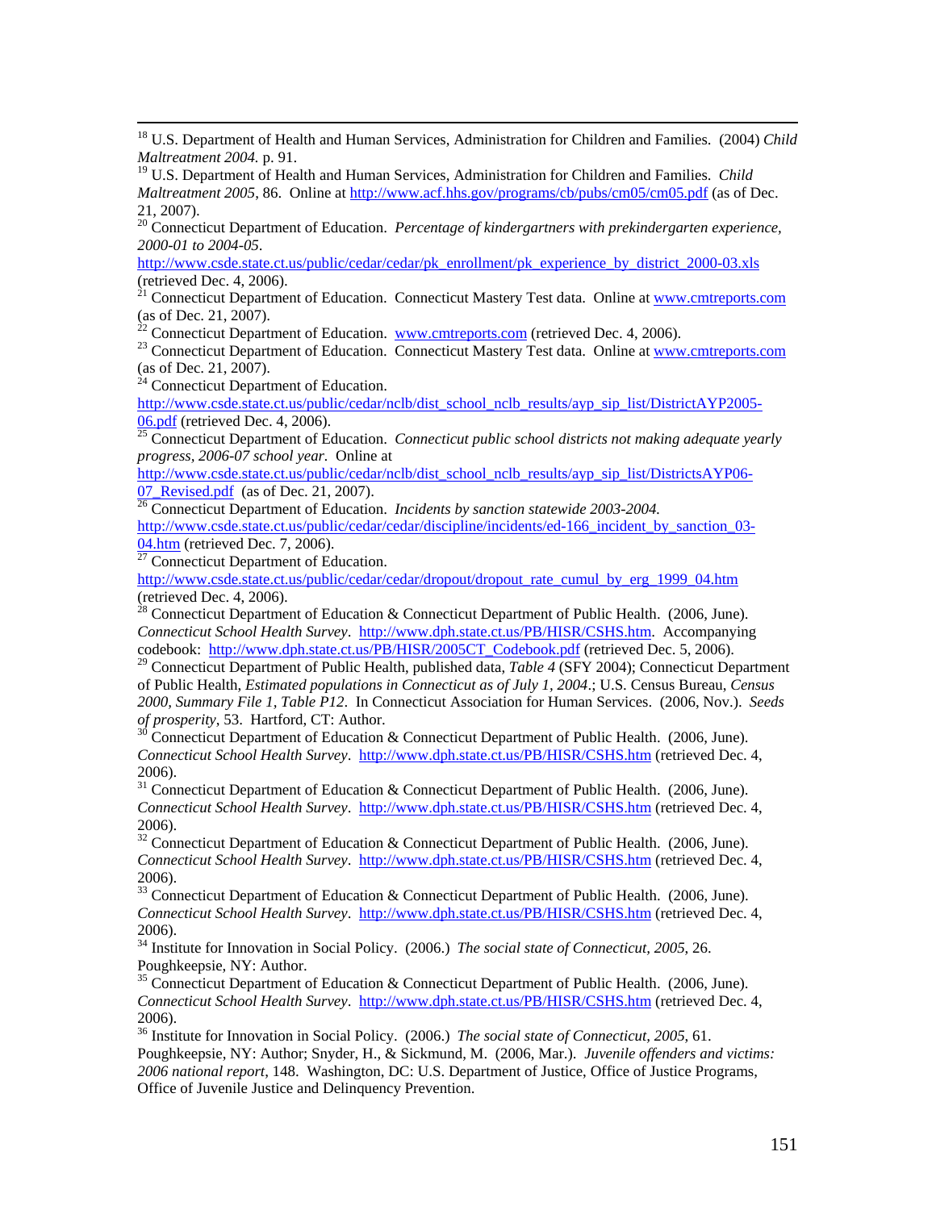[18] U.S. Department of Health and Human Services, Administration for Children and Families. (2004) *Child Maltreatment 2004*. p. 91.

[19] U.S. Department of Health and Human Services, Administration for Children and Families. *Child Maltreatment 2005*, 86. Online at http://www.acf.hhs.gov/programs/cb/pubs/cm05/cm05.pdf (as of Dec. 21, 2007).

[20] Connecticut Department of Education. *Percentage of kindergartners with prekindergarten experience, 2000-01 to 2004-05*. http://www.csde.state.ct.us/public/cedar/cedar/pk_enrollment/pk_experience_by_district_2000-03.xls (retrieved Dec. 4, 2006).

[21] Connecticut Department of Education. Connecticut Mastery Test data. Online at www.cmtreports.com (as of Dec. 21, 2007).

[22] Connecticut Department of Education. www.cmtreports.com (retrieved Dec. 4, 2006).

[23] Connecticut Department of Education. Connecticut Mastery Test data. Online at www.cmtreports.com (as of Dec. 21, 2007).

[24] Connecticut Department of Education. http://www.csde.state.ct.us/public/cedar/nclb/dist_school_nclb_results/ayp_sip_list/DistrictAYP2005-06.pdf (retrieved Dec. 4, 2006).

[25] Connecticut Department of Education. *Connecticut public school districts not making adequate yearly progress, 2006-07 school year*. Online at http://www.csde.state.ct.us/public/cedar/nclb/dist_school_nclb_results/ayp_sip_list/DistrictsAYP06-07_Revised.pdf (as of Dec. 21, 2007).

[26] Connecticut Department of Education. *Incidents by sanction statewide 2003-2004.* http://www.csde.state.ct.us/public/cedar/cedar/discipline/incidents/ed-166_incident_by_sanction_03-04.htm (retrieved Dec. 7, 2006).

[27] Connecticut Department of Education. http://www.csde.state.ct.us/public/cedar/cedar/dropout/dropout_rate_cumul_by_erg_1999_04.htm (retrieved Dec. 4, 2006).

[28] Connecticut Department of Education & Connecticut Department of Public Health. (2006, June). *Connecticut School Health Survey*. http://www.dph.state.ct.us/PB/HISR/CSHS.htm. Accompanying codebook: http://www.dph.state.ct.us/PB/HISR/2005CT_Codebook.pdf (retrieved Dec. 5, 2006).

[29] Connecticut Department of Public Health, published data, *Table 4* (SFY 2004); Connecticut Department of Public Health, *Estimated populations in Connecticut as of July 1, 2004*.; U.S. Census Bureau, *Census 2000, Summary File 1, Table P12*. In Connecticut Association for Human Services. (2006, Nov.). *Seeds of prosperity*, 53. Hartford, CT: Author.

[30] Connecticut Department of Education & Connecticut Department of Public Health. (2006, June). *Connecticut School Health Survey*. http://www.dph.state.ct.us/PB/HISR/CSHS.htm (retrieved Dec. 4, 2006).

[31] Connecticut Department of Education & Connecticut Department of Public Health. (2006, June). *Connecticut School Health Survey*. http://www.dph.state.ct.us/PB/HISR/CSHS.htm (retrieved Dec. 4, 2006).

[32] Connecticut Department of Education & Connecticut Department of Public Health. (2006, June). *Connecticut School Health Survey*. http://www.dph.state.ct.us/PB/HISR/CSHS.htm (retrieved Dec. 4, 2006).

[33] Connecticut Department of Education & Connecticut Department of Public Health. (2006, June). *Connecticut School Health Survey*. http://www.dph.state.ct.us/PB/HISR/CSHS.htm (retrieved Dec. 4, 2006).

[34] Institute for Innovation in Social Policy. (2006.) *The social state of Connecticut, 2005*, 26. Poughkeepsie, NY: Author.

[35] Connecticut Department of Education & Connecticut Department of Public Health. (2006, June). *Connecticut School Health Survey*. http://www.dph.state.ct.us/PB/HISR/CSHS.htm (retrieved Dec. 4, 2006).

[36] Institute for Innovation in Social Policy. (2006.) *The social state of Connecticut, 2005*, 61. Poughkeepsie, NY: Author; Snyder, H., & Sickmund, M. (2006, Mar.). *Juvenile offenders and victims: 2006 national report*, 148. Washington, DC: U.S. Department of Justice, Office of Justice Programs, Office of Juvenile Justice and Delinquency Prevention.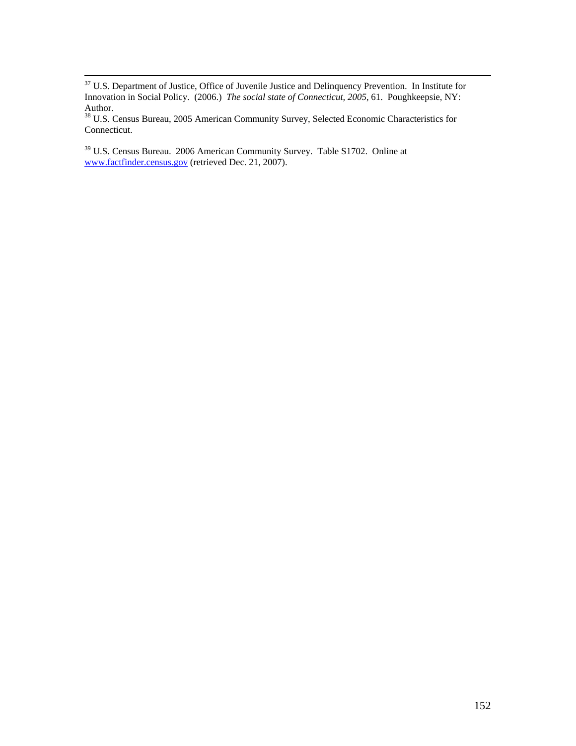[37] U.S. Department of Justice, Office of Juvenile Justice and Delinquency Prevention. In Institute for Innovation in Social Policy. (2006.) *The social state of Connecticut, 2005*, 61. Poughkeepsie, NY: Author.

[38] U.S. Census Bureau, 2005 American Community Survey, Selected Economic Characteristics for Connecticut.

[39] U.S. Census Bureau. 2006 American Community Survey. Table S1702. Online at www.factfinder.census.gov (retrieved Dec. 21, 2007).